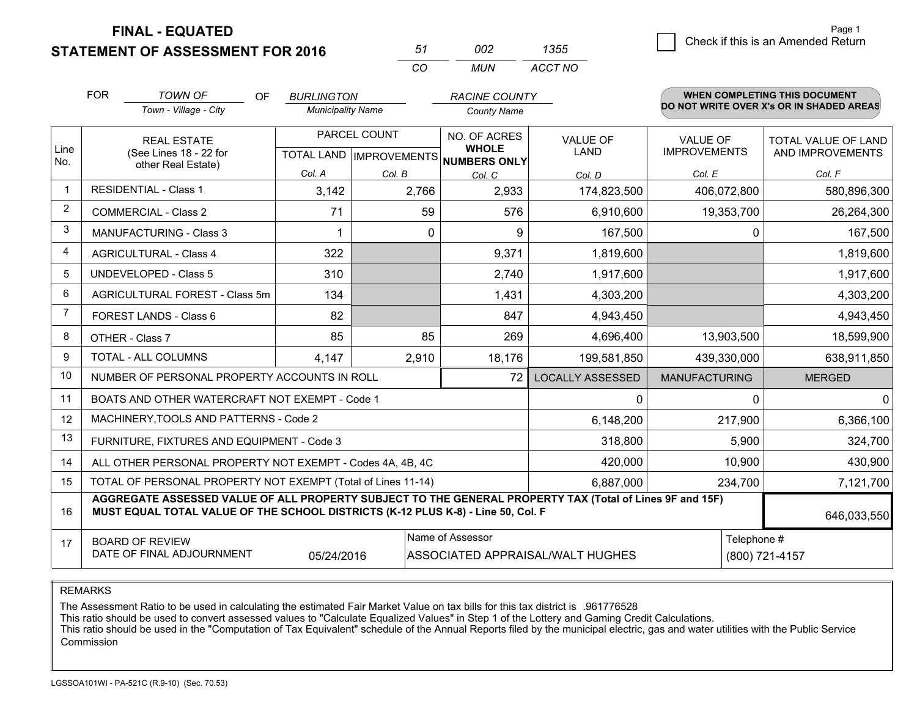**FINAL - EQUATED**

**STATEMENT OF ASSESSMENT FOR 2016**

| 51 | 002 | 1355 |
|---|---|---|
| CO | MUN | ACCT NO |

☐ Check if this is an Amended Return

FOR *TOWN OF* (Town - Village - City) OF *BURLINGTON* (Municipality Name) *RACINE COUNTY* (County Name)

**WHEN COMPLETING THIS DOCUMENT DO NOT WRITE OVER X's OR IN SHADED AREAS**

| Line No. | REAL ESTATE (See Lines 18 - 22 for other Real Estate) | PARCEL COUNT TOTAL LAND Col. A | PARCEL COUNT IMPROVEMENTS Col. B | NO. OF ACRES WHOLE NUMBERS ONLY Col. C | VALUE OF LAND Col. D | VALUE OF IMPROVEMENTS Col. E | TOTAL VALUE OF LAND AND IMPROVEMENTS Col. F |
|---|---|---|---|---|---|---|---|
| 1 | RESIDENTIAL - Class 1 | 3,142 | 2,766 | 2,933 | 174,823,500 | 406,072,800 | 580,896,300 |
| 2 | COMMERCIAL - Class 2 | 71 | 59 | 576 | 6,910,600 | 19,353,700 | 26,264,300 |
| 3 | MANUFACTURING - Class 3 | 1 | 0 | 9 | 167,500 | 0 | 167,500 |
| 4 | AGRICULTURAL - Class 4 | 322 | | 9,371 | 1,819,600 | | 1,819,600 |
| 5 | UNDEVELOPED - Class 5 | 310 | | 2,740 | 1,917,600 | | 1,917,600 |
| 6 | AGRICULTURAL FOREST - Class 5m | 134 | | 1,431 | 4,303,200 | | 4,303,200 |
| 7 | FOREST LANDS - Class 6 | 82 | | 847 | 4,943,450 | | 4,943,450 |
| 8 | OTHER - Class 7 | 85 | 85 | 269 | 4,696,400 | 13,903,500 | 18,599,900 |
| 9 | TOTAL - ALL COLUMNS | 4,147 | 2,910 | 18,176 | 199,581,850 | 439,330,000 | 638,911,850 |
| 10 | NUMBER OF PERSONAL PROPERTY ACCOUNTS IN ROLL | | | 72 | LOCALLY ASSESSED | MANUFACTURING | MERGED |
| 11 | BOATS AND OTHER WATERCRAFT NOT EXEMPT - Code 1 | | | | 0 | 0 | 0 |
| 12 | MACHINERY,TOOLS AND PATTERNS - Code 2 | | | | 6,148,200 | 217,900 | 6,366,100 |
| 13 | FURNITURE, FIXTURES AND EQUIPMENT - Code 3 | | | | 318,800 | 5,900 | 324,700 |
| 14 | ALL OTHER PERSONAL PROPERTY NOT EXEMPT - Codes 4A, 4B, 4C | | | | 420,000 | 10,900 | 430,900 |
| 15 | TOTAL OF PERSONAL PROPERTY NOT EXEMPT (Total of Lines 11-14) | | | | 6,887,000 | 234,700 | 7,121,700 |
| 16 | **AGGREGATE ASSESSED VALUE OF ALL PROPERTY SUBJECT TO THE GENERAL PROPERTY TAX (Total of Lines 9F and 15F) MUST EQUAL TOTAL VALUE OF THE SCHOOL DISTRICTS (K-12 PLUS K-8) - Line 50, Col. F** | | | | | | 646,033,550 |
| 17 | BOARD OF REVIEW DATE OF FINAL ADJOURNMENT | 05/24/2016 | | Name of Assessor: ASSOCIATED APPRAISAL/WALT HUGHES | | | Telephone #: (800) 721-4157 |

REMARKS

The Assessment Ratio to be used in calculating the estimated Fair Market Value on tax bills for this tax district is .961776528
This ratio should be used to convert assessed values to "Calculate Equalized Values" in Step 1 of the Lottery and Gaming Credit Calculations.
This ratio should be used in the "Computation of Tax Equivalent" schedule of the Annual Reports filed by the municipal electric, gas and water utilities with the Public Service Commission

LGSSOA101WI - PA-521C (R.9-10) (Sec. 70.53)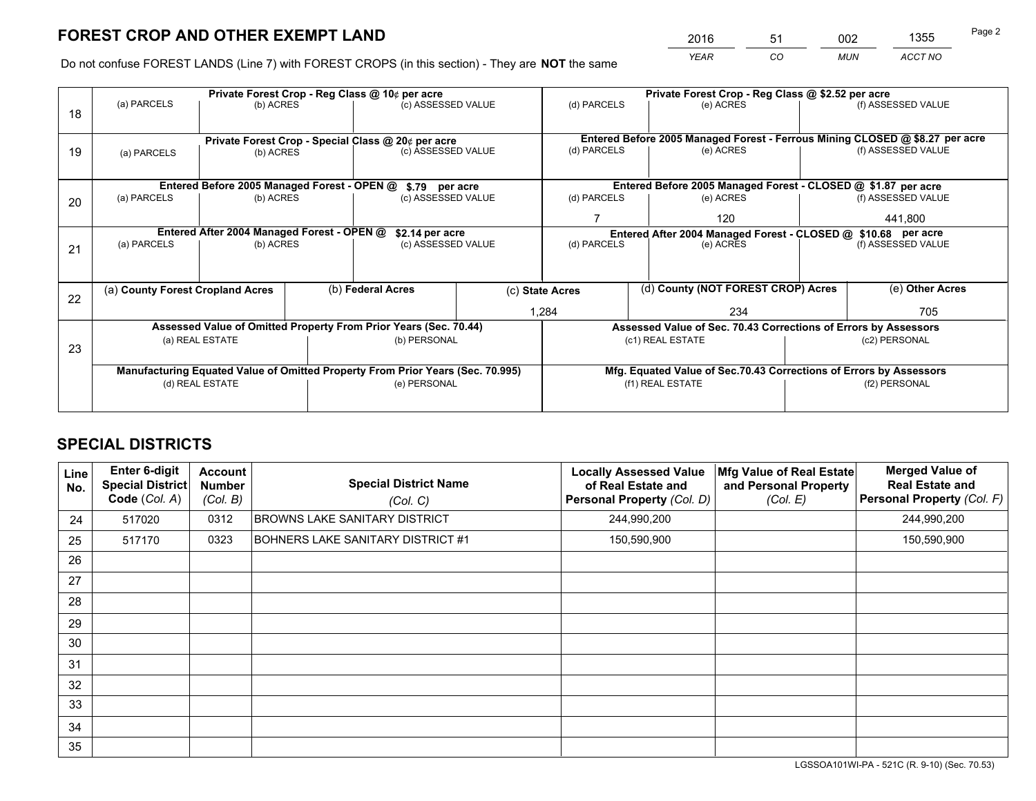# FOREST CROP AND OTHER EXEMPT LAND

| 2016 | 51 | 002 | 1355 |
|---|---|---|---|
| *YEAR* | *CO* | *MUN* | *ACCT NO* |

Do not confuse FOREST LANDS (Line 7) with FOREST CROPS (in this section) - They are **NOT** the same

| Line | Private Forest Crop - Reg Class @ 10¢ per acre | | | Private Forest Crop - Reg Class @ $2.52 per acre | | |
|---|---|---|---|---|---|---|
| | (a) PARCELS | (b) ACRES | (c) ASSESSED VALUE | (d) PARCELS | (e) ACRES | (f) ASSESSED VALUE |
| 18 | | | | | | |
| | **Private Forest Crop - Special Class @ 20¢ per acre** | | | **Entered Before 2005 Managed Forest - Ferrous Mining CLOSED @ $8.27 per acre** | | |
| | (a) PARCELS | (b) ACRES | (c) ASSESSED VALUE | (d) PARCELS | (e) ACRES | (f) ASSESSED VALUE |
| 19 | | | | | | |
| | **Entered Before 2005 Managed Forest - OPEN @ $.79 per acre** | | | **Entered Before 2005 Managed Forest - CLOSED @ $1.87 per acre** | | |
| | (a) PARCELS | (b) ACRES | (c) ASSESSED VALUE | (d) PARCELS | (e) ACRES | (f) ASSESSED VALUE |
| 20 | | | | 7 | 120 | 441,800 |
| | **Entered After 2004 Managed Forest - OPEN @ $2.14 per acre** | | | **Entered After 2004 Managed Forest - CLOSED @ $10.68 per acre** | | |
| | (a) PARCELS | (b) ACRES | (c) ASSESSED VALUE | (d) PARCELS | (e) ACRES | (f) ASSESSED VALUE |
| 21 | | | | | | |

| Line | (a) County Forest Cropland Acres | (b) Federal Acres | (c) State Acres | (d) County (NOT FOREST CROP) Acres | (e) Other Acres |
|---|---|---|---|---|---|
| 22 | | | 1,284 | 234 | 705 |

| Line | Assessed Value of Omitted Property From Prior Years (Sec. 70.44) | | Assessed Value of Sec. 70.43 Corrections of Errors by Assessors | |
|---|---|---|---|---|
| | (a) REAL ESTATE | (b) PERSONAL | (c1) REAL ESTATE | (c2) PERSONAL |
| 23 | | | | |
| | **Manufacturing Equated Value of Omitted Property From Prior Years (Sec. 70.995)** | | **Mfg. Equated Value of Sec.70.43 Corrections of Errors by Assessors** | |
| | (d) REAL ESTATE | (e) PERSONAL | (f1) REAL ESTATE | (f2) PERSONAL |
| | | | | |

# SPECIAL DISTRICTS

| Line No. | Enter 6-digit Special District Code (*Col. A*) | Account Number (*Col. B*) | Special District Name (*Col. C*) | Locally Assessed Value of Real Estate and Personal Property (*Col. D*) | Mfg Value of Real Estate and Personal Property (*Col. E*) | Merged Value of Real Estate and Personal Property (*Col. F*) |
|---|---|---|---|---|---|---|
| 24 | 517020 | 0312 | BROWNS LAKE SANITARY DISTRICT | 244,990,200 | | 244,990,200 |
| 25 | 517170 | 0323 | BOHNERS LAKE SANITARY DISTRICT #1 | 150,590,900 | | 150,590,900 |
| 26 | | | | | | |
| 27 | | | | | | |
| 28 | | | | | | |
| 29 | | | | | | |
| 30 | | | | | | |
| 31 | | | | | | |
| 32 | | | | | | |
| 33 | | | | | | |
| 34 | | | | | | |
| 35 | | | | | | |

LGSSOA101WI-PA - 521C (R. 9-10) (Sec. 70.53)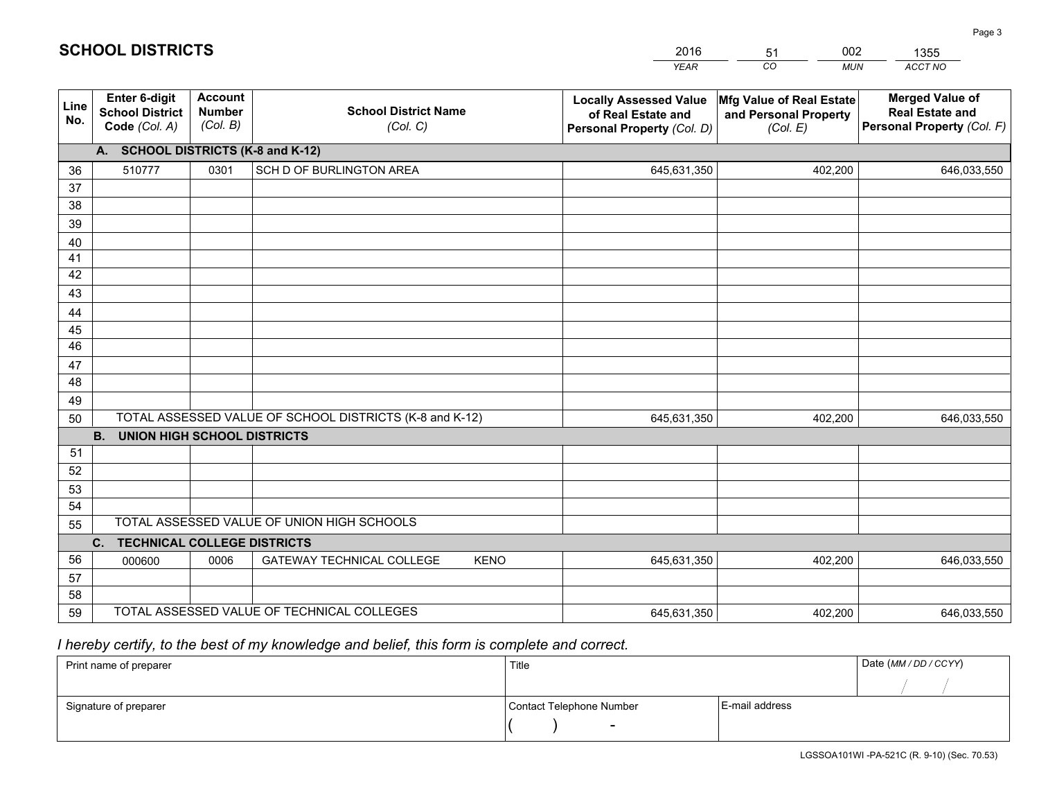# SCHOOL DISTRICTS

| 2016 | 51 | 002 | 1355 |
|---|---|---|---|
| *YEAR* | *CO* | *MUN* | *ACCT NO* |

| Line No. | Enter 6-digit School District Code *(Col. A)* | Account Number *(Col. B)* | School District Name *(Col. C)* | Locally Assessed Value of Real Estate and Personal Property *(Col. D)* | Mfg Value of Real Estate and Personal Property *(Col. E)* | Merged Value of Real Estate and Personal Property *(Col. F)* |
|---|---|---|---|---|---|---|
| **A. SCHOOL DISTRICTS (K-8 and K-12)** | | | | | | |
| 36 | 510777 | 0301 | SCH D OF BURLINGTON AREA | 645,631,350 | 402,200 | 646,033,550 |
| 37 | | | | | | |
| 38 | | | | | | |
| 39 | | | | | | |
| 40 | | | | | | |
| 41 | | | | | | |
| 42 | | | | | | |
| 43 | | | | | | |
| 44 | | | | | | |
| 45 | | | | | | |
| 46 | | | | | | |
| 47 | | | | | | |
| 48 | | | | | | |
| 49 | | | | | | |
| 50 | TOTAL ASSESSED VALUE OF SCHOOL DISTRICTS (K-8 and K-12) | | | 645,631,350 | 402,200 | 646,033,550 |
| **B. UNION HIGH SCHOOL DISTRICTS** | | | | | | |
| 51 | | | | | | |
| 52 | | | | | | |
| 53 | | | | | | |
| 54 | | | | | | |
| 55 | TOTAL ASSESSED VALUE OF UNION HIGH SCHOOLS | | | | | |
| **C. TECHNICAL COLLEGE DISTRICTS** | | | | | | |
| 56 | 000600 | 0006 | GATEWAY TECHNICAL COLLEGE KENO | 645,631,350 | 402,200 | 646,033,550 |
| 57 | | | | | | |
| 58 | | | | | | |
| 59 | TOTAL ASSESSED VALUE OF TECHNICAL COLLEGES | | | 645,631,350 | 402,200 | 646,033,550 |

*I hereby certify, to the best of my knowledge and belief, this form is complete and correct.*

| Print name of preparer | Title | | Date *(MM / DD / CCYY)* |
|---|---|---|---|
| | | | / / |
| Signature of preparer | Contact Telephone Number | E-mail address | |
| | ( ) - | | |

LGSSOA101WI -PA-521C (R. 9-10) (Sec. 70.53)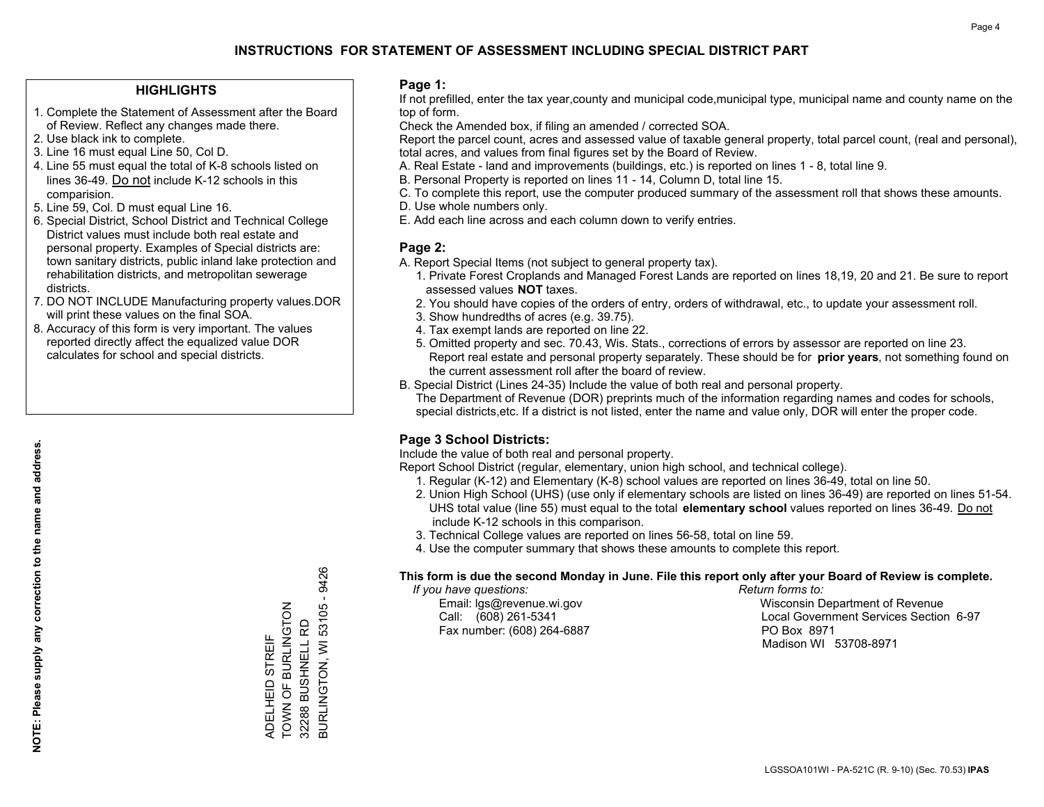# INSTRUCTIONS FOR STATEMENT OF ASSESSMENT INCLUDING SPECIAL DISTRICT PART

## HIGHLIGHTS

1. Complete the Statement of Assessment after the Board of Review. Reflect any changes made there.
2. Use black ink to complete.
3. Line 16 must equal Line 50, Col D.
4. Line 55 must equal the total of K-8 schools listed on lines 36-49. Do not include K-12 schools in this comparision.
5. Line 59, Col. D must equal Line 16.
6. Special District, School District and Technical College District values must include both real estate and personal property. Examples of Special districts are: town sanitary districts, public inland lake protection and rehabilitation districts, and metropolitan sewerage districts.
7. DO NOT INCLUDE Manufacturing property values.DOR will print these values on the final SOA.
8. Accuracy of this form is very important. The values reported directly affect the equalized value DOR calculates for school and special districts.

**NOTE: Please supply any correction to the name and address.**

ADELHEID STREIF
TOWN OF BURLINGTON
32288 BUSHNELL RD
BURLINGTON, WI 53105 - 9426

## Page 1:

If not prefilled, enter the tax year,county and municipal code,municipal type, municipal name and county name on the top of form.

Check the Amended box, if filing an amended / corrected SOA.

Report the parcel count, acres and assessed value of taxable general property, total parcel count, (real and personal), total acres, and values from final figures set by the Board of Review.

A. Real Estate - land and improvements (buildings, etc.) is reported on lines 1 - 8, total line 9.
B. Personal Property is reported on lines 11 - 14, Column D, total line 15.
C. To complete this report, use the computer produced summary of the assessment roll that shows these amounts.
D. Use whole numbers only.
E. Add each line across and each column down to verify entries.

## Page 2:

A. Report Special Items (not subject to general property tax).
   1. Private Forest Croplands and Managed Forest Lands are reported on lines 18,19, 20 and 21. Be sure to report assessed values **NOT** taxes.
   2. You should have copies of the orders of entry, orders of withdrawal, etc., to update your assessment roll.
   3. Show hundredths of acres (e.g. 39.75).
   4. Tax exempt lands are reported on line 22.
   5. Omitted property and sec. 70.43, Wis. Stats., corrections of errors by assessor are reported on line 23. Report real estate and personal property separately. These should be for **prior years**, not something found on the current assessment roll after the board of review.
B. Special District (Lines 24-35) Include the value of both real and personal property.
   The Department of Revenue (DOR) preprints much of the information regarding names and codes for schools, special districts,etc. If a district is not listed, enter the name and value only, DOR will enter the proper code.

## Page 3 School Districts:

Include the value of both real and personal property.

Report School District (regular, elementary, union high school, and technical college).

1. Regular (K-12) and Elementary (K-8) school values are reported on lines 36-49, total on line 50.
2. Union High School (UHS) (use only if elementary schools are listed on lines 36-49) are reported on lines 51-54. UHS total value (line 55) must equal to the total **elementary school** values reported on lines 36-49. Do not include K-12 schools in this comparison.
3. Technical College values are reported on lines 56-58, total on line 59.
4. Use the computer summary that shows these amounts to complete this report.

**This form is due the second Monday in June. File this report only after your Board of Review is complete.**

*If you have questions:*
Email: lgs@revenue.wi.gov
Call: (608) 261-5341
Fax number: (608) 264-6887

*Return forms to:*
Wisconsin Department of Revenue
Local Government Services Section 6-97
PO Box 8971
Madison WI 53708-8971

LGSSOA101WI - PA-521C (R. 9-10) (Sec. 70.53) **IPAS**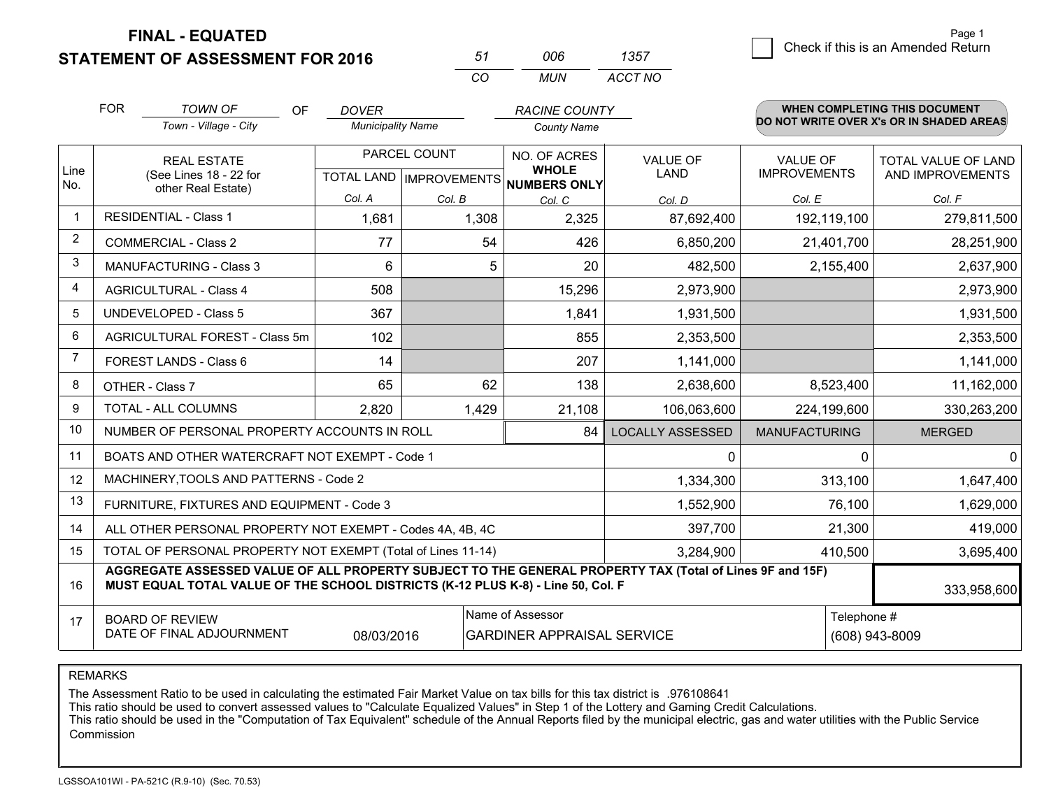# FINAL - EQUATED
## STATEMENT OF ASSESSMENT FOR 2016

| 51 | 006 | 1357 |
|---|---|---|
| CO | MUN | ACCT NO |

☐ Check if this is an Amended Return

FOR *TOWN OF* (Town - Village - City) OF *DOVER* (Municipality Name) *RACINE COUNTY* (County Name)

**WHEN COMPLETING THIS DOCUMENT DO NOT WRITE OVER X's OR IN SHADED AREAS**

| Line No. | REAL ESTATE (See Lines 18 - 22 for other Real Estate) | PARCEL COUNT TOTAL LAND Col. A | PARCEL COUNT IMPROVEMENTS Col. B | NO. OF ACRES WHOLE NUMBERS ONLY Col. C | VALUE OF LAND Col. D | VALUE OF IMPROVEMENTS Col. E | TOTAL VALUE OF LAND AND IMPROVEMENTS Col. F |
|---|---|---|---|---|---|---|---|
| 1 | RESIDENTIAL - Class 1 | 1,681 | 1,308 | 2,325 | 87,692,400 | 192,119,100 | 279,811,500 |
| 2 | COMMERCIAL - Class 2 | 77 | 54 | 426 | 6,850,200 | 21,401,700 | 28,251,900 |
| 3 | MANUFACTURING - Class 3 | 6 | 5 | 20 | 482,500 | 2,155,400 | 2,637,900 |
| 4 | AGRICULTURAL - Class 4 | 508 | | 15,296 | 2,973,900 | | 2,973,900 |
| 5 | UNDEVELOPED - Class 5 | 367 | | 1,841 | 1,931,500 | | 1,931,500 |
| 6 | AGRICULTURAL FOREST - Class 5m | 102 | | 855 | 2,353,500 | | 2,353,500 |
| 7 | FOREST LANDS - Class 6 | 14 | | 207 | 1,141,000 | | 1,141,000 |
| 8 | OTHER - Class 7 | 65 | 62 | 138 | 2,638,600 | 8,523,400 | 11,162,000 |
| 9 | TOTAL - ALL COLUMNS | 2,820 | 1,429 | 21,108 | 106,063,600 | 224,199,600 | 330,263,200 |
| 10 | NUMBER OF PERSONAL PROPERTY ACCOUNTS IN ROLL | | | 84 | LOCALLY ASSESSED | MANUFACTURING | MERGED |
| 11 | BOATS AND OTHER WATERCRAFT NOT EXEMPT - Code 1 | | | | 0 | 0 | 0 |
| 12 | MACHINERY,TOOLS AND PATTERNS - Code 2 | | | | 1,334,300 | 313,100 | 1,647,400 |
| 13 | FURNITURE, FIXTURES AND EQUIPMENT - Code 3 | | | | 1,552,900 | 76,100 | 1,629,000 |
| 14 | ALL OTHER PERSONAL PROPERTY NOT EXEMPT - Codes 4A, 4B, 4C | | | | 397,700 | 21,300 | 419,000 |
| 15 | TOTAL OF PERSONAL PROPERTY NOT EXEMPT (Total of Lines 11-14) | | | | 3,284,900 | 410,500 | 3,695,400 |
| 16 | **AGGREGATE ASSESSED VALUE OF ALL PROPERTY SUBJECT TO THE GENERAL PROPERTY TAX (Total of Lines 9F and 15F) MUST EQUAL TOTAL VALUE OF THE SCHOOL DISTRICTS (K-12 PLUS K-8) - Line 50, Col. F** | | | | | | 333,958,600 |
| 17 | BOARD OF REVIEW DATE OF FINAL ADJOURNMENT | 08/03/2016 | Name of Assessor: GARDINER APPRAISAL SERVICE | | | Telephone #: (608) 943-8009 | |

REMARKS

The Assessment Ratio to be used in calculating the estimated Fair Market Value on tax bills for this tax district is .976108641
This ratio should be used to convert assessed values to "Calculate Equalized Values" in Step 1 of the Lottery and Gaming Credit Calculations.
This ratio should be used in the "Computation of Tax Equivalent" schedule of the Annual Reports filed by the municipal electric, gas and water utilities with the Public Service Commission

LGSSOA101WI - PA-521C (R.9-10) (Sec. 70.53)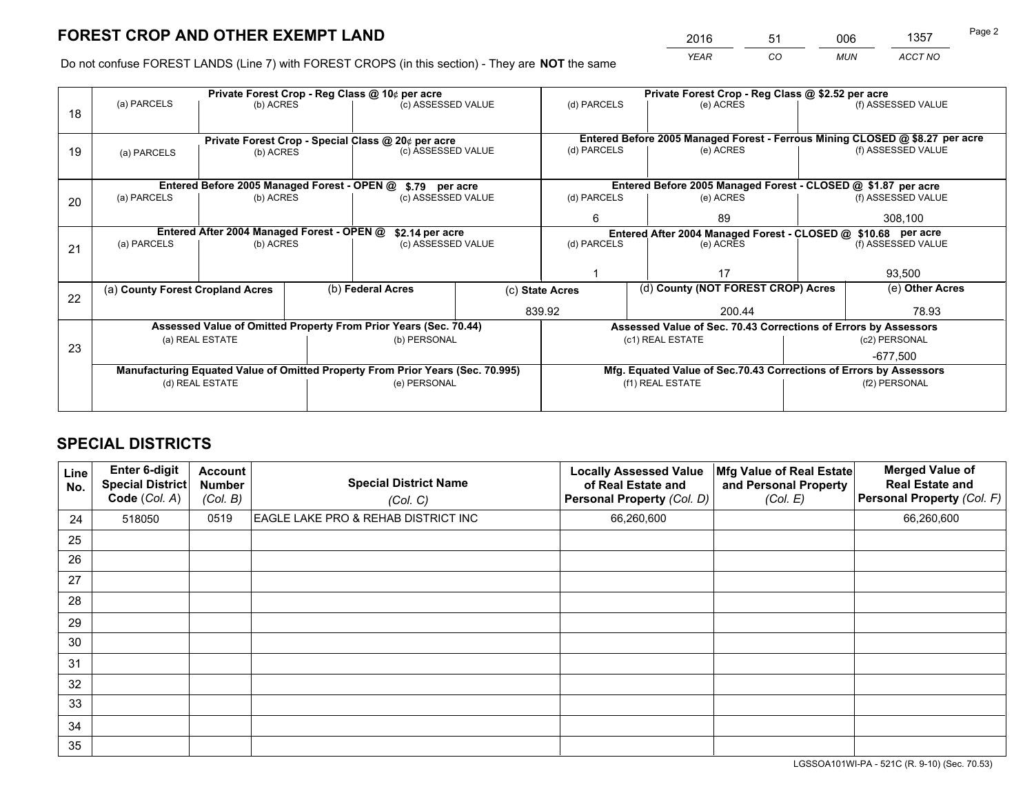# FOREST CROP AND OTHER EXEMPT LAND

| 2016 | 51 | 006 | 1357 |
|---|---|---|---|
| YEAR | CO | MUN | ACCT NO |

Do not confuse FOREST LANDS (Line 7) with FOREST CROPS (in this section) - They are **NOT** the same

| Line | Private Forest Crop - Reg Class @ 10¢ per acre | | | Private Forest Crop - Reg Class @ $2.52 per acre | | |
|---|---|---|---|---|---|---|
| 18 | (a) PARCELS | (b) ACRES | (c) ASSESSED VALUE | (d) PARCELS | (e) ACRES | (f) ASSESSED VALUE |
| | | | | | | |
| | **Private Forest Crop - Special Class @ 20¢ per acre** | | | **Entered Before 2005 Managed Forest - Ferrous Mining CLOSED @ $8.27 per acre** | | |
| 19 | (a) PARCELS | (b) ACRES | (c) ASSESSED VALUE | (d) PARCELS | (e) ACRES | (f) ASSESSED VALUE |
| | | | | | | |
| | **Entered Before 2005 Managed Forest - OPEN @ $.79 per acre** | | | **Entered Before 2005 Managed Forest - CLOSED @ $1.87 per acre** | | |
| 20 | (a) PARCELS | (b) ACRES | (c) ASSESSED VALUE | (d) PARCELS | (e) ACRES | (f) ASSESSED VALUE |
| | | | | 6 | 89 | 308,100 |
| | **Entered After 2004 Managed Forest - OPEN @ $2.14 per acre** | | | **Entered After 2004 Managed Forest - CLOSED @ $10.68 per acre** | | |
| 21 | (a) PARCELS | (b) ACRES | (c) ASSESSED VALUE | (d) PARCELS | (e) ACRES | (f) ASSESSED VALUE |
| | | | | 1 | 17 | 93,500 |

| Line | (a) County Forest Cropland Acres | (b) Federal Acres | (c) State Acres | (d) County (NOT FOREST CROP) Acres | (e) Other Acres |
|---|---|---|---|---|---|
| 22 | | | 839.92 | 200.44 | 78.93 |

| Line | Assessed Value of Omitted Property From Prior Years (Sec. 70.44) | | Assessed Value of Sec. 70.43 Corrections of Errors by Assessors | |
|---|---|---|---|---|
| 23 | (a) REAL ESTATE | (b) PERSONAL | (c1) REAL ESTATE | (c2) PERSONAL |
| | | | | -677,500 |
| | **Manufacturing Equated Value of Omitted Property From Prior Years (Sec. 70.995)** | | **Mfg. Equated Value of Sec.70.43 Corrections of Errors by Assessors** | |
| | (d) REAL ESTATE | (e) PERSONAL | (f1) REAL ESTATE | (f2) PERSONAL |
| | | | | |

# SPECIAL DISTRICTS

| Line No. | Enter 6-digit Special District Code (Col. A) | Account Number (Col. B) | Special District Name (Col. C) | Locally Assessed Value of Real Estate and Personal Property (Col. D) | Mfg Value of Real Estate and Personal Property (Col. E) | Merged Value of Real Estate and Personal Property (Col. F) |
|---|---|---|---|---|---|---|
| 24 | 518050 | 0519 | EAGLE LAKE PRO & REHAB DISTRICT INC | 66,260,600 | | 66,260,600 |
| 25 | | | | | | |
| 26 | | | | | | |
| 27 | | | | | | |
| 28 | | | | | | |
| 29 | | | | | | |
| 30 | | | | | | |
| 31 | | | | | | |
| 32 | | | | | | |
| 33 | | | | | | |
| 34 | | | | | | |
| 35 | | | | | | |

LGSSOA101WI-PA - 521C (R. 9-10) (Sec. 70.53)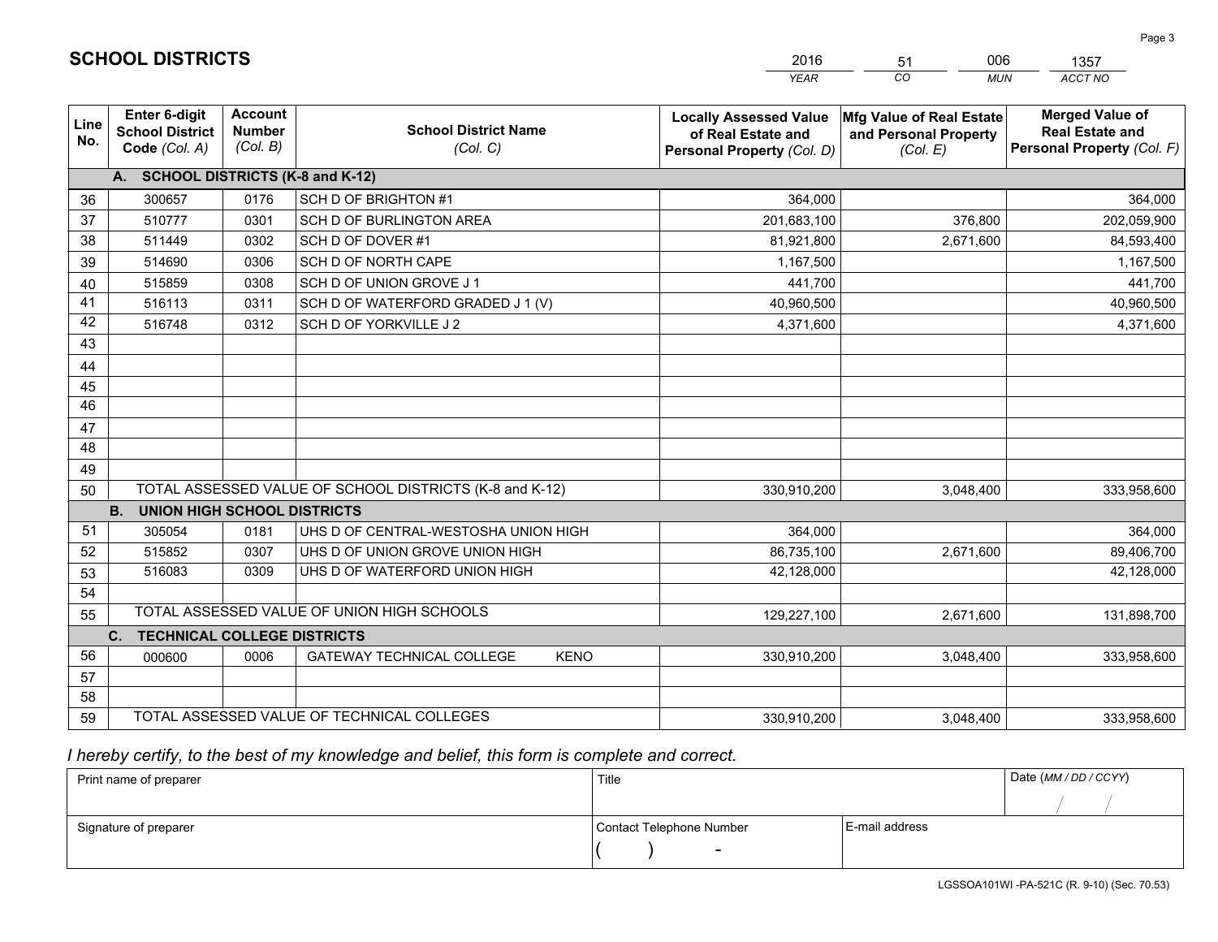# SCHOOL DISTRICTS

| 2016 | 51 | 006 | 1357 |
|---|---|---|---|
| *YEAR* | *CO* | *MUN* | *ACCT NO* |

| Line No. | Enter 6-digit School District Code *(Col. A)* | Account Number *(Col. B)* | School District Name *(Col. C)* | Locally Assessed Value of Real Estate and Personal Property *(Col. D)* | Mfg Value of Real Estate and Personal Property *(Col. E)* | Merged Value of Real Estate and Personal Property *(Col. F)* |
|---|---|---|---|---|---|---|
| | **A. SCHOOL DISTRICTS (K-8 and K-12)** | | | | | |
| 36 | 300657 | 0176 | SCH D OF BRIGHTON #1 | 364,000 | | 364,000 |
| 37 | 510777 | 0301 | SCH D OF BURLINGTON AREA | 201,683,100 | 376,800 | 202,059,900 |
| 38 | 511449 | 0302 | SCH D OF DOVER #1 | 81,921,800 | 2,671,600 | 84,593,400 |
| 39 | 514690 | 0306 | SCH D OF NORTH CAPE | 1,167,500 | | 1,167,500 |
| 40 | 515859 | 0308 | SCH D OF UNION GROVE J 1 | 441,700 | | 441,700 |
| 41 | 516113 | 0311 | SCH D OF WATERFORD GRADED J 1 (V) | 40,960,500 | | 40,960,500 |
| 42 | 516748 | 0312 | SCH D OF YORKVILLE J 2 | 4,371,600 | | 4,371,600 |
| 43 | | | | | | |
| 44 | | | | | | |
| 45 | | | | | | |
| 46 | | | | | | |
| 47 | | | | | | |
| 48 | | | | | | |
| 49 | | | | | | |
| 50 | | | TOTAL ASSESSED VALUE OF SCHOOL DISTRICTS (K-8 and K-12) | 330,910,200 | 3,048,400 | 333,958,600 |
| | **B. UNION HIGH SCHOOL DISTRICTS** | | | | | |
| 51 | 305054 | 0181 | UHS D OF CENTRAL-WESTOSHA UNION HIGH | 364,000 | | 364,000 |
| 52 | 515852 | 0307 | UHS D OF UNION GROVE UNION HIGH | 86,735,100 | 2,671,600 | 89,406,700 |
| 53 | 516083 | 0309 | UHS D OF WATERFORD UNION HIGH | 42,128,000 | | 42,128,000 |
| 54 | | | | | | |
| 55 | | | TOTAL ASSESSED VALUE OF UNION HIGH SCHOOLS | 129,227,100 | 2,671,600 | 131,898,700 |
| | **C. TECHNICAL COLLEGE DISTRICTS** | | | | | |
| 56 | 000600 | 0006 | GATEWAY TECHNICAL COLLEGE KENO | 330,910,200 | 3,048,400 | 333,958,600 |
| 57 | | | | | | |
| 58 | | | | | | |
| 59 | | | TOTAL ASSESSED VALUE OF TECHNICAL COLLEGES | 330,910,200 | 3,048,400 | 333,958,600 |

*I hereby certify, to the best of my knowledge and belief, this form is complete and correct.*

| Print name of preparer | Title | | Date *(MM / DD / CCYY)* |
|---|---|---|---|
| | | | / / |
| Signature of preparer | Contact Telephone Number | E-mail address | |
| | ( ) - | | |

LGSSOA101WI -PA-521C (R. 9-10) (Sec. 70.53)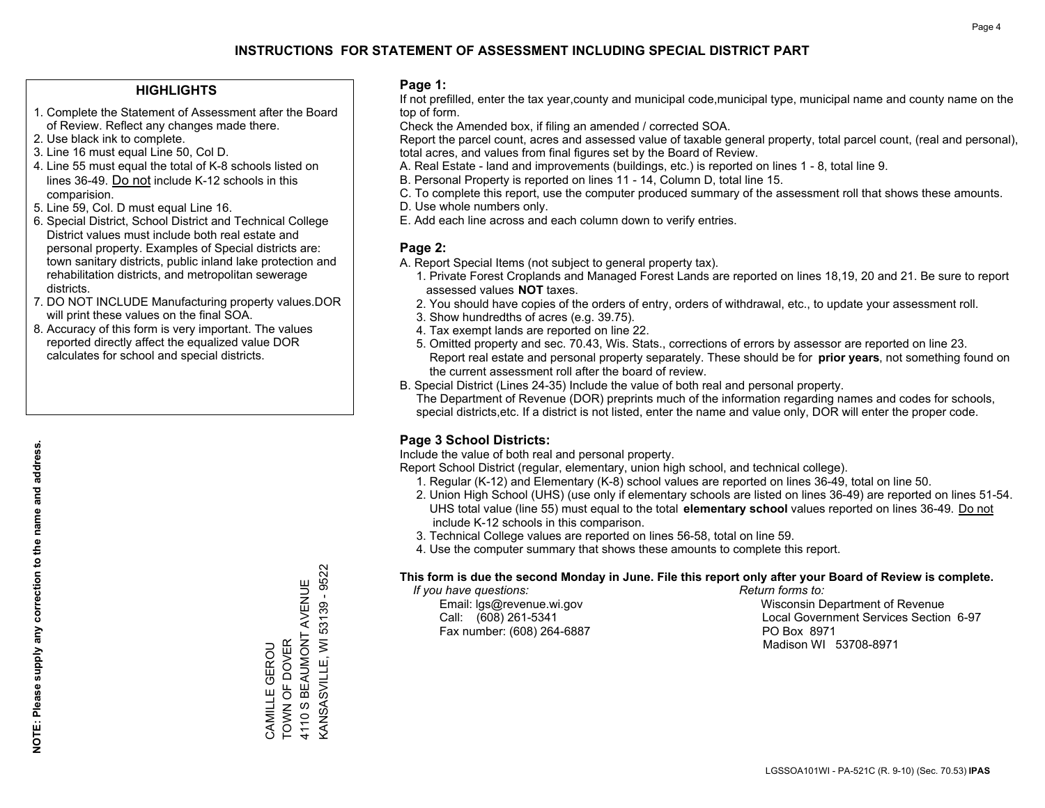# INSTRUCTIONS FOR STATEMENT OF ASSESSMENT INCLUDING SPECIAL DISTRICT PART

## HIGHLIGHTS

1. Complete the Statement of Assessment after the Board of Review. Reflect any changes made there.
2. Use black ink to complete.
3. Line 16 must equal Line 50, Col D.
4. Line 55 must equal the total of K-8 schools listed on lines 36-49. Do not include K-12 schools in this comparision.
5. Line 59, Col. D must equal Line 16.
6. Special District, School District and Technical College District values must include both real estate and personal property. Examples of Special districts are: town sanitary districts, public inland lake protection and rehabilitation districts, and metropolitan sewerage districts.
7. DO NOT INCLUDE Manufacturing property values.DOR will print these values on the final SOA.
8. Accuracy of this form is very important. The values reported directly affect the equalized value DOR calculates for school and special districts.

**NOTE: Please supply any correction to the name and address.**

CAMILLE GEROU
TOWN OF DOVER
4110 S BEAUMONT AVENUE
KANSASVILLE, WI 53139 - 9522

## Page 1:

If not prefilled, enter the tax year,county and municipal code,municipal type, municipal name and county name on the top of form.

Check the Amended box, if filing an amended / corrected SOA.

Report the parcel count, acres and assessed value of taxable general property, total parcel count, (real and personal), total acres, and values from final figures set by the Board of Review.

A. Real Estate - land and improvements (buildings, etc.) is reported on lines 1 - 8, total line 9.
B. Personal Property is reported on lines 11 - 14, Column D, total line 15.
C. To complete this report, use the computer produced summary of the assessment roll that shows these amounts.
D. Use whole numbers only.
E. Add each line across and each column down to verify entries.

## Page 2:

A. Report Special Items (not subject to general property tax).
   1. Private Forest Croplands and Managed Forest Lands are reported on lines 18,19, 20 and 21. Be sure to report assessed values **NOT** taxes.
   2. You should have copies of the orders of entry, orders of withdrawal, etc., to update your assessment roll.
   3. Show hundredths of acres (e.g. 39.75).
   4. Tax exempt lands are reported on line 22.
   5. Omitted property and sec. 70.43, Wis. Stats., corrections of errors by assessor are reported on line 23. Report real estate and personal property separately. These should be for **prior years**, not something found on the current assessment roll after the board of review.

B. Special District (Lines 24-35) Include the value of both real and personal property.
   The Department of Revenue (DOR) preprints much of the information regarding names and codes for schools, special districts,etc. If a district is not listed, enter the name and value only, DOR will enter the proper code.

## Page 3 School Districts:

Include the value of both real and personal property.

Report School District (regular, elementary, union high school, and technical college).

1. Regular (K-12) and Elementary (K-8) school values are reported on lines 36-49, total on line 50.
2. Union High School (UHS) (use only if elementary schools are listed on lines 36-49) are reported on lines 51-54. UHS total value (line 55) must equal to the total **elementary school** values reported on lines 36-49. Do not include K-12 schools in this comparison.
3. Technical College values are reported on lines 56-58, total on line 59.
4. Use the computer summary that shows these amounts to complete this report.

**This form is due the second Monday in June. File this report only after your Board of Review is complete.**

*If you have questions:*
Email: lgs@revenue.wi.gov
Call: (608) 261-5341
Fax number: (608) 264-6887

*Return forms to:*
Wisconsin Department of Revenue
Local Government Services Section 6-97
PO Box 8971
Madison WI 53708-8971

LGSSOA101WI - PA-521C (R. 9-10) (Sec. 70.53) **IPAS**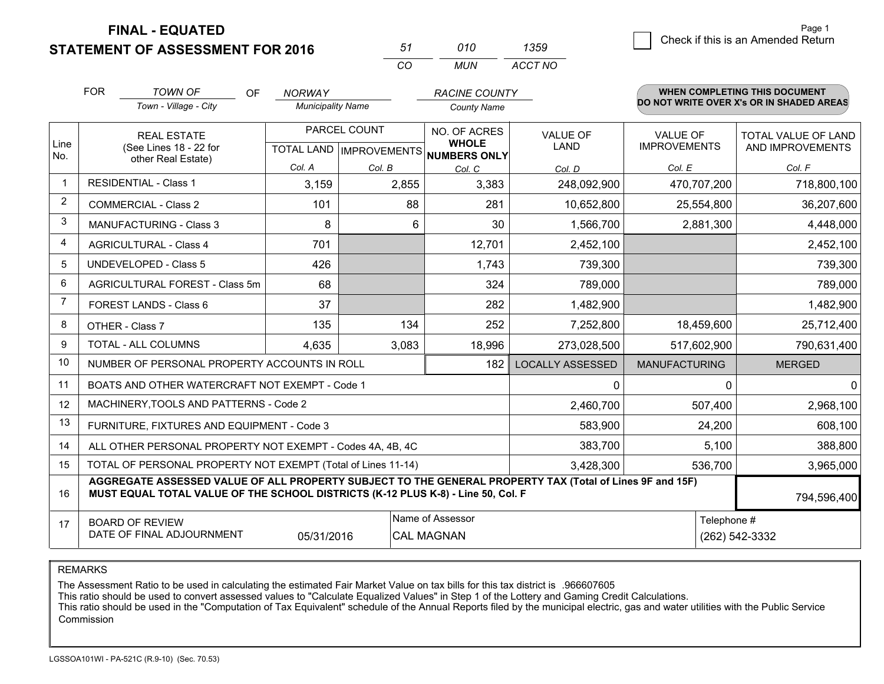**FINAL - EQUATED**
**STATEMENT OF ASSESSMENT FOR 2016**

| 51 | 010 | 1359 |
|---|---|---|
| CO | MUN | ACCT NO |

Page 1

☐ Check if this is an Amended Return

FOR *TOWN OF* (Town - Village - City) OF *NORWAY* (Municipality Name) *RACINE COUNTY* (County Name)

**WHEN COMPLETING THIS DOCUMENT DO NOT WRITE OVER X's OR IN SHADED AREAS**

| Line No. | REAL ESTATE (See Lines 18 - 22 for other Real Estate) | PARCEL COUNT TOTAL LAND Col. A | PARCEL COUNT IMPROVEMENTS Col. B | NO. OF ACRES WHOLE NUMBERS ONLY Col. C | VALUE OF LAND Col. D | VALUE OF IMPROVEMENTS Col. E | TOTAL VALUE OF LAND AND IMPROVEMENTS Col. F |
|---|---|---|---|---|---|---|---|
| 1 | RESIDENTIAL - Class 1 | 3,159 | 2,855 | 3,383 | 248,092,900 | 470,707,200 | 718,800,100 |
| 2 | COMMERCIAL - Class 2 | 101 | 88 | 281 | 10,652,800 | 25,554,800 | 36,207,600 |
| 3 | MANUFACTURING - Class 3 | 8 | 6 | 30 | 1,566,700 | 2,881,300 | 4,448,000 |
| 4 | AGRICULTURAL - Class 4 | 701 | | 12,701 | 2,452,100 | | 2,452,100 |
| 5 | UNDEVELOPED - Class 5 | 426 | | 1,743 | 739,300 | | 739,300 |
| 6 | AGRICULTURAL FOREST - Class 5m | 68 | | 324 | 789,000 | | 789,000 |
| 7 | FOREST LANDS - Class 6 | 37 | | 282 | 1,482,900 | | 1,482,900 |
| 8 | OTHER - Class 7 | 135 | 134 | 252 | 7,252,800 | 18,459,600 | 25,712,400 |
| 9 | TOTAL - ALL COLUMNS | 4,635 | 3,083 | 18,996 | 273,028,500 | 517,602,900 | 790,631,400 |
| 10 | NUMBER OF PERSONAL PROPERTY ACCOUNTS IN ROLL | | | 182 | LOCALLY ASSESSED | MANUFACTURING | MERGED |
| 11 | BOATS AND OTHER WATERCRAFT NOT EXEMPT - Code 1 | | | | 0 | 0 | 0 |
| 12 | MACHINERY,TOOLS AND PATTERNS - Code 2 | | | | 2,460,700 | 507,400 | 2,968,100 |
| 13 | FURNITURE, FIXTURES AND EQUIPMENT - Code 3 | | | | 583,900 | 24,200 | 608,100 |
| 14 | ALL OTHER PERSONAL PROPERTY NOT EXEMPT - Codes 4A, 4B, 4C | | | | 383,700 | 5,100 | 388,800 |
| 15 | TOTAL OF PERSONAL PROPERTY NOT EXEMPT (Total of Lines 11-14) | | | | 3,428,300 | 536,700 | 3,965,000 |
| 16 | **AGGREGATE ASSESSED VALUE OF ALL PROPERTY SUBJECT TO THE GENERAL PROPERTY TAX (Total of Lines 9F and 15F) MUST EQUAL TOTAL VALUE OF THE SCHOOL DISTRICTS (K-12 PLUS K-8) - Line 50, Col. F** | | | | | | 794,596,400 |
| 17 | BOARD OF REVIEW DATE OF FINAL ADJOURNMENT | 05/31/2016 | | Name of Assessor: CAL MAGNAN | | Telephone #: (262) 542-3332 | |

REMARKS

The Assessment Ratio to be used in calculating the estimated Fair Market Value on tax bills for this tax district is .966607605
This ratio should be used to convert assessed values to "Calculate Equalized Values" in Step 1 of the Lottery and Gaming Credit Calculations.
This ratio should be used in the "Computation of Tax Equivalent" schedule of the Annual Reports filed by the municipal electric, gas and water utilities with the Public Service Commission

LGSSOA101WI - PA-521C (R.9-10) (Sec. 70.53)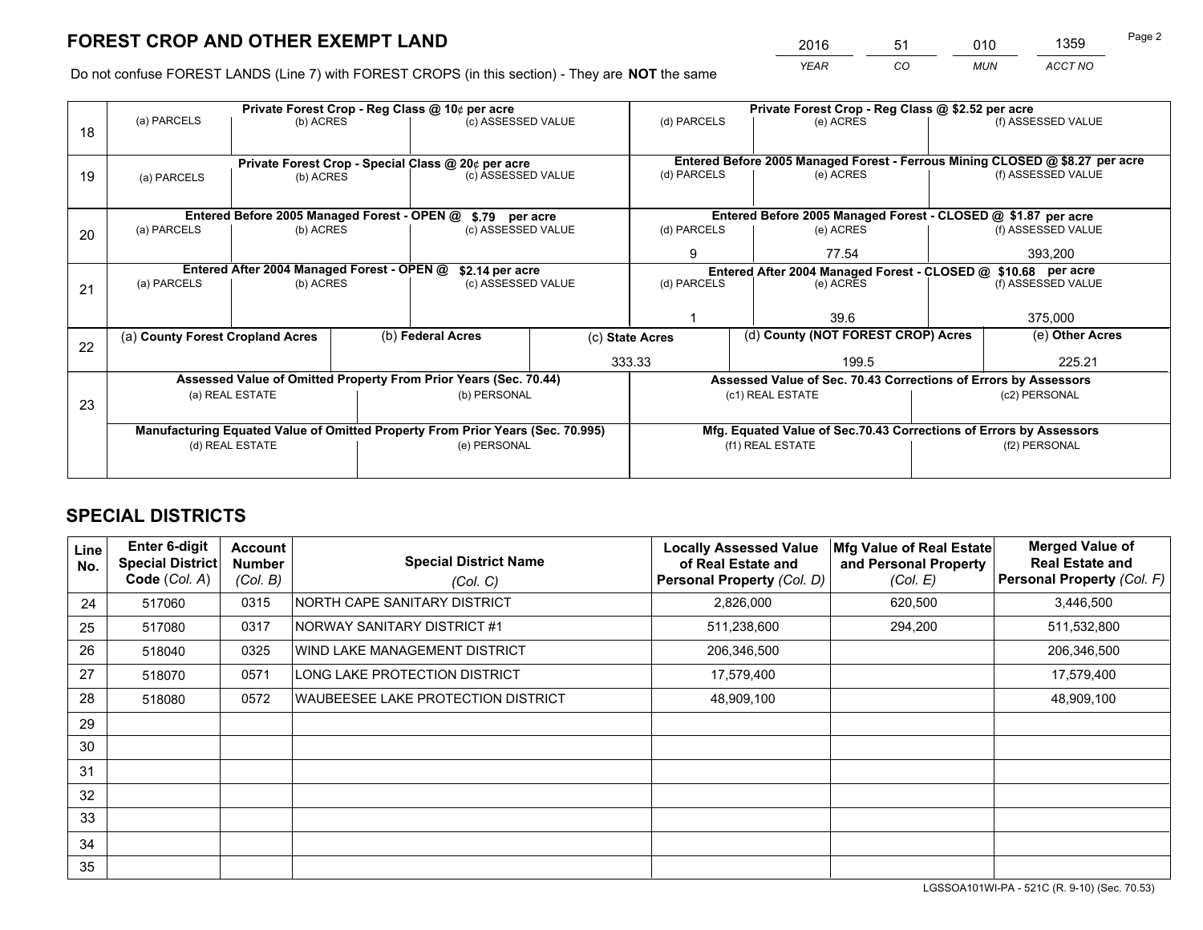# FOREST CROP AND OTHER EXEMPT LAND

| 2016 | 51 | 010 | 1359 |
|---|---|---|---|
| *YEAR* | *CO* | *MUN* | *ACCT NO* |

Do not confuse FOREST LANDS (Line 7) with FOREST CROPS (in this section) - They are **NOT** the same

| Line | Private Forest Crop - Reg Class @ 10¢ per acre | | | Private Forest Crop - Reg Class @ \$2.52 per acre | | |
|---|---|---|---|---|---|---|
| 18 | (a) PARCELS | (b) ACRES | (c) ASSESSED VALUE | (d) PARCELS | (e) ACRES | (f) ASSESSED VALUE |
| | | | | | | |
| | **Private Forest Crop - Special Class @ 20¢ per acre** | | | **Entered Before 2005 Managed Forest - Ferrous Mining CLOSED @ \$8.27 per acre** | | |
| 19 | (a) PARCELS | (b) ACRES | (c) ASSESSED VALUE | (d) PARCELS | (e) ACRES | (f) ASSESSED VALUE |
| | | | | | | |
| | **Entered Before 2005 Managed Forest - OPEN @ \$.79 per acre** | | | **Entered Before 2005 Managed Forest - CLOSED @ \$1.87 per acre** | | |
| 20 | (a) PARCELS | (b) ACRES | (c) ASSESSED VALUE | (d) PARCELS | (e) ACRES | (f) ASSESSED VALUE |
| | | | | 9 | 77.54 | 393,200 |
| | **Entered After 2004 Managed Forest - OPEN @ \$2.14 per acre** | | | **Entered After 2004 Managed Forest - CLOSED @ \$10.68 per acre** | | |
| 21 | (a) PARCELS | (b) ACRES | (c) ASSESSED VALUE | (d) PARCELS | (e) ACRES | (f) ASSESSED VALUE |
| | | | | 1 | 39.6 | 375,000 |

| Line | (a) County Forest Cropland Acres | (b) Federal Acres | (c) State Acres | (d) County (NOT FOREST CROP) Acres | (e) Other Acres |
|---|---|---|---|---|---|
| 22 | | | 333.33 | 199.5 | 225.21 |

| Line | Assessed Value of Omitted Property From Prior Years (Sec. 70.44) | | Assessed Value of Sec. 70.43 Corrections of Errors by Assessors | |
|---|---|---|---|---|
| 23 | (a) REAL ESTATE | (b) PERSONAL | (c1) REAL ESTATE | (c2) PERSONAL |
| | | | | |
| | **Manufacturing Equated Value of Omitted Property From Prior Years (Sec. 70.995)** | | **Mfg. Equated Value of Sec.70.43 Corrections of Errors by Assessors** | |
| | (d) REAL ESTATE | (e) PERSONAL | (f1) REAL ESTATE | (f2) PERSONAL |
| | | | | |

# SPECIAL DISTRICTS

| Line No. | Enter 6-digit Special District Code (*Col. A*) | Account Number (*Col. B*) | Special District Name (*Col. C*) | Locally Assessed Value of Real Estate and Personal Property (*Col. D*) | Mfg Value of Real Estate and Personal Property (*Col. E*) | Merged Value of Real Estate and Personal Property (*Col. F*) |
|---|---|---|---|---|---|---|
| 24 | 517060 | 0315 | NORTH CAPE SANITARY DISTRICT | 2,826,000 | 620,500 | 3,446,500 |
| 25 | 517080 | 0317 | NORWAY SANITARY DISTRICT #1 | 511,238,600 | 294,200 | 511,532,800 |
| 26 | 518040 | 0325 | WIND LAKE MANAGEMENT DISTRICT | 206,346,500 | | 206,346,500 |
| 27 | 518070 | 0571 | LONG LAKE PROTECTION DISTRICT | 17,579,400 | | 17,579,400 |
| 28 | 518080 | 0572 | WAUBEESEE LAKE PROTECTION DISTRICT | 48,909,100 | | 48,909,100 |
| 29 | | | | | | |
| 30 | | | | | | |
| 31 | | | | | | |
| 32 | | | | | | |
| 33 | | | | | | |
| 34 | | | | | | |
| 35 | | | | | | |

LGSSOA101WI-PA - 521C (R. 9-10) (Sec. 70.53)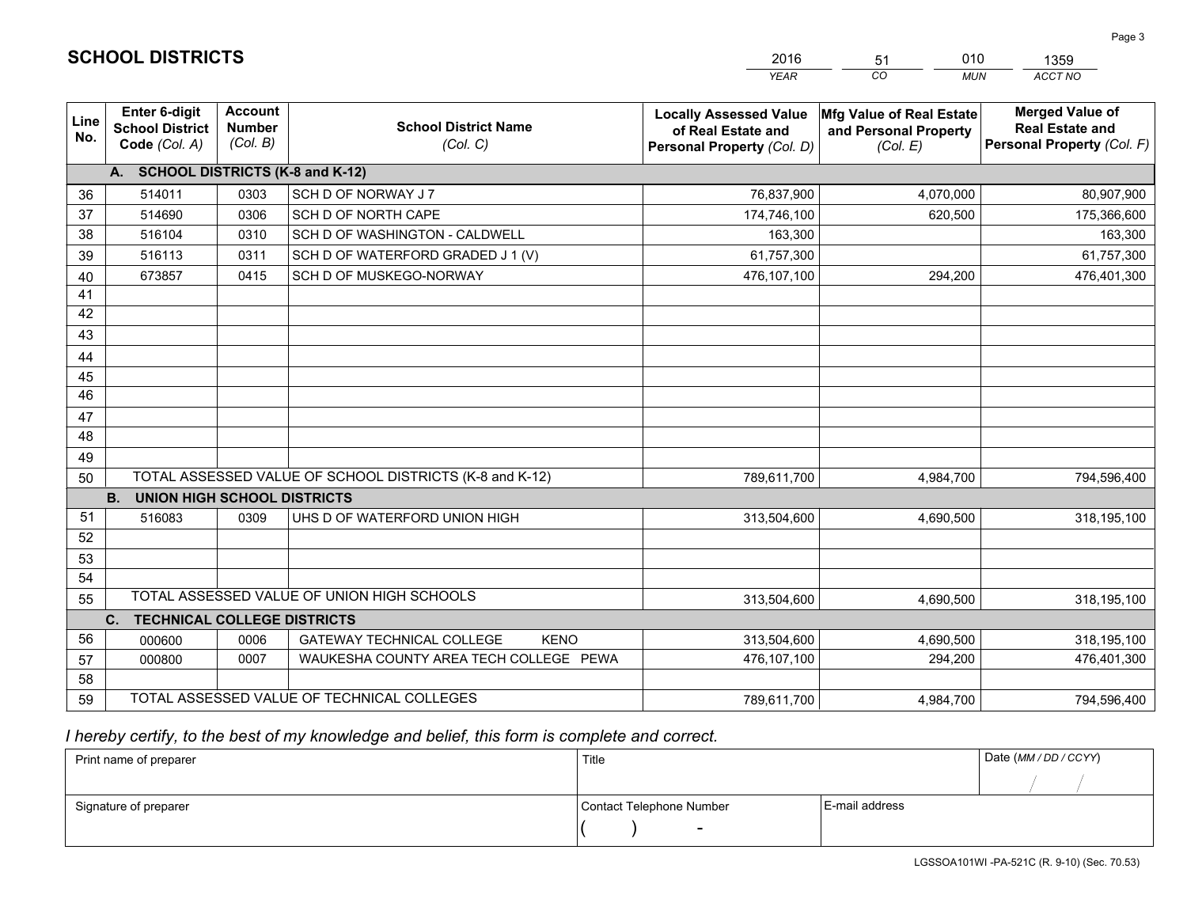# SCHOOL DISTRICTS

| 2016 | 51 | 010 | 1359 |
|---|---|---|---|
| YEAR | CO | MUN | ACCT NO |

| Line No. | Enter 6-digit School District Code (Col. A) | Account Number (Col. B) | School District Name (Col. C) | Locally Assessed Value of Real Estate and Personal Property (Col. D) | Mfg Value of Real Estate and Personal Property (Col. E) | Merged Value of Real Estate and Personal Property (Col. F) |
|---|---|---|---|---|---|---|
| **A. SCHOOL DISTRICTS (K-8 and K-12)** | | | | | | |
| 36 | 514011 | 0303 | SCH D OF NORWAY J 7 | 76,837,900 | 4,070,000 | 80,907,900 |
| 37 | 514690 | 0306 | SCH D OF NORTH CAPE | 174,746,100 | 620,500 | 175,366,600 |
| 38 | 516104 | 0310 | SCH D OF WASHINGTON - CALDWELL | 163,300 | | 163,300 |
| 39 | 516113 | 0311 | SCH D OF WATERFORD GRADED J 1 (V) | 61,757,300 | | 61,757,300 |
| 40 | 673857 | 0415 | SCH D OF MUSKEGO-NORWAY | 476,107,100 | 294,200 | 476,401,300 |
| 41 | | | | | | |
| 42 | | | | | | |
| 43 | | | | | | |
| 44 | | | | | | |
| 45 | | | | | | |
| 46 | | | | | | |
| 47 | | | | | | |
| 48 | | | | | | |
| 49 | | | | | | |
| 50 | TOTAL ASSESSED VALUE OF SCHOOL DISTRICTS (K-8 and K-12) | | | 789,611,700 | 4,984,700 | 794,596,400 |
| **B. UNION HIGH SCHOOL DISTRICTS** | | | | | | |
| 51 | 516083 | 0309 | UHS D OF WATERFORD UNION HIGH | 313,504,600 | 4,690,500 | 318,195,100 |
| 52 | | | | | | |
| 53 | | | | | | |
| 54 | | | | | | |
| 55 | TOTAL ASSESSED VALUE OF UNION HIGH SCHOOLS | | | 313,504,600 | 4,690,500 | 318,195,100 |
| **C. TECHNICAL COLLEGE DISTRICTS** | | | | | | |
| 56 | 000600 | 0006 | GATEWAY TECHNICAL COLLEGE KENO | 313,504,600 | 4,690,500 | 318,195,100 |
| 57 | 000800 | 0007 | WAUKESHA COUNTY AREA TECH COLLEGE PEWA | 476,107,100 | 294,200 | 476,401,300 |
| 58 | | | | | | |
| 59 | TOTAL ASSESSED VALUE OF TECHNICAL COLLEGES | | | 789,611,700 | 4,984,700 | 794,596,400 |

*I hereby certify, to the best of my knowledge and belief, this form is complete and correct.*

| Print name of preparer | Title | | Date (MM / DD / CCYY) |
|---|---|---|---|
| | | | / / |
| Signature of preparer | Contact Telephone Number | E-mail address | |
| | ( ) - | | |

LGSSOA101WI -PA-521C (R. 9-10) (Sec. 70.53)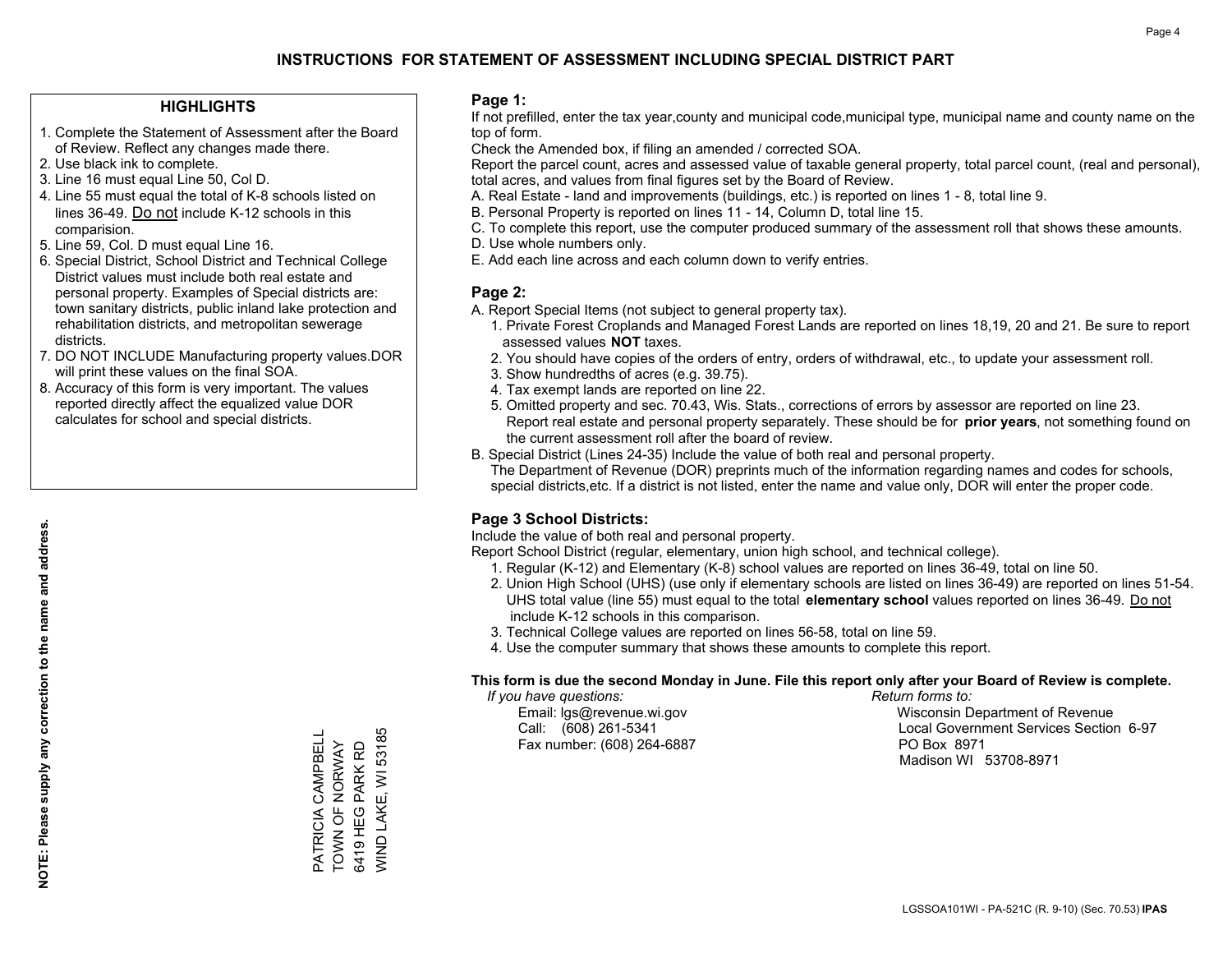# INSTRUCTIONS FOR STATEMENT OF ASSESSMENT INCLUDING SPECIAL DISTRICT PART

## HIGHLIGHTS

1. Complete the Statement of Assessment after the Board of Review. Reflect any changes made there.
2. Use black ink to complete.
3. Line 16 must equal Line 50, Col D.
4. Line 55 must equal the total of K-8 schools listed on lines 36-49. Do not include K-12 schools in this comparision.
5. Line 59, Col. D must equal Line 16.
6. Special District, School District and Technical College District values must include both real estate and personal property. Examples of Special districts are: town sanitary districts, public inland lake protection and rehabilitation districts, and metropolitan sewerage districts.
7. DO NOT INCLUDE Manufacturing property values.DOR will print these values on the final SOA.
8. Accuracy of this form is very important. The values reported directly affect the equalized value DOR calculates for school and special districts.

**NOTE: Please supply any correction to the name and address.**

PATRICIA CAMPBELL
TOWN OF NORWAY
6419 HEG PARK RD
WIND LAKE, WI 53185

## Page 1:

If not prefilled, enter the tax year,county and municipal code,municipal type, municipal name and county name on the top of form.

Check the Amended box, if filing an amended / corrected SOA.

Report the parcel count, acres and assessed value of taxable general property, total parcel count, (real and personal), total acres, and values from final figures set by the Board of Review.

A. Real Estate - land and improvements (buildings, etc.) is reported on lines 1 - 8, total line 9.
B. Personal Property is reported on lines 11 - 14, Column D, total line 15.
C. To complete this report, use the computer produced summary of the assessment roll that shows these amounts.
D. Use whole numbers only.
E. Add each line across and each column down to verify entries.

## Page 2:

A. Report Special Items (not subject to general property tax).
1. Private Forest Croplands and Managed Forest Lands are reported on lines 18,19, 20 and 21. Be sure to report assessed values **NOT** taxes.
2. You should have copies of the orders of entry, orders of withdrawal, etc., to update your assessment roll.
3. Show hundredths of acres (e.g. 39.75).
4. Tax exempt lands are reported on line 22.
5. Omitted property and sec. 70.43, Wis. Stats., corrections of errors by assessor are reported on line 23. Report real estate and personal property separately. These should be for **prior years**, not something found on the current assessment roll after the board of review.

B. Special District (Lines 24-35) Include the value of both real and personal property.
The Department of Revenue (DOR) preprints much of the information regarding names and codes for schools, special districts,etc. If a district is not listed, enter the name and value only, DOR will enter the proper code.

## Page 3 School Districts:

Include the value of both real and personal property.

Report School District (regular, elementary, union high school, and technical college).

1. Regular (K-12) and Elementary (K-8) school values are reported on lines 36-49, total on line 50.
2. Union High School (UHS) (use only if elementary schools are listed on lines 36-49) are reported on lines 51-54. UHS total value (line 55) must equal to the total **elementary school** values reported on lines 36-49. Do not include K-12 schools in this comparison.
3. Technical College values are reported on lines 56-58, total on line 59.
4. Use the computer summary that shows these amounts to complete this report.

**This form is due the second Monday in June. File this report only after your Board of Review is complete.**

*If you have questions:*
Email: lgs@revenue.wi.gov
Call: (608) 261-5341
Fax number: (608) 264-6887

*Return forms to:*
Wisconsin Department of Revenue
Local Government Services Section 6-97
PO Box 8971
Madison WI 53708-8971

LGSSOA101WI - PA-521C (R. 9-10) (Sec. 70.53) **IPAS**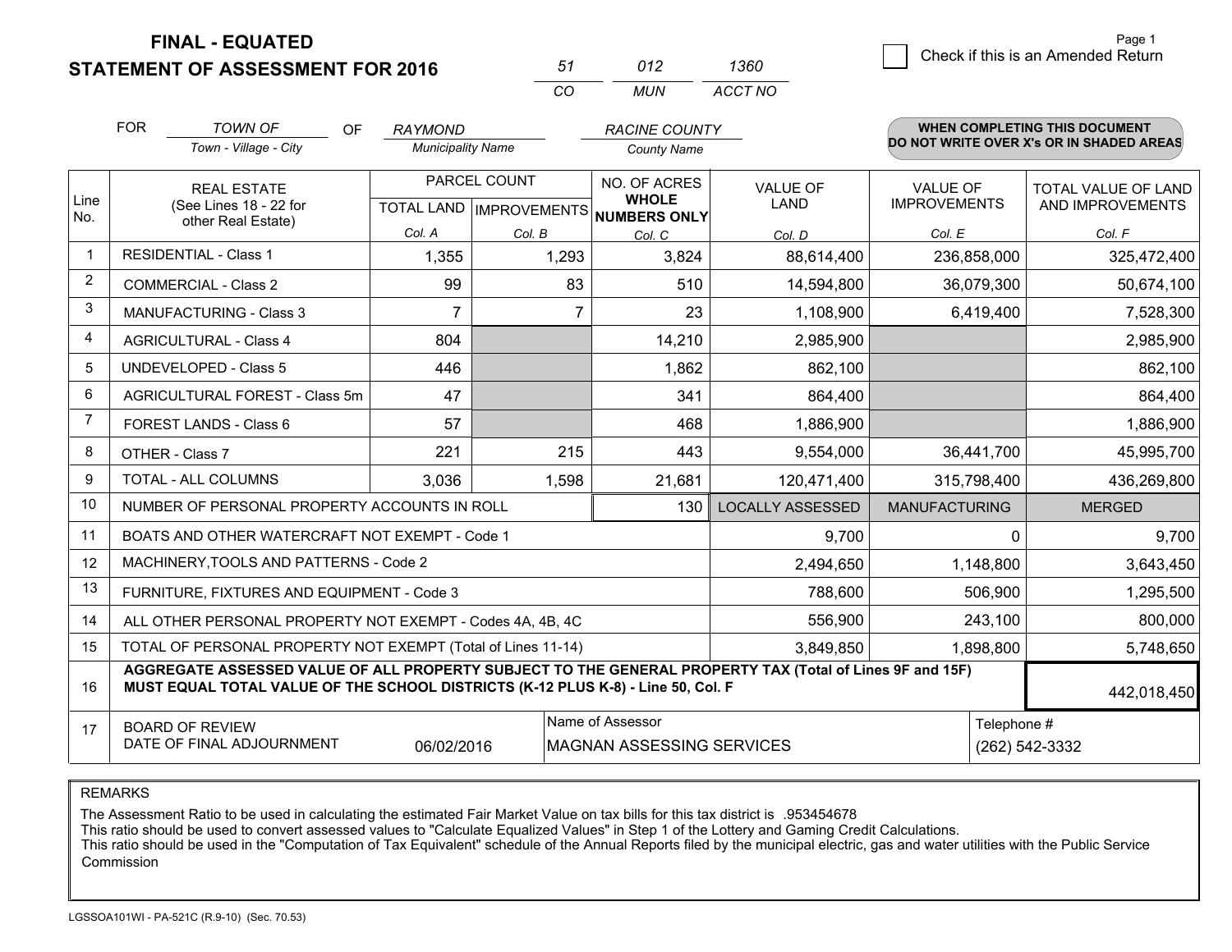**FINAL - EQUATED**
**STATEMENT OF ASSESSMENT FOR 2016**

| 51 | 012 | 1360 |
|---|---|---|
| CO | MUN | ACCT NO |

☐ Check if this is an Amended Return

FOR *TOWN OF* (Town - Village - City) OF *RAYMOND* (Municipality Name) *RACINE COUNTY* (County Name)

**WHEN COMPLETING THIS DOCUMENT DO NOT WRITE OVER X's OR IN SHADED AREAS**

| Line No. | REAL ESTATE (See Lines 18 - 22 for other Real Estate) | PARCEL COUNT TOTAL LAND Col. A | PARCEL COUNT IMPROVEMENTS Col. B | NO. OF ACRES WHOLE NUMBERS ONLY Col. C | VALUE OF LAND Col. D | VALUE OF IMPROVEMENTS Col. E | TOTAL VALUE OF LAND AND IMPROVEMENTS Col. F |
|---|---|---|---|---|---|---|---|
| 1 | RESIDENTIAL - Class 1 | 1,355 | 1,293 | 3,824 | 88,614,400 | 236,858,000 | 325,472,400 |
| 2 | COMMERCIAL - Class 2 | 99 | 83 | 510 | 14,594,800 | 36,079,300 | 50,674,100 |
| 3 | MANUFACTURING - Class 3 | 7 | 7 | 23 | 1,108,900 | 6,419,400 | 7,528,300 |
| 4 | AGRICULTURAL - Class 4 | 804 | | 14,210 | 2,985,900 | | 2,985,900 |
| 5 | UNDEVELOPED - Class 5 | 446 | | 1,862 | 862,100 | | 862,100 |
| 6 | AGRICULTURAL FOREST - Class 5m | 47 | | 341 | 864,400 | | 864,400 |
| 7 | FOREST LANDS - Class 6 | 57 | | 468 | 1,886,900 | | 1,886,900 |
| 8 | OTHER - Class 7 | 221 | 215 | 443 | 9,554,000 | 36,441,700 | 45,995,700 |
| 9 | TOTAL - ALL COLUMNS | 3,036 | 1,598 | 21,681 | 120,471,400 | 315,798,400 | 436,269,800 |
| 10 | NUMBER OF PERSONAL PROPERTY ACCOUNTS IN ROLL | | | 130 | LOCALLY ASSESSED | MANUFACTURING | MERGED |
| 11 | BOATS AND OTHER WATERCRAFT NOT EXEMPT - Code 1 | | | | 9,700 | 0 | 9,700 |
| 12 | MACHINERY,TOOLS AND PATTERNS - Code 2 | | | | 2,494,650 | 1,148,800 | 3,643,450 |
| 13 | FURNITURE, FIXTURES AND EQUIPMENT - Code 3 | | | | 788,600 | 506,900 | 1,295,500 |
| 14 | ALL OTHER PERSONAL PROPERTY NOT EXEMPT - Codes 4A, 4B, 4C | | | | 556,900 | 243,100 | 800,000 |
| 15 | TOTAL OF PERSONAL PROPERTY NOT EXEMPT (Total of Lines 11-14) | | | | 3,849,850 | 1,898,800 | 5,748,650 |
| 16 | **AGGREGATE ASSESSED VALUE OF ALL PROPERTY SUBJECT TO THE GENERAL PROPERTY TAX (Total of Lines 9F and 15F) MUST EQUAL TOTAL VALUE OF THE SCHOOL DISTRICTS (K-12 PLUS K-8) - Line 50, Col. F** | | | | | | 442,018,450 |
| 17 | BOARD OF REVIEW DATE OF FINAL ADJOURNMENT | 06/02/2016 | Name of Assessor: MAGNAN ASSESSING SERVICES | | | Telephone #: (262) 542-3332 | |

REMARKS

The Assessment Ratio to be used in calculating the estimated Fair Market Value on tax bills for this tax district is .953454678
This ratio should be used to convert assessed values to "Calculate Equalized Values" in Step 1 of the Lottery and Gaming Credit Calculations.
This ratio should be used in the "Computation of Tax Equivalent" schedule of the Annual Reports filed by the municipal electric, gas and water utilities with the Public Service Commission

LGSSOA101WI - PA-521C (R.9-10) (Sec. 70.53)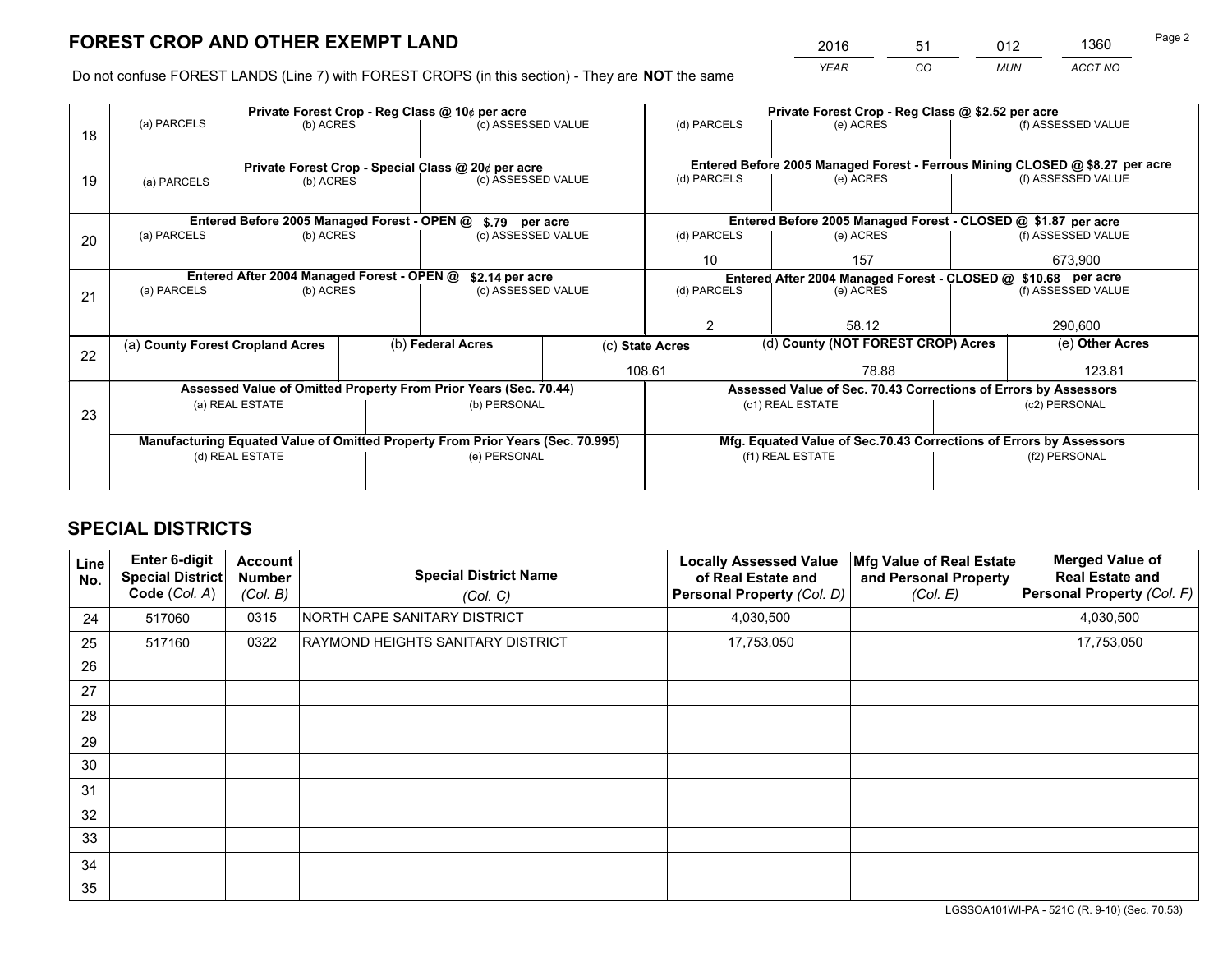# FOREST CROP AND OTHER EXEMPT LAND

| YEAR | CO | MUN | ACCT NO |
|---|---|---|---|
| 2016 | 51 | 012 | 1360 |

Do not confuse FOREST LANDS (Line 7) with FOREST CROPS (in this section) - They are **NOT** the same

| Line | Private Forest Crop - Reg Class @ 10¢ per acre | | | Private Forest Crop - Reg Class @ $2.52 per acre | | |
|---|---|---|---|---|---|---|
| 18 | (a) PARCELS | (b) ACRES | (c) ASSESSED VALUE | (d) PARCELS | (e) ACRES | (f) ASSESSED VALUE |
| | | | | | | |
| | **Private Forest Crop - Special Class @ 20¢ per acre** | | | **Entered Before 2005 Managed Forest - Ferrous Mining CLOSED @ $8.27 per acre** | | |
| 19 | (a) PARCELS | (b) ACRES | (c) ASSESSED VALUE | (d) PARCELS | (e) ACRES | (f) ASSESSED VALUE |
| | | | | | | |
| | **Entered Before 2005 Managed Forest - OPEN @ $.79 per acre** | | | **Entered Before 2005 Managed Forest - CLOSED @ $1.87 per acre** | | |
| 20 | (a) PARCELS | (b) ACRES | (c) ASSESSED VALUE | (d) PARCELS | (e) ACRES | (f) ASSESSED VALUE |
| | | | | 10 | 157 | 673,900 |
| | **Entered After 2004 Managed Forest - OPEN @ $2.14 per acre** | | | **Entered After 2004 Managed Forest - CLOSED @ $10.68 per acre** | | |
| 21 | (a) PARCELS | (b) ACRES | (c) ASSESSED VALUE | (d) PARCELS | (e) ACRES | (f) ASSESSED VALUE |
| | | | | 2 | 58.12 | 290,600 |

| Line | (a) County Forest Cropland Acres | (b) Federal Acres | (c) State Acres | (d) County (NOT FOREST CROP) Acres | (e) Other Acres |
|---|---|---|---|---|---|
| 22 | | | 108.61 | 78.88 | 123.81 |

| Line | Assessed Value of Omitted Property From Prior Years (Sec. 70.44) | | Assessed Value of Sec. 70.43 Corrections of Errors by Assessors | |
|---|---|---|---|---|
| 23 | (a) REAL ESTATE | (b) PERSONAL | (c1) REAL ESTATE | (c2) PERSONAL |
| | | | | |
| | **Manufacturing Equated Value of Omitted Property From Prior Years (Sec. 70.995)** | | **Mfg. Equated Value of Sec.70.43 Corrections of Errors by Assessors** | |
| | (d) REAL ESTATE | (e) PERSONAL | (f1) REAL ESTATE | (f2) PERSONAL |
| | | | | |

# SPECIAL DISTRICTS

| Line No. | Enter 6-digit Special District Code (Col. A) | Account Number (Col. B) | Special District Name (Col. C) | Locally Assessed Value of Real Estate and Personal Property (Col. D) | Mfg Value of Real Estate and Personal Property (Col. E) | Merged Value of Real Estate and Personal Property (Col. F) |
|---|---|---|---|---|---|---|
| 24 | 517060 | 0315 | NORTH CAPE SANITARY DISTRICT | 4,030,500 | | 4,030,500 |
| 25 | 517160 | 0322 | RAYMOND HEIGHTS SANITARY DISTRICT | 17,753,050 | | 17,753,050 |
| 26 | | | | | | |
| 27 | | | | | | |
| 28 | | | | | | |
| 29 | | | | | | |
| 30 | | | | | | |
| 31 | | | | | | |
| 32 | | | | | | |
| 33 | | | | | | |
| 34 | | | | | | |
| 35 | | | | | | |

LGSSOA101WI-PA - 521C (R. 9-10) (Sec. 70.53)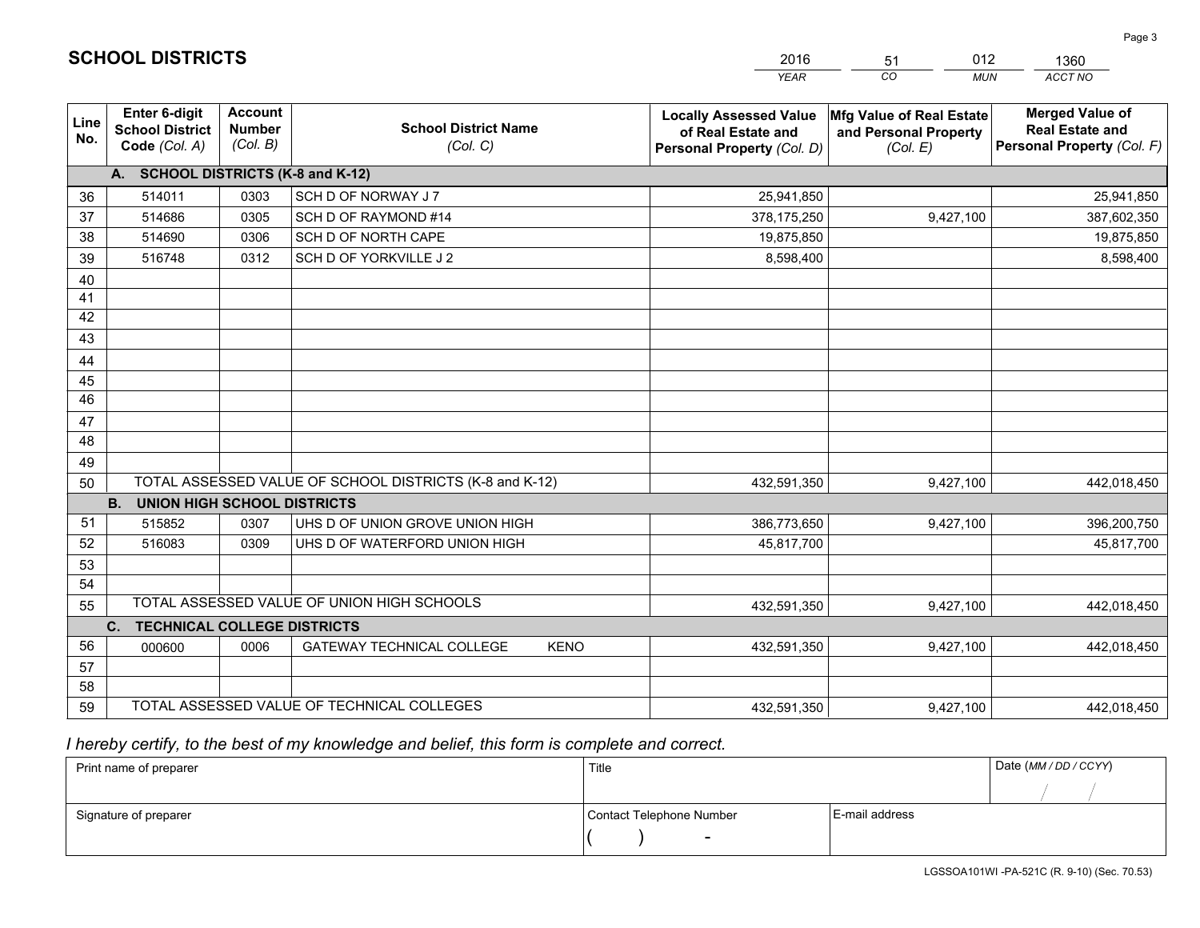# SCHOOL DISTRICTS

| 2016 | 51 | 012 | 1360 |
|---|---|---|---|
| *YEAR* | *CO* | *MUN* | *ACCT NO* |

| Line No. | Enter 6-digit School District Code *(Col. A)* | Account Number *(Col. B)* | School District Name *(Col. C)* | Locally Assessed Value of Real Estate and Personal Property *(Col. D)* | Mfg Value of Real Estate and Personal Property *(Col. E)* | Merged Value of Real Estate and Personal Property *(Col. F)* |
|---|---|---|---|---|---|---|
| **A. SCHOOL DISTRICTS (K-8 and K-12)** | | | | | | |
| 36 | 514011 | 0303 | SCH D OF NORWAY J 7 | 25,941,850 | | 25,941,850 |
| 37 | 514686 | 0305 | SCH D OF RAYMOND #14 | 378,175,250 | 9,427,100 | 387,602,350 |
| 38 | 514690 | 0306 | SCH D OF NORTH CAPE | 19,875,850 | | 19,875,850 |
| 39 | 516748 | 0312 | SCH D OF YORKVILLE J 2 | 8,598,400 | | 8,598,400 |
| 40 | | | | | | |
| 41 | | | | | | |
| 42 | | | | | | |
| 43 | | | | | | |
| 44 | | | | | | |
| 45 | | | | | | |
| 46 | | | | | | |
| 47 | | | | | | |
| 48 | | | | | | |
| 49 | | | | | | |
| 50 | TOTAL ASSESSED VALUE OF SCHOOL DISTRICTS (K-8 and K-12) | | | 432,591,350 | 9,427,100 | 442,018,450 |
| **B. UNION HIGH SCHOOL DISTRICTS** | | | | | | |
| 51 | 515852 | 0307 | UHS D OF UNION GROVE UNION HIGH | 386,773,650 | 9,427,100 | 396,200,750 |
| 52 | 516083 | 0309 | UHS D OF WATERFORD UNION HIGH | 45,817,700 | | 45,817,700 |
| 53 | | | | | | |
| 54 | | | | | | |
| 55 | TOTAL ASSESSED VALUE OF UNION HIGH SCHOOLS | | | 432,591,350 | 9,427,100 | 442,018,450 |
| **C. TECHNICAL COLLEGE DISTRICTS** | | | | | | |
| 56 | 000600 | 0006 | GATEWAY TECHNICAL COLLEGE KENO | 432,591,350 | 9,427,100 | 442,018,450 |
| 57 | | | | | | |
| 58 | | | | | | |
| 59 | TOTAL ASSESSED VALUE OF TECHNICAL COLLEGES | | | 432,591,350 | 9,427,100 | 442,018,450 |

*I hereby certify, to the best of my knowledge and belief, this form is complete and correct.*

| Print name of preparer | Title | | Date *(MM / DD / CCYY)* |
|---|---|---|---|
| | | | / / |
| Signature of preparer | Contact Telephone Number | E-mail address | |
| | ( ) - | | |

LGSSOA101WI -PA-521C (R. 9-10) (Sec. 70.53)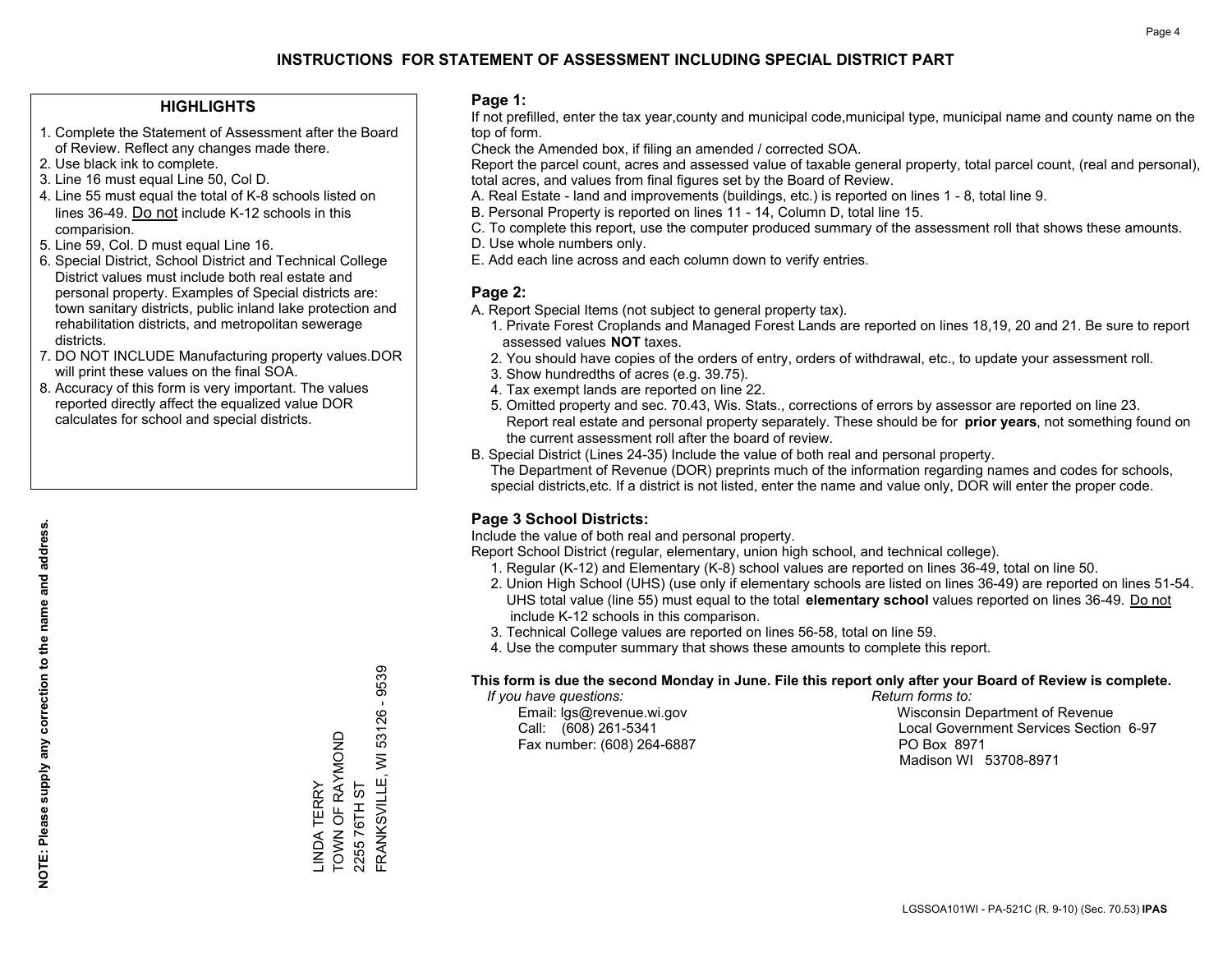# INSTRUCTIONS FOR STATEMENT OF ASSESSMENT INCLUDING SPECIAL DISTRICT PART

## HIGHLIGHTS

1. Complete the Statement of Assessment after the Board of Review. Reflect any changes made there.
2. Use black ink to complete.
3. Line 16 must equal Line 50, Col D.
4. Line 55 must equal the total of K-8 schools listed on lines 36-49. Do not include K-12 schools in this comparision.
5. Line 59, Col. D must equal Line 16.
6. Special District, School District and Technical College District values must include both real estate and personal property. Examples of Special districts are: town sanitary districts, public inland lake protection and rehabilitation districts, and metropolitan sewerage districts.
7. DO NOT INCLUDE Manufacturing property values.DOR will print these values on the final SOA.
8. Accuracy of this form is very important. The values reported directly affect the equalized value DOR calculates for school and special districts.

**NOTE: Please supply any correction to the name and address.**

LINDA TERRY
TOWN OF RAYMOND
2255 76TH ST
FRANKSVILLE, WI 53126 - 9539

## Page 1:

If not prefilled, enter the tax year,county and municipal code,municipal type, municipal name and county name on the top of form.

Check the Amended box, if filing an amended / corrected SOA.

Report the parcel count, acres and assessed value of taxable general property, total parcel count, (real and personal), total acres, and values from final figures set by the Board of Review.

A. Real Estate - land and improvements (buildings, etc.) is reported on lines 1 - 8, total line 9.
B. Personal Property is reported on lines 11 - 14, Column D, total line 15.
C. To complete this report, use the computer produced summary of the assessment roll that shows these amounts.
D. Use whole numbers only.
E. Add each line across and each column down to verify entries.

## Page 2:

A. Report Special Items (not subject to general property tax).
   1. Private Forest Croplands and Managed Forest Lands are reported on lines 18,19, 20 and 21. Be sure to report assessed values **NOT** taxes.
   2. You should have copies of the orders of entry, orders of withdrawal, etc., to update your assessment roll.
   3. Show hundredths of acres (e.g. 39.75).
   4. Tax exempt lands are reported on line 22.
   5. Omitted property and sec. 70.43, Wis. Stats., corrections of errors by assessor are reported on line 23. Report real estate and personal property separately. These should be for **prior years**, not something found on the current assessment roll after the board of review.
B. Special District (Lines 24-35) Include the value of both real and personal property.
   The Department of Revenue (DOR) preprints much of the information regarding names and codes for schools, special districts,etc. If a district is not listed, enter the name and value only, DOR will enter the proper code.

## Page 3 School Districts:

Include the value of both real and personal property.

Report School District (regular, elementary, union high school, and technical college).

1. Regular (K-12) and Elementary (K-8) school values are reported on lines 36-49, total on line 50.
2. Union High School (UHS) (use only if elementary schools are listed on lines 36-49) are reported on lines 51-54. UHS total value (line 55) must equal to the total **elementary school** values reported on lines 36-49. Do not include K-12 schools in this comparison.
3. Technical College values are reported on lines 56-58, total on line 59.
4. Use the computer summary that shows these amounts to complete this report.

**This form is due the second Monday in June. File this report only after your Board of Review is complete.**

*If you have questions:*
Email: lgs@revenue.wi.gov
Call: (608) 261-5341
Fax number: (608) 264-6887

*Return forms to:*
Wisconsin Department of Revenue
Local Government Services Section 6-97
PO Box 8971
Madison WI 53708-8971

LGSSOA101WI - PA-521C (R. 9-10) (Sec. 70.53) **IPAS**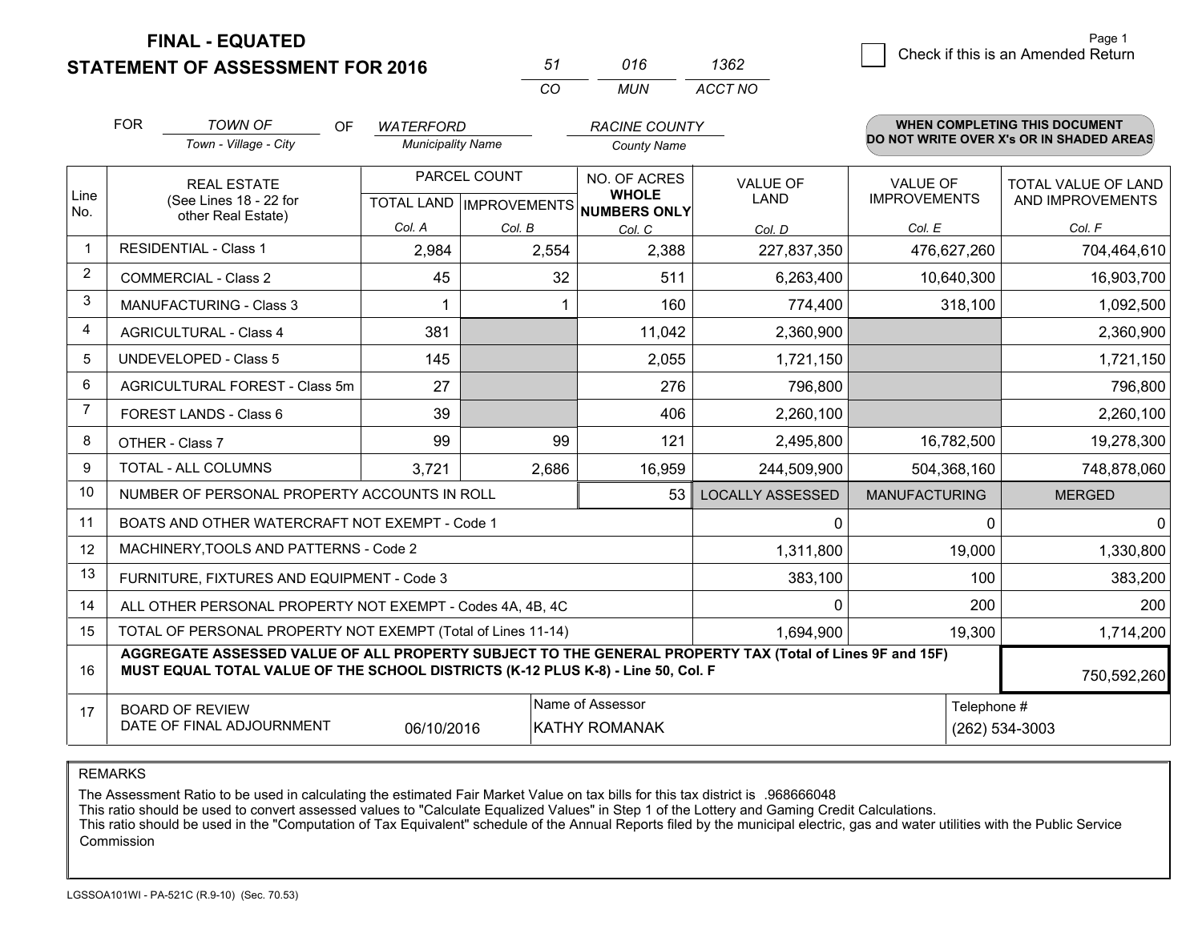# FINAL - EQUATED
## STATEMENT OF ASSESSMENT FOR 2016

| 51 | 016 | 1362 |
|---|---|---|
| CO | MUN | ACCT NO |

Page 1

☐ Check if this is an Amended Return

FOR *TOWN OF* (Town - Village - City) OF *WATERFORD* (Municipality Name) *RACINE COUNTY* (County Name)

**WHEN COMPLETING THIS DOCUMENT DO NOT WRITE OVER X's OR IN SHADED AREAS**

| Line No. | REAL ESTATE (See Lines 18 - 22 for other Real Estate) | PARCEL COUNT TOTAL LAND Col. A | PARCEL COUNT IMPROVEMENTS Col. B | NO. OF ACRES WHOLE NUMBERS ONLY Col. C | VALUE OF LAND Col. D | VALUE OF IMPROVEMENTS Col. E | TOTAL VALUE OF LAND AND IMPROVEMENTS Col. F |
|---|---|---|---|---|---|---|---|
| 1 | RESIDENTIAL - Class 1 | 2,984 | 2,554 | 2,388 | 227,837,350 | 476,627,260 | 704,464,610 |
| 2 | COMMERCIAL - Class 2 | 45 | 32 | 511 | 6,263,400 | 10,640,300 | 16,903,700 |
| 3 | MANUFACTURING - Class 3 | 1 | 1 | 160 | 774,400 | 318,100 | 1,092,500 |
| 4 | AGRICULTURAL - Class 4 | 381 | | 11,042 | 2,360,900 | | 2,360,900 |
| 5 | UNDEVELOPED - Class 5 | 145 | | 2,055 | 1,721,150 | | 1,721,150 |
| 6 | AGRICULTURAL FOREST - Class 5m | 27 | | 276 | 796,800 | | 796,800 |
| 7 | FOREST LANDS - Class 6 | 39 | | 406 | 2,260,100 | | 2,260,100 |
| 8 | OTHER - Class 7 | 99 | 99 | 121 | 2,495,800 | 16,782,500 | 19,278,300 |
| 9 | TOTAL - ALL COLUMNS | 3,721 | 2,686 | 16,959 | 244,509,900 | 504,368,160 | 748,878,060 |
| 10 | NUMBER OF PERSONAL PROPERTY ACCOUNTS IN ROLL | | | 53 | LOCALLY ASSESSED | MANUFACTURING | MERGED |
| 11 | BOATS AND OTHER WATERCRAFT NOT EXEMPT - Code 1 | | | | 0 | 0 | 0 |
| 12 | MACHINERY,TOOLS AND PATTERNS - Code 2 | | | | 1,311,800 | 19,000 | 1,330,800 |
| 13 | FURNITURE, FIXTURES AND EQUIPMENT - Code 3 | | | | 383,100 | 100 | 383,200 |
| 14 | ALL OTHER PERSONAL PROPERTY NOT EXEMPT - Codes 4A, 4B, 4C | | | | 0 | 200 | 200 |
| 15 | TOTAL OF PERSONAL PROPERTY NOT EXEMPT (Total of Lines 11-14) | | | | 1,694,900 | 19,300 | 1,714,200 |
| 16 | **AGGREGATE ASSESSED VALUE OF ALL PROPERTY SUBJECT TO THE GENERAL PROPERTY TAX (Total of Lines 9F and 15F) MUST EQUAL TOTAL VALUE OF THE SCHOOL DISTRICTS (K-12 PLUS K-8) - Line 50, Col. F** | | | | | | 750,592,260 |
| 17 | BOARD OF REVIEW DATE OF FINAL ADJOURNMENT | 06/10/2016 | | Name of Assessor: KATHY ROMANAK | | | Telephone #: (262) 534-3003 |

REMARKS

The Assessment Ratio to be used in calculating the estimated Fair Market Value on tax bills for this tax district is .968666048
This ratio should be used to convert assessed values to "Calculate Equalized Values" in Step 1 of the Lottery and Gaming Credit Calculations.
This ratio should be used in the "Computation of Tax Equivalent" schedule of the Annual Reports filed by the municipal electric, gas and water utilities with the Public Service Commission

LGSSOA101WI - PA-521C (R.9-10) (Sec. 70.53)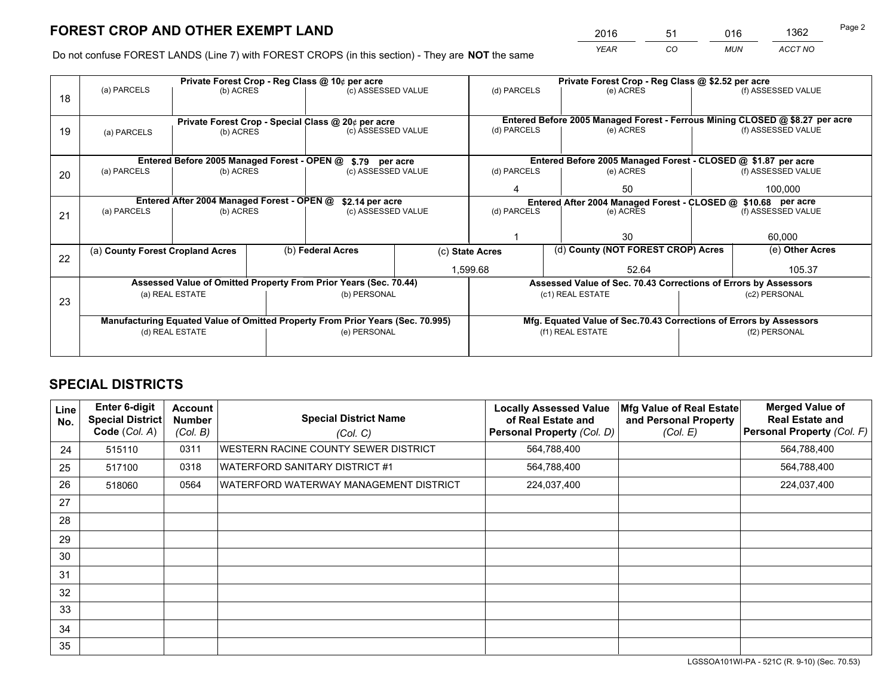# FOREST CROP AND OTHER EXEMPT LAND

| 2016 | 51 | 016 | 1362 |
|---|---|---|---|
| *YEAR* | *CO* | *MUN* | *ACCT NO* |

Do not confuse FOREST LANDS (Line 7) with FOREST CROPS (in this section) - They are **NOT** the same

| Line | Private Forest Crop - Reg Class @ 10¢ per acre | | | Private Forest Crop - Reg Class @ $2.52 per acre | | |
|---|---|---|---|---|---|---|
| 18 | (a) PARCELS | (b) ACRES | (c) ASSESSED VALUE | (d) PARCELS | (e) ACRES | (f) ASSESSED VALUE |
| | | | | | | |
| | **Private Forest Crop - Special Class @ 20¢ per acre** | | | **Entered Before 2005 Managed Forest - Ferrous Mining CLOSED @ $8.27 per acre** | | |
| 19 | (a) PARCELS | (b) ACRES | (c) ASSESSED VALUE | (d) PARCELS | (e) ACRES | (f) ASSESSED VALUE |
| | | | | | | |
| | **Entered Before 2005 Managed Forest - OPEN @ $.79 per acre** | | | **Entered Before 2005 Managed Forest - CLOSED @ $1.87 per acre** | | |
| 20 | (a) PARCELS | (b) ACRES | (c) ASSESSED VALUE | (d) PARCELS | (e) ACRES | (f) ASSESSED VALUE |
| | | | | 4 | 50 | 100,000 |
| | **Entered After 2004 Managed Forest - OPEN @ $2.14 per acre** | | | **Entered After 2004 Managed Forest - CLOSED @ $10.68 per acre** | | |
| 21 | (a) PARCELS | (b) ACRES | (c) ASSESSED VALUE | (d) PARCELS | (e) ACRES | (f) ASSESSED VALUE |
| | | | | 1 | 30 | 60,000 |

| Line | (a) County Forest Cropland Acres | (b) Federal Acres | (c) State Acres | (d) County (NOT FOREST CROP) Acres | (e) Other Acres |
|---|---|---|---|---|---|
| 22 | | | 1,599.68 | 52.64 | 105.37 |

| Line | Assessed Value of Omitted Property From Prior Years (Sec. 70.44) | | Assessed Value of Sec. 70.43 Corrections of Errors by Assessors | |
|---|---|---|---|---|
| 23 | (a) REAL ESTATE | (b) PERSONAL | (c1) REAL ESTATE | (c2) PERSONAL |
| | | | | |
| | **Manufacturing Equated Value of Omitted Property From Prior Years (Sec. 70.995)** | | **Mfg. Equated Value of Sec.70.43 Corrections of Errors by Assessors** | |
| | (d) REAL ESTATE | (e) PERSONAL | (f1) REAL ESTATE | (f2) PERSONAL |
| | | | | |

# SPECIAL DISTRICTS

| Line No. | Enter 6-digit Special District Code (Col. A) | Account Number (Col. B) | Special District Name (Col. C) | Locally Assessed Value of Real Estate and Personal Property (Col. D) | Mfg Value of Real Estate and Personal Property (Col. E) | Merged Value of Real Estate and Personal Property (Col. F) |
|---|---|---|---|---|---|---|
| 24 | 515110 | 0311 | WESTERN RACINE COUNTY SEWER DISTRICT | 564,788,400 | | 564,788,400 |
| 25 | 517100 | 0318 | WATERFORD SANITARY DISTRICT #1 | 564,788,400 | | 564,788,400 |
| 26 | 518060 | 0564 | WATERFORD WATERWAY MANAGEMENT DISTRICT | 224,037,400 | | 224,037,400 |
| 27 | | | | | | |
| 28 | | | | | | |
| 29 | | | | | | |
| 30 | | | | | | |
| 31 | | | | | | |
| 32 | | | | | | |
| 33 | | | | | | |
| 34 | | | | | | |
| 35 | | | | | | |

LGSSOA101WI-PA - 521C (R. 9-10) (Sec. 70.53)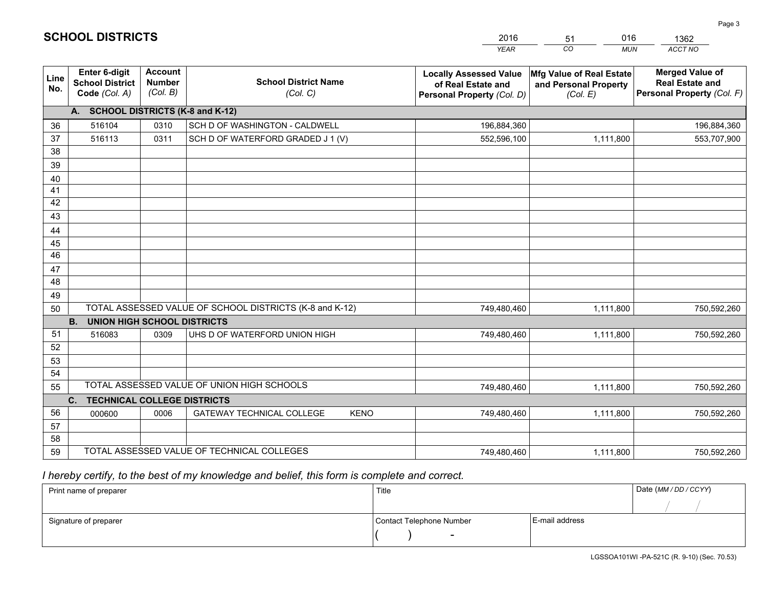# SCHOOL DISTRICTS

| 2016 | 51 | 016 | 1362 |
|---|---|---|---|
| *YEAR* | *CO* | *MUN* | *ACCT NO* |

| Line No. | Enter 6-digit School District Code *(Col. A)* | Account Number *(Col. B)* | School District Name *(Col. C)* | Locally Assessed Value of Real Estate and Personal Property *(Col. D)* | Mfg Value of Real Estate and Personal Property *(Col. E)* | Merged Value of Real Estate and Personal Property *(Col. F)* |
|---|---|---|---|---|---|---|
| **A. SCHOOL DISTRICTS (K-8 and K-12)** | | | | | | |
| 36 | 516104 | 0310 | SCH D OF WASHINGTON - CALDWELL | 196,884,360 | | 196,884,360 |
| 37 | 516113 | 0311 | SCH D OF WATERFORD GRADED J 1 (V) | 552,596,100 | 1,111,800 | 553,707,900 |
| 38 | | | | | | |
| 39 | | | | | | |
| 40 | | | | | | |
| 41 | | | | | | |
| 42 | | | | | | |
| 43 | | | | | | |
| 44 | | | | | | |
| 45 | | | | | | |
| 46 | | | | | | |
| 47 | | | | | | |
| 48 | | | | | | |
| 49 | | | | | | |
| 50 | TOTAL ASSESSED VALUE OF SCHOOL DISTRICTS (K-8 and K-12) | | | 749,480,460 | 1,111,800 | 750,592,260 |
| **B. UNION HIGH SCHOOL DISTRICTS** | | | | | | |
| 51 | 516083 | 0309 | UHS D OF WATERFORD UNION HIGH | 749,480,460 | 1,111,800 | 750,592,260 |
| 52 | | | | | | |
| 53 | | | | | | |
| 54 | | | | | | |
| 55 | TOTAL ASSESSED VALUE OF UNION HIGH SCHOOLS | | | 749,480,460 | 1,111,800 | 750,592,260 |
| **C. TECHNICAL COLLEGE DISTRICTS** | | | | | | |
| 56 | 000600 | 0006 | GATEWAY TECHNICAL COLLEGE KENO | 749,480,460 | 1,111,800 | 750,592,260 |
| 57 | | | | | | |
| 58 | | | | | | |
| 59 | TOTAL ASSESSED VALUE OF TECHNICAL COLLEGES | | | 749,480,460 | 1,111,800 | 750,592,260 |

*I hereby certify, to the best of my knowledge and belief, this form is complete and correct.*

| Print name of preparer | Title | | Date *(MM / DD / CCYY)* |
|---|---|---|---|
| | | | / / |
| Signature of preparer | Contact Telephone Number | E-mail address | |
| | ( ) - | | |

LGSSOA101WI -PA-521C (R. 9-10) (Sec. 70.53)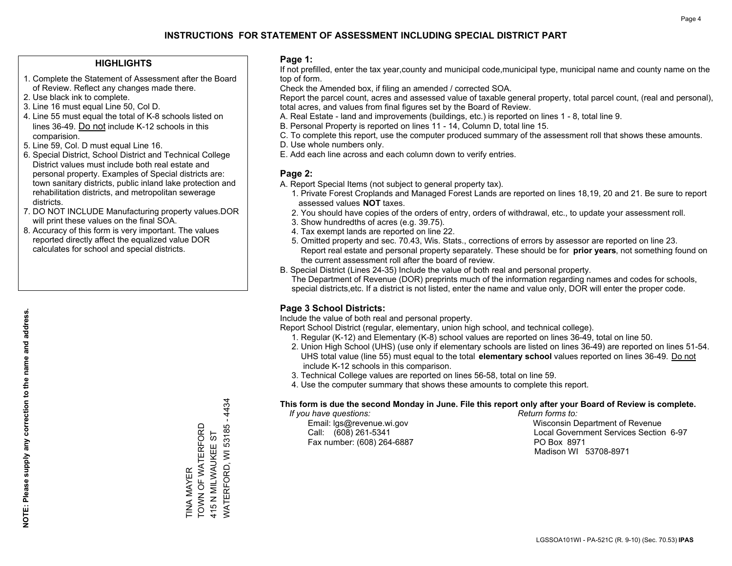# INSTRUCTIONS FOR STATEMENT OF ASSESSMENT INCLUDING SPECIAL DISTRICT PART

## HIGHLIGHTS

1. Complete the Statement of Assessment after the Board of Review. Reflect any changes made there.
2. Use black ink to complete.
3. Line 16 must equal Line 50, Col D.
4. Line 55 must equal the total of K-8 schools listed on lines 36-49. Do not include K-12 schools in this comparision.
5. Line 59, Col. D must equal Line 16.
6. Special District, School District and Technical College District values must include both real estate and personal property. Examples of Special districts are: town sanitary districts, public inland lake protection and rehabilitation districts, and metropolitan sewerage districts.
7. DO NOT INCLUDE Manufacturing property values.DOR will print these values on the final SOA.
8. Accuracy of this form is very important. The values reported directly affect the equalized value DOR calculates for school and special districts.

**NOTE: Please supply any correction to the name and address.**

TINA MAYER
TOWN OF WATERFORD
415 N MILWAUKEE ST
WATERFORD, WI 53185 - 4434

## Page 1:

If not prefilled, enter the tax year,county and municipal code,municipal type, municipal name and county name on the top of form.

Check the Amended box, if filing an amended / corrected SOA.

Report the parcel count, acres and assessed value of taxable general property, total parcel count, (real and personal), total acres, and values from final figures set by the Board of Review.

A. Real Estate - land and improvements (buildings, etc.) is reported on lines 1 - 8, total line 9.
B. Personal Property is reported on lines 11 - 14, Column D, total line 15.
C. To complete this report, use the computer produced summary of the assessment roll that shows these amounts.
D. Use whole numbers only.
E. Add each line across and each column down to verify entries.

## Page 2:

A. Report Special Items (not subject to general property tax).
   1. Private Forest Croplands and Managed Forest Lands are reported on lines 18,19, 20 and 21. Be sure to report assessed values **NOT** taxes.
   2. You should have copies of the orders of entry, orders of withdrawal, etc., to update your assessment roll.
   3. Show hundredths of acres (e.g. 39.75).
   4. Tax exempt lands are reported on line 22.
   5. Omitted property and sec. 70.43, Wis. Stats., corrections of errors by assessor are reported on line 23. Report real estate and personal property separately. These should be for **prior years**, not something found on the current assessment roll after the board of review.
B. Special District (Lines 24-35) Include the value of both real and personal property.
   The Department of Revenue (DOR) preprints much of the information regarding names and codes for schools, special districts,etc. If a district is not listed, enter the name and value only, DOR will enter the proper code.

## Page 3 School Districts:

Include the value of both real and personal property.

Report School District (regular, elementary, union high school, and technical college).

1. Regular (K-12) and Elementary (K-8) school values are reported on lines 36-49, total on line 50.
2. Union High School (UHS) (use only if elementary schools are listed on lines 36-49) are reported on lines 51-54. UHS total value (line 55) must equal to the total **elementary school** values reported on lines 36-49. Do not include K-12 schools in this comparison.
3. Technical College values are reported on lines 56-58, total on line 59.
4. Use the computer summary that shows these amounts to complete this report.

**This form is due the second Monday in June. File this report only after your Board of Review is complete.**

*If you have questions:*
Email: lgs@revenue.wi.gov
Call: (608) 261-5341
Fax number: (608) 264-6887

*Return forms to:*
Wisconsin Department of Revenue
Local Government Services Section 6-97
PO Box 8971
Madison WI 53708-8971

LGSSOA101WI - PA-521C (R. 9-10) (Sec. 70.53) **IPAS**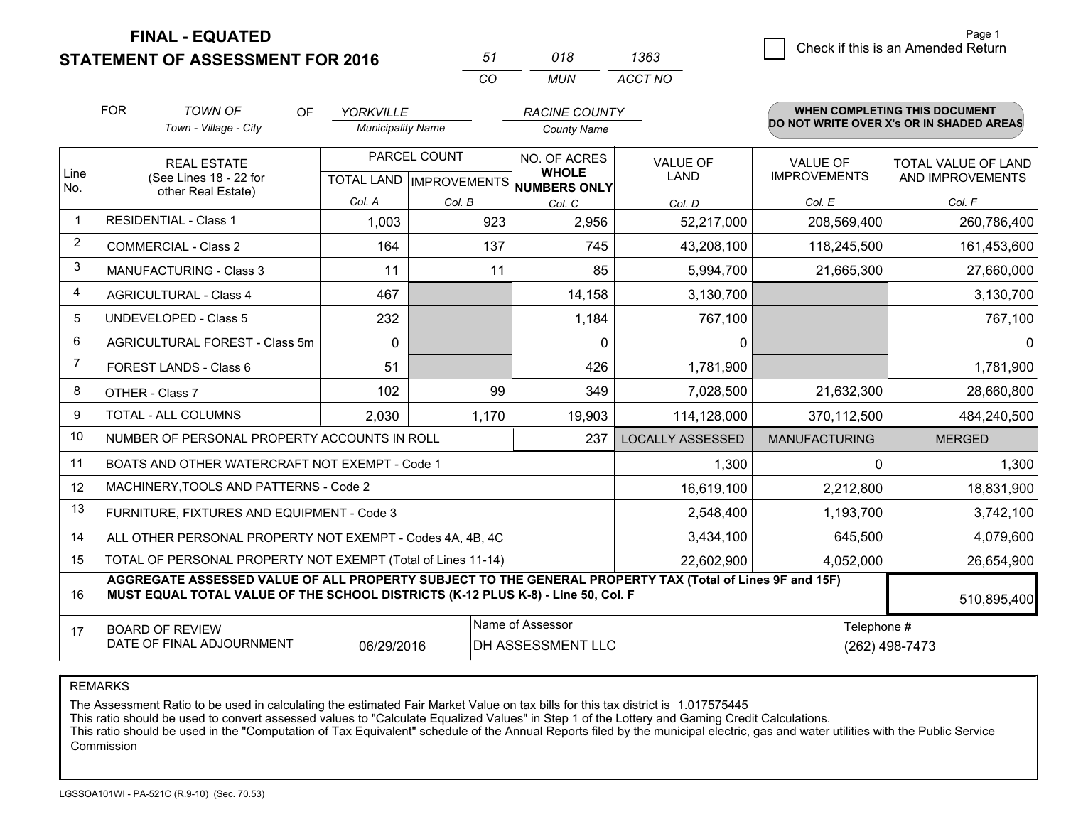**FINAL - EQUATED**
**STATEMENT OF ASSESSMENT FOR 2016**

| 51 | 018 | 1363 |
|---|---|---|
| CO | MUN | ACCT NO |

☐ Check if this is an Amended Return

FOR *TOWN OF* (Town - Village - City) OF *YORKVILLE* (Municipality Name) *RACINE COUNTY* (County Name)

**WHEN COMPLETING THIS DOCUMENT DO NOT WRITE OVER X's OR IN SHADED AREAS**

| Line No. | REAL ESTATE (See Lines 18 - 22 for other Real Estate) | PARCEL COUNT TOTAL LAND Col. A | PARCEL COUNT IMPROVEMENTS Col. B | NO. OF ACRES WHOLE NUMBERS ONLY Col. C | VALUE OF LAND Col. D | VALUE OF IMPROVEMENTS Col. E | TOTAL VALUE OF LAND AND IMPROVEMENTS Col. F |
|---|---|---|---|---|---|---|---|
| 1 | RESIDENTIAL - Class 1 | 1,003 | 923 | 2,956 | 52,217,000 | 208,569,400 | 260,786,400 |
| 2 | COMMERCIAL - Class 2 | 164 | 137 | 745 | 43,208,100 | 118,245,500 | 161,453,600 |
| 3 | MANUFACTURING - Class 3 | 11 | 11 | 85 | 5,994,700 | 21,665,300 | 27,660,000 |
| 4 | AGRICULTURAL - Class 4 | 467 | | 14,158 | 3,130,700 | | 3,130,700 |
| 5 | UNDEVELOPED - Class 5 | 232 | | 1,184 | 767,100 | | 767,100 |
| 6 | AGRICULTURAL FOREST - Class 5m | 0 | | 0 | 0 | | 0 |
| 7 | FOREST LANDS - Class 6 | 51 | | 426 | 1,781,900 | | 1,781,900 |
| 8 | OTHER - Class 7 | 102 | 99 | 349 | 7,028,500 | 21,632,300 | 28,660,800 |
| 9 | TOTAL - ALL COLUMNS | 2,030 | 1,170 | 19,903 | 114,128,000 | 370,112,500 | 484,240,500 |
| 10 | NUMBER OF PERSONAL PROPERTY ACCOUNTS IN ROLL | | | 237 | LOCALLY ASSESSED | MANUFACTURING | MERGED |
| 11 | BOATS AND OTHER WATERCRAFT NOT EXEMPT - Code 1 | | | | 1,300 | 0 | 1,300 |
| 12 | MACHINERY,TOOLS AND PATTERNS - Code 2 | | | | 16,619,100 | 2,212,800 | 18,831,900 |
| 13 | FURNITURE, FIXTURES AND EQUIPMENT - Code 3 | | | | 2,548,400 | 1,193,700 | 3,742,100 |
| 14 | ALL OTHER PERSONAL PROPERTY NOT EXEMPT - Codes 4A, 4B, 4C | | | | 3,434,100 | 645,500 | 4,079,600 |
| 15 | TOTAL OF PERSONAL PROPERTY NOT EXEMPT (Total of Lines 11-14) | | | | 22,602,900 | 4,052,000 | 26,654,900 |
| 16 | **AGGREGATE ASSESSED VALUE OF ALL PROPERTY SUBJECT TO THE GENERAL PROPERTY TAX (Total of Lines 9F and 15F) MUST EQUAL TOTAL VALUE OF THE SCHOOL DISTRICTS (K-12 PLUS K-8) - Line 50, Col. F** | | | | | | 510,895,400 |
| 17 | BOARD OF REVIEW DATE OF FINAL ADJOURNMENT | 06/29/2016 | Name of Assessor: DH ASSESSMENT LLC | | | Telephone #: (262) 498-7473 | |

REMARKS

The Assessment Ratio to be used in calculating the estimated Fair Market Value on tax bills for this tax district is 1.017575445
This ratio should be used to convert assessed values to "Calculate Equalized Values" in Step 1 of the Lottery and Gaming Credit Calculations.
This ratio should be used in the "Computation of Tax Equivalent" schedule of the Annual Reports filed by the municipal electric, gas and water utilities with the Public Service Commission

LGSSOA101WI - PA-521C (R.9-10) (Sec. 70.53)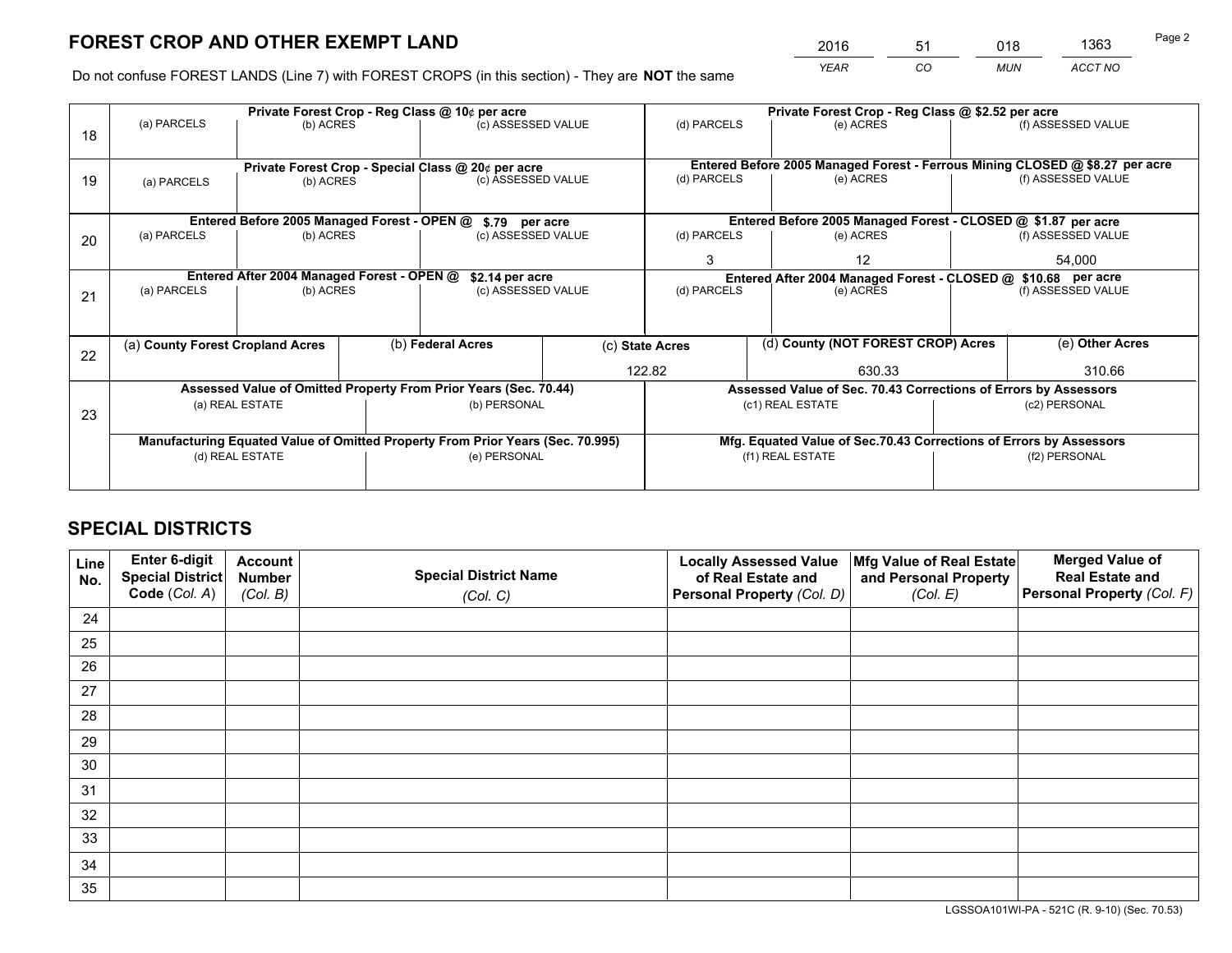# FOREST CROP AND OTHER EXEMPT LAND

| YEAR | CO | MUN | ACCT NO |
|---|---|---|---|
| 2016 | 51 | 018 | 1363 |

Do not confuse FOREST LANDS (Line 7) with FOREST CROPS (in this section) - They are **NOT** the same

| Line | Private Forest Crop - Reg Class @ 10¢ per acre | | | Private Forest Crop - Reg Class @ $2.52 per acre | | |
|---|---|---|---|---|---|---|
| | (a) PARCELS | (b) ACRES | (c) ASSESSED VALUE | (d) PARCELS | (e) ACRES | (f) ASSESSED VALUE |
| 18 | | | | | | |
| | **Private Forest Crop - Special Class @ 20¢ per acre** | | | **Entered Before 2005 Managed Forest - Ferrous Mining CLOSED @ $8.27 per acre** | | |
| | (a) PARCELS | (b) ACRES | (c) ASSESSED VALUE | (d) PARCELS | (e) ACRES | (f) ASSESSED VALUE |
| 19 | | | | | | |
| | **Entered Before 2005 Managed Forest - OPEN @ $.79 per acre** | | | **Entered Before 2005 Managed Forest - CLOSED @ $1.87 per acre** | | |
| | (a) PARCELS | (b) ACRES | (c) ASSESSED VALUE | (d) PARCELS | (e) ACRES | (f) ASSESSED VALUE |
| 20 | | | | 3 | 12 | 54,000 |
| | **Entered After 2004 Managed Forest - OPEN @ $2.14 per acre** | | | **Entered After 2004 Managed Forest - CLOSED @ $10.68 per acre** | | |
| | (a) PARCELS | (b) ACRES | (c) ASSESSED VALUE | (d) PARCELS | (e) ACRES | (f) ASSESSED VALUE |
| 21 | | | | | | |

| Line | (a) County Forest Cropland Acres | (b) Federal Acres | (c) State Acres | (d) County (NOT FOREST CROP) Acres | (e) Other Acres |
|---|---|---|---|---|---|
| 22 | | | 122.82 | 630.33 | 310.66 |

| Line | Assessed Value of Omitted Property From Prior Years (Sec. 70.44) | | Assessed Value of Sec. 70.43 Corrections of Errors by Assessors | |
|---|---|---|---|---|
| 23 | (a) REAL ESTATE | (b) PERSONAL | (c1) REAL ESTATE | (c2) PERSONAL |
| | | | | |
| | **Manufacturing Equated Value of Omitted Property From Prior Years (Sec. 70.995)** | | **Mfg. Equated Value of Sec.70.43 Corrections of Errors by Assessors** | |
| | (d) REAL ESTATE | (e) PERSONAL | (f1) REAL ESTATE | (f2) PERSONAL |
| | | | | |

# SPECIAL DISTRICTS

| Line No. | Enter 6-digit Special District Code (Col. A) | Account Number (Col. B) | Special District Name (Col. C) | Locally Assessed Value of Real Estate and Personal Property (Col. D) | Mfg Value of Real Estate and Personal Property (Col. E) | Merged Value of Real Estate and Personal Property (Col. F) |
|---|---|---|---|---|---|---|
| 24 | | | | | | |
| 25 | | | | | | |
| 26 | | | | | | |
| 27 | | | | | | |
| 28 | | | | | | |
| 29 | | | | | | |
| 30 | | | | | | |
| 31 | | | | | | |
| 32 | | | | | | |
| 33 | | | | | | |
| 34 | | | | | | |
| 35 | | | | | | |

LGSSOA101WI-PA - 521C (R. 9-10) (Sec. 70.53)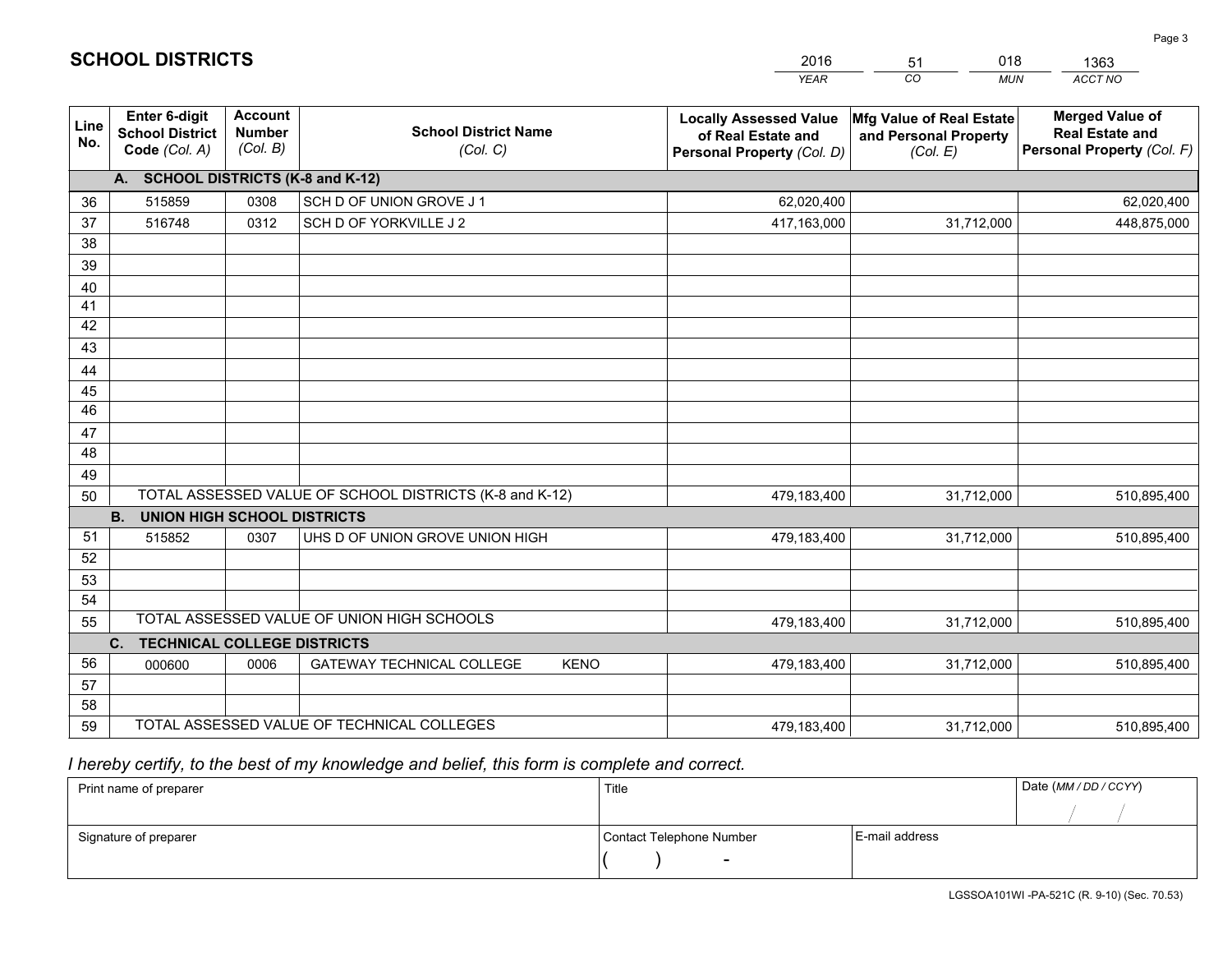# SCHOOL DISTRICTS

| 2016 | 51 | 018 | 1363 |
|---|---|---|---|
| *YEAR* | *CO* | *MUN* | *ACCT NO* |

| Line No. | Enter 6-digit School District Code *(Col. A)* | Account Number *(Col. B)* | School District Name *(Col. C)* | Locally Assessed Value of Real Estate and Personal Property *(Col. D)* | Mfg Value of Real Estate and Personal Property *(Col. E)* | Merged Value of Real Estate and Personal Property *(Col. F)* |
|---|---|---|---|---|---|---|
| | **A. SCHOOL DISTRICTS (K-8 and K-12)** | | | | | |
| 36 | 515859 | 0308 | SCH D OF UNION GROVE J 1 | 62,020,400 | | 62,020,400 |
| 37 | 516748 | 0312 | SCH D OF YORKVILLE J 2 | 417,163,000 | 31,712,000 | 448,875,000 |
| 38 | | | | | | |
| 39 | | | | | | |
| 40 | | | | | | |
| 41 | | | | | | |
| 42 | | | | | | |
| 43 | | | | | | |
| 44 | | | | | | |
| 45 | | | | | | |
| 46 | | | | | | |
| 47 | | | | | | |
| 48 | | | | | | |
| 49 | | | | | | |
| 50 | TOTAL ASSESSED VALUE OF SCHOOL DISTRICTS (K-8 and K-12) | | | 479,183,400 | 31,712,000 | 510,895,400 |
| | **B. UNION HIGH SCHOOL DISTRICTS** | | | | | |
| 51 | 515852 | 0307 | UHS D OF UNION GROVE UNION HIGH | 479,183,400 | 31,712,000 | 510,895,400 |
| 52 | | | | | | |
| 53 | | | | | | |
| 54 | | | | | | |
| 55 | TOTAL ASSESSED VALUE OF UNION HIGH SCHOOLS | | | 479,183,400 | 31,712,000 | 510,895,400 |
| | **C. TECHNICAL COLLEGE DISTRICTS** | | | | | |
| 56 | 000600 | 0006 | GATEWAY TECHNICAL COLLEGE KENO | 479,183,400 | 31,712,000 | 510,895,400 |
| 57 | | | | | | |
| 58 | | | | | | |
| 59 | TOTAL ASSESSED VALUE OF TECHNICAL COLLEGES | | | 479,183,400 | 31,712,000 | 510,895,400 |

*I hereby certify, to the best of my knowledge and belief, this form is complete and correct.*

| Print name of preparer | Title | | Date *(MM / DD / CCYY)* |
|---|---|---|---|
| | | | / / |
| Signature of preparer | Contact Telephone Number | E-mail address | |
| | ( ) - | | |

LGSSOA101WI -PA-521C (R. 9-10) (Sec. 70.53)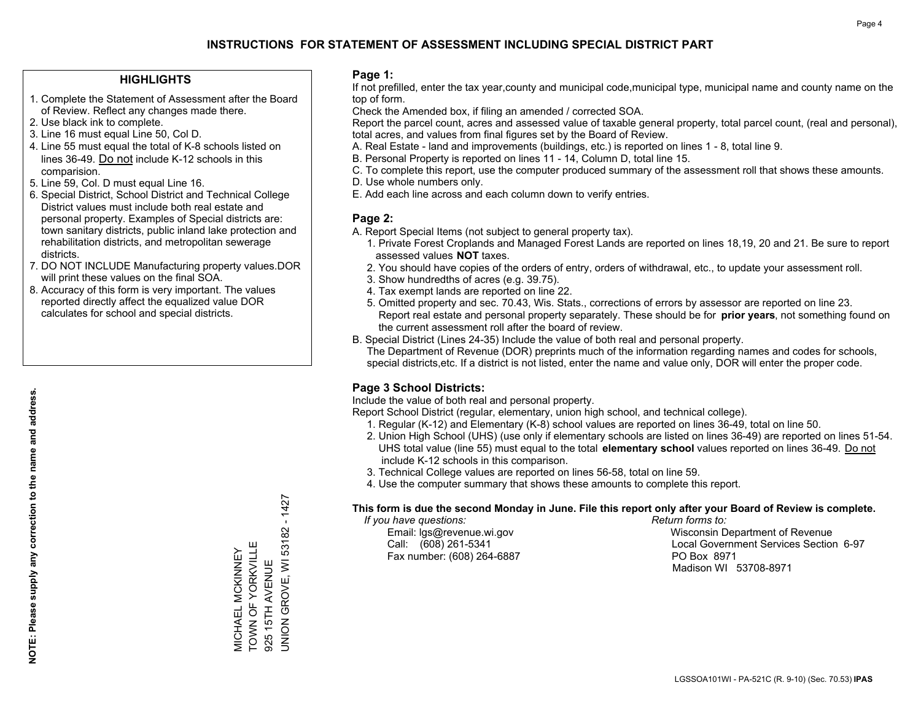# INSTRUCTIONS FOR STATEMENT OF ASSESSMENT INCLUDING SPECIAL DISTRICT PART

## HIGHLIGHTS

1. Complete the Statement of Assessment after the Board of Review. Reflect any changes made there.
2. Use black ink to complete.
3. Line 16 must equal Line 50, Col D.
4. Line 55 must equal the total of K-8 schools listed on lines 36-49. Do not include K-12 schools in this comparision.
5. Line 59, Col. D must equal Line 16.
6. Special District, School District and Technical College District values must include both real estate and personal property. Examples of Special districts are: town sanitary districts, public inland lake protection and rehabilitation districts, and metropolitan sewerage districts.
7. DO NOT INCLUDE Manufacturing property values.DOR will print these values on the final SOA.
8. Accuracy of this form is very important. The values reported directly affect the equalized value DOR calculates for school and special districts.

**NOTE: Please supply any correction to the name and address.**

MICHAEL MCKINNEY
TOWN OF YORKVILLE
925 15TH AVENUE
UNION GROVE, WI 53182 - 1427

## Page 1:

If not prefilled, enter the tax year,county and municipal code,municipal type, municipal name and county name on the top of form.

Check the Amended box, if filing an amended / corrected SOA.

Report the parcel count, acres and assessed value of taxable general property, total parcel count, (real and personal), total acres, and values from final figures set by the Board of Review.

A. Real Estate - land and improvements (buildings, etc.) is reported on lines 1 - 8, total line 9.
B. Personal Property is reported on lines 11 - 14, Column D, total line 15.
C. To complete this report, use the computer produced summary of the assessment roll that shows these amounts.
D. Use whole numbers only.
E. Add each line across and each column down to verify entries.

## Page 2:

A. Report Special Items (not subject to general property tax).
   1. Private Forest Croplands and Managed Forest Lands are reported on lines 18,19, 20 and 21. Be sure to report assessed values **NOT** taxes.
   2. You should have copies of the orders of entry, orders of withdrawal, etc., to update your assessment roll.
   3. Show hundredths of acres (e.g. 39.75).
   4. Tax exempt lands are reported on line 22.
   5. Omitted property and sec. 70.43, Wis. Stats., corrections of errors by assessor are reported on line 23. Report real estate and personal property separately. These should be for **prior years**, not something found on the current assessment roll after the board of review.

B. Special District (Lines 24-35) Include the value of both real and personal property.
   The Department of Revenue (DOR) preprints much of the information regarding names and codes for schools, special districts,etc. If a district is not listed, enter the name and value only, DOR will enter the proper code.

## Page 3 School Districts:

Include the value of both real and personal property.

Report School District (regular, elementary, union high school, and technical college).

1. Regular (K-12) and Elementary (K-8) school values are reported on lines 36-49, total on line 50.
2. Union High School (UHS) (use only if elementary schools are listed on lines 36-49) are reported on lines 51-54. UHS total value (line 55) must equal to the total **elementary school** values reported on lines 36-49. Do not include K-12 schools in this comparison.
3. Technical College values are reported on lines 56-58, total on line 59.
4. Use the computer summary that shows these amounts to complete this report.

**This form is due the second Monday in June. File this report only after your Board of Review is complete.**

*If you have questions:*
Email: lgs@revenue.wi.gov
Call: (608) 261-5341
Fax number: (608) 264-6887

*Return forms to:*
Wisconsin Department of Revenue
Local Government Services Section 6-97
PO Box 8971
Madison WI 53708-8971

LGSSOA101WI - PA-521C (R. 9-10) (Sec. 70.53) **IPAS**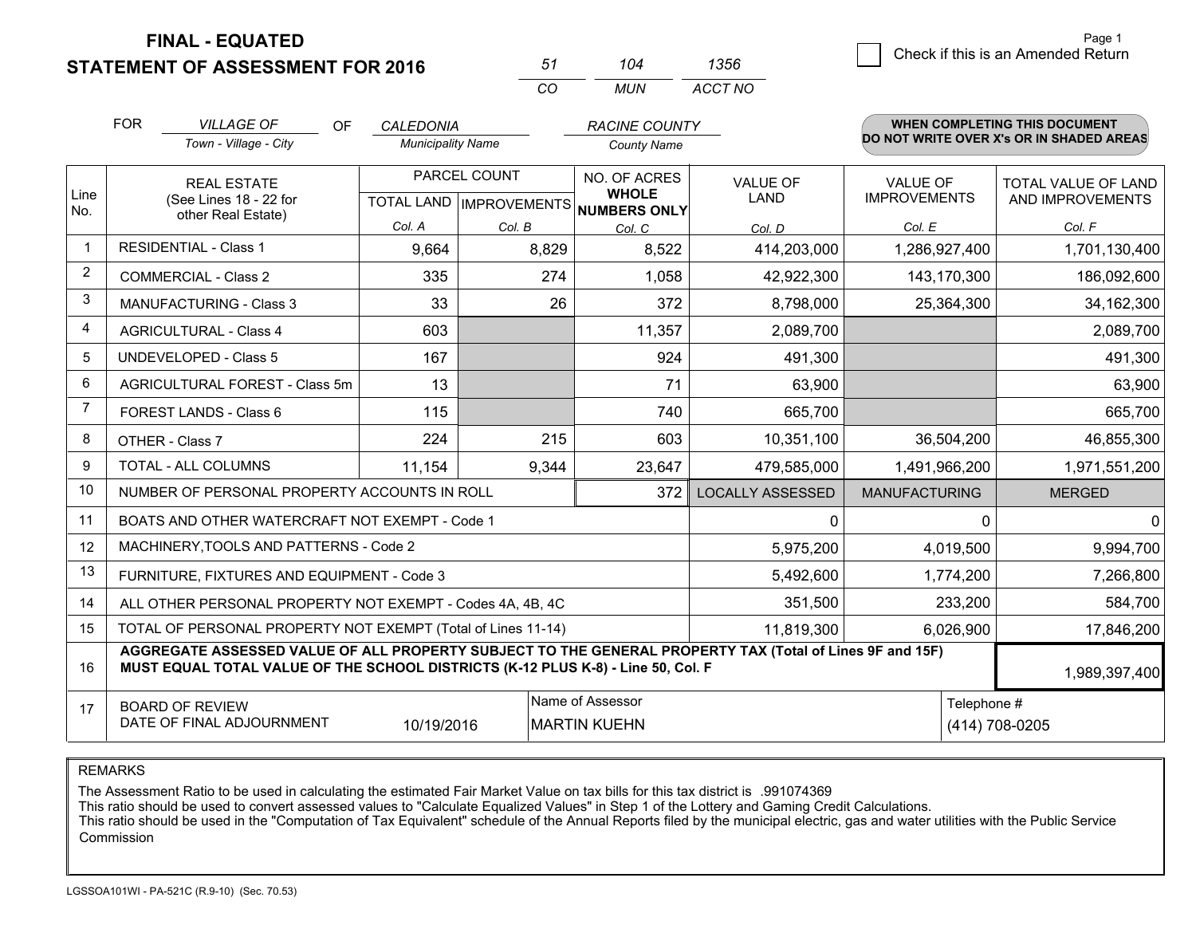**FINAL - EQUATED**

**STATEMENT OF ASSESSMENT FOR 2016**

| 51 | 104 | 1356 |
|---|---|---|
| CO | MUN | ACCT NO |

Page 1

☐ Check if this is an Amended Return

FOR *VILLAGE OF* (Town - Village - City) OF *CALEDONIA* (Municipality Name) *RACINE COUNTY* (County Name)

**WHEN COMPLETING THIS DOCUMENT DO NOT WRITE OVER X's OR IN SHADED AREAS**

| Line No. | REAL ESTATE (See Lines 18 - 22 for other Real Estate) | PARCEL COUNT TOTAL LAND Col. A | PARCEL COUNT IMPROVEMENTS Col. B | NO. OF ACRES WHOLE NUMBERS ONLY Col. C | VALUE OF LAND Col. D | VALUE OF IMPROVEMENTS Col. E | TOTAL VALUE OF LAND AND IMPROVEMENTS Col. F |
|---|---|---|---|---|---|---|---|
| 1 | RESIDENTIAL - Class 1 | 9,664 | 8,829 | 8,522 | 414,203,000 | 1,286,927,400 | 1,701,130,400 |
| 2 | COMMERCIAL - Class 2 | 335 | 274 | 1,058 | 42,922,300 | 143,170,300 | 186,092,600 |
| 3 | MANUFACTURING - Class 3 | 33 | 26 | 372 | 8,798,000 | 25,364,300 | 34,162,300 |
| 4 | AGRICULTURAL - Class 4 | 603 | | 11,357 | 2,089,700 | | 2,089,700 |
| 5 | UNDEVELOPED - Class 5 | 167 | | 924 | 491,300 | | 491,300 |
| 6 | AGRICULTURAL FOREST - Class 5m | 13 | | 71 | 63,900 | | 63,900 |
| 7 | FOREST LANDS - Class 6 | 115 | | 740 | 665,700 | | 665,700 |
| 8 | OTHER - Class 7 | 224 | 215 | 603 | 10,351,100 | 36,504,200 | 46,855,300 |
| 9 | TOTAL - ALL COLUMNS | 11,154 | 9,344 | 23,647 | 479,585,000 | 1,491,966,200 | 1,971,551,200 |
| 10 | NUMBER OF PERSONAL PROPERTY ACCOUNTS IN ROLL | | | 372 | LOCALLY ASSESSED | MANUFACTURING | MERGED |
| 11 | BOATS AND OTHER WATERCRAFT NOT EXEMPT - Code 1 | | | | 0 | 0 | 0 |
| 12 | MACHINERY,TOOLS AND PATTERNS - Code 2 | | | | 5,975,200 | 4,019,500 | 9,994,700 |
| 13 | FURNITURE, FIXTURES AND EQUIPMENT - Code 3 | | | | 5,492,600 | 1,774,200 | 7,266,800 |
| 14 | ALL OTHER PERSONAL PROPERTY NOT EXEMPT - Codes 4A, 4B, 4C | | | | 351,500 | 233,200 | 584,700 |
| 15 | TOTAL OF PERSONAL PROPERTY NOT EXEMPT (Total of Lines 11-14) | | | | 11,819,300 | 6,026,900 | 17,846,200 |
| 16 | **AGGREGATE ASSESSED VALUE OF ALL PROPERTY SUBJECT TO THE GENERAL PROPERTY TAX (Total of Lines 9F and 15F) MUST EQUAL TOTAL VALUE OF THE SCHOOL DISTRICTS (K-12 PLUS K-8) - Line 50, Col. F** | | | | | | 1,989,397,400 |
| 17 | BOARD OF REVIEW DATE OF FINAL ADJOURNMENT | 10/19/2016 | Name of Assessor | MARTIN KUEHN | | Telephone # | (414) 708-0205 |

REMARKS

The Assessment Ratio to be used in calculating the estimated Fair Market Value on tax bills for this tax district is .991074369
This ratio should be used to convert assessed values to "Calculate Equalized Values" in Step 1 of the Lottery and Gaming Credit Calculations.
This ratio should be used in the "Computation of Tax Equivalent" schedule of the Annual Reports filed by the municipal electric, gas and water utilities with the Public Service Commission

LGSSOA101WI - PA-521C (R.9-10) (Sec. 70.53)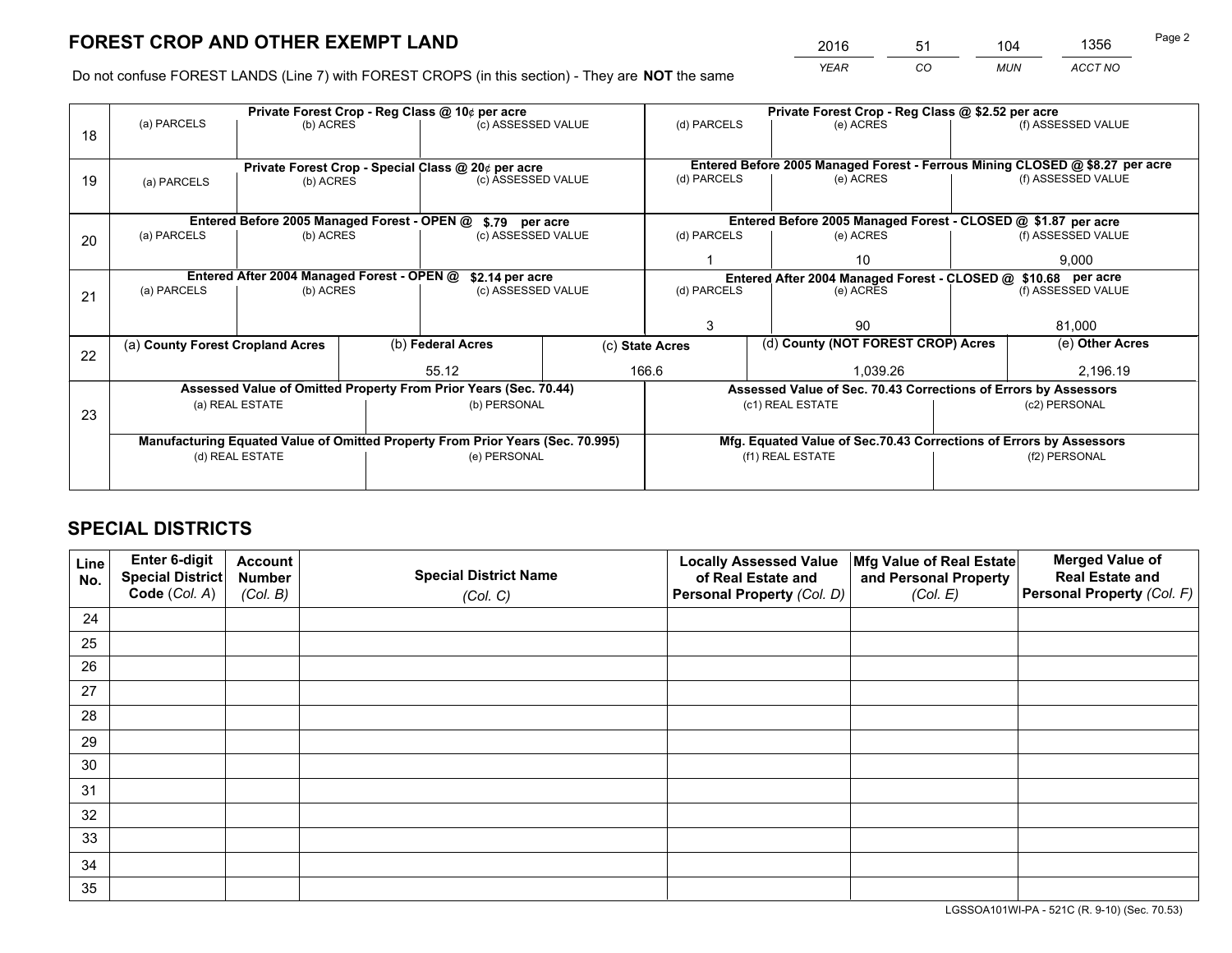# FOREST CROP AND OTHER EXEMPT LAND

| 2016 | 51 | 104 | 1356 |
|---|---|---|---|
| *YEAR* | *CO* | *MUN* | *ACCT NO* |

Do not confuse FOREST LANDS (Line 7) with FOREST CROPS (in this section) - They are **NOT** the same

| Line | Private Forest Crop - Reg Class @ 10¢ per acre | | | Private Forest Crop - Reg Class @ $2.52 per acre | | |
|---|---|---|---|---|---|---|
| 18 | (a) PARCELS | (b) ACRES | (c) ASSESSED VALUE | (d) PARCELS | (e) ACRES | (f) ASSESSED VALUE |
| | | | | | | |
| | **Private Forest Crop - Special Class @ 20¢ per acre** | | | **Entered Before 2005 Managed Forest - Ferrous Mining CLOSED @ $8.27 per acre** | | |
| 19 | (a) PARCELS | (b) ACRES | (c) ASSESSED VALUE | (d) PARCELS | (e) ACRES | (f) ASSESSED VALUE |
| | | | | | | |
| | **Entered Before 2005 Managed Forest - OPEN @ $.79 per acre** | | | **Entered Before 2005 Managed Forest - CLOSED @ $1.87 per acre** | | |
| 20 | (a) PARCELS | (b) ACRES | (c) ASSESSED VALUE | (d) PARCELS | (e) ACRES | (f) ASSESSED VALUE |
| | | | | 1 | 10 | 9,000 |
| | **Entered After 2004 Managed Forest - OPEN @ $2.14 per acre** | | | **Entered After 2004 Managed Forest - CLOSED @ $10.68 per acre** | | |
| 21 | (a) PARCELS | (b) ACRES | (c) ASSESSED VALUE | (d) PARCELS | (e) ACRES | (f) ASSESSED VALUE |
| | | | | 3 | 90 | 81,000 |

| Line | (a) County Forest Cropland Acres | (b) Federal Acres | (c) State Acres | (d) County (NOT FOREST CROP) Acres | (e) Other Acres |
|---|---|---|---|---|---|
| 22 | | 55.12 | 166.6 | 1,039.26 | 2,196.19 |

| Line | Assessed Value of Omitted Property From Prior Years (Sec. 70.44) | | Assessed Value of Sec. 70.43 Corrections of Errors by Assessors | |
|---|---|---|---|---|
| 23 | (a) REAL ESTATE | (b) PERSONAL | (c1) REAL ESTATE | (c2) PERSONAL |
| | | | | |
| | **Manufacturing Equated Value of Omitted Property From Prior Years (Sec. 70.995)** | | **Mfg. Equated Value of Sec.70.43 Corrections of Errors by Assessors** | |
| | (d) REAL ESTATE | (e) PERSONAL | (f1) REAL ESTATE | (f2) PERSONAL |
| | | | | |

# SPECIAL DISTRICTS

| Line No. | Enter 6-digit Special District Code (*Col. A*) | Account Number (*Col. B*) | Special District Name (*Col. C*) | Locally Assessed Value of Real Estate and Personal Property (*Col. D*) | Mfg Value of Real Estate and Personal Property (*Col. E*) | Merged Value of Real Estate and Personal Property (*Col. F*) |
|---|---|---|---|---|---|---|
| 24 | | | | | | |
| 25 | | | | | | |
| 26 | | | | | | |
| 27 | | | | | | |
| 28 | | | | | | |
| 29 | | | | | | |
| 30 | | | | | | |
| 31 | | | | | | |
| 32 | | | | | | |
| 33 | | | | | | |
| 34 | | | | | | |
| 35 | | | | | | |

LGSSOA101WI-PA - 521C (R. 9-10) (Sec. 70.53)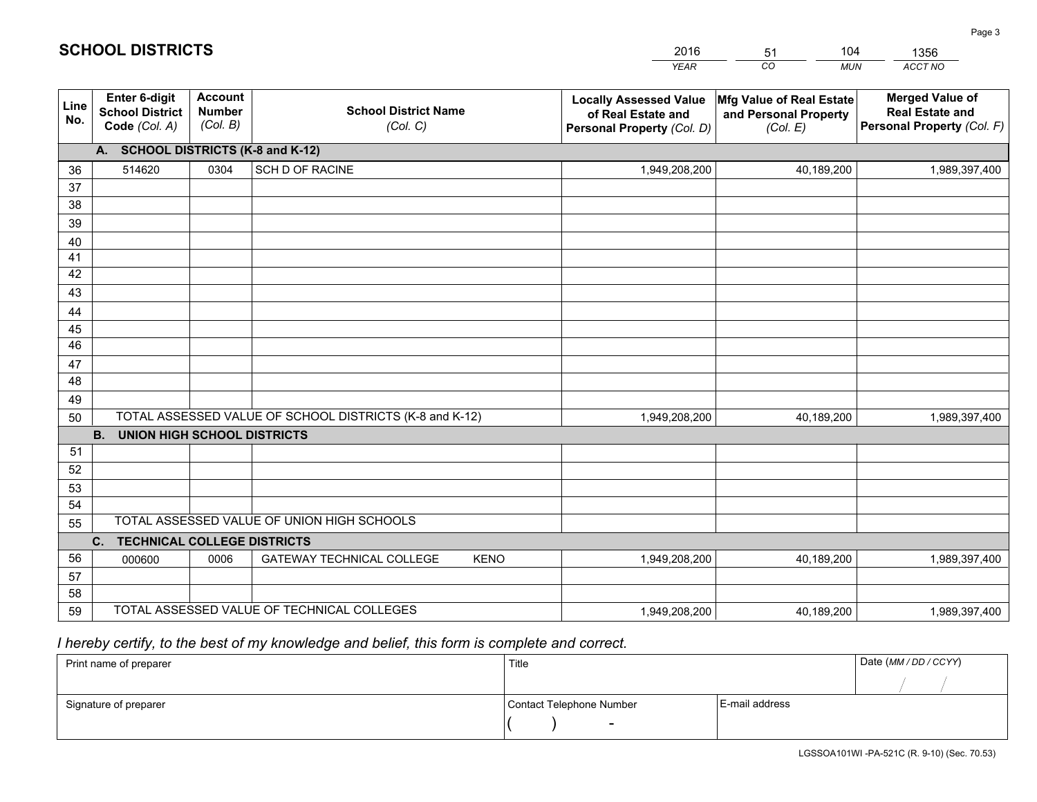# SCHOOL DISTRICTS

| 2016 | 51 | 104 | 1356 |
|---|---|---|---|
| *YEAR* | *CO* | *MUN* | *ACCT NO* |

| Line No. | Enter 6-digit School District Code *(Col. A)* | Account Number *(Col. B)* | School District Name *(Col. C)* | Locally Assessed Value of Real Estate and Personal Property *(Col. D)* | Mfg Value of Real Estate and Personal Property *(Col. E)* | Merged Value of Real Estate and Personal Property *(Col. F)* |
|---|---|---|---|---|---|---|
| **A. SCHOOL DISTRICTS (K-8 and K-12)** | | | | | | |
| 36 | 514620 | 0304 | SCH D OF RACINE | 1,949,208,200 | 40,189,200 | 1,989,397,400 |
| 37 | | | | | | |
| 38 | | | | | | |
| 39 | | | | | | |
| 40 | | | | | | |
| 41 | | | | | | |
| 42 | | | | | | |
| 43 | | | | | | |
| 44 | | | | | | |
| 45 | | | | | | |
| 46 | | | | | | |
| 47 | | | | | | |
| 48 | | | | | | |
| 49 | | | | | | |
| 50 | TOTAL ASSESSED VALUE OF SCHOOL DISTRICTS (K-8 and K-12) | | | 1,949,208,200 | 40,189,200 | 1,989,397,400 |
| **B. UNION HIGH SCHOOL DISTRICTS** | | | | | | |
| 51 | | | | | | |
| 52 | | | | | | |
| 53 | | | | | | |
| 54 | | | | | | |
| 55 | TOTAL ASSESSED VALUE OF UNION HIGH SCHOOLS | | | | | |
| **C. TECHNICAL COLLEGE DISTRICTS** | | | | | | |
| 56 | 000600 | 0006 | GATEWAY TECHNICAL COLLEGE KENO | 1,949,208,200 | 40,189,200 | 1,989,397,400 |
| 57 | | | | | | |
| 58 | | | | | | |
| 59 | TOTAL ASSESSED VALUE OF TECHNICAL COLLEGES | | | 1,949,208,200 | 40,189,200 | 1,989,397,400 |

*I hereby certify, to the best of my knowledge and belief, this form is complete and correct.*

| Print name of preparer | Title | | Date *(MM / DD / CCYY)* |
|---|---|---|---|
| | | | / / |
| Signature of preparer | Contact Telephone Number | E-mail address | |
| | ( ) - | | |

LGSSOA101WI -PA-521C (R. 9-10) (Sec. 70.53)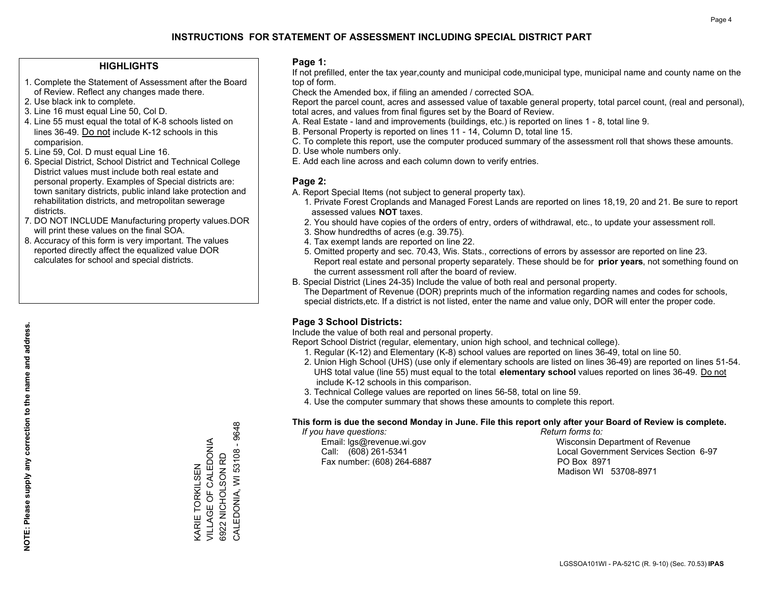# INSTRUCTIONS FOR STATEMENT OF ASSESSMENT INCLUDING SPECIAL DISTRICT PART

## HIGHLIGHTS

1. Complete the Statement of Assessment after the Board of Review. Reflect any changes made there.
2. Use black ink to complete.
3. Line 16 must equal Line 50, Col D.
4. Line 55 must equal the total of K-8 schools listed on lines 36-49. Do not include K-12 schools in this comparision.
5. Line 59, Col. D must equal Line 16.
6. Special District, School District and Technical College District values must include both real estate and personal property. Examples of Special districts are: town sanitary districts, public inland lake protection and rehabilitation districts, and metropolitan sewerage districts.
7. DO NOT INCLUDE Manufacturing property values.DOR will print these values on the final SOA.
8. Accuracy of this form is very important. The values reported directly affect the equalized value DOR calculates for school and special districts.

**NOTE: Please supply any correction to the name and address.**

KARIE TORKILSEN
VILLAGE OF CALEDONIA
6922 NICHOLSON RD
CALEDONIA, WI 53108 - 9648

## Page 1:

If not prefilled, enter the tax year,county and municipal code,municipal type, municipal name and county name on the top of form.

Check the Amended box, if filing an amended / corrected SOA.

Report the parcel count, acres and assessed value of taxable general property, total parcel count, (real and personal), total acres, and values from final figures set by the Board of Review.

A. Real Estate - land and improvements (buildings, etc.) is reported on lines 1 - 8, total line 9.
B. Personal Property is reported on lines 11 - 14, Column D, total line 15.
C. To complete this report, use the computer produced summary of the assessment roll that shows these amounts.
D. Use whole numbers only.
E. Add each line across and each column down to verify entries.

## Page 2:

A. Report Special Items (not subject to general property tax).
   1. Private Forest Croplands and Managed Forest Lands are reported on lines 18,19, 20 and 21. Be sure to report assessed values **NOT** taxes.
   2. You should have copies of the orders of entry, orders of withdrawal, etc., to update your assessment roll.
   3. Show hundredths of acres (e.g. 39.75).
   4. Tax exempt lands are reported on line 22.
   5. Omitted property and sec. 70.43, Wis. Stats., corrections of errors by assessor are reported on line 23. Report real estate and personal property separately. These should be for **prior years**, not something found on the current assessment roll after the board of review.

B. Special District (Lines 24-35) Include the value of both real and personal property.
   The Department of Revenue (DOR) preprints much of the information regarding names and codes for schools, special districts,etc. If a district is not listed, enter the name and value only, DOR will enter the proper code.

## Page 3 School Districts:

Include the value of both real and personal property.

Report School District (regular, elementary, union high school, and technical college).

1. Regular (K-12) and Elementary (K-8) school values are reported on lines 36-49, total on line 50.
2. Union High School (UHS) (use only if elementary schools are listed on lines 36-49) are reported on lines 51-54. UHS total value (line 55) must equal to the total **elementary school** values reported on lines 36-49. Do not include K-12 schools in this comparison.
3. Technical College values are reported on lines 56-58, total on line 59.
4. Use the computer summary that shows these amounts to complete this report.

**This form is due the second Monday in June. File this report only after your Board of Review is complete.**

*If you have questions:*
Email: lgs@revenue.wi.gov
Call: (608) 261-5341
Fax number: (608) 264-6887

*Return forms to:*
Wisconsin Department of Revenue
Local Government Services Section 6-97
PO Box 8971
Madison WI 53708-8971

LGSSOA101WI - PA-521C (R. 9-10) (Sec. 70.53) **IPAS**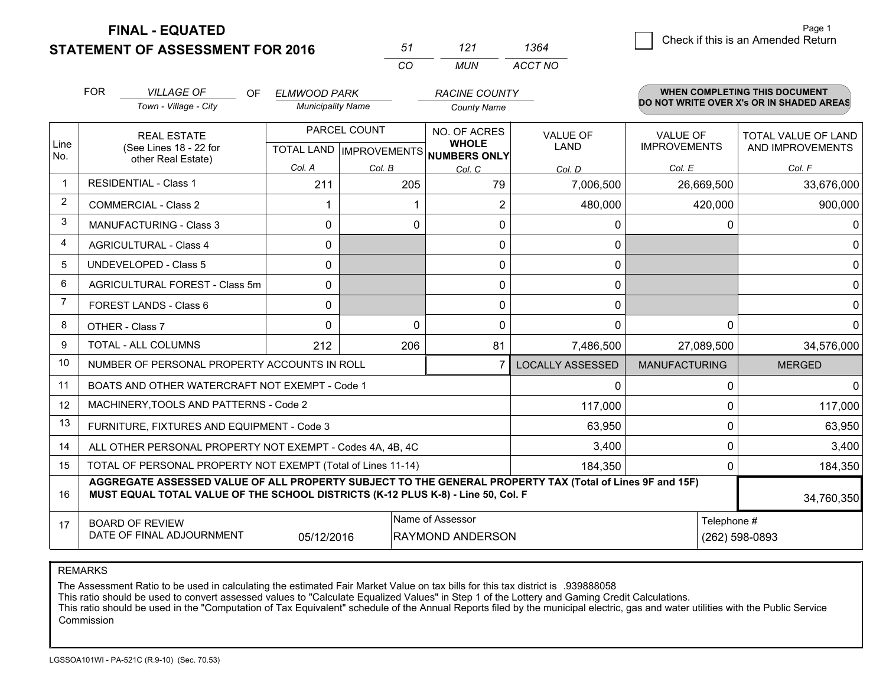# FINAL - EQUATED
## STATEMENT OF ASSESSMENT FOR 2016

| 51 | 121 | 1364 |
|---|---|---|
| CO | MUN | ACCT NO |

☐ Check if this is an Amended Return

Page 1

FOR *VILLAGE OF* (Town - Village - City) OF *ELMWOOD PARK* (Municipality Name) *RACINE COUNTY* (County Name)

**WHEN COMPLETING THIS DOCUMENT DO NOT WRITE OVER X's OR IN SHADED AREAS**

| Line No. | REAL ESTATE (See Lines 18 - 22 for other Real Estate) | PARCEL COUNT TOTAL LAND Col. A | PARCEL COUNT IMPROVEMENTS Col. B | NO. OF ACRES WHOLE NUMBERS ONLY Col. C | VALUE OF LAND Col. D | VALUE OF IMPROVEMENTS Col. E | TOTAL VALUE OF LAND AND IMPROVEMENTS Col. F |
|---|---|---|---|---|---|---|---|
| 1 | RESIDENTIAL - Class 1 | 211 | 205 | 79 | 7,006,500 | 26,669,500 | 33,676,000 |
| 2 | COMMERCIAL - Class 2 | 1 | 1 | 2 | 480,000 | 420,000 | 900,000 |
| 3 | MANUFACTURING - Class 3 | 0 | 0 | 0 | 0 | 0 | 0 |
| 4 | AGRICULTURAL - Class 4 | 0 | | 0 | 0 | | 0 |
| 5 | UNDEVELOPED - Class 5 | 0 | | 0 | 0 | | 0 |
| 6 | AGRICULTURAL FOREST - Class 5m | 0 | | 0 | 0 | | 0 |
| 7 | FOREST LANDS - Class 6 | 0 | | 0 | 0 | | 0 |
| 8 | OTHER - Class 7 | 0 | 0 | 0 | 0 | 0 | 0 |
| 9 | TOTAL - ALL COLUMNS | 212 | 206 | 81 | 7,486,500 | 27,089,500 | 34,576,000 |
| 10 | NUMBER OF PERSONAL PROPERTY ACCOUNTS IN ROLL | | | 7 | LOCALLY ASSESSED | MANUFACTURING | MERGED |
| 11 | BOATS AND OTHER WATERCRAFT NOT EXEMPT - Code 1 | | | | 0 | 0 | 0 |
| 12 | MACHINERY,TOOLS AND PATTERNS - Code 2 | | | | 117,000 | 0 | 117,000 |
| 13 | FURNITURE, FIXTURES AND EQUIPMENT - Code 3 | | | | 63,950 | 0 | 63,950 |
| 14 | ALL OTHER PERSONAL PROPERTY NOT EXEMPT - Codes 4A, 4B, 4C | | | | 3,400 | 0 | 3,400 |
| 15 | TOTAL OF PERSONAL PROPERTY NOT EXEMPT (Total of Lines 11-14) | | | | 184,350 | 0 | 184,350 |
| 16 | **AGGREGATE ASSESSED VALUE OF ALL PROPERTY SUBJECT TO THE GENERAL PROPERTY TAX (Total of Lines 9F and 15F) MUST EQUAL TOTAL VALUE OF THE SCHOOL DISTRICTS (K-12 PLUS K-8) - Line 50, Col. F** | | | | | | 34,760,350 |
| 17 | BOARD OF REVIEW DATE OF FINAL ADJOURNMENT | 05/12/2016 | | Name of Assessor: RAYMOND ANDERSON | | Telephone #: (262) 598-0893 | |

REMARKS

The Assessment Ratio to be used in calculating the estimated Fair Market Value on tax bills for this tax district is .939888058
This ratio should be used to convert assessed values to "Calculate Equalized Values" in Step 1 of the Lottery and Gaming Credit Calculations.
This ratio should be used in the "Computation of Tax Equivalent" schedule of the Annual Reports filed by the municipal electric, gas and water utilities with the Public Service Commission

LGSSOA101WI - PA-521C (R.9-10) (Sec. 70.53)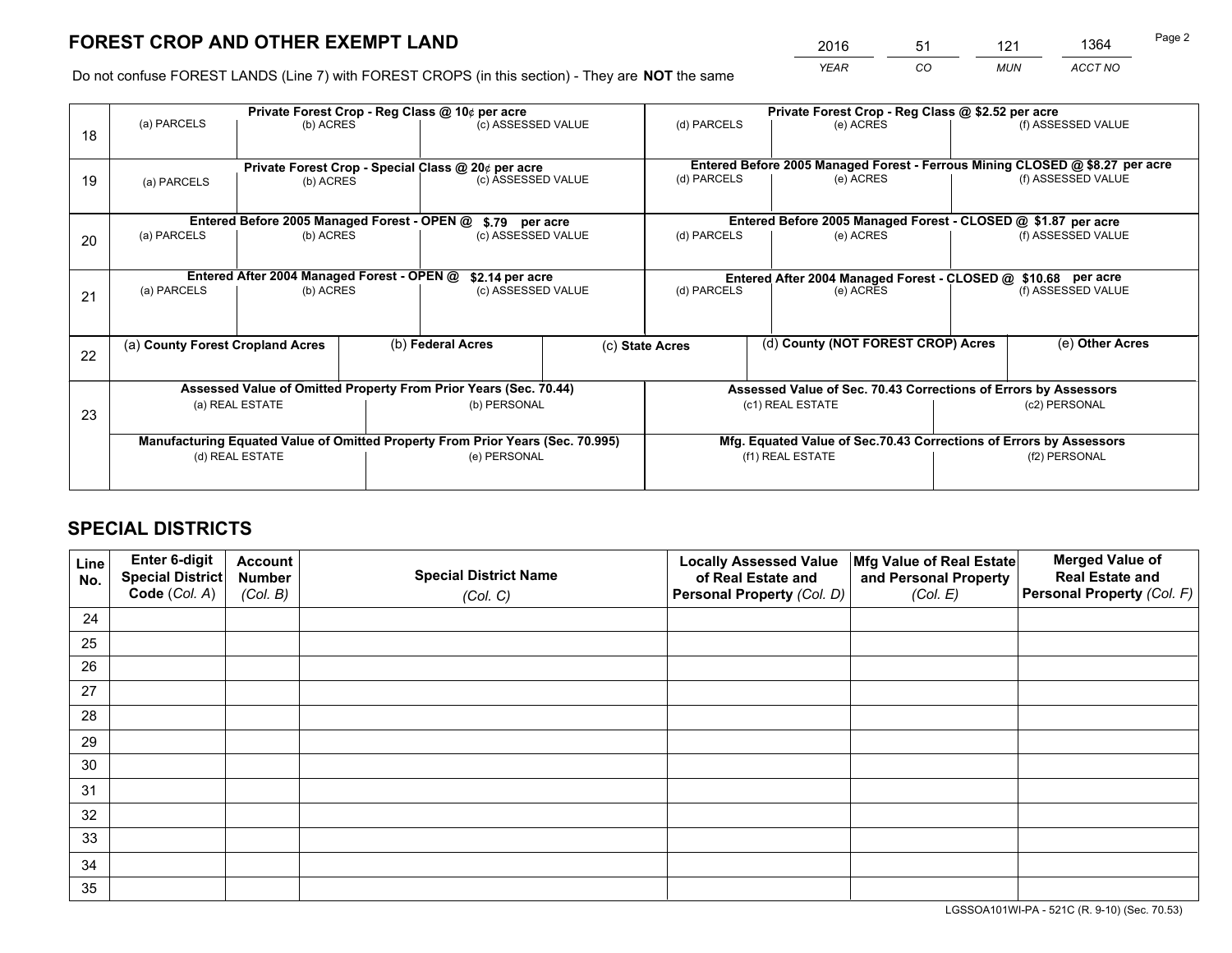# FOREST CROP AND OTHER EXEMPT LAND

| 2016 | 51 | 121 | 1364 |
|---|---|---|---|
| *YEAR* | *CO* | *MUN* | *ACCT NO* |

Do not confuse FOREST LANDS (Line 7) with FOREST CROPS (in this section) - They are **NOT** the same

| | Private Forest Crop - Reg Class @ 10¢ per acre | | | Private Forest Crop - Reg Class @ $2.52 per acre | | |
|---|---|---|---|---|---|---|
| 18 | (a) PARCELS | (b) ACRES | (c) ASSESSED VALUE | (d) PARCELS | (e) ACRES | (f) ASSESSED VALUE |
| | **Private Forest Crop - Special Class @ 20¢ per acre** | | | **Entered Before 2005 Managed Forest - Ferrous Mining CLOSED @ $8.27 per acre** | | |
| 19 | (a) PARCELS | (b) ACRES | (c) ASSESSED VALUE | (d) PARCELS | (e) ACRES | (f) ASSESSED VALUE |
| | **Entered Before 2005 Managed Forest - OPEN @ $.79 per acre** | | | **Entered Before 2005 Managed Forest - CLOSED @ $1.87 per acre** | | |
| 20 | (a) PARCELS | (b) ACRES | (c) ASSESSED VALUE | (d) PARCELS | (e) ACRES | (f) ASSESSED VALUE |
| | **Entered After 2004 Managed Forest - OPEN @ $2.14 per acre** | | | **Entered After 2004 Managed Forest - CLOSED @ $10.68 per acre** | | |
| 21 | (a) PARCELS | (b) ACRES | (c) ASSESSED VALUE | (d) PARCELS | (e) ACRES | (f) ASSESSED VALUE |

| | (a) **County Forest Cropland Acres** | (b) **Federal Acres** | (c) **State Acres** | (d) **County (NOT FOREST CROP) Acres** | (e) **Other Acres** |
|---|---|---|---|---|---|
| 22 | | | | | |

| | Assessed Value of Omitted Property From Prior Years (Sec. 70.44) | | Assessed Value of Sec. 70.43 Corrections of Errors by Assessors | |
|---|---|---|---|---|
| 23 | (a) REAL ESTATE | (b) PERSONAL | (c1) REAL ESTATE | (c2) PERSONAL |
| | **Manufacturing Equated Value of Omitted Property From Prior Years (Sec. 70.995)** | | **Mfg. Equated Value of Sec.70.43 Corrections of Errors by Assessors** | |
| | (d) REAL ESTATE | (e) PERSONAL | (f1) REAL ESTATE | (f2) PERSONAL |

# SPECIAL DISTRICTS

| Line No. | Enter 6-digit Special District Code (*Col. A*) | Account Number (*Col. B*) | Special District Name (*Col. C*) | Locally Assessed Value of Real Estate and Personal Property (*Col. D*) | Mfg Value of Real Estate and Personal Property (*Col. E*) | Merged Value of Real Estate and Personal Property (*Col. F*) |
|---|---|---|---|---|---|---|
| 24 | | | | | | |
| 25 | | | | | | |
| 26 | | | | | | |
| 27 | | | | | | |
| 28 | | | | | | |
| 29 | | | | | | |
| 30 | | | | | | |
| 31 | | | | | | |
| 32 | | | | | | |
| 33 | | | | | | |
| 34 | | | | | | |
| 35 | | | | | | |

LGSSOA101WI-PA - 521C (R. 9-10) (Sec. 70.53)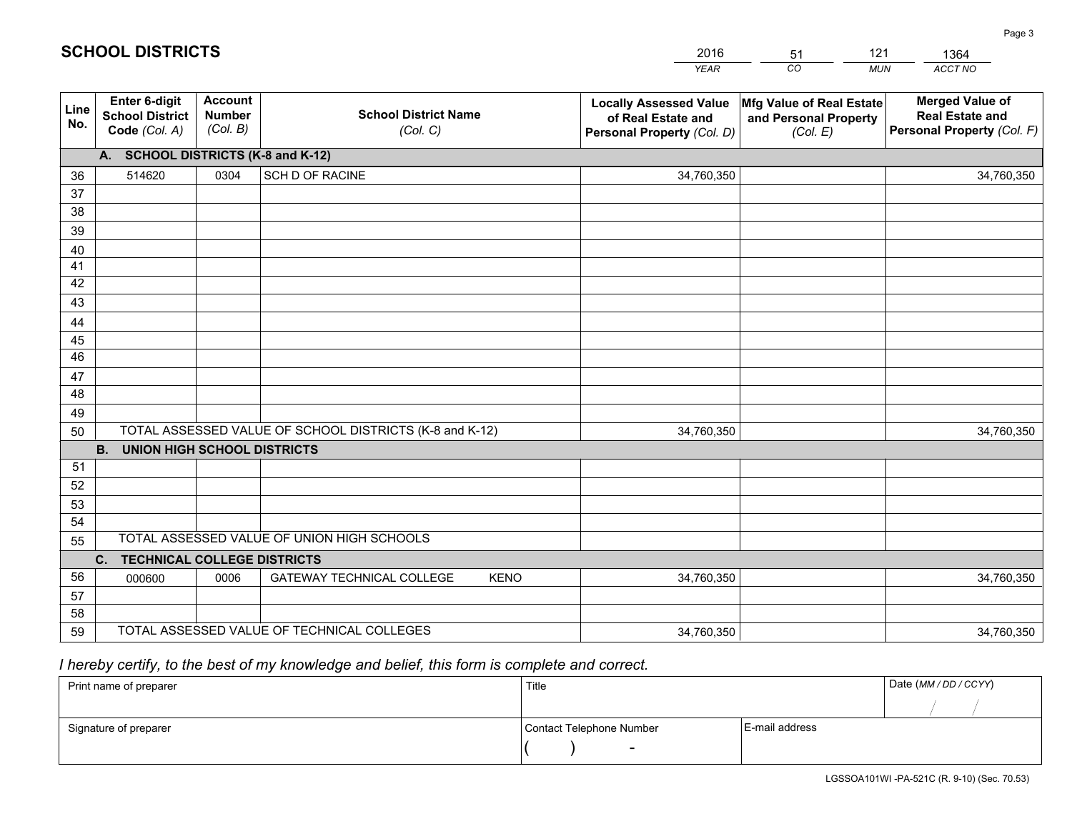# SCHOOL DISTRICTS

| 2016 | 51 | 121 | 1364 |
|---|---|---|---|
| *YEAR* | *CO* | *MUN* | *ACCT NO* |

| Line No. | Enter 6-digit School District Code *(Col. A)* | Account Number *(Col. B)* | School District Name *(Col. C)* | Locally Assessed Value of Real Estate and Personal Property *(Col. D)* | Mfg Value of Real Estate and Personal Property *(Col. E)* | Merged Value of Real Estate and Personal Property *(Col. F)* |
|---|---|---|---|---|---|---|
| **A. SCHOOL DISTRICTS (K-8 and K-12)** | | | | | | |
| 36 | 514620 | 0304 | SCH D OF RACINE | 34,760,350 | | 34,760,350 |
| 37 | | | | | | |
| 38 | | | | | | |
| 39 | | | | | | |
| 40 | | | | | | |
| 41 | | | | | | |
| 42 | | | | | | |
| 43 | | | | | | |
| 44 | | | | | | |
| 45 | | | | | | |
| 46 | | | | | | |
| 47 | | | | | | |
| 48 | | | | | | |
| 49 | | | | | | |
| 50 | TOTAL ASSESSED VALUE OF SCHOOL DISTRICTS (K-8 and K-12) | | | 34,760,350 | | 34,760,350 |
| **B. UNION HIGH SCHOOL DISTRICTS** | | | | | | |
| 51 | | | | | | |
| 52 | | | | | | |
| 53 | | | | | | |
| 54 | | | | | | |
| 55 | TOTAL ASSESSED VALUE OF UNION HIGH SCHOOLS | | | | | |
| **C. TECHNICAL COLLEGE DISTRICTS** | | | | | | |
| 56 | 000600 | 0006 | GATEWAY TECHNICAL COLLEGE KENO | 34,760,350 | | 34,760,350 |
| 57 | | | | | | |
| 58 | | | | | | |
| 59 | TOTAL ASSESSED VALUE OF TECHNICAL COLLEGES | | | 34,760,350 | | 34,760,350 |

*I hereby certify, to the best of my knowledge and belief, this form is complete and correct.*

| Print name of preparer | Title | | Date *(MM / DD / CCYY)* |
|---|---|---|---|
| | | | / / |
| Signature of preparer | Contact Telephone Number | E-mail address | |
| | ( ) - | | |

LGSSOA101WI -PA-521C (R. 9-10) (Sec. 70.53)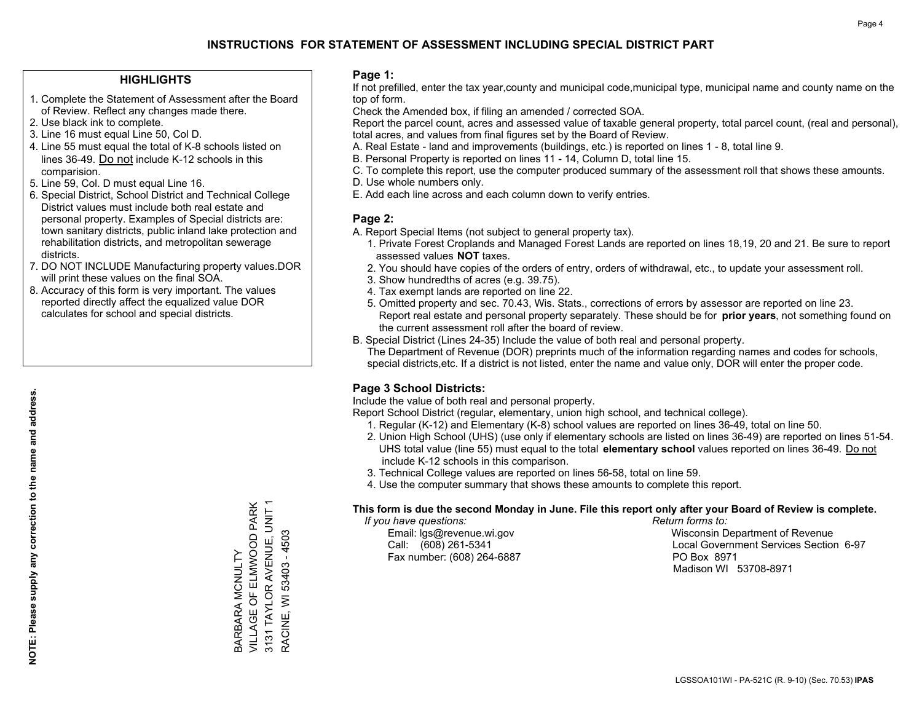# INSTRUCTIONS FOR STATEMENT OF ASSESSMENT INCLUDING SPECIAL DISTRICT PART

## HIGHLIGHTS

1. Complete the Statement of Assessment after the Board of Review. Reflect any changes made there.
2. Use black ink to complete.
3. Line 16 must equal Line 50, Col D.
4. Line 55 must equal the total of K-8 schools listed on lines 36-49. Do not include K-12 schools in this comparision.
5. Line 59, Col. D must equal Line 16.
6. Special District, School District and Technical College District values must include both real estate and personal property. Examples of Special districts are: town sanitary districts, public inland lake protection and rehabilitation districts, and metropolitan sewerage districts.
7. DO NOT INCLUDE Manufacturing property values.DOR will print these values on the final SOA.
8. Accuracy of this form is very important. The values reported directly affect the equalized value DOR calculates for school and special districts.

**NOTE: Please supply any correction to the name and address.**

BARBARA MCNULTY
VILLAGE OF ELMWOOD PARK
3131 TAYLOR AVENUE, UNIT 1
RACINE, WI 53403 - 4503

## Page 1:

If not prefilled, enter the tax year,county and municipal code,municipal type, municipal name and county name on the top of form.

Check the Amended box, if filing an amended / corrected SOA.

Report the parcel count, acres and assessed value of taxable general property, total parcel count, (real and personal), total acres, and values from final figures set by the Board of Review.

A. Real Estate - land and improvements (buildings, etc.) is reported on lines 1 - 8, total line 9.
B. Personal Property is reported on lines 11 - 14, Column D, total line 15.
C. To complete this report, use the computer produced summary of the assessment roll that shows these amounts.
D. Use whole numbers only.
E. Add each line across and each column down to verify entries.

## Page 2:

A. Report Special Items (not subject to general property tax).
   1. Private Forest Croplands and Managed Forest Lands are reported on lines 18,19, 20 and 21. Be sure to report assessed values **NOT** taxes.
   2. You should have copies of the orders of entry, orders of withdrawal, etc., to update your assessment roll.
   3. Show hundredths of acres (e.g. 39.75).
   4. Tax exempt lands are reported on line 22.
   5. Omitted property and sec. 70.43, Wis. Stats., corrections of errors by assessor are reported on line 23. Report real estate and personal property separately. These should be for **prior years**, not something found on the current assessment roll after the board of review.
B. Special District (Lines 24-35) Include the value of both real and personal property.
   The Department of Revenue (DOR) preprints much of the information regarding names and codes for schools, special districts,etc. If a district is not listed, enter the name and value only, DOR will enter the proper code.

## Page 3 School Districts:

Include the value of both real and personal property.

Report School District (regular, elementary, union high school, and technical college).

1. Regular (K-12) and Elementary (K-8) school values are reported on lines 36-49, total on line 50.
2. Union High School (UHS) (use only if elementary schools are listed on lines 36-49) are reported on lines 51-54. UHS total value (line 55) must equal to the total **elementary school** values reported on lines 36-49. Do not include K-12 schools in this comparison.
3. Technical College values are reported on lines 56-58, total on line 59.
4. Use the computer summary that shows these amounts to complete this report.

**This form is due the second Monday in June. File this report only after your Board of Review is complete.**

*If you have questions:*
Email: lgs@revenue.wi.gov
Call: (608) 261-5341
Fax number: (608) 264-6887

*Return forms to:*
Wisconsin Department of Revenue
Local Government Services Section 6-97
PO Box 8971
Madison WI 53708-8971

LGSSOA101WI - PA-521C (R. 9-10) (Sec. 70.53) **IPAS**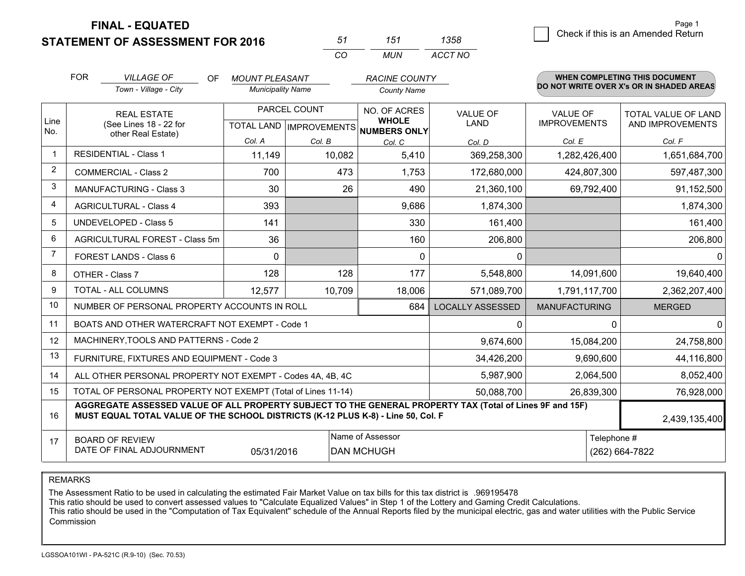**FINAL - EQUATED**
**STATEMENT OF ASSESSMENT FOR 2016**

| 51 | 151 | 1358 |
|---|---|---|
| CO | MUN | ACCT NO |

☐ Check if this is an Amended Return

FOR *VILLAGE OF* (Town - Village - City) OF *MOUNT PLEASANT* (Municipality Name) *RACINE COUNTY* (County Name)

**WHEN COMPLETING THIS DOCUMENT DO NOT WRITE OVER X's OR IN SHADED AREAS**

| Line No. | REAL ESTATE (See Lines 18 - 22 for other Real Estate) | PARCEL COUNT TOTAL LAND Col. A | PARCEL COUNT IMPROVEMENTS Col. B | NO. OF ACRES WHOLE NUMBERS ONLY Col. C | VALUE OF LAND Col. D | VALUE OF IMPROVEMENTS Col. E | TOTAL VALUE OF LAND AND IMPROVEMENTS Col. F |
|---|---|---|---|---|---|---|---|
| 1 | RESIDENTIAL - Class 1 | 11,149 | 10,082 | 5,410 | 369,258,300 | 1,282,426,400 | 1,651,684,700 |
| 2 | COMMERCIAL - Class 2 | 700 | 473 | 1,753 | 172,680,000 | 424,807,300 | 597,487,300 |
| 3 | MANUFACTURING - Class 3 | 30 | 26 | 490 | 21,360,100 | 69,792,400 | 91,152,500 |
| 4 | AGRICULTURAL - Class 4 | 393 | | 9,686 | 1,874,300 | | 1,874,300 |
| 5 | UNDEVELOPED - Class 5 | 141 | | 330 | 161,400 | | 161,400 |
| 6 | AGRICULTURAL FOREST - Class 5m | 36 | | 160 | 206,800 | | 206,800 |
| 7 | FOREST LANDS - Class 6 | 0 | | 0 | 0 | | 0 |
| 8 | OTHER - Class 7 | 128 | 128 | 177 | 5,548,800 | 14,091,600 | 19,640,400 |
| 9 | TOTAL - ALL COLUMNS | 12,577 | 10,709 | 18,006 | 571,089,700 | 1,791,117,700 | 2,362,207,400 |
| 10 | NUMBER OF PERSONAL PROPERTY ACCOUNTS IN ROLL | | | 684 | LOCALLY ASSESSED | MANUFACTURING | MERGED |
| 11 | BOATS AND OTHER WATERCRAFT NOT EXEMPT - Code 1 | | | | 0 | 0 | 0 |
| 12 | MACHINERY,TOOLS AND PATTERNS - Code 2 | | | | 9,674,600 | 15,084,200 | 24,758,800 |
| 13 | FURNITURE, FIXTURES AND EQUIPMENT - Code 3 | | | | 34,426,200 | 9,690,600 | 44,116,800 |
| 14 | ALL OTHER PERSONAL PROPERTY NOT EXEMPT - Codes 4A, 4B, 4C | | | | 5,987,900 | 2,064,500 | 8,052,400 |
| 15 | TOTAL OF PERSONAL PROPERTY NOT EXEMPT (Total of Lines 11-14) | | | | 50,088,700 | 26,839,300 | 76,928,000 |
| 16 | **AGGREGATE ASSESSED VALUE OF ALL PROPERTY SUBJECT TO THE GENERAL PROPERTY TAX (Total of Lines 9F and 15F) MUST EQUAL TOTAL VALUE OF THE SCHOOL DISTRICTS (K-12 PLUS K-8) - Line 50, Col. F** | | | | | | 2,439,135,400 |
| 17 | BOARD OF REVIEW DATE OF FINAL ADJOURNMENT | 05/31/2016 | Name of Assessor | DAN MCHUGH | | Telephone # | (262) 664-7822 |

REMARKS

The Assessment Ratio to be used in calculating the estimated Fair Market Value on tax bills for this tax district is .969195478
This ratio should be used to convert assessed values to "Calculate Equalized Values" in Step 1 of the Lottery and Gaming Credit Calculations.
This ratio should be used in the "Computation of Tax Equivalent" schedule of the Annual Reports filed by the municipal electric, gas and water utilities with the Public Service Commission

LGSSOA101WI - PA-521C (R.9-10) (Sec. 70.53)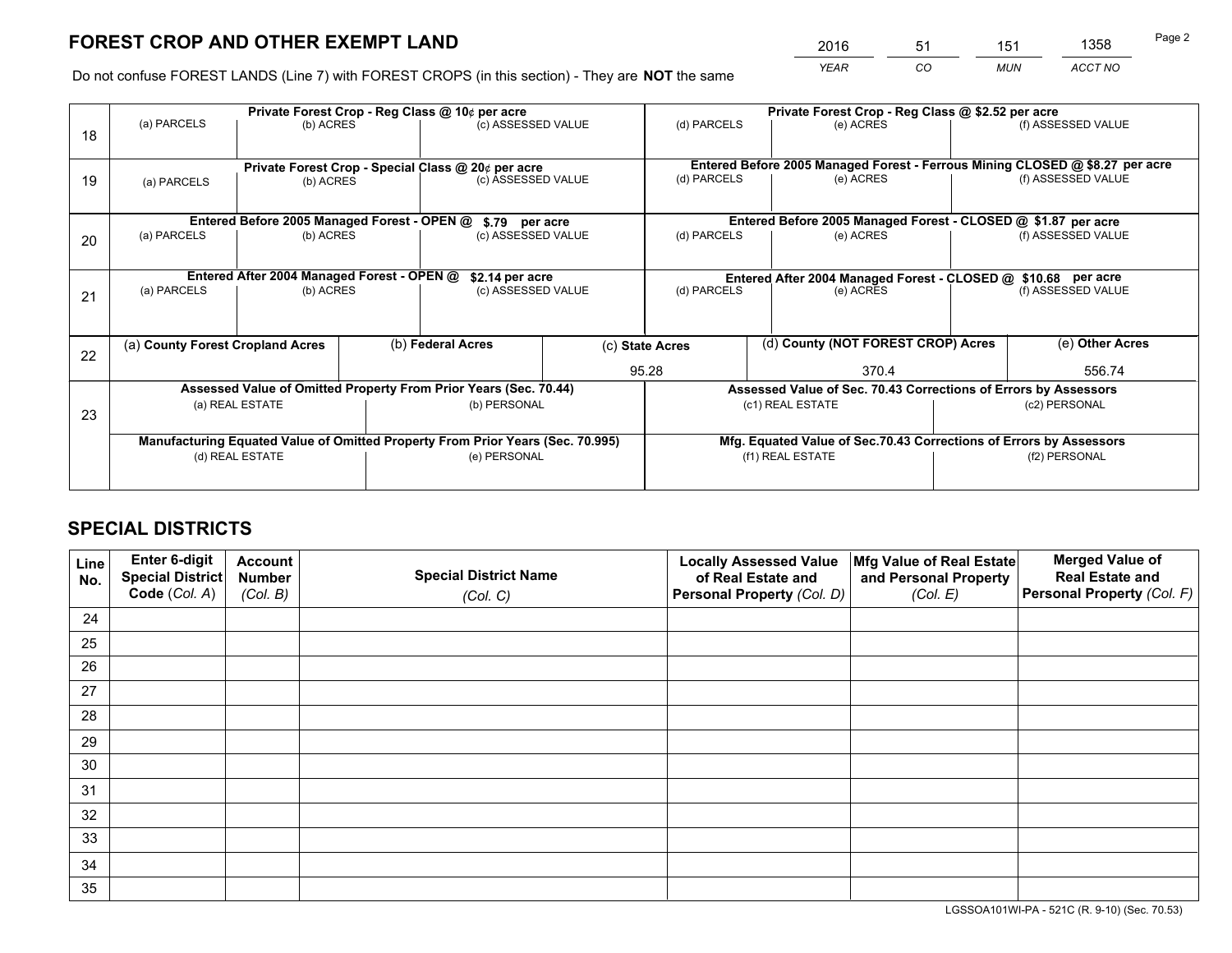# FOREST CROP AND OTHER EXEMPT LAND

| 2016 | 51 | 151 | 1358 |
|---|---|---|---|
| *YEAR* | *CO* | *MUN* | *ACCT NO* |

Do not confuse FOREST LANDS (Line 7) with FOREST CROPS (in this section) - They are **NOT** the same

| Line | | | | | | |
|---|---|---|---|---|---|---|
| 18 | **Private Forest Crop - Reg Class @ 10¢ per acre** | | | **Private Forest Crop - Reg Class @ $2.52 per acre** | | |
| | (a) PARCELS | (b) ACRES | (c) ASSESSED VALUE | (d) PARCELS | (e) ACRES | (f) ASSESSED VALUE |
| | | | | | | |
| 19 | **Private Forest Crop - Special Class @ 20¢ per acre** | | | **Entered Before 2005 Managed Forest - Ferrous Mining CLOSED @ $8.27 per acre** | | |
| | (a) PARCELS | (b) ACRES | (c) ASSESSED VALUE | (d) PARCELS | (e) ACRES | (f) ASSESSED VALUE |
| | | | | | | |
| 20 | **Entered Before 2005 Managed Forest - OPEN @ $.79 per acre** | | | **Entered Before 2005 Managed Forest - CLOSED @ $1.87 per acre** | | |
| | (a) PARCELS | (b) ACRES | (c) ASSESSED VALUE | (d) PARCELS | (e) ACRES | (f) ASSESSED VALUE |
| | | | | | | |
| 21 | **Entered After 2004 Managed Forest - OPEN @ $2.14 per acre** | | | **Entered After 2004 Managed Forest - CLOSED @ $10.68 per acre** | | |
| | (a) PARCELS | (b) ACRES | (c) ASSESSED VALUE | (d) PARCELS | (e) ACRES | (f) ASSESSED VALUE |
| | | | | | | |

| Line | (a) **County Forest Cropland Acres** | (b) **Federal Acres** | (c) **State Acres** | (d) **County (NOT FOREST CROP) Acres** | (e) **Other Acres** |
|---|---|---|---|---|---|
| 22 | | | 95.28 | 370.4 | 556.74 |

| Line | | | | |
|---|---|---|---|---|
| 23 | **Assessed Value of Omitted Property From Prior Years (Sec. 70.44)** | | **Assessed Value of Sec. 70.43 Corrections of Errors by Assessors** | |
| | (a) REAL ESTATE | (b) PERSONAL | (c1) REAL ESTATE | (c2) PERSONAL |
| | | | | |
| | **Manufacturing Equated Value of Omitted Property From Prior Years (Sec. 70.995)** | | **Mfg. Equated Value of Sec.70.43 Corrections of Errors by Assessors** | |
| | (d) REAL ESTATE | (e) PERSONAL | (f1) REAL ESTATE | (f2) PERSONAL |
| | | | | |

# SPECIAL DISTRICTS

| Line No. | Enter 6-digit Special District Code (*Col. A*) | Account Number (*Col. B*) | Special District Name (*Col. C*) | Locally Assessed Value of Real Estate and Personal Property (*Col. D*) | Mfg Value of Real Estate and Personal Property (*Col. E*) | Merged Value of Real Estate and Personal Property (*Col. F*) |
|---|---|---|---|---|---|---|
| 24 | | | | | | |
| 25 | | | | | | |
| 26 | | | | | | |
| 27 | | | | | | |
| 28 | | | | | | |
| 29 | | | | | | |
| 30 | | | | | | |
| 31 | | | | | | |
| 32 | | | | | | |
| 33 | | | | | | |
| 34 | | | | | | |
| 35 | | | | | | |

LGSSOA101WI-PA - 521C (R. 9-10) (Sec. 70.53)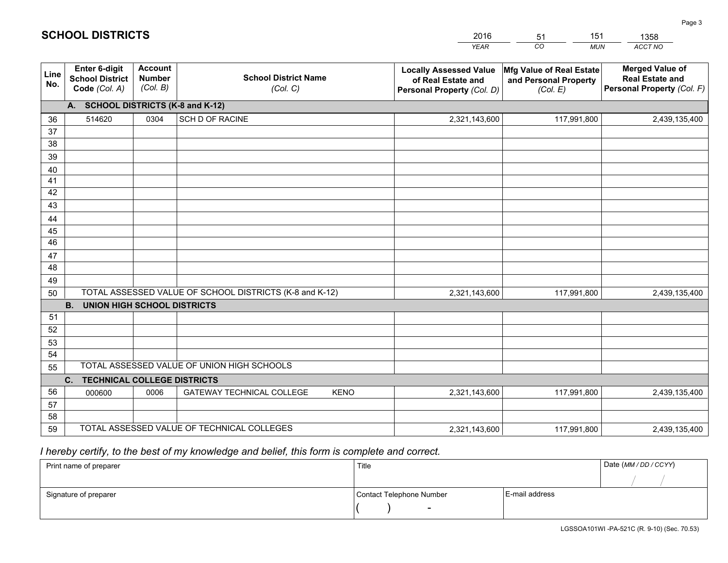# SCHOOL DISTRICTS

| 2016 | 51 | 151 | 1358 |
|---|---|---|---|
| *YEAR* | *CO* | *MUN* | *ACCT NO* |

| Line No. | Enter 6-digit School District Code *(Col. A)* | Account Number *(Col. B)* | School District Name *(Col. C)* | Locally Assessed Value of Real Estate and Personal Property *(Col. D)* | Mfg Value of Real Estate and Personal Property *(Col. E)* | Merged Value of Real Estate and Personal Property *(Col. F)* |
|---|---|---|---|---|---|---|
| **A. SCHOOL DISTRICTS (K-8 and K-12)** | | | | | | |
| 36 | 514620 | 0304 | SCH D OF RACINE | 2,321,143,600 | 117,991,800 | 2,439,135,400 |
| 37 | | | | | | |
| 38 | | | | | | |
| 39 | | | | | | |
| 40 | | | | | | |
| 41 | | | | | | |
| 42 | | | | | | |
| 43 | | | | | | |
| 44 | | | | | | |
| 45 | | | | | | |
| 46 | | | | | | |
| 47 | | | | | | |
| 48 | | | | | | |
| 49 | | | | | | |
| 50 | TOTAL ASSESSED VALUE OF SCHOOL DISTRICTS (K-8 and K-12) | | | 2,321,143,600 | 117,991,800 | 2,439,135,400 |
| **B. UNION HIGH SCHOOL DISTRICTS** | | | | | | |
| 51 | | | | | | |
| 52 | | | | | | |
| 53 | | | | | | |
| 54 | | | | | | |
| 55 | TOTAL ASSESSED VALUE OF UNION HIGH SCHOOLS | | | | | |
| **C. TECHNICAL COLLEGE DISTRICTS** | | | | | | |
| 56 | 000600 | 0006 | GATEWAY TECHNICAL COLLEGE KENO | 2,321,143,600 | 117,991,800 | 2,439,135,400 |
| 57 | | | | | | |
| 58 | | | | | | |
| 59 | TOTAL ASSESSED VALUE OF TECHNICAL COLLEGES | | | 2,321,143,600 | 117,991,800 | 2,439,135,400 |

*I hereby certify, to the best of my knowledge and belief, this form is complete and correct.*

| Print name of preparer | Title | | Date *(MM / DD / CCYY)* |
|---|---|---|---|
| | | | / / |
| Signature of preparer | Contact Telephone Number | E-mail address | |
| | ( ) - | | |

LGSSOA101WI -PA-521C (R. 9-10) (Sec. 70.53)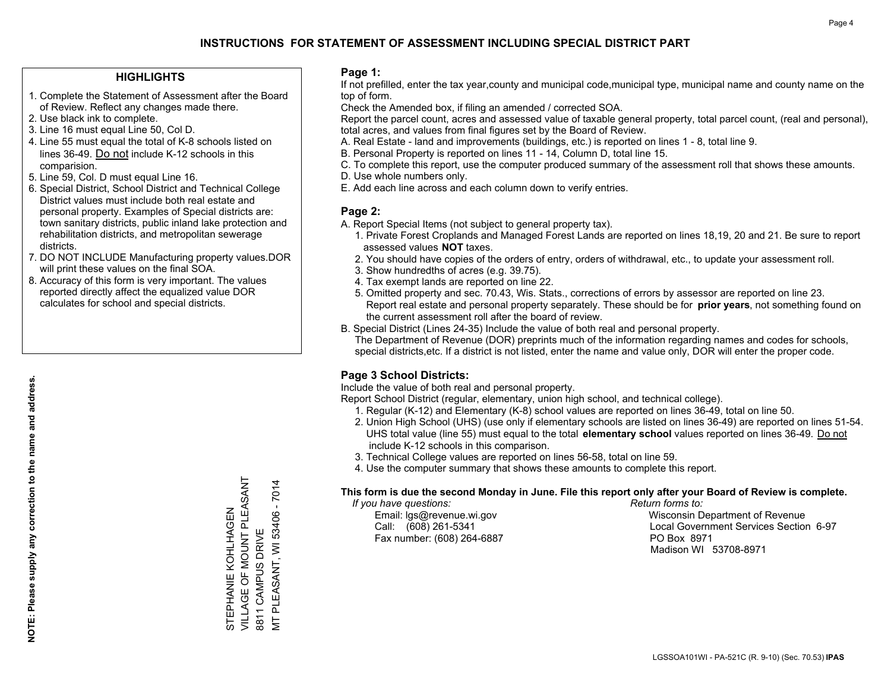# INSTRUCTIONS FOR STATEMENT OF ASSESSMENT INCLUDING SPECIAL DISTRICT PART

## HIGHLIGHTS

1. Complete the Statement of Assessment after the Board of Review. Reflect any changes made there.
2. Use black ink to complete.
3. Line 16 must equal Line 50, Col D.
4. Line 55 must equal the total of K-8 schools listed on lines 36-49. Do not include K-12 schools in this comparision.
5. Line 59, Col. D must equal Line 16.
6. Special District, School District and Technical College District values must include both real estate and personal property. Examples of Special districts are: town sanitary districts, public inland lake protection and rehabilitation districts, and metropolitan sewerage districts.
7. DO NOT INCLUDE Manufacturing property values.DOR will print these values on the final SOA.
8. Accuracy of this form is very important. The values reported directly affect the equalized value DOR calculates for school and special districts.

**NOTE: Please supply any correction to the name and address.**

STEPHANIE KOHLHAGEN
VILLAGE OF MOUNT PLEASANT
8811 CAMPUS DRIVE
MT PLEASANT, WI 53406 - 7014

## Page 1:

If not prefilled, enter the tax year,county and municipal code,municipal type, municipal name and county name on the top of form.

Check the Amended box, if filing an amended / corrected SOA.

Report the parcel count, acres and assessed value of taxable general property, total parcel count, (real and personal), total acres, and values from final figures set by the Board of Review.

A. Real Estate - land and improvements (buildings, etc.) is reported on lines 1 - 8, total line 9.
B. Personal Property is reported on lines 11 - 14, Column D, total line 15.
C. To complete this report, use the computer produced summary of the assessment roll that shows these amounts.
D. Use whole numbers only.
E. Add each line across and each column down to verify entries.

## Page 2:

A. Report Special Items (not subject to general property tax).
   1. Private Forest Croplands and Managed Forest Lands are reported on lines 18,19, 20 and 21. Be sure to report assessed values **NOT** taxes.
   2. You should have copies of the orders of entry, orders of withdrawal, etc., to update your assessment roll.
   3. Show hundredths of acres (e.g. 39.75).
   4. Tax exempt lands are reported on line 22.
   5. Omitted property and sec. 70.43, Wis. Stats., corrections of errors by assessor are reported on line 23. Report real estate and personal property separately. These should be for **prior years**, not something found on the current assessment roll after the board of review.
B. Special District (Lines 24-35) Include the value of both real and personal property.
   The Department of Revenue (DOR) preprints much of the information regarding names and codes for schools, special districts,etc. If a district is not listed, enter the name and value only, DOR will enter the proper code.

## Page 3 School Districts:

Include the value of both real and personal property.

Report School District (regular, elementary, union high school, and technical college).

1. Regular (K-12) and Elementary (K-8) school values are reported on lines 36-49, total on line 50.
2. Union High School (UHS) (use only if elementary schools are listed on lines 36-49) are reported on lines 51-54. UHS total value (line 55) must equal to the total **elementary school** values reported on lines 36-49. Do not include K-12 schools in this comparison.
3. Technical College values are reported on lines 56-58, total on line 59.
4. Use the computer summary that shows these amounts to complete this report.

**This form is due the second Monday in June. File this report only after your Board of Review is complete.**

*If you have questions:*
Email: lgs@revenue.wi.gov
Call: (608) 261-5341
Fax number: (608) 264-6887

*Return forms to:*
Wisconsin Department of Revenue
Local Government Services Section 6-97
PO Box 8971
Madison WI 53708-8971

LGSSOA101WI - PA-521C (R. 9-10) (Sec. 70.53) **IPAS**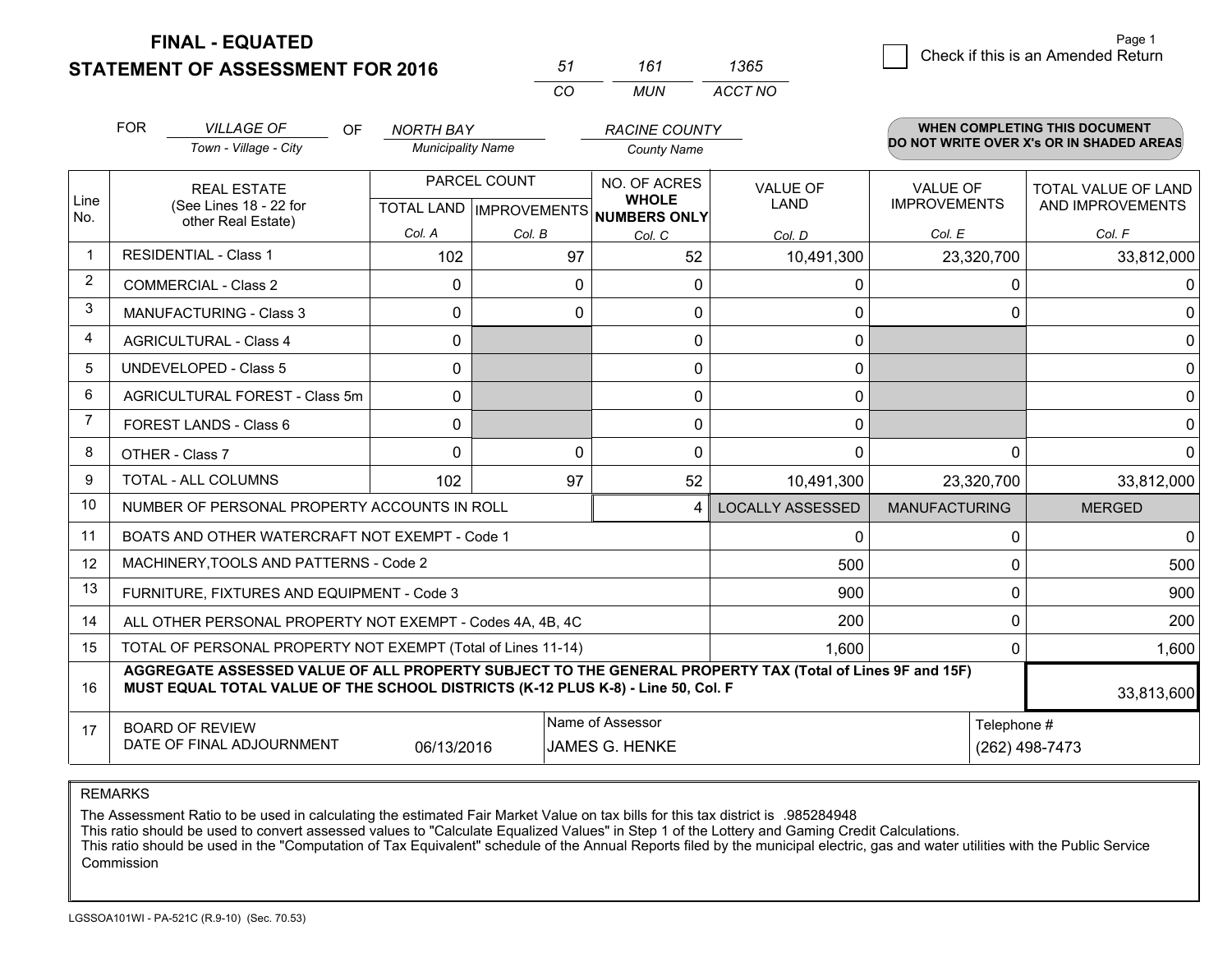# FINAL - EQUATED
## STATEMENT OF ASSESSMENT FOR 2016

| 51 | 161 | 1365 |
|---|---|---|
| CO | MUN | ACCT NO |

☐ Check if this is an Amended Return

FOR *VILLAGE OF* (Town - Village - City) OF *NORTH BAY* (Municipality Name) *RACINE COUNTY* (County Name)

**WHEN COMPLETING THIS DOCUMENT DO NOT WRITE OVER X's OR IN SHADED AREAS**

| Line No. | REAL ESTATE (See Lines 18 - 22 for other Real Estate) | PARCEL COUNT TOTAL LAND Col. A | PARCEL COUNT IMPROVEMENTS Col. B | NO. OF ACRES WHOLE NUMBERS ONLY Col. C | VALUE OF LAND Col. D | VALUE OF IMPROVEMENTS Col. E | TOTAL VALUE OF LAND AND IMPROVEMENTS Col. F |
|---|---|---|---|---|---|---|---|
| 1 | RESIDENTIAL - Class 1 | 102 | 97 | 52 | 10,491,300 | 23,320,700 | 33,812,000 |
| 2 | COMMERCIAL - Class 2 | 0 | 0 | 0 | 0 | 0 | 0 |
| 3 | MANUFACTURING - Class 3 | 0 | 0 | 0 | 0 | 0 | 0 |
| 4 | AGRICULTURAL - Class 4 | 0 | | 0 | 0 | | 0 |
| 5 | UNDEVELOPED - Class 5 | 0 | | 0 | 0 | | 0 |
| 6 | AGRICULTURAL FOREST - Class 5m | 0 | | 0 | 0 | | 0 |
| 7 | FOREST LANDS - Class 6 | 0 | | 0 | 0 | | 0 |
| 8 | OTHER - Class 7 | 0 | 0 | 0 | 0 | 0 | 0 |
| 9 | TOTAL - ALL COLUMNS | 102 | 97 | 52 | 10,491,300 | 23,320,700 | 33,812,000 |
| 10 | NUMBER OF PERSONAL PROPERTY ACCOUNTS IN ROLL | | | 4 | LOCALLY ASSESSED | MANUFACTURING | MERGED |
| 11 | BOATS AND OTHER WATERCRAFT NOT EXEMPT - Code 1 | | | | 0 | 0 | 0 |
| 12 | MACHINERY,TOOLS AND PATTERNS - Code 2 | | | | 500 | 0 | 500 |
| 13 | FURNITURE, FIXTURES AND EQUIPMENT - Code 3 | | | | 900 | 0 | 900 |
| 14 | ALL OTHER PERSONAL PROPERTY NOT EXEMPT - Codes 4A, 4B, 4C | | | | 200 | 0 | 200 |
| 15 | TOTAL OF PERSONAL PROPERTY NOT EXEMPT (Total of Lines 11-14) | | | | 1,600 | 0 | 1,600 |
| 16 | **AGGREGATE ASSESSED VALUE OF ALL PROPERTY SUBJECT TO THE GENERAL PROPERTY TAX (Total of Lines 9F and 15F) MUST EQUAL TOTAL VALUE OF THE SCHOOL DISTRICTS (K-12 PLUS K-8) - Line 50, Col. F** | | | | | | 33,813,600 |
| 17 | BOARD OF REVIEW DATE OF FINAL ADJOURNMENT | 06/13/2016 | Name of Assessor: JAMES G. HENKE | | | Telephone #: (262) 498-7473 | |

REMARKS

The Assessment Ratio to be used in calculating the estimated Fair Market Value on tax bills for this tax district is .985284948
This ratio should be used to convert assessed values to "Calculate Equalized Values" in Step 1 of the Lottery and Gaming Credit Calculations.
This ratio should be used in the "Computation of Tax Equivalent" schedule of the Annual Reports filed by the municipal electric, gas and water utilities with the Public Service Commission

LGSSOA101WI - PA-521C (R.9-10) (Sec. 70.53)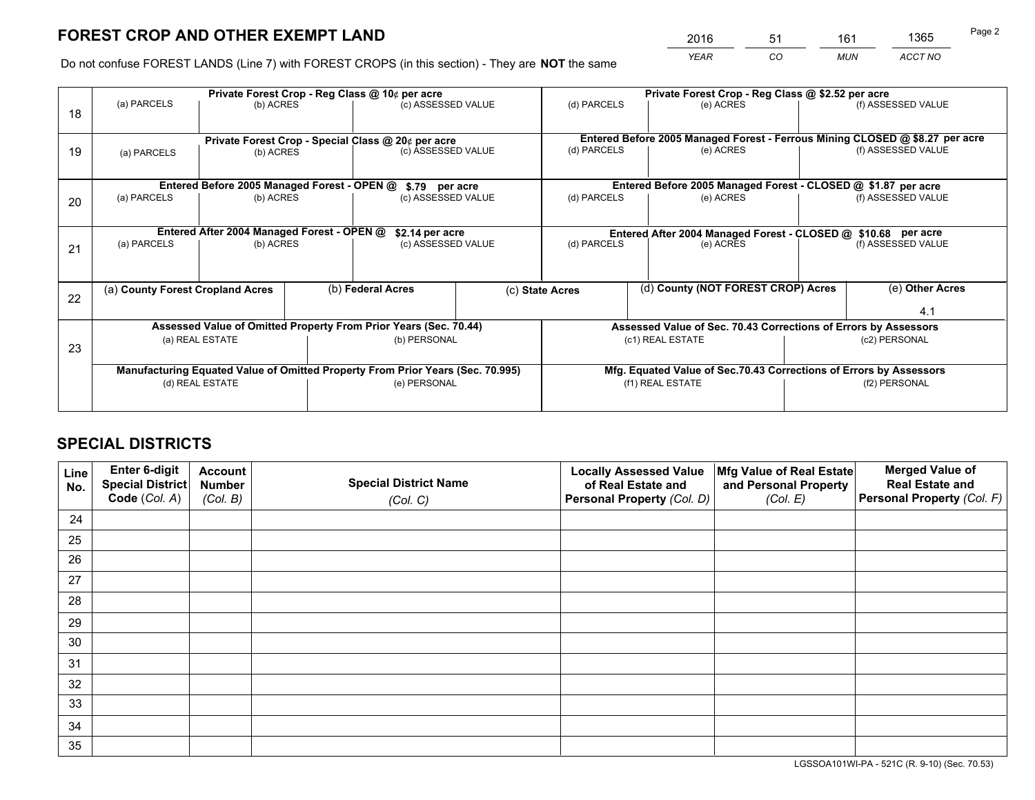# FOREST CROP AND OTHER EXEMPT LAND

| 2016 | 51 | 161 | 1365 |
|---|---|---|---|
| *YEAR* | *CO* | *MUN* | *ACCT NO* |

Do not confuse FOREST LANDS (Line 7) with FOREST CROPS (in this section) - They are **NOT** the same

| Line | Private Forest Crop - Reg Class @ 10¢ per acre | | | Private Forest Crop - Reg Class @ $2.52 per acre | | |
|---|---|---|---|---|---|---|
| 18 | (a) PARCELS | (b) ACRES | (c) ASSESSED VALUE | (d) PARCELS | (e) ACRES | (f) ASSESSED VALUE |
| | **Private Forest Crop - Special Class @ 20¢ per acre** | | | **Entered Before 2005 Managed Forest - Ferrous Mining CLOSED @ $8.27 per acre** | | |
| 19 | (a) PARCELS | (b) ACRES | (c) ASSESSED VALUE | (d) PARCELS | (e) ACRES | (f) ASSESSED VALUE |
| | **Entered Before 2005 Managed Forest - OPEN @ $.79 per acre** | | | **Entered Before 2005 Managed Forest - CLOSED @ $1.87 per acre** | | |
| 20 | (a) PARCELS | (b) ACRES | (c) ASSESSED VALUE | (d) PARCELS | (e) ACRES | (f) ASSESSED VALUE |
| | **Entered After 2004 Managed Forest - OPEN @ $2.14 per acre** | | | **Entered After 2004 Managed Forest - CLOSED @ $10.68 per acre** | | |
| 21 | (a) PARCELS | (b) ACRES | (c) ASSESSED VALUE | (d) PARCELS | (e) ACRES | (f) ASSESSED VALUE |

| Line | (a) County Forest Cropland Acres | (b) Federal Acres | (c) State Acres | (d) County (NOT FOREST CROP) Acres | (e) Other Acres |
|---|---|---|---|---|---|
| 22 | | | | | 4.1 |

| Line | Assessed Value of Omitted Property From Prior Years (Sec. 70.44) | | Assessed Value of Sec. 70.43 Corrections of Errors by Assessors | |
|---|---|---|---|---|
| 23 | (a) REAL ESTATE | (b) PERSONAL | (c1) REAL ESTATE | (c2) PERSONAL |
| | **Manufacturing Equated Value of Omitted Property From Prior Years (Sec. 70.995)** | | **Mfg. Equated Value of Sec.70.43 Corrections of Errors by Assessors** | |
| | (d) REAL ESTATE | (e) PERSONAL | (f1) REAL ESTATE | (f2) PERSONAL |

# SPECIAL DISTRICTS

| Line No. | Enter 6-digit Special District Code (*Col. A*) | Account Number (*Col. B*) | Special District Name (*Col. C*) | Locally Assessed Value of Real Estate and Personal Property (*Col. D*) | Mfg Value of Real Estate and Personal Property (*Col. E*) | Merged Value of Real Estate and Personal Property (*Col. F*) |
|---|---|---|---|---|---|---|
| 24 | | | | | | |
| 25 | | | | | | |
| 26 | | | | | | |
| 27 | | | | | | |
| 28 | | | | | | |
| 29 | | | | | | |
| 30 | | | | | | |
| 31 | | | | | | |
| 32 | | | | | | |
| 33 | | | | | | |
| 34 | | | | | | |
| 35 | | | | | | |

LGSSOA101WI-PA - 521C (R. 9-10) (Sec. 70.53)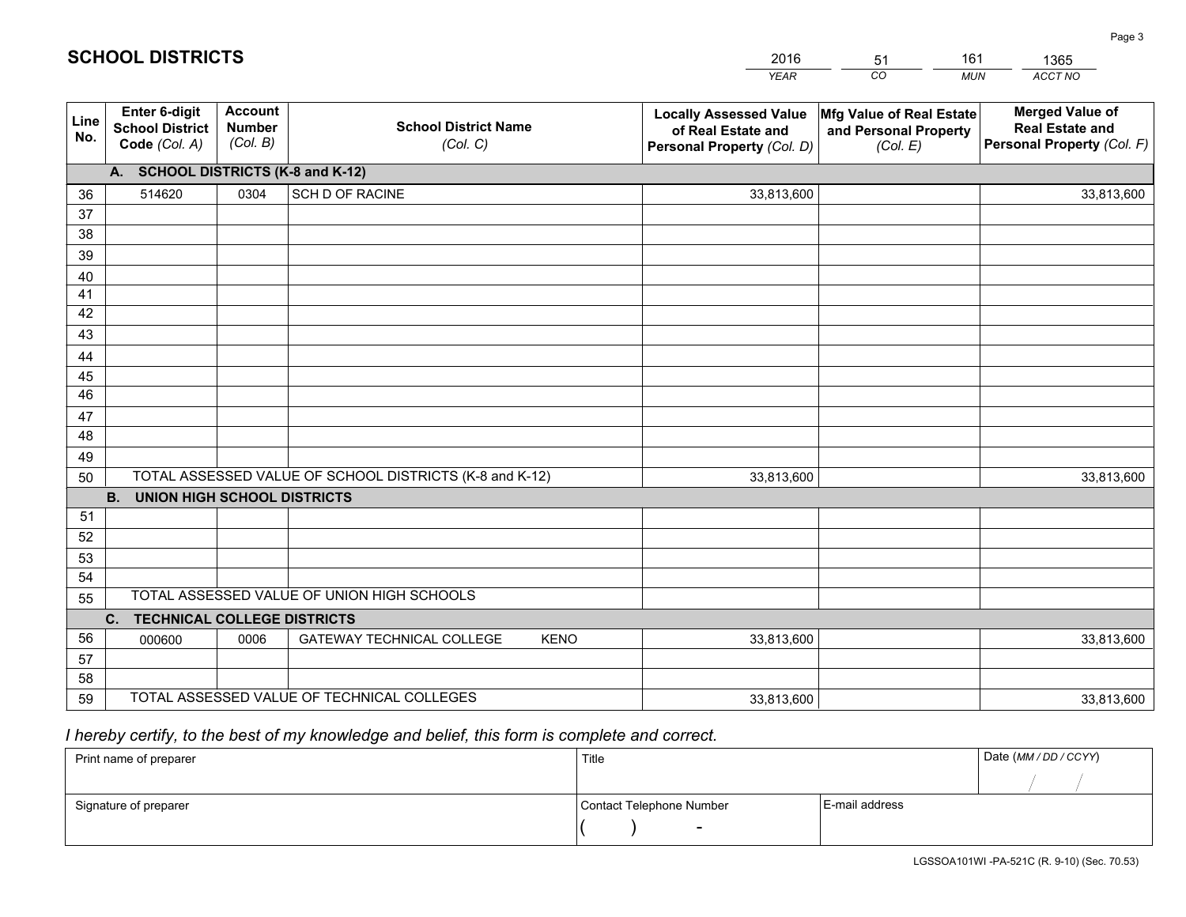## SCHOOL DISTRICTS

| YEAR | CO | MUN | ACCT NO |
|---|---|---|---|
| 2016 | 51 | 161 | 1365 |

| Line No. | Enter 6-digit School District Code (Col. A) | Account Number (Col. B) | School District Name (Col. C) | Locally Assessed Value of Real Estate and Personal Property (Col. D) | Mfg Value of Real Estate and Personal Property (Col. E) | Merged Value of Real Estate and Personal Property (Col. F) |
|---|---|---|---|---|---|---|
| | **A. SCHOOL DISTRICTS (K-8 and K-12)** | | | | | |
| 36 | 514620 | 0304 | SCH D OF RACINE | 33,813,600 | | 33,813,600 |
| 37 | | | | | | |
| 38 | | | | | | |
| 39 | | | | | | |
| 40 | | | | | | |
| 41 | | | | | | |
| 42 | | | | | | |
| 43 | | | | | | |
| 44 | | | | | | |
| 45 | | | | | | |
| 46 | | | | | | |
| 47 | | | | | | |
| 48 | | | | | | |
| 49 | | | | | | |
| 50 | TOTAL ASSESSED VALUE OF SCHOOL DISTRICTS (K-8 and K-12) | | | 33,813,600 | | 33,813,600 |
| | **B. UNION HIGH SCHOOL DISTRICTS** | | | | | |
| 51 | | | | | | |
| 52 | | | | | | |
| 53 | | | | | | |
| 54 | | | | | | |
| 55 | TOTAL ASSESSED VALUE OF UNION HIGH SCHOOLS | | | | | |
| | **C. TECHNICAL COLLEGE DISTRICTS** | | | | | |
| 56 | 000600 | 0006 | GATEWAY TECHNICAL COLLEGE KENO | 33,813,600 | | 33,813,600 |
| 57 | | | | | | |
| 58 | | | | | | |
| 59 | TOTAL ASSESSED VALUE OF TECHNICAL COLLEGES | | | 33,813,600 | | 33,813,600 |

*I hereby certify, to the best of my knowledge and belief, this form is complete and correct.*

| Print name of preparer | Title | | Date (MM / DD / CCYY) |
|---|---|---|---|
| | | | / / |
| Signature of preparer | Contact Telephone Number | E-mail address | |
| | ( ) - | | |

LGSSOA101WI -PA-521C (R. 9-10) (Sec. 70.53)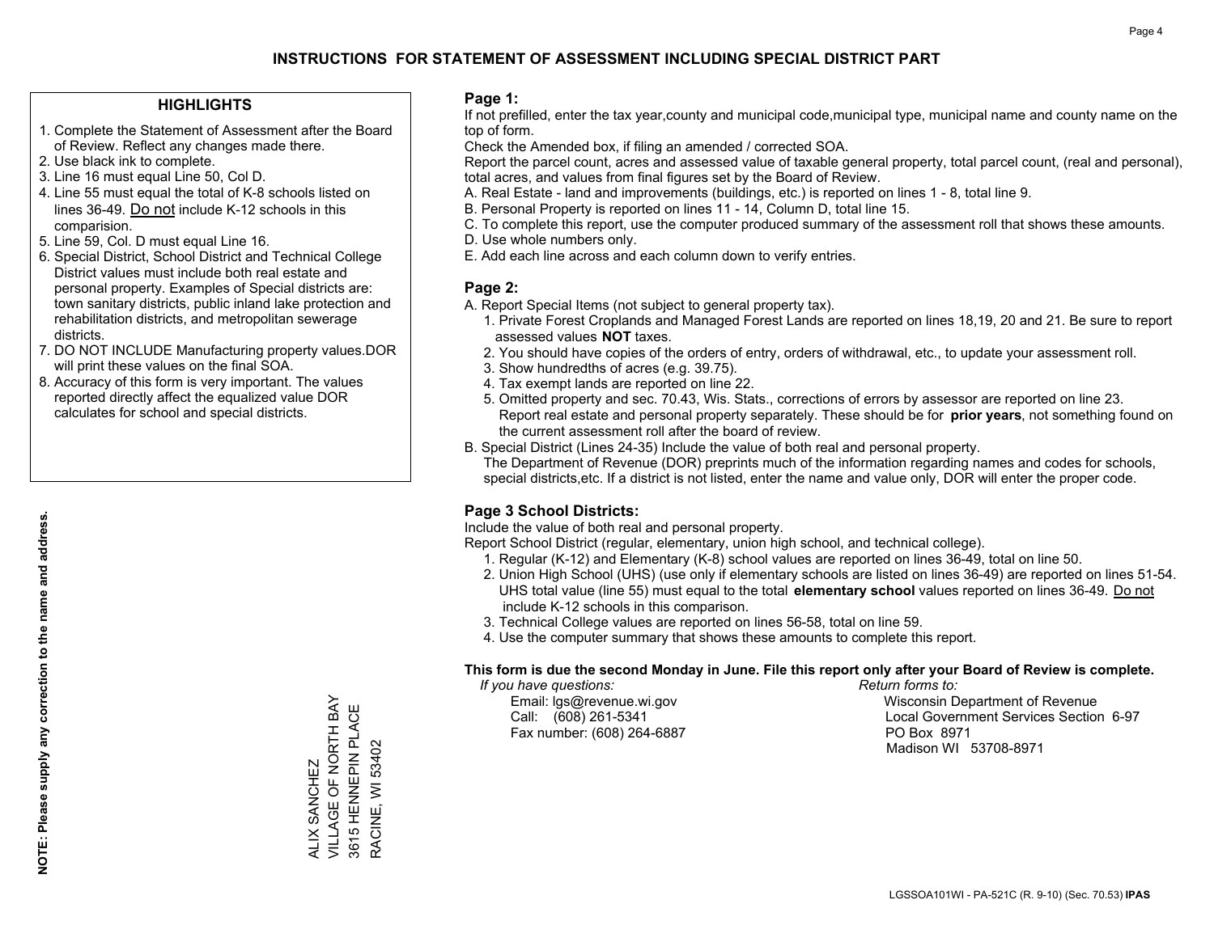# INSTRUCTIONS FOR STATEMENT OF ASSESSMENT INCLUDING SPECIAL DISTRICT PART

## HIGHLIGHTS

1. Complete the Statement of Assessment after the Board of Review. Reflect any changes made there.
2. Use black ink to complete.
3. Line 16 must equal Line 50, Col D.
4. Line 55 must equal the total of K-8 schools listed on lines 36-49. Do not include K-12 schools in this comparision.
5. Line 59, Col. D must equal Line 16.
6. Special District, School District and Technical College District values must include both real estate and personal property. Examples of Special districts are: town sanitary districts, public inland lake protection and rehabilitation districts, and metropolitan sewerage districts.
7. DO NOT INCLUDE Manufacturing property values.DOR will print these values on the final SOA.
8. Accuracy of this form is very important. The values reported directly affect the equalized value DOR calculates for school and special districts.

**NOTE: Please supply any correction to the name and address.**

ALIX SANCHEZ
VILLAGE OF NORTH BAY
3615 HENNEPIN PLACE
RACINE, WI 53402

## Page 1:

If not prefilled, enter the tax year,county and municipal code,municipal type, municipal name and county name on the top of form.

Check the Amended box, if filing an amended / corrected SOA.

Report the parcel count, acres and assessed value of taxable general property, total parcel count, (real and personal), total acres, and values from final figures set by the Board of Review.

A. Real Estate - land and improvements (buildings, etc.) is reported on lines 1 - 8, total line 9.
B. Personal Property is reported on lines 11 - 14, Column D, total line 15.
C. To complete this report, use the computer produced summary of the assessment roll that shows these amounts.
D. Use whole numbers only.
E. Add each line across and each column down to verify entries.

## Page 2:

A. Report Special Items (not subject to general property tax).
   1. Private Forest Croplands and Managed Forest Lands are reported on lines 18,19, 20 and 21. Be sure to report assessed values **NOT** taxes.
   2. You should have copies of the orders of entry, orders of withdrawal, etc., to update your assessment roll.
   3. Show hundredths of acres (e.g. 39.75).
   4. Tax exempt lands are reported on line 22.
   5. Omitted property and sec. 70.43, Wis. Stats., corrections of errors by assessor are reported on line 23. Report real estate and personal property separately. These should be for **prior years**, not something found on the current assessment roll after the board of review.
B. Special District (Lines 24-35) Include the value of both real and personal property.
   The Department of Revenue (DOR) preprints much of the information regarding names and codes for schools, special districts,etc. If a district is not listed, enter the name and value only, DOR will enter the proper code.

## Page 3 School Districts:

Include the value of both real and personal property.

Report School District (regular, elementary, union high school, and technical college).

1. Regular (K-12) and Elementary (K-8) school values are reported on lines 36-49, total on line 50.
2. Union High School (UHS) (use only if elementary schools are listed on lines 36-49) are reported on lines 51-54. UHS total value (line 55) must equal to the total **elementary school** values reported on lines 36-49. Do not include K-12 schools in this comparison.
3. Technical College values are reported on lines 56-58, total on line 59.
4. Use the computer summary that shows these amounts to complete this report.

**This form is due the second Monday in June. File this report only after your Board of Review is complete.**

*If you have questions:*
Email: lgs@revenue.wi.gov
Call: (608) 261-5341
Fax number: (608) 264-6887

*Return forms to:*
Wisconsin Department of Revenue
Local Government Services Section 6-97
PO Box 8971
Madison WI 53708-8971

LGSSOA101WI - PA-521C (R. 9-10) (Sec. 70.53) **IPAS**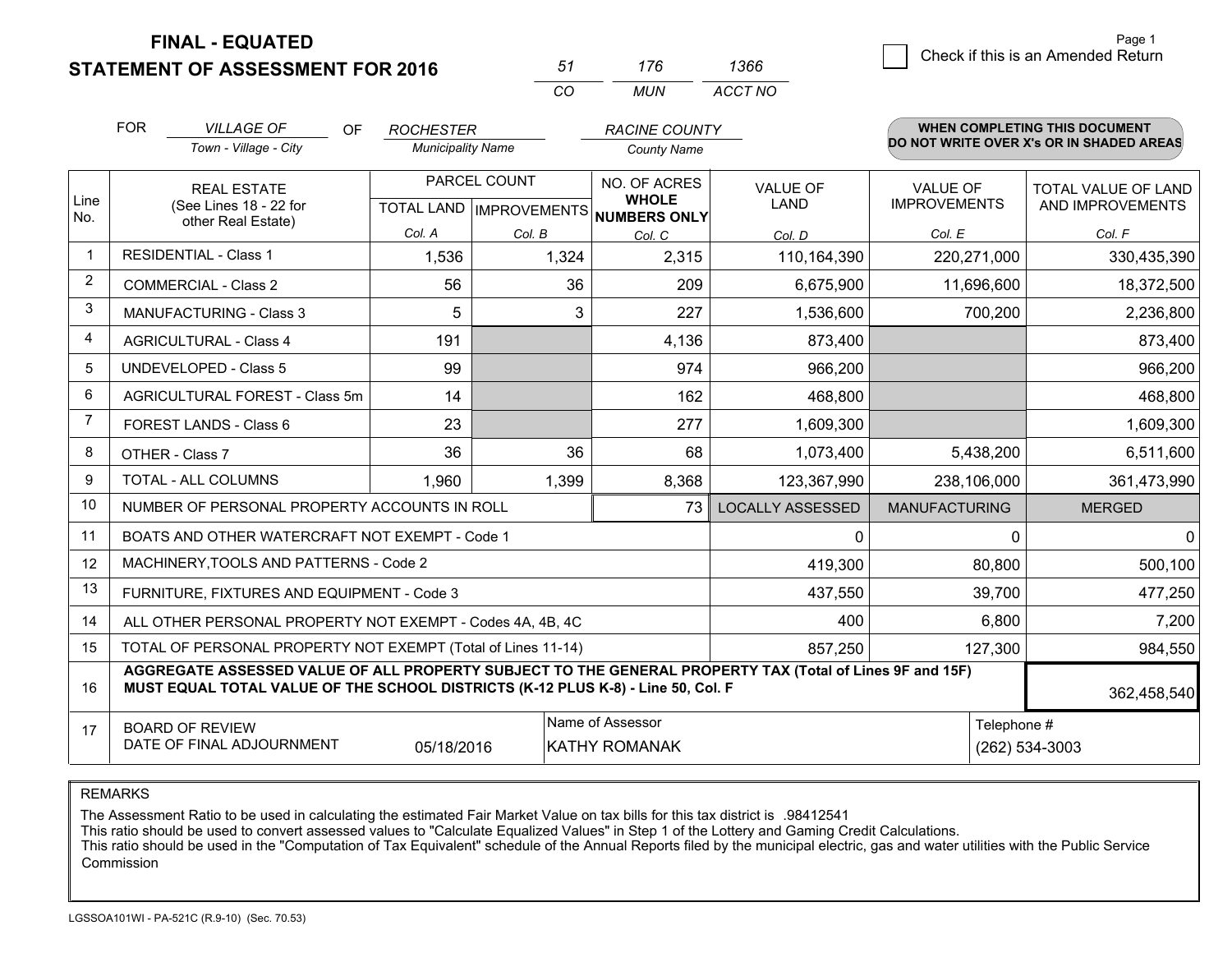**FINAL - EQUATED**
**STATEMENT OF ASSESSMENT FOR 2016**

| 51 | 176 | 1366 |
|---|---|---|
| CO | MUN | ACCT NO |

☐ Check if this is an Amended Return

FOR *VILLAGE OF* (Town - Village - City) OF *ROCHESTER* (Municipality Name) *RACINE COUNTY* (County Name)

**WHEN COMPLETING THIS DOCUMENT DO NOT WRITE OVER X's OR IN SHADED AREAS**

| Line No. | REAL ESTATE (See Lines 18 - 22 for other Real Estate) | PARCEL COUNT TOTAL LAND Col. A | PARCEL COUNT IMPROVEMENTS Col. B | NO. OF ACRES WHOLE NUMBERS ONLY Col. C | VALUE OF LAND Col. D | VALUE OF IMPROVEMENTS Col. E | TOTAL VALUE OF LAND AND IMPROVEMENTS Col. F |
|---|---|---|---|---|---|---|---|
| 1 | RESIDENTIAL - Class 1 | 1,536 | 1,324 | 2,315 | 110,164,390 | 220,271,000 | 330,435,390 |
| 2 | COMMERCIAL - Class 2 | 56 | 36 | 209 | 6,675,900 | 11,696,600 | 18,372,500 |
| 3 | MANUFACTURING - Class 3 | 5 | 3 | 227 | 1,536,600 | 700,200 | 2,236,800 |
| 4 | AGRICULTURAL - Class 4 | 191 | | 4,136 | 873,400 | | 873,400 |
| 5 | UNDEVELOPED - Class 5 | 99 | | 974 | 966,200 | | 966,200 |
| 6 | AGRICULTURAL FOREST - Class 5m | 14 | | 162 | 468,800 | | 468,800 |
| 7 | FOREST LANDS - Class 6 | 23 | | 277 | 1,609,300 | | 1,609,300 |
| 8 | OTHER - Class 7 | 36 | 36 | 68 | 1,073,400 | 5,438,200 | 6,511,600 |
| 9 | TOTAL - ALL COLUMNS | 1,960 | 1,399 | 8,368 | 123,367,990 | 238,106,000 | 361,473,990 |
| 10 | NUMBER OF PERSONAL PROPERTY ACCOUNTS IN ROLL | | | 73 | LOCALLY ASSESSED | MANUFACTURING | MERGED |
| 11 | BOATS AND OTHER WATERCRAFT NOT EXEMPT - Code 1 | | | | 0 | 0 | 0 |
| 12 | MACHINERY,TOOLS AND PATTERNS - Code 2 | | | | 419,300 | 80,800 | 500,100 |
| 13 | FURNITURE, FIXTURES AND EQUIPMENT - Code 3 | | | | 437,550 | 39,700 | 477,250 |
| 14 | ALL OTHER PERSONAL PROPERTY NOT EXEMPT - Codes 4A, 4B, 4C | | | | 400 | 6,800 | 7,200 |
| 15 | TOTAL OF PERSONAL PROPERTY NOT EXEMPT (Total of Lines 11-14) | | | | 857,250 | 127,300 | 984,550 |
| 16 | **AGGREGATE ASSESSED VALUE OF ALL PROPERTY SUBJECT TO THE GENERAL PROPERTY TAX (Total of Lines 9F and 15F) MUST EQUAL TOTAL VALUE OF THE SCHOOL DISTRICTS (K-12 PLUS K-8) - Line 50, Col. F** | | | | | | 362,458,540 |
| 17 | BOARD OF REVIEW DATE OF FINAL ADJOURNMENT | 05/18/2016 | Name of Assessor: KATHY ROMANAK | | | Telephone #: (262) 534-3003 | |

REMARKS

The Assessment Ratio to be used in calculating the estimated Fair Market Value on tax bills for this tax district is .98412541
This ratio should be used to convert assessed values to "Calculate Equalized Values" in Step 1 of the Lottery and Gaming Credit Calculations.
This ratio should be used in the "Computation of Tax Equivalent" schedule of the Annual Reports filed by the municipal electric, gas and water utilities with the Public Service Commission

LGSSOA101WI - PA-521C (R.9-10) (Sec. 70.53)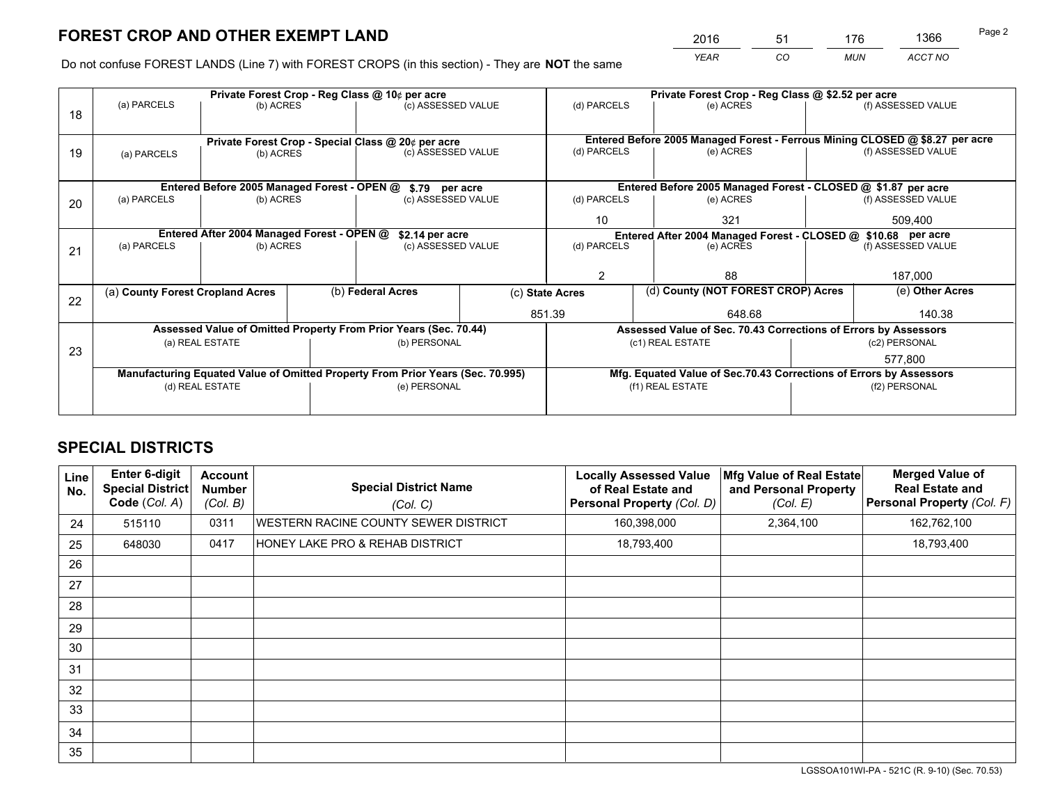# FOREST CROP AND OTHER EXEMPT LAND

| YEAR | CO | MUN | ACCT NO |
|---|---|---|---|
| 2016 | 51 | 176 | 1366 |

Do not confuse FOREST LANDS (Line 7) with FOREST CROPS (in this section) - They are **NOT** the same

| Line | Private Forest Crop - Reg Class @ 10¢ per acre | | | Private Forest Crop - Reg Class @ $2.52 per acre | | |
|---|---|---|---|---|---|---|
| 18 | (a) PARCELS | (b) ACRES | (c) ASSESSED VALUE | (d) PARCELS | (e) ACRES | (f) ASSESSED VALUE |
| | | | | | | |
| | **Private Forest Crop - Special Class @ 20¢ per acre** | | | **Entered Before 2005 Managed Forest - Ferrous Mining CLOSED @ $8.27 per acre** | | |
| 19 | (a) PARCELS | (b) ACRES | (c) ASSESSED VALUE | (d) PARCELS | (e) ACRES | (f) ASSESSED VALUE |
| | | | | | | |
| | **Entered Before 2005 Managed Forest - OPEN @ $.79 per acre** | | | **Entered Before 2005 Managed Forest - CLOSED @ $1.87 per acre** | | |
| 20 | (a) PARCELS | (b) ACRES | (c) ASSESSED VALUE | (d) PARCELS | (e) ACRES | (f) ASSESSED VALUE |
| | | | | 10 | 321 | 509,400 |
| | **Entered After 2004 Managed Forest - OPEN @ $2.14 per acre** | | | **Entered After 2004 Managed Forest - CLOSED @ $10.68 per acre** | | |
| 21 | (a) PARCELS | (b) ACRES | (c) ASSESSED VALUE | (d) PARCELS | (e) ACRES | (f) ASSESSED VALUE |
| | | | | 2 | 88 | 187,000 |

| Line | (a) County Forest Cropland Acres | (b) Federal Acres | (c) State Acres | (d) County (NOT FOREST CROP) Acres | (e) Other Acres |
|---|---|---|---|---|---|
| 22 | | | 851.39 | 648.68 | 140.38 |

| Line | Assessed Value of Omitted Property From Prior Years (Sec. 70.44) | | Assessed Value of Sec. 70.43 Corrections of Errors by Assessors | |
|---|---|---|---|---|
| 23 | (a) REAL ESTATE | (b) PERSONAL | (c1) REAL ESTATE | (c2) PERSONAL |
| | | | | 577,800 |
| | **Manufacturing Equated Value of Omitted Property From Prior Years (Sec. 70.995)** | | **Mfg. Equated Value of Sec.70.43 Corrections of Errors by Assessors** | |
| | (d) REAL ESTATE | (e) PERSONAL | (f1) REAL ESTATE | (f2) PERSONAL |
| | | | | |

# SPECIAL DISTRICTS

| Line No. | Enter 6-digit Special District Code (Col. A) | Account Number (Col. B) | Special District Name (Col. C) | Locally Assessed Value of Real Estate and Personal Property (Col. D) | Mfg Value of Real Estate and Personal Property (Col. E) | Merged Value of Real Estate and Personal Property (Col. F) |
|---|---|---|---|---|---|---|
| 24 | 515110 | 0311 | WESTERN RACINE COUNTY SEWER DISTRICT | 160,398,000 | 2,364,100 | 162,762,100 |
| 25 | 648030 | 0417 | HONEY LAKE PRO & REHAB DISTRICT | 18,793,400 | | 18,793,400 |
| 26 | | | | | | |
| 27 | | | | | | |
| 28 | | | | | | |
| 29 | | | | | | |
| 30 | | | | | | |
| 31 | | | | | | |
| 32 | | | | | | |
| 33 | | | | | | |
| 34 | | | | | | |
| 35 | | | | | | |

LGSSOA101WI-PA - 521C (R. 9-10) (Sec. 70.53)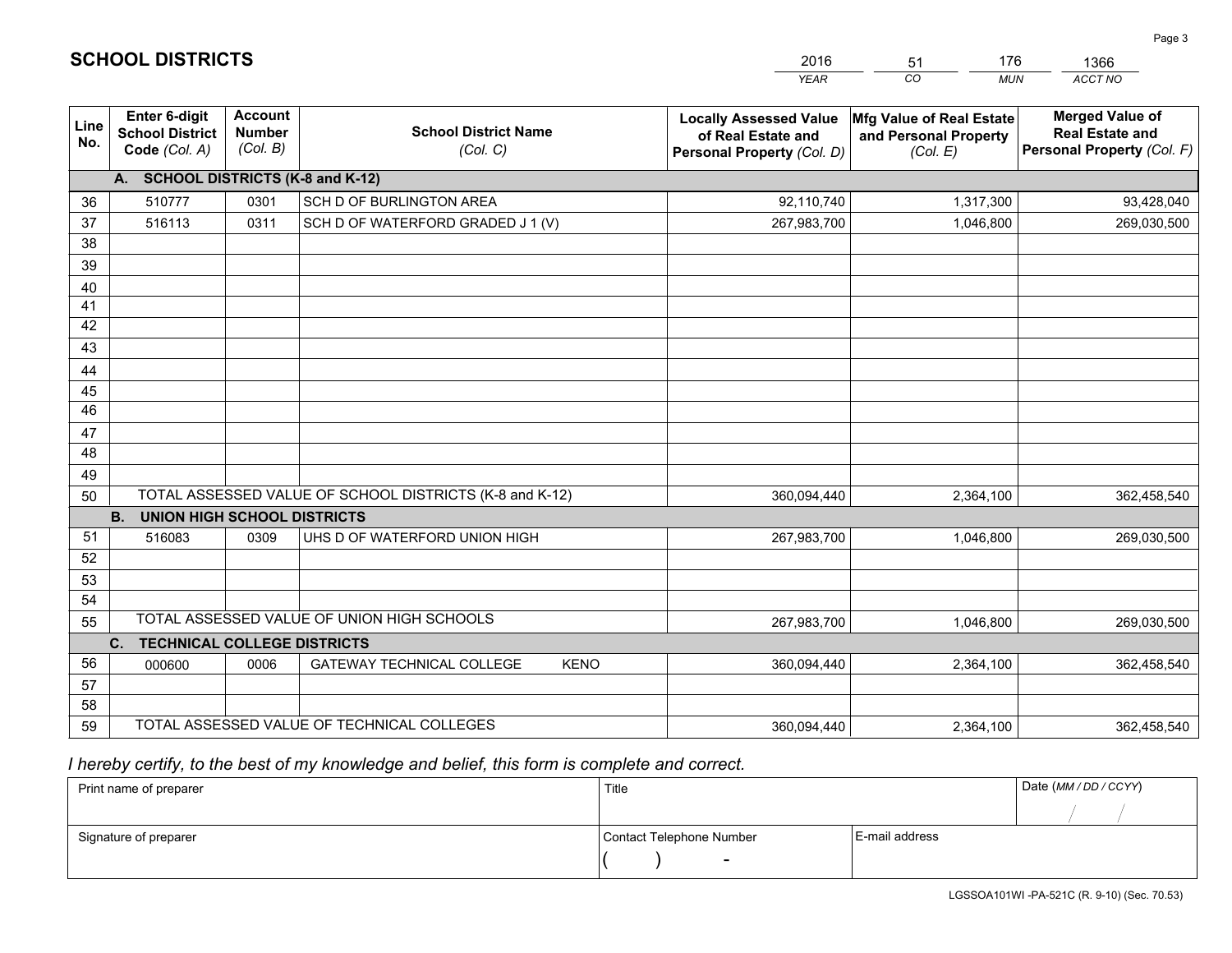# SCHOOL DISTRICTS

| 2016 | 51 | 176 | 1366 |
|---|---|---|---|
| *YEAR* | *CO* | *MUN* | *ACCT NO* |

| Line No. | Enter 6-digit School District Code *(Col. A)* | Account Number *(Col. B)* | School District Name *(Col. C)* | Locally Assessed Value of Real Estate and Personal Property *(Col. D)* | Mfg Value of Real Estate and Personal Property *(Col. E)* | Merged Value of Real Estate and Personal Property *(Col. F)* |
|---|---|---|---|---|---|---|
| **A. SCHOOL DISTRICTS (K-8 and K-12)** | | | | | | |
| 36 | 510777 | 0301 | SCH D OF BURLINGTON AREA | 92,110,740 | 1,317,300 | 93,428,040 |
| 37 | 516113 | 0311 | SCH D OF WATERFORD GRADED J 1 (V) | 267,983,700 | 1,046,800 | 269,030,500 |
| 38 | | | | | | |
| 39 | | | | | | |
| 40 | | | | | | |
| 41 | | | | | | |
| 42 | | | | | | |
| 43 | | | | | | |
| 44 | | | | | | |
| 45 | | | | | | |
| 46 | | | | | | |
| 47 | | | | | | |
| 48 | | | | | | |
| 49 | | | | | | |
| 50 | TOTAL ASSESSED VALUE OF SCHOOL DISTRICTS (K-8 and K-12) | | | 360,094,440 | 2,364,100 | 362,458,540 |
| **B. UNION HIGH SCHOOL DISTRICTS** | | | | | | |
| 51 | 516083 | 0309 | UHS D OF WATERFORD UNION HIGH | 267,983,700 | 1,046,800 | 269,030,500 |
| 52 | | | | | | |
| 53 | | | | | | |
| 54 | | | | | | |
| 55 | TOTAL ASSESSED VALUE OF UNION HIGH SCHOOLS | | | 267,983,700 | 1,046,800 | 269,030,500 |
| **C. TECHNICAL COLLEGE DISTRICTS** | | | | | | |
| 56 | 000600 | 0006 | GATEWAY TECHNICAL COLLEGE KENO | 360,094,440 | 2,364,100 | 362,458,540 |
| 57 | | | | | | |
| 58 | | | | | | |
| 59 | TOTAL ASSESSED VALUE OF TECHNICAL COLLEGES | | | 360,094,440 | 2,364,100 | 362,458,540 |

*I hereby certify, to the best of my knowledge and belief, this form is complete and correct.*

| Print name of preparer | Title | | Date *(MM / DD / CCYY)* |
|---|---|---|---|
| | | | / / |
| Signature of preparer | Contact Telephone Number | E-mail address | |
| | ( ) - | | |

LGSSOA101WI -PA-521C (R. 9-10) (Sec. 70.53)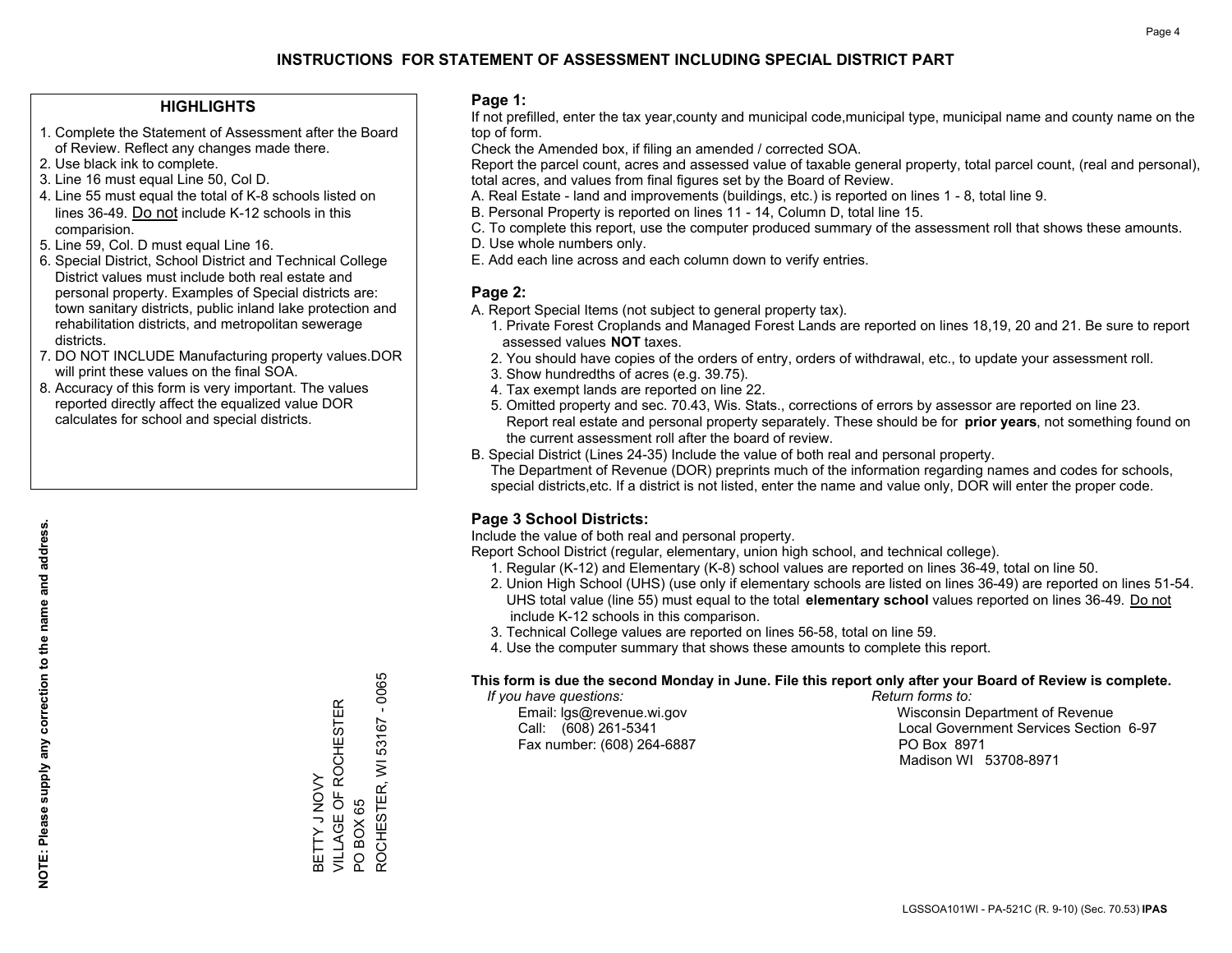# INSTRUCTIONS FOR STATEMENT OF ASSESSMENT INCLUDING SPECIAL DISTRICT PART

## HIGHLIGHTS

1. Complete the Statement of Assessment after the Board of Review. Reflect any changes made there.
2. Use black ink to complete.
3. Line 16 must equal Line 50, Col D.
4. Line 55 must equal the total of K-8 schools listed on lines 36-49. Do not include K-12 schools in this comparision.
5. Line 59, Col. D must equal Line 16.
6. Special District, School District and Technical College District values must include both real estate and personal property. Examples of Special districts are: town sanitary districts, public inland lake protection and rehabilitation districts, and metropolitan sewerage districts.
7. DO NOT INCLUDE Manufacturing property values.DOR will print these values on the final SOA.
8. Accuracy of this form is very important. The values reported directly affect the equalized value DOR calculates for school and special districts.

**NOTE: Please supply any correction to the name and address.**

BETTY J NOVY
VILLAGE OF ROCHESTER
PO BOX 65
ROCHESTER, WI 53167 - 0065

## Page 1:

If not prefilled, enter the tax year,county and municipal code,municipal type, municipal name and county name on the top of form.

Check the Amended box, if filing an amended / corrected SOA.

Report the parcel count, acres and assessed value of taxable general property, total parcel count, (real and personal), total acres, and values from final figures set by the Board of Review.

A. Real Estate - land and improvements (buildings, etc.) is reported on lines 1 - 8, total line 9.
B. Personal Property is reported on lines 11 - 14, Column D, total line 15.
C. To complete this report, use the computer produced summary of the assessment roll that shows these amounts.
D. Use whole numbers only.
E. Add each line across and each column down to verify entries.

## Page 2:

A. Report Special Items (not subject to general property tax).
   1. Private Forest Croplands and Managed Forest Lands are reported on lines 18,19, 20 and 21. Be sure to report assessed values **NOT** taxes.
   2. You should have copies of the orders of entry, orders of withdrawal, etc., to update your assessment roll.
   3. Show hundredths of acres (e.g. 39.75).
   4. Tax exempt lands are reported on line 22.
   5. Omitted property and sec. 70.43, Wis. Stats., corrections of errors by assessor are reported on line 23. Report real estate and personal property separately. These should be for **prior years**, not something found on the current assessment roll after the board of review.
B. Special District (Lines 24-35) Include the value of both real and personal property.
   The Department of Revenue (DOR) preprints much of the information regarding names and codes for schools, special districts,etc. If a district is not listed, enter the name and value only, DOR will enter the proper code.

## Page 3 School Districts:

Include the value of both real and personal property.

Report School District (regular, elementary, union high school, and technical college).

1. Regular (K-12) and Elementary (K-8) school values are reported on lines 36-49, total on line 50.
2. Union High School (UHS) (use only if elementary schools are listed on lines 36-49) are reported on lines 51-54. UHS total value (line 55) must equal to the total **elementary school** values reported on lines 36-49. Do not include K-12 schools in this comparison.
3. Technical College values are reported on lines 56-58, total on line 59.
4. Use the computer summary that shows these amounts to complete this report.

**This form is due the second Monday in June. File this report only after your Board of Review is complete.**

*If you have questions:*
Email: lgs@revenue.wi.gov
Call: (608) 261-5341
Fax number: (608) 264-6887

*Return forms to:*
Wisconsin Department of Revenue
Local Government Services Section 6-97
PO Box 8971
Madison WI 53708-8971

LGSSOA101WI - PA-521C (R. 9-10) (Sec. 70.53) **IPAS**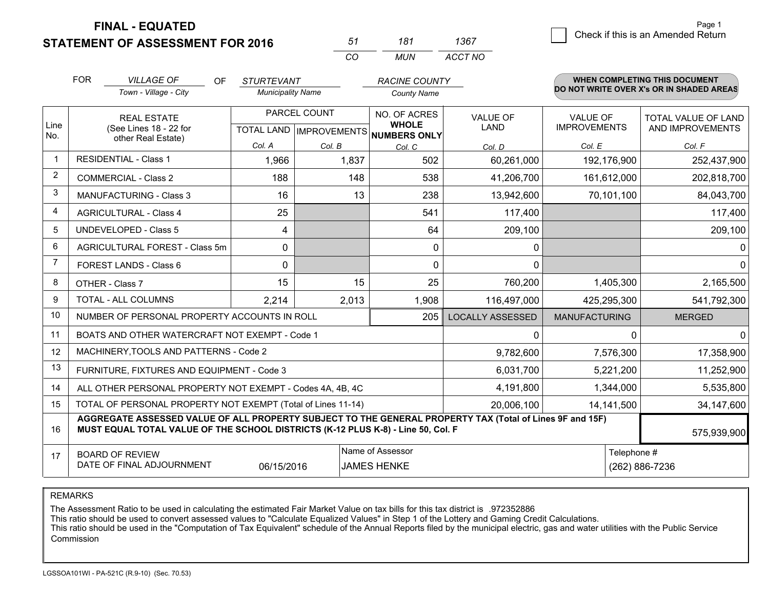# FINAL - EQUATED
## STATEMENT OF ASSESSMENT FOR 2016

| 51 | 181 | 1367 |
|---|---|---|
| CO | MUN | ACCT NO |

Page 1

☐ Check if this is an Amended Return

FOR *VILLAGE OF* (Town - Village - City) OF *STURTEVANT* (Municipality Name) *RACINE COUNTY* (County Name)

**WHEN COMPLETING THIS DOCUMENT DO NOT WRITE OVER X's OR IN SHADED AREAS**

| Line No. | REAL ESTATE (See Lines 18 - 22 for other Real Estate) | PARCEL COUNT TOTAL LAND Col. A | PARCEL COUNT IMPROVEMENTS Col. B | NO. OF ACRES WHOLE NUMBERS ONLY Col. C | VALUE OF LAND Col. D | VALUE OF IMPROVEMENTS Col. E | TOTAL VALUE OF LAND AND IMPROVEMENTS Col. F |
|---|---|---|---|---|---|---|---|
| 1 | RESIDENTIAL - Class 1 | 1,966 | 1,837 | 502 | 60,261,000 | 192,176,900 | 252,437,900 |
| 2 | COMMERCIAL - Class 2 | 188 | 148 | 538 | 41,206,700 | 161,612,000 | 202,818,700 |
| 3 | MANUFACTURING - Class 3 | 16 | 13 | 238 | 13,942,600 | 70,101,100 | 84,043,700 |
| 4 | AGRICULTURAL - Class 4 | 25 | | 541 | 117,400 | | 117,400 |
| 5 | UNDEVELOPED - Class 5 | 4 | | 64 | 209,100 | | 209,100 |
| 6 | AGRICULTURAL FOREST - Class 5m | 0 | | 0 | 0 | | 0 |
| 7 | FOREST LANDS - Class 6 | 0 | | 0 | 0 | | 0 |
| 8 | OTHER - Class 7 | 15 | 15 | 25 | 760,200 | 1,405,300 | 2,165,500 |
| 9 | TOTAL - ALL COLUMNS | 2,214 | 2,013 | 1,908 | 116,497,000 | 425,295,300 | 541,792,300 |
| 10 | NUMBER OF PERSONAL PROPERTY ACCOUNTS IN ROLL | | | 205 | LOCALLY ASSESSED | MANUFACTURING | MERGED |
| 11 | BOATS AND OTHER WATERCRAFT NOT EXEMPT - Code 1 | | | | 0 | 0 | 0 |
| 12 | MACHINERY,TOOLS AND PATTERNS - Code 2 | | | | 9,782,600 | 7,576,300 | 17,358,900 |
| 13 | FURNITURE, FIXTURES AND EQUIPMENT - Code 3 | | | | 6,031,700 | 5,221,200 | 11,252,900 |
| 14 | ALL OTHER PERSONAL PROPERTY NOT EXEMPT - Codes 4A, 4B, 4C | | | | 4,191,800 | 1,344,000 | 5,535,800 |
| 15 | TOTAL OF PERSONAL PROPERTY NOT EXEMPT (Total of Lines 11-14) | | | | 20,006,100 | 14,141,500 | 34,147,600 |
| 16 | **AGGREGATE ASSESSED VALUE OF ALL PROPERTY SUBJECT TO THE GENERAL PROPERTY TAX (Total of Lines 9F and 15F) MUST EQUAL TOTAL VALUE OF THE SCHOOL DISTRICTS (K-12 PLUS K-8) - Line 50, Col. F** | | | | | | 575,939,900 |
| 17 | BOARD OF REVIEW DATE OF FINAL ADJOURNMENT | 06/15/2016 | | Name of Assessor: JAMES HENKE | | | Telephone #: (262) 886-7236 |

REMARKS

The Assessment Ratio to be used in calculating the estimated Fair Market Value on tax bills for this tax district is .972352886
This ratio should be used to convert assessed values to "Calculate Equalized Values" in Step 1 of the Lottery and Gaming Credit Calculations.
This ratio should be used in the "Computation of Tax Equivalent" schedule of the Annual Reports filed by the municipal electric, gas and water utilities with the Public Service Commission

LGSSOA101WI - PA-521C (R.9-10) (Sec. 70.53)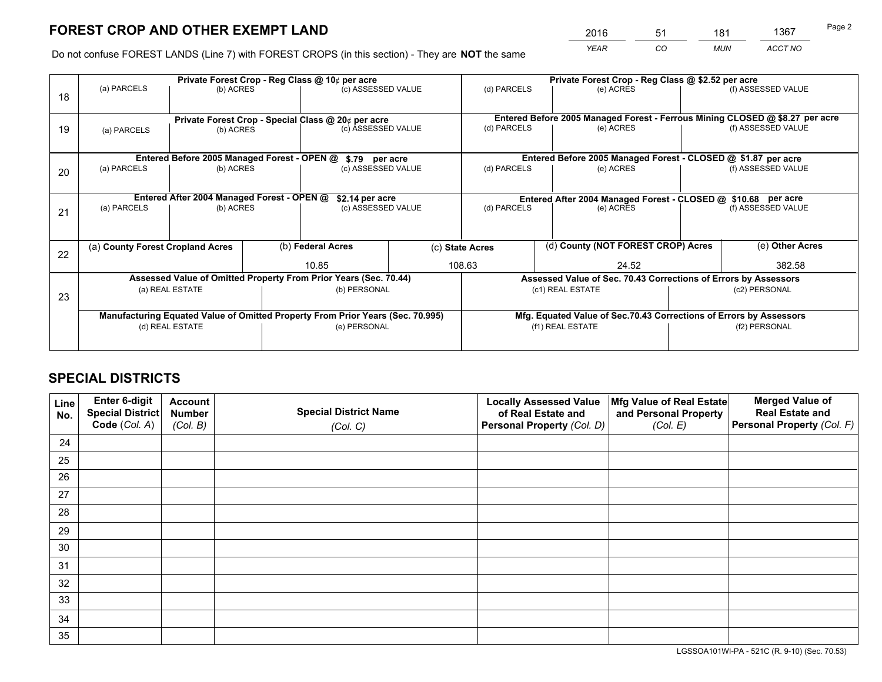# FOREST CROP AND OTHER EXEMPT LAND

| 2016 | 51 | 181 | 1367 |
|---|---|---|---|
| *YEAR* | *CO* | *MUN* | *ACCT NO* |

Do not confuse FOREST LANDS (Line 7) with FOREST CROPS (in this section) - They are **NOT** the same

| Line | | | | | | |
|---|---|---|---|---|---|---|
| 18 | **Private Forest Crop - Reg Class @ 10¢ per acre** | | | **Private Forest Crop - Reg Class @ $2.52 per acre** | | |
| | (a) PARCELS | (b) ACRES | (c) ASSESSED VALUE | (d) PARCELS | (e) ACRES | (f) ASSESSED VALUE |
| | | | | | | |
| 19 | **Private Forest Crop - Special Class @ 20¢ per acre** | | | **Entered Before 2005 Managed Forest - Ferrous Mining CLOSED @ $8.27 per acre** | | |
| | (a) PARCELS | (b) ACRES | (c) ASSESSED VALUE | (d) PARCELS | (e) ACRES | (f) ASSESSED VALUE |
| | | | | | | |
| 20 | **Entered Before 2005 Managed Forest - OPEN @ $.79 per acre** | | | **Entered Before 2005 Managed Forest - CLOSED @ $1.87 per acre** | | |
| | (a) PARCELS | (b) ACRES | (c) ASSESSED VALUE | (d) PARCELS | (e) ACRES | (f) ASSESSED VALUE |
| | | | | | | |
| 21 | **Entered After 2004 Managed Forest - OPEN @ $2.14 per acre** | | | **Entered After 2004 Managed Forest - CLOSED @ $10.68 per acre** | | |
| | (a) PARCELS | (b) ACRES | (c) ASSESSED VALUE | (d) PARCELS | (e) ACRES | (f) ASSESSED VALUE |
| | | | | | | |

| Line | (a) County Forest Cropland Acres | (b) Federal Acres | (c) State Acres | (d) County (NOT FOREST CROP) Acres | (e) Other Acres |
|---|---|---|---|---|---|
| 22 | | 10.85 | 108.63 | 24.52 | 382.58 |

| Line | | | | |
|---|---|---|---|---|
| 23 | **Assessed Value of Omitted Property From Prior Years (Sec. 70.44)** | | **Assessed Value of Sec. 70.43 Corrections of Errors by Assessors** | |
| | (a) REAL ESTATE | (b) PERSONAL | (c1) REAL ESTATE | (c2) PERSONAL |
| | | | | |
| | **Manufacturing Equated Value of Omitted Property From Prior Years (Sec. 70.995)** | | **Mfg. Equated Value of Sec.70.43 Corrections of Errors by Assessors** | |
| | (d) REAL ESTATE | (e) PERSONAL | (f1) REAL ESTATE | (f2) PERSONAL |
| | | | | |

# SPECIAL DISTRICTS

| Line No. | Enter 6-digit Special District Code (*Col. A*) | Account Number (*Col. B*) | Special District Name (*Col. C*) | Locally Assessed Value of Real Estate and Personal Property (*Col. D*) | Mfg Value of Real Estate and Personal Property (*Col. E*) | Merged Value of Real Estate and Personal Property (*Col. F*) |
|---|---|---|---|---|---|---|
| 24 | | | | | | |
| 25 | | | | | | |
| 26 | | | | | | |
| 27 | | | | | | |
| 28 | | | | | | |
| 29 | | | | | | |
| 30 | | | | | | |
| 31 | | | | | | |
| 32 | | | | | | |
| 33 | | | | | | |
| 34 | | | | | | |
| 35 | | | | | | |

LGSSOA101WI-PA - 521C (R. 9-10) (Sec. 70.53)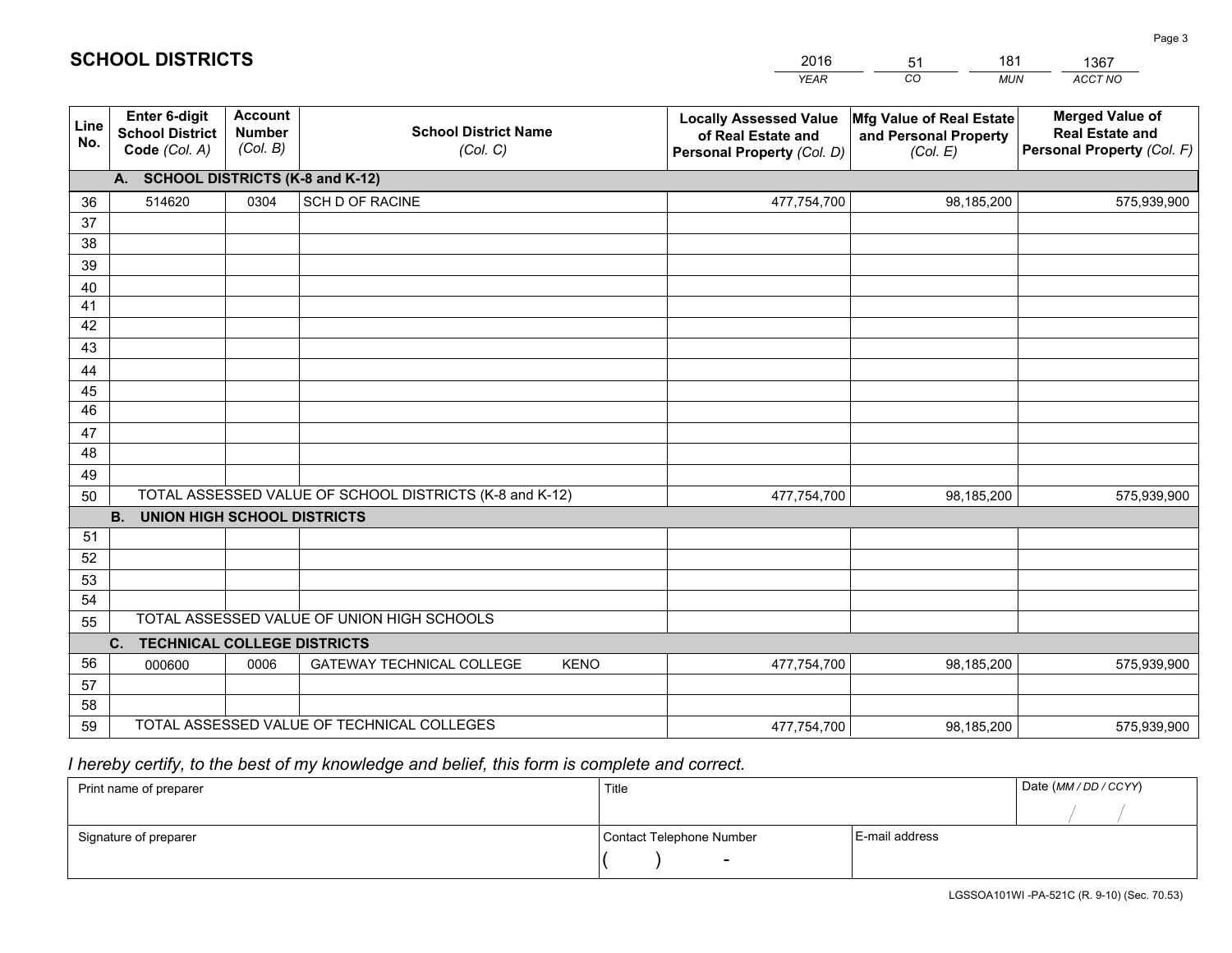# SCHOOL DISTRICTS

| 2016 | 51 | 181 | 1367 |
|---|---|---|---|
| *YEAR* | *CO* | *MUN* | *ACCT NO* |

| Line No. | Enter 6-digit School District Code *(Col. A)* | Account Number *(Col. B)* | School District Name *(Col. C)* | Locally Assessed Value of Real Estate and Personal Property *(Col. D)* | Mfg Value of Real Estate and Personal Property *(Col. E)* | Merged Value of Real Estate and Personal Property *(Col. F)* |
|---|---|---|---|---|---|---|
| | **A. SCHOOL DISTRICTS (K-8 and K-12)** | | | | | |
| 36 | 514620 | 0304 | SCH D OF RACINE | 477,754,700 | 98,185,200 | 575,939,900 |
| 37 | | | | | | |
| 38 | | | | | | |
| 39 | | | | | | |
| 40 | | | | | | |
| 41 | | | | | | |
| 42 | | | | | | |
| 43 | | | | | | |
| 44 | | | | | | |
| 45 | | | | | | |
| 46 | | | | | | |
| 47 | | | | | | |
| 48 | | | | | | |
| 49 | | | | | | |
| 50 | TOTAL ASSESSED VALUE OF SCHOOL DISTRICTS (K-8 and K-12) | | | 477,754,700 | 98,185,200 | 575,939,900 |
| | **B. UNION HIGH SCHOOL DISTRICTS** | | | | | |
| 51 | | | | | | |
| 52 | | | | | | |
| 53 | | | | | | |
| 54 | | | | | | |
| 55 | TOTAL ASSESSED VALUE OF UNION HIGH SCHOOLS | | | | | |
| | **C. TECHNICAL COLLEGE DISTRICTS** | | | | | |
| 56 | 000600 | 0006 | GATEWAY TECHNICAL COLLEGE KENO | 477,754,700 | 98,185,200 | 575,939,900 |
| 57 | | | | | | |
| 58 | | | | | | |
| 59 | TOTAL ASSESSED VALUE OF TECHNICAL COLLEGES | | | 477,754,700 | 98,185,200 | 575,939,900 |

*I hereby certify, to the best of my knowledge and belief, this form is complete and correct.*

| Print name of preparer | Title | | Date *(MM / DD / CCYY)* |
|---|---|---|---|
| | | | / / |
| Signature of preparer | Contact Telephone Number | E-mail address | |
| | ( ) - | | |

LGSSOA101WI -PA-521C (R. 9-10) (Sec. 70.53)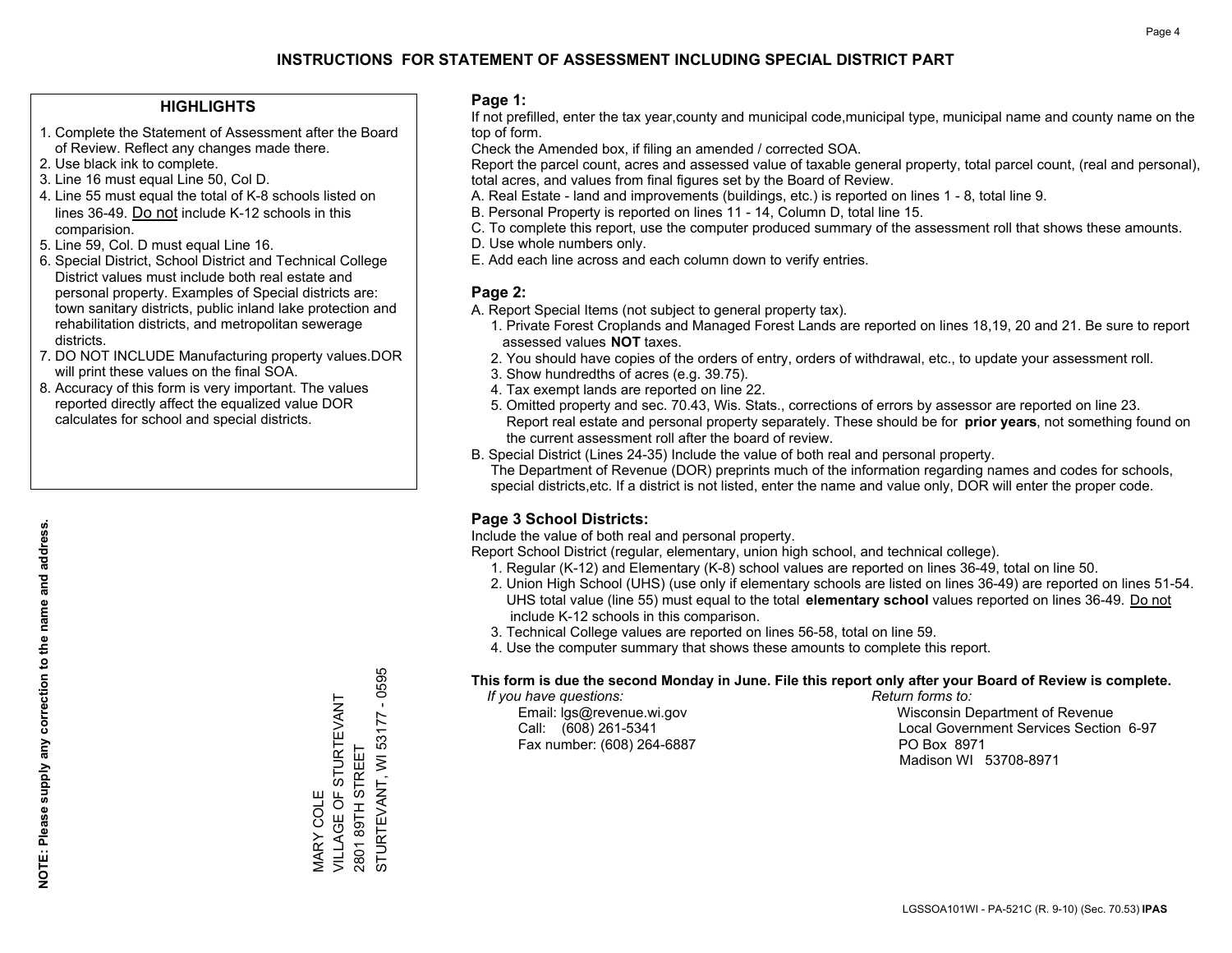# INSTRUCTIONS FOR STATEMENT OF ASSESSMENT INCLUDING SPECIAL DISTRICT PART

## HIGHLIGHTS

1. Complete the Statement of Assessment after the Board of Review. Reflect any changes made there.
2. Use black ink to complete.
3. Line 16 must equal Line 50, Col D.
4. Line 55 must equal the total of K-8 schools listed on lines 36-49. Do not include K-12 schools in this comparision.
5. Line 59, Col. D must equal Line 16.
6. Special District, School District and Technical College District values must include both real estate and personal property. Examples of Special districts are: town sanitary districts, public inland lake protection and rehabilitation districts, and metropolitan sewerage districts.
7. DO NOT INCLUDE Manufacturing property values.DOR will print these values on the final SOA.
8. Accuracy of this form is very important. The values reported directly affect the equalized value DOR calculates for school and special districts.

**NOTE: Please supply any correction to the name and address.**

MARY COLE
VILLAGE OF STURTEVANT
2801 89TH STREET
STURTEVANT, WI 53177 - 0595

## Page 1:

If not prefilled, enter the tax year,county and municipal code,municipal type, municipal name and county name on the top of form.

Check the Amended box, if filing an amended / corrected SOA.

Report the parcel count, acres and assessed value of taxable general property, total parcel count, (real and personal), total acres, and values from final figures set by the Board of Review.

A. Real Estate - land and improvements (buildings, etc.) is reported on lines 1 - 8, total line 9.
B. Personal Property is reported on lines 11 - 14, Column D, total line 15.
C. To complete this report, use the computer produced summary of the assessment roll that shows these amounts.
D. Use whole numbers only.
E. Add each line across and each column down to verify entries.

## Page 2:

A. Report Special Items (not subject to general property tax).
   1. Private Forest Croplands and Managed Forest Lands are reported on lines 18,19, 20 and 21. Be sure to report assessed values **NOT** taxes.
   2. You should have copies of the orders of entry, orders of withdrawal, etc., to update your assessment roll.
   3. Show hundredths of acres (e.g. 39.75).
   4. Tax exempt lands are reported on line 22.
   5. Omitted property and sec. 70.43, Wis. Stats., corrections of errors by assessor are reported on line 23. Report real estate and personal property separately. These should be for **prior years**, not something found on the current assessment roll after the board of review.
B. Special District (Lines 24-35) Include the value of both real and personal property.
   The Department of Revenue (DOR) preprints much of the information regarding names and codes for schools, special districts,etc. If a district is not listed, enter the name and value only, DOR will enter the proper code.

## Page 3 School Districts:

Include the value of both real and personal property.

Report School District (regular, elementary, union high school, and technical college).

1. Regular (K-12) and Elementary (K-8) school values are reported on lines 36-49, total on line 50.
2. Union High School (UHS) (use only if elementary schools are listed on lines 36-49) are reported on lines 51-54. UHS total value (line 55) must equal to the total **elementary school** values reported on lines 36-49. Do not include K-12 schools in this comparison.
3. Technical College values are reported on lines 56-58, total on line 59.
4. Use the computer summary that shows these amounts to complete this report.

**This form is due the second Monday in June. File this report only after your Board of Review is complete.**

*If you have questions:*
Email: lgs@revenue.wi.gov
Call: (608) 261-5341
Fax number: (608) 264-6887

*Return forms to:*
Wisconsin Department of Revenue
Local Government Services Section 6-97
PO Box 8971
Madison WI 53708-8971

LGSSOA101WI - PA-521C (R. 9-10) (Sec. 70.53) **IPAS**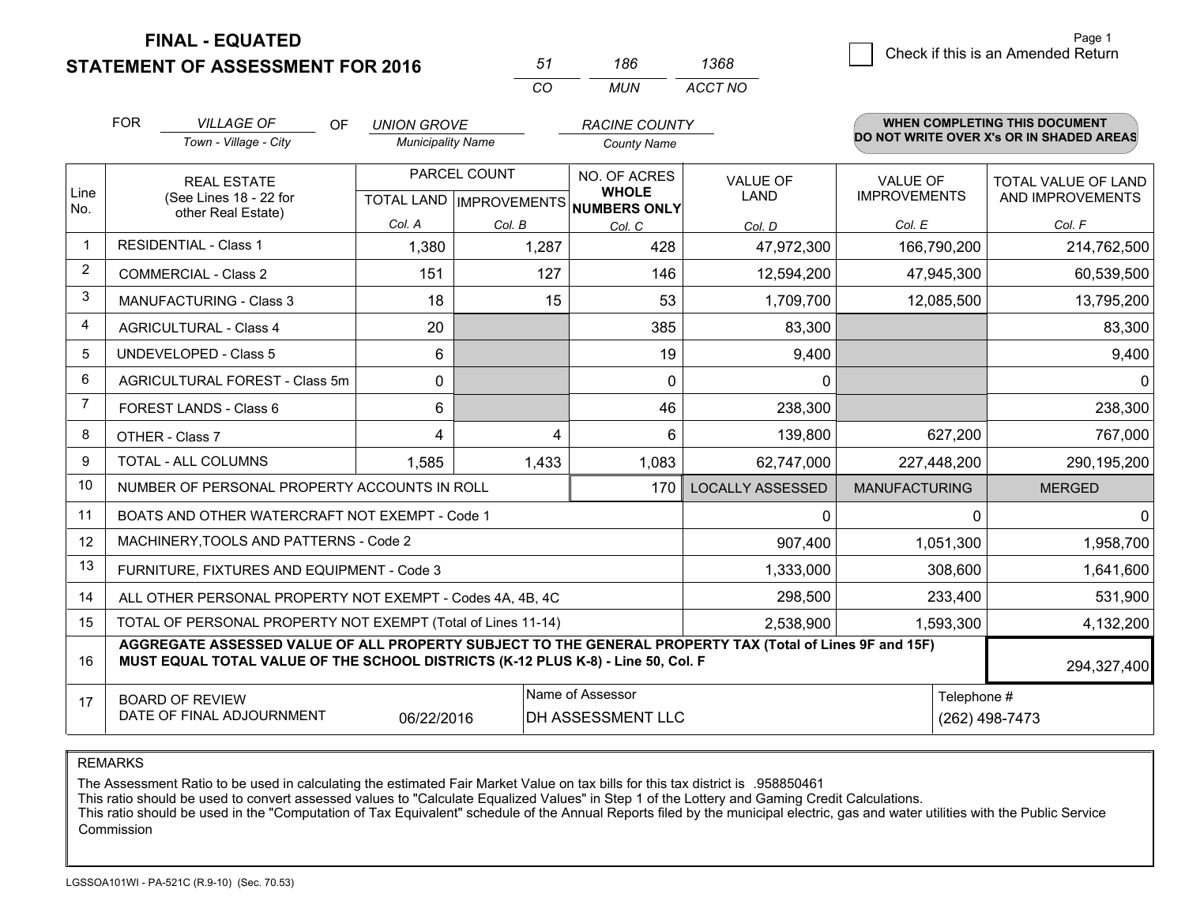**FINAL - EQUATED**

**STATEMENT OF ASSESSMENT FOR 2016**

| 51 | 186 | 1368 |
|---|---|---|
| CO | MUN | ACCT NO |

☐ Check if this is an Amended Return

FOR *VILLAGE OF* (Town - Village - City) OF *UNION GROVE* (Municipality Name) *RACINE COUNTY* (County Name)

**WHEN COMPLETING THIS DOCUMENT DO NOT WRITE OVER X's OR IN SHADED AREAS**

| Line No. | REAL ESTATE (See Lines 18 - 22 for other Real Estate) | PARCEL COUNT TOTAL LAND Col. A | PARCEL COUNT IMPROVEMENTS Col. B | NO. OF ACRES WHOLE NUMBERS ONLY Col. C | VALUE OF LAND Col. D | VALUE OF IMPROVEMENTS Col. E | TOTAL VALUE OF LAND AND IMPROVEMENTS Col. F |
|---|---|---|---|---|---|---|---|
| 1 | RESIDENTIAL - Class 1 | 1,380 | 1,287 | 428 | 47,972,300 | 166,790,200 | 214,762,500 |
| 2 | COMMERCIAL - Class 2 | 151 | 127 | 146 | 12,594,200 | 47,945,300 | 60,539,500 |
| 3 | MANUFACTURING - Class 3 | 18 | 15 | 53 | 1,709,700 | 12,085,500 | 13,795,200 |
| 4 | AGRICULTURAL - Class 4 | 20 | | 385 | 83,300 | | 83,300 |
| 5 | UNDEVELOPED - Class 5 | 6 | | 19 | 9,400 | | 9,400 |
| 6 | AGRICULTURAL FOREST - Class 5m | 0 | | 0 | 0 | | 0 |
| 7 | FOREST LANDS - Class 6 | 6 | | 46 | 238,300 | | 238,300 |
| 8 | OTHER - Class 7 | 4 | 4 | 6 | 139,800 | 627,200 | 767,000 |
| 9 | TOTAL - ALL COLUMNS | 1,585 | 1,433 | 1,083 | 62,747,000 | 227,448,200 | 290,195,200 |
| 10 | NUMBER OF PERSONAL PROPERTY ACCOUNTS IN ROLL | | | 170 | LOCALLY ASSESSED | MANUFACTURING | MERGED |
| 11 | BOATS AND OTHER WATERCRAFT NOT EXEMPT - Code 1 | | | | 0 | 0 | 0 |
| 12 | MACHINERY,TOOLS AND PATTERNS - Code 2 | | | | 907,400 | 1,051,300 | 1,958,700 |
| 13 | FURNITURE, FIXTURES AND EQUIPMENT - Code 3 | | | | 1,333,000 | 308,600 | 1,641,600 |
| 14 | ALL OTHER PERSONAL PROPERTY NOT EXEMPT - Codes 4A, 4B, 4C | | | | 298,500 | 233,400 | 531,900 |
| 15 | TOTAL OF PERSONAL PROPERTY NOT EXEMPT (Total of Lines 11-14) | | | | 2,538,900 | 1,593,300 | 4,132,200 |
| 16 | **AGGREGATE ASSESSED VALUE OF ALL PROPERTY SUBJECT TO THE GENERAL PROPERTY TAX (Total of Lines 9F and 15F) MUST EQUAL TOTAL VALUE OF THE SCHOOL DISTRICTS (K-12 PLUS K-8) - Line 50, Col. F** | | | | | | 294,327,400 |
| 17 | BOARD OF REVIEW DATE OF FINAL ADJOURNMENT | 06/22/2016 | Name of Assessor | DH ASSESSMENT LLC | | Telephone # | (262) 498-7473 |

REMARKS

The Assessment Ratio to be used in calculating the estimated Fair Market Value on tax bills for this tax district is .958850461
This ratio should be used to convert assessed values to "Calculate Equalized Values" in Step 1 of the Lottery and Gaming Credit Calculations.
This ratio should be used in the "Computation of Tax Equivalent" schedule of the Annual Reports filed by the municipal electric, gas and water utilities with the Public Service Commission

LGSSOA101WI - PA-521C (R.9-10) (Sec. 70.53)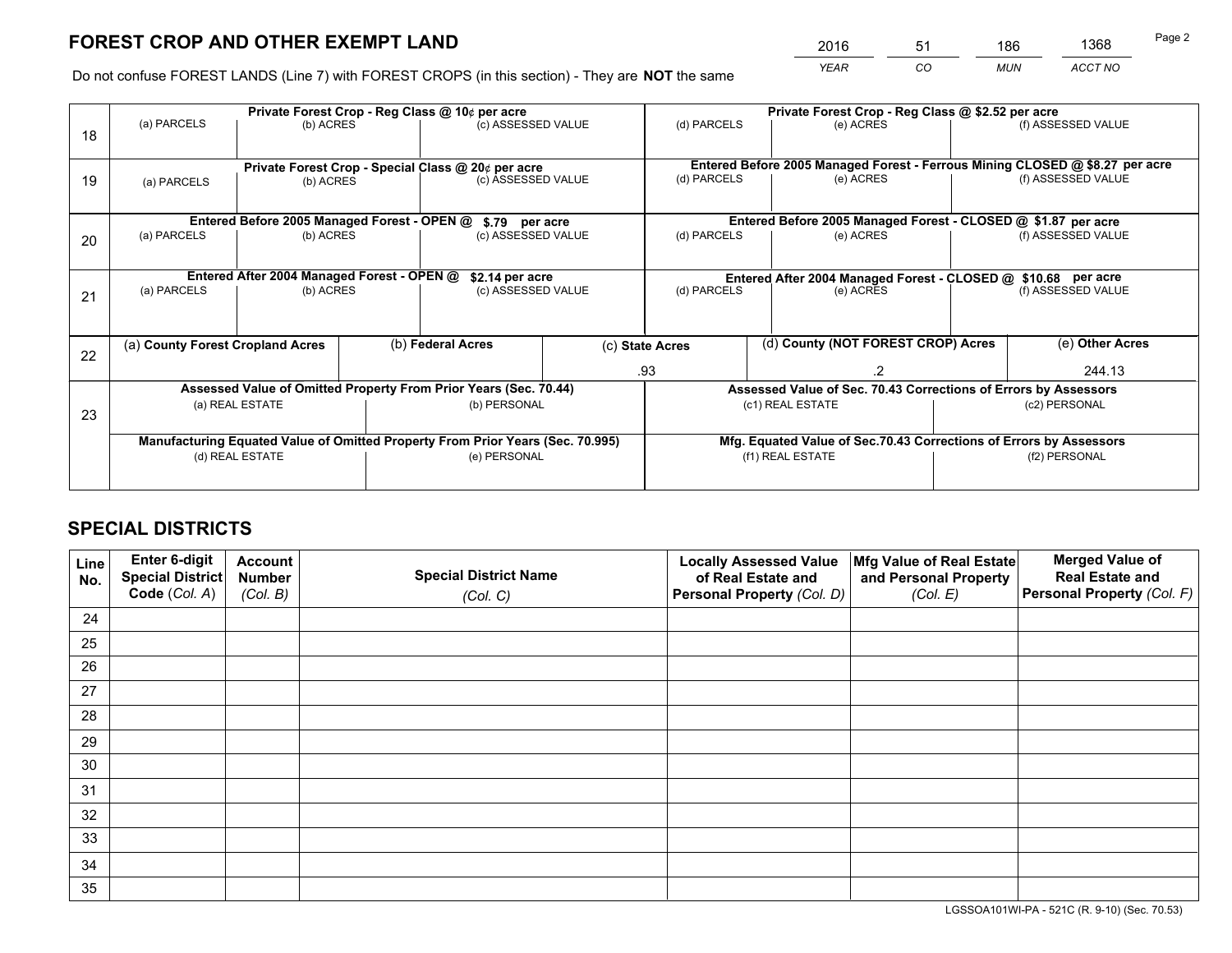# FOREST CROP AND OTHER EXEMPT LAND

| 2016 | 51 | 186 | 1368 |
|---|---|---|---|
| *YEAR* | *CO* | *MUN* | *ACCT NO* |

Do not confuse FOREST LANDS (Line 7) with FOREST CROPS (in this section) - They are **NOT** the same

| Line | Private Forest Crop - Reg Class @ 10¢ per acre | | | Private Forest Crop - Reg Class @ $2.52 per acre | | |
|---|---|---|---|---|---|---|
| 18 | (a) PARCELS | (b) ACRES | (c) ASSESSED VALUE | (d) PARCELS | (e) ACRES | (f) ASSESSED VALUE |
| | | | | | | |
| | **Private Forest Crop - Special Class @ 20¢ per acre** | | | **Entered Before 2005 Managed Forest - Ferrous Mining CLOSED @ $8.27 per acre** | | |
| 19 | (a) PARCELS | (b) ACRES | (c) ASSESSED VALUE | (d) PARCELS | (e) ACRES | (f) ASSESSED VALUE |
| | | | | | | |
| | **Entered Before 2005 Managed Forest - OPEN @ $.79 per acre** | | | **Entered Before 2005 Managed Forest - CLOSED @ $1.87 per acre** | | |
| 20 | (a) PARCELS | (b) ACRES | (c) ASSESSED VALUE | (d) PARCELS | (e) ACRES | (f) ASSESSED VALUE |
| | | | | | | |
| | **Entered After 2004 Managed Forest - OPEN @ $2.14 per acre** | | | **Entered After 2004 Managed Forest - CLOSED @ $10.68 per acre** | | |
| 21 | (a) PARCELS | (b) ACRES | (c) ASSESSED VALUE | (d) PARCELS | (e) ACRES | (f) ASSESSED VALUE |
| | | | | | | |

| Line | (a) County Forest Cropland Acres | (b) Federal Acres | (c) State Acres | (d) County (NOT FOREST CROP) Acres | (e) Other Acres |
|---|---|---|---|---|---|
| 22 | | | .93 | .2 | 244.13 |

| Line | Assessed Value of Omitted Property From Prior Years (Sec. 70.44) | | Assessed Value of Sec. 70.43 Corrections of Errors by Assessors | |
|---|---|---|---|---|
| 23 | (a) REAL ESTATE | (b) PERSONAL | (c1) REAL ESTATE | (c2) PERSONAL |
| | | | | |
| | **Manufacturing Equated Value of Omitted Property From Prior Years (Sec. 70.995)** | | **Mfg. Equated Value of Sec.70.43 Corrections of Errors by Assessors** | |
| | (d) REAL ESTATE | (e) PERSONAL | (f1) REAL ESTATE | (f2) PERSONAL |
| | | | | |

# SPECIAL DISTRICTS

| Line No. | Enter 6-digit Special District Code (*Col. A*) | Account Number (*Col. B*) | Special District Name (*Col. C*) | Locally Assessed Value of Real Estate and Personal Property (*Col. D*) | Mfg Value of Real Estate and Personal Property (*Col. E*) | Merged Value of Real Estate and Personal Property (*Col. F*) |
|---|---|---|---|---|---|---|
| 24 | | | | | | |
| 25 | | | | | | |
| 26 | | | | | | |
| 27 | | | | | | |
| 28 | | | | | | |
| 29 | | | | | | |
| 30 | | | | | | |
| 31 | | | | | | |
| 32 | | | | | | |
| 33 | | | | | | |
| 34 | | | | | | |
| 35 | | | | | | |

LGSSOA101WI-PA - 521C (R. 9-10) (Sec. 70.53)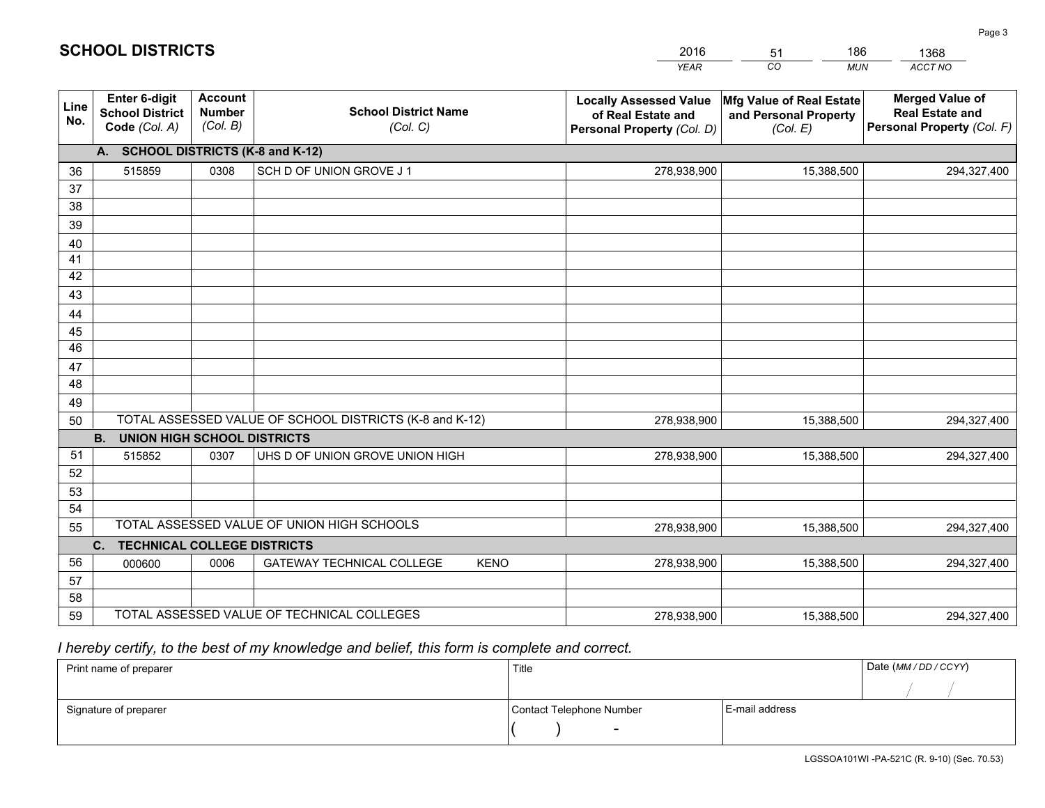# SCHOOL DISTRICTS

| 2016 | 51 | 186 | 1368 |
|---|---|---|---|
| YEAR | CO | MUN | ACCT NO |

| Line No. | Enter 6-digit School District Code (Col. A) | Account Number (Col. B) | School District Name (Col. C) | Locally Assessed Value of Real Estate and Personal Property (Col. D) | Mfg Value of Real Estate and Personal Property (Col. E) | Merged Value of Real Estate and Personal Property (Col. F) |
|---|---|---|---|---|---|---|
| | **A. SCHOOL DISTRICTS (K-8 and K-12)** | | | | | |
| 36 | 515859 | 0308 | SCH D OF UNION GROVE J 1 | 278,938,900 | 15,388,500 | 294,327,400 |
| 37 | | | | | | |
| 38 | | | | | | |
| 39 | | | | | | |
| 40 | | | | | | |
| 41 | | | | | | |
| 42 | | | | | | |
| 43 | | | | | | |
| 44 | | | | | | |
| 45 | | | | | | |
| 46 | | | | | | |
| 47 | | | | | | |
| 48 | | | | | | |
| 49 | | | | | | |
| 50 | TOTAL ASSESSED VALUE OF SCHOOL DISTRICTS (K-8 and K-12) | | | 278,938,900 | 15,388,500 | 294,327,400 |
| | **B. UNION HIGH SCHOOL DISTRICTS** | | | | | |
| 51 | 515852 | 0307 | UHS D OF UNION GROVE UNION HIGH | 278,938,900 | 15,388,500 | 294,327,400 |
| 52 | | | | | | |
| 53 | | | | | | |
| 54 | | | | | | |
| 55 | TOTAL ASSESSED VALUE OF UNION HIGH SCHOOLS | | | 278,938,900 | 15,388,500 | 294,327,400 |
| | **C. TECHNICAL COLLEGE DISTRICTS** | | | | | |
| 56 | 000600 | 0006 | GATEWAY TECHNICAL COLLEGE KENO | 278,938,900 | 15,388,500 | 294,327,400 |
| 57 | | | | | | |
| 58 | | | | | | |
| 59 | TOTAL ASSESSED VALUE OF TECHNICAL COLLEGES | | | 278,938,900 | 15,388,500 | 294,327,400 |

*I hereby certify, to the best of my knowledge and belief, this form is complete and correct.*

| Print name of preparer | Title | | Date (MM / DD / CCYY) |
|---|---|---|---|
| | | | / / |
| Signature of preparer | Contact Telephone Number | E-mail address | |
| | ( ) - | | |

LGSSOA101WI -PA-521C (R. 9-10) (Sec. 70.53)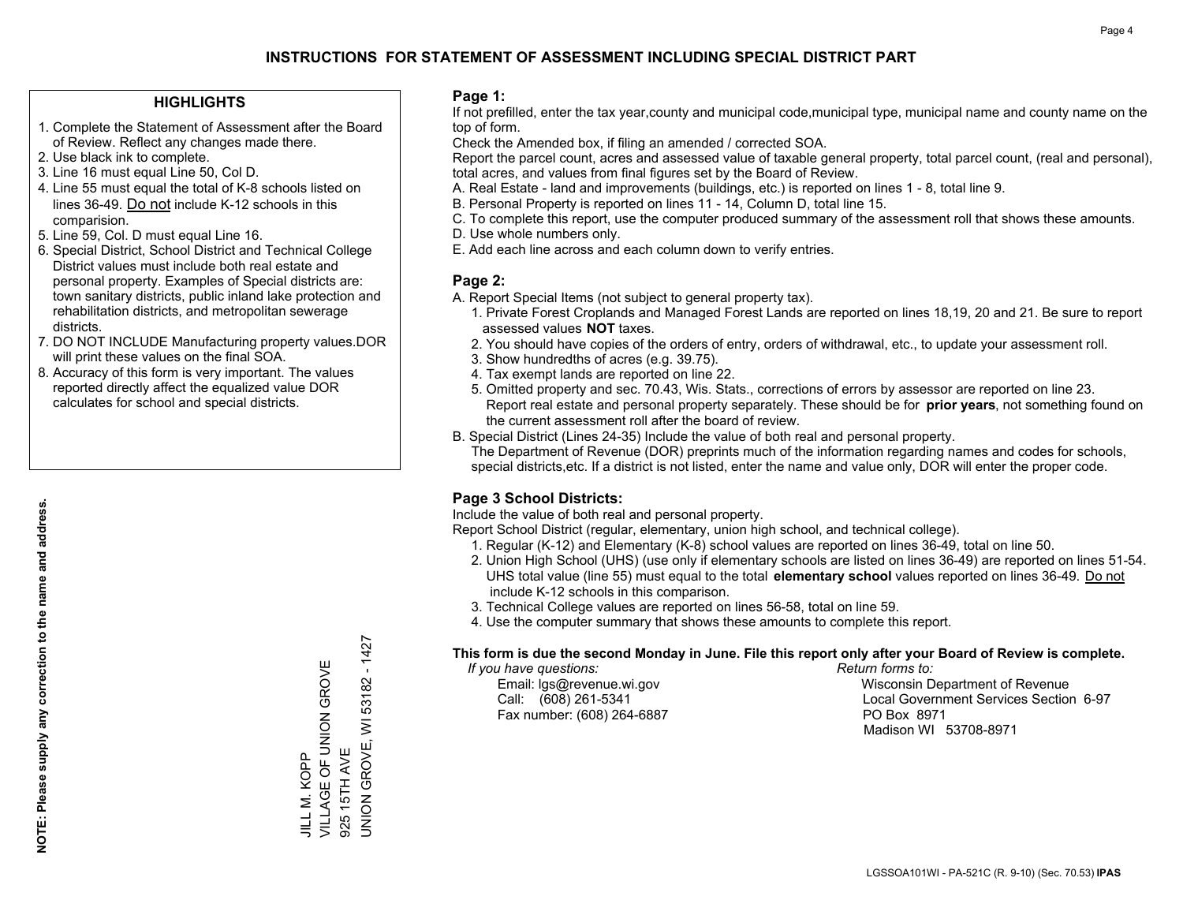# INSTRUCTIONS FOR STATEMENT OF ASSESSMENT INCLUDING SPECIAL DISTRICT PART

## HIGHLIGHTS

1. Complete the Statement of Assessment after the Board of Review. Reflect any changes made there.
2. Use black ink to complete.
3. Line 16 must equal Line 50, Col D.
4. Line 55 must equal the total of K-8 schools listed on lines 36-49. Do not include K-12 schools in this comparision.
5. Line 59, Col. D must equal Line 16.
6. Special District, School District and Technical College District values must include both real estate and personal property. Examples of Special districts are: town sanitary districts, public inland lake protection and rehabilitation districts, and metropolitan sewerage districts.
7. DO NOT INCLUDE Manufacturing property values.DOR will print these values on the final SOA.
8. Accuracy of this form is very important. The values reported directly affect the equalized value DOR calculates for school and special districts.

**NOTE: Please supply any correction to the name and address.**

JILL M. KOPP
VILLAGE OF UNION GROVE
925 15TH AVE
UNION GROVE, WI 53182 - 1427

## Page 1:

If not prefilled, enter the tax year,county and municipal code,municipal type, municipal name and county name on the top of form.

Check the Amended box, if filing an amended / corrected SOA.

Report the parcel count, acres and assessed value of taxable general property, total parcel count, (real and personal), total acres, and values from final figures set by the Board of Review.

A. Real Estate - land and improvements (buildings, etc.) is reported on lines 1 - 8, total line 9.
B. Personal Property is reported on lines 11 - 14, Column D, total line 15.
C. To complete this report, use the computer produced summary of the assessment roll that shows these amounts.
D. Use whole numbers only.
E. Add each line across and each column down to verify entries.

## Page 2:

A. Report Special Items (not subject to general property tax).
   1. Private Forest Croplands and Managed Forest Lands are reported on lines 18,19, 20 and 21. Be sure to report assessed values **NOT** taxes.
   2. You should have copies of the orders of entry, orders of withdrawal, etc., to update your assessment roll.
   3. Show hundredths of acres (e.g. 39.75).
   4. Tax exempt lands are reported on line 22.
   5. Omitted property and sec. 70.43, Wis. Stats., corrections of errors by assessor are reported on line 23. Report real estate and personal property separately. These should be for **prior years**, not something found on the current assessment roll after the board of review.

B. Special District (Lines 24-35) Include the value of both real and personal property.
   The Department of Revenue (DOR) preprints much of the information regarding names and codes for schools, special districts,etc. If a district is not listed, enter the name and value only, DOR will enter the proper code.

## Page 3 School Districts:

Include the value of both real and personal property.

Report School District (regular, elementary, union high school, and technical college).

1. Regular (K-12) and Elementary (K-8) school values are reported on lines 36-49, total on line 50.
2. Union High School (UHS) (use only if elementary schools are listed on lines 36-49) are reported on lines 51-54. UHS total value (line 55) must equal to the total **elementary school** values reported on lines 36-49. Do not include K-12 schools in this comparison.
3. Technical College values are reported on lines 56-58, total on line 59.
4. Use the computer summary that shows these amounts to complete this report.

**This form is due the second Monday in June. File this report only after your Board of Review is complete.**

*If you have questions:*
Email: lgs@revenue.wi.gov
Call: (608) 261-5341
Fax number: (608) 264-6887

*Return forms to:*
Wisconsin Department of Revenue
Local Government Services Section 6-97
PO Box 8971
Madison WI 53708-8971

LGSSOA101WI - PA-521C (R. 9-10) (Sec. 70.53) **IPAS**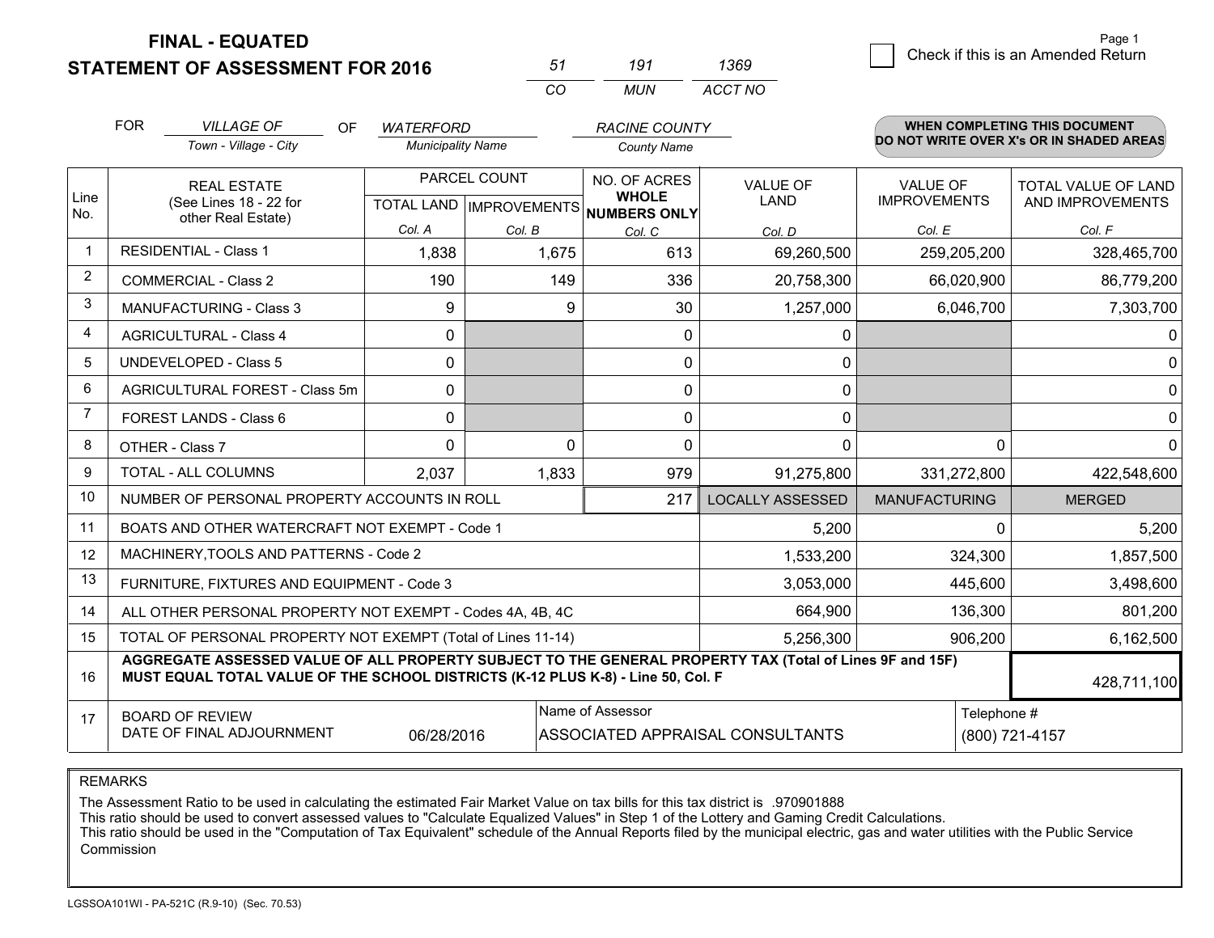**FINAL - EQUATED**
**STATEMENT OF ASSESSMENT FOR 2016**

| 51 | 191 | 1369 |
|---|---|---|
| CO | MUN | ACCT NO |

☐ Check if this is an Amended Return

Page 1

FOR *VILLAGE OF* (Town - Village - City) OF *WATERFORD* (Municipality Name) *RACINE COUNTY* (County Name)

**WHEN COMPLETING THIS DOCUMENT DO NOT WRITE OVER X's OR IN SHADED AREAS**

| Line No. | REAL ESTATE (See Lines 18 - 22 for other Real Estate) | PARCEL COUNT TOTAL LAND Col. A | PARCEL COUNT IMPROVEMENTS Col. B | NO. OF ACRES WHOLE NUMBERS ONLY Col. C | VALUE OF LAND Col. D | VALUE OF IMPROVEMENTS Col. E | TOTAL VALUE OF LAND AND IMPROVEMENTS Col. F |
|---|---|---|---|---|---|---|---|
| 1 | RESIDENTIAL - Class 1 | 1,838 | 1,675 | 613 | 69,260,500 | 259,205,200 | 328,465,700 |
| 2 | COMMERCIAL - Class 2 | 190 | 149 | 336 | 20,758,300 | 66,020,900 | 86,779,200 |
| 3 | MANUFACTURING - Class 3 | 9 | 9 | 30 | 1,257,000 | 6,046,700 | 7,303,700 |
| 4 | AGRICULTURAL - Class 4 | 0 | | 0 | 0 | | 0 |
| 5 | UNDEVELOPED - Class 5 | 0 | | 0 | 0 | | 0 |
| 6 | AGRICULTURAL FOREST - Class 5m | 0 | | 0 | 0 | | 0 |
| 7 | FOREST LANDS - Class 6 | 0 | | 0 | 0 | | 0 |
| 8 | OTHER - Class 7 | 0 | 0 | 0 | 0 | 0 | 0 |
| 9 | TOTAL - ALL COLUMNS | 2,037 | 1,833 | 979 | 91,275,800 | 331,272,800 | 422,548,600 |
| 10 | NUMBER OF PERSONAL PROPERTY ACCOUNTS IN ROLL | | | 217 | LOCALLY ASSESSED | MANUFACTURING | MERGED |
| 11 | BOATS AND OTHER WATERCRAFT NOT EXEMPT - Code 1 | | | | 5,200 | 0 | 5,200 |
| 12 | MACHINERY,TOOLS AND PATTERNS - Code 2 | | | | 1,533,200 | 324,300 | 1,857,500 |
| 13 | FURNITURE, FIXTURES AND EQUIPMENT - Code 3 | | | | 3,053,000 | 445,600 | 3,498,600 |
| 14 | ALL OTHER PERSONAL PROPERTY NOT EXEMPT - Codes 4A, 4B, 4C | | | | 664,900 | 136,300 | 801,200 |
| 15 | TOTAL OF PERSONAL PROPERTY NOT EXEMPT (Total of Lines 11-14) | | | | 5,256,300 | 906,200 | 6,162,500 |
| 16 | **AGGREGATE ASSESSED VALUE OF ALL PROPERTY SUBJECT TO THE GENERAL PROPERTY TAX (Total of Lines 9F and 15F) MUST EQUAL TOTAL VALUE OF THE SCHOOL DISTRICTS (K-12 PLUS K-8) - Line 50, Col. F** | | | | | | 428,711,100 |
| 17 | BOARD OF REVIEW DATE OF FINAL ADJOURNMENT | 06/28/2016 | | Name of Assessor: ASSOCIATED APPRAISAL CONSULTANTS | | | Telephone #: (800) 721-4157 |

REMARKS

The Assessment Ratio to be used in calculating the estimated Fair Market Value on tax bills for this tax district is .970901888
This ratio should be used to convert assessed values to "Calculate Equalized Values" in Step 1 of the Lottery and Gaming Credit Calculations.
This ratio should be used in the "Computation of Tax Equivalent" schedule of the Annual Reports filed by the municipal electric, gas and water utilities with the Public Service Commission

LGSSOA101WI - PA-521C (R.9-10) (Sec. 70.53)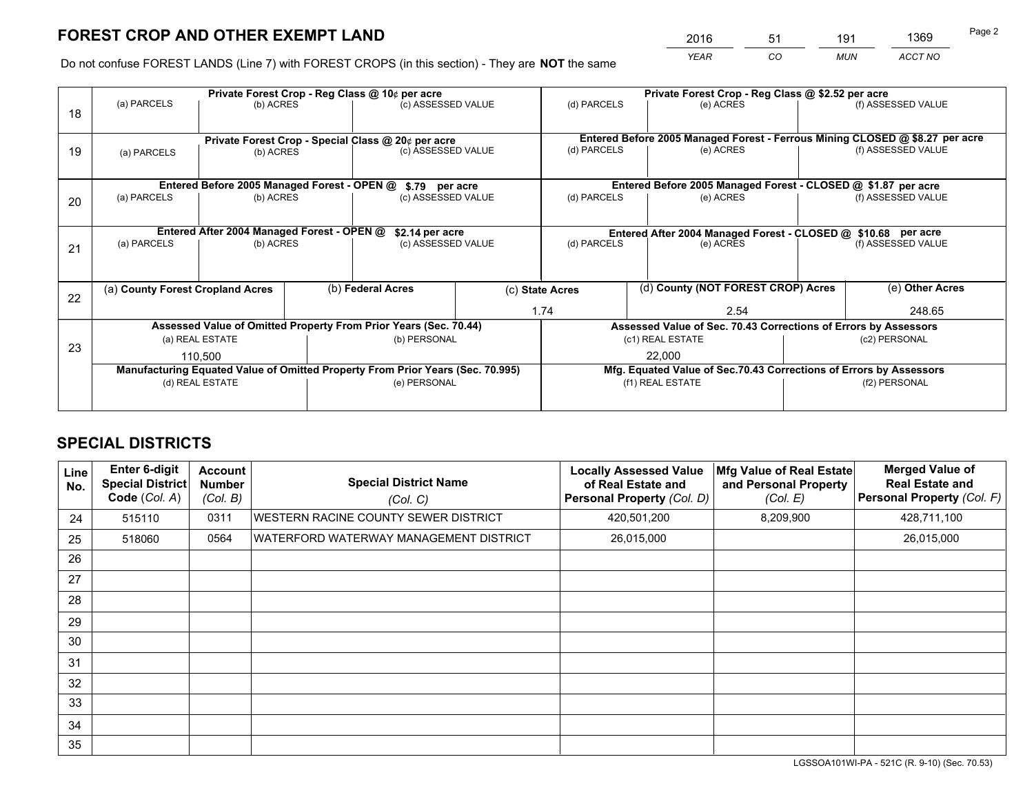# FOREST CROP AND OTHER EXEMPT LAND

| 2016 | 51 | 191 | 1369 |
|---|---|---|---|
| *YEAR* | *CO* | *MUN* | *ACCT NO* |

Do not confuse FOREST LANDS (Line 7) with FOREST CROPS (in this section) - They are **NOT** the same

| Line | Private Forest Crop - Reg Class @ 10¢ per acre | | | Private Forest Crop - Reg Class @ $2.52 per acre | | |
|---|---|---|---|---|---|---|
| 18 | (a) PARCELS | (b) ACRES | (c) ASSESSED VALUE | (d) PARCELS | (e) ACRES | (f) ASSESSED VALUE |
| | | | | | | |
| | **Private Forest Crop - Special Class @ 20¢ per acre** | | | **Entered Before 2005 Managed Forest - Ferrous Mining CLOSED @ $8.27 per acre** | | |
| 19 | (a) PARCELS | (b) ACRES | (c) ASSESSED VALUE | (d) PARCELS | (e) ACRES | (f) ASSESSED VALUE |
| | | | | | | |
| | **Entered Before 2005 Managed Forest - OPEN @ $.79 per acre** | | | **Entered Before 2005 Managed Forest - CLOSED @ $1.87 per acre** | | |
| 20 | (a) PARCELS | (b) ACRES | (c) ASSESSED VALUE | (d) PARCELS | (e) ACRES | (f) ASSESSED VALUE |
| | | | | | | |
| | **Entered After 2004 Managed Forest - OPEN @ $2.14 per acre** | | | **Entered After 2004 Managed Forest - CLOSED @ $10.68 per acre** | | |
| 21 | (a) PARCELS | (b) ACRES | (c) ASSESSED VALUE | (d) PARCELS | (e) ACRES | (f) ASSESSED VALUE |
| | | | | | | |

| Line | (a) County Forest Cropland Acres | (b) Federal Acres | (c) State Acres | (d) County (NOT FOREST CROP) Acres | (e) Other Acres |
|---|---|---|---|---|---|
| 22 | | | 1.74 | 2.54 | 248.65 |

| Line | Assessed Value of Omitted Property From Prior Years (Sec. 70.44) | | Assessed Value of Sec. 70.43 Corrections of Errors by Assessors | |
|---|---|---|---|---|
| 23 | (a) REAL ESTATE | (b) PERSONAL | (c1) REAL ESTATE | (c2) PERSONAL |
| | 110,500 | | 22,000 | |
| | **Manufacturing Equated Value of Omitted Property From Prior Years (Sec. 70.995)** | | **Mfg. Equated Value of Sec.70.43 Corrections of Errors by Assessors** | |
| | (d) REAL ESTATE | (e) PERSONAL | (f1) REAL ESTATE | (f2) PERSONAL |
| | | | | |

## SPECIAL DISTRICTS

| Line No. | Enter 6-digit Special District Code (Col. A) | Account Number (Col. B) | Special District Name (Col. C) | Locally Assessed Value of Real Estate and Personal Property (Col. D) | Mfg Value of Real Estate and Personal Property (Col. E) | Merged Value of Real Estate and Personal Property (Col. F) |
|---|---|---|---|---|---|---|
| 24 | 515110 | 0311 | WESTERN RACINE COUNTY SEWER DISTRICT | 420,501,200 | 8,209,900 | 428,711,100 |
| 25 | 518060 | 0564 | WATERFORD WATERWAY MANAGEMENT DISTRICT | 26,015,000 | | 26,015,000 |
| 26 | | | | | | |
| 27 | | | | | | |
| 28 | | | | | | |
| 29 | | | | | | |
| 30 | | | | | | |
| 31 | | | | | | |
| 32 | | | | | | |
| 33 | | | | | | |
| 34 | | | | | | |
| 35 | | | | | | |

LGSSOA101WI-PA - 521C (R. 9-10) (Sec. 70.53)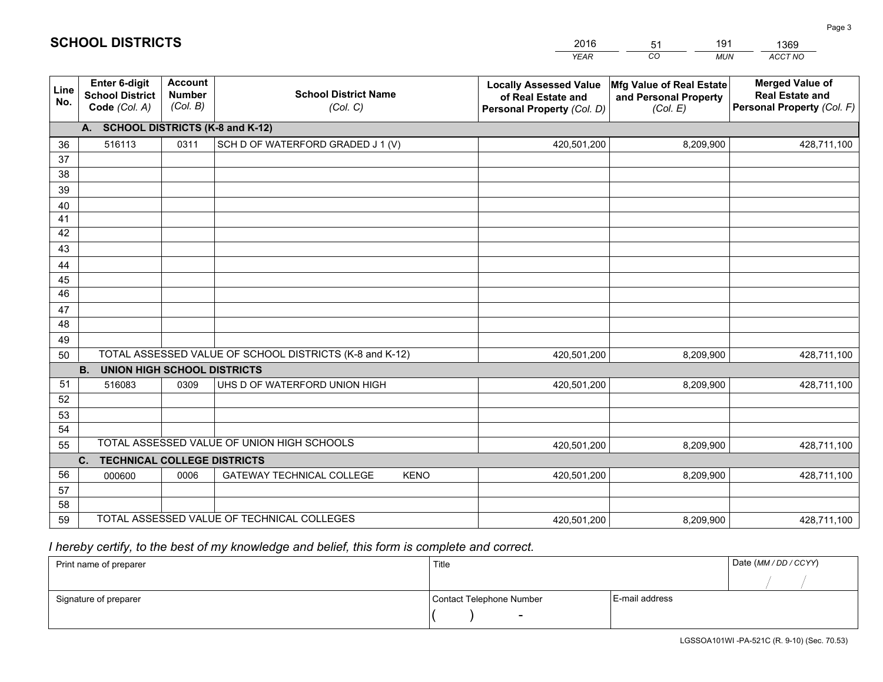# SCHOOL DISTRICTS

| 2016 | 51 | 191 | 1369 |
|---|---|---|---|
| *YEAR* | *CO* | *MUN* | *ACCT NO* |

| Line No. | Enter 6-digit School District Code *(Col. A)* | Account Number *(Col. B)* | School District Name *(Col. C)* | Locally Assessed Value of Real Estate and Personal Property *(Col. D)* | Mfg Value of Real Estate and Personal Property *(Col. E)* | Merged Value of Real Estate and Personal Property *(Col. F)* |
|---|---|---|---|---|---|---|
| | **A. SCHOOL DISTRICTS (K-8 and K-12)** | | | | | |
| 36 | 516113 | 0311 | SCH D OF WATERFORD GRADED J 1 (V) | 420,501,200 | 8,209,900 | 428,711,100 |
| 37 | | | | | | |
| 38 | | | | | | |
| 39 | | | | | | |
| 40 | | | | | | |
| 41 | | | | | | |
| 42 | | | | | | |
| 43 | | | | | | |
| 44 | | | | | | |
| 45 | | | | | | |
| 46 | | | | | | |
| 47 | | | | | | |
| 48 | | | | | | |
| 49 | | | | | | |
| 50 | TOTAL ASSESSED VALUE OF SCHOOL DISTRICTS (K-8 and K-12) | | | 420,501,200 | 8,209,900 | 428,711,100 |
| | **B. UNION HIGH SCHOOL DISTRICTS** | | | | | |
| 51 | 516083 | 0309 | UHS D OF WATERFORD UNION HIGH | 420,501,200 | 8,209,900 | 428,711,100 |
| 52 | | | | | | |
| 53 | | | | | | |
| 54 | | | | | | |
| 55 | TOTAL ASSESSED VALUE OF UNION HIGH SCHOOLS | | | 420,501,200 | 8,209,900 | 428,711,100 |
| | **C. TECHNICAL COLLEGE DISTRICTS** | | | | | |
| 56 | 000600 | 0006 | GATEWAY TECHNICAL COLLEGE KENO | 420,501,200 | 8,209,900 | 428,711,100 |
| 57 | | | | | | |
| 58 | | | | | | |
| 59 | TOTAL ASSESSED VALUE OF TECHNICAL COLLEGES | | | 420,501,200 | 8,209,900 | 428,711,100 |

*I hereby certify, to the best of my knowledge and belief, this form is complete and correct.*

| Print name of preparer | Title | | Date *(MM / DD / CCYY)* |
|---|---|---|---|
| | | | / / |
| Signature of preparer | Contact Telephone Number | E-mail address | |
| | ( ) - | | |

LGSSOA101WI -PA-521C (R. 9-10) (Sec. 70.53)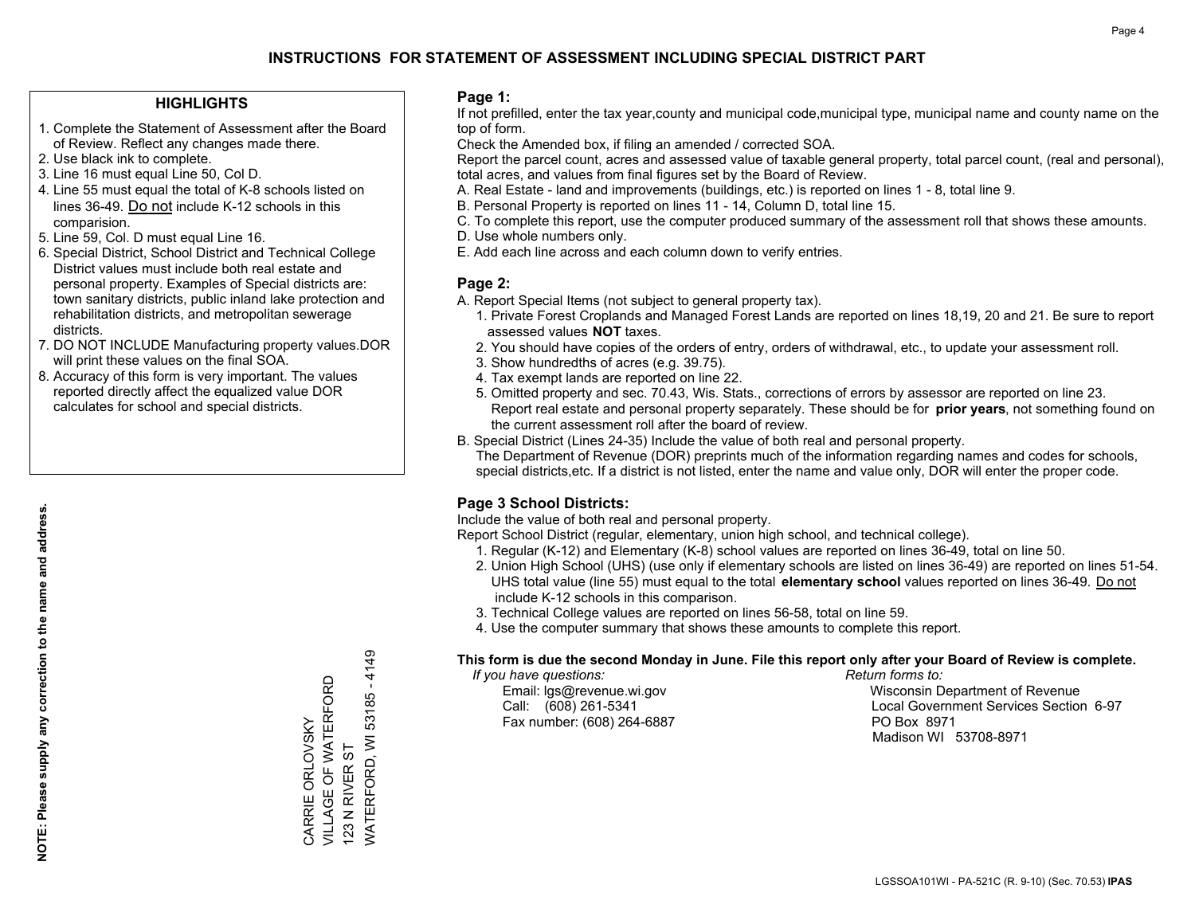# INSTRUCTIONS FOR STATEMENT OF ASSESSMENT INCLUDING SPECIAL DISTRICT PART

## HIGHLIGHTS

1. Complete the Statement of Assessment after the Board of Review. Reflect any changes made there.
2. Use black ink to complete.
3. Line 16 must equal Line 50, Col D.
4. Line 55 must equal the total of K-8 schools listed on lines 36-49. Do not include K-12 schools in this comparision.
5. Line 59, Col. D must equal Line 16.
6. Special District, School District and Technical College District values must include both real estate and personal property. Examples of Special districts are: town sanitary districts, public inland lake protection and rehabilitation districts, and metropolitan sewerage districts.
7. DO NOT INCLUDE Manufacturing property values.DOR will print these values on the final SOA.
8. Accuracy of this form is very important. The values reported directly affect the equalized value DOR calculates for school and special districts.

**NOTE: Please supply any correction to the name and address.**

CARRIE ORLOVSKY
VILLAGE OF WATERFORD
123 N RIVER ST
WATERFORD, WI 53185 - 4149

## Page 1:

If not prefilled, enter the tax year,county and municipal code,municipal type, municipal name and county name on the top of form.

Check the Amended box, if filing an amended / corrected SOA.

Report the parcel count, acres and assessed value of taxable general property, total parcel count, (real and personal), total acres, and values from final figures set by the Board of Review.

A. Real Estate - land and improvements (buildings, etc.) is reported on lines 1 - 8, total line 9.
B. Personal Property is reported on lines 11 - 14, Column D, total line 15.
C. To complete this report, use the computer produced summary of the assessment roll that shows these amounts.
D. Use whole numbers only.
E. Add each line across and each column down to verify entries.

## Page 2:

A. Report Special Items (not subject to general property tax).
   1. Private Forest Croplands and Managed Forest Lands are reported on lines 18,19, 20 and 21. Be sure to report assessed values **NOT** taxes.
   2. You should have copies of the orders of entry, orders of withdrawal, etc., to update your assessment roll.
   3. Show hundredths of acres (e.g. 39.75).
   4. Tax exempt lands are reported on line 22.
   5. Omitted property and sec. 70.43, Wis. Stats., corrections of errors by assessor are reported on line 23. Report real estate and personal property separately. These should be for **prior years**, not something found on the current assessment roll after the board of review.
B. Special District (Lines 24-35) Include the value of both real and personal property.
   The Department of Revenue (DOR) preprints much of the information regarding names and codes for schools, special districts,etc. If a district is not listed, enter the name and value only, DOR will enter the proper code.

## Page 3 School Districts:

Include the value of both real and personal property.

Report School District (regular, elementary, union high school, and technical college).

1. Regular (K-12) and Elementary (K-8) school values are reported on lines 36-49, total on line 50.
2. Union High School (UHS) (use only if elementary schools are listed on lines 36-49) are reported on lines 51-54. UHS total value (line 55) must equal to the total **elementary school** values reported on lines 36-49. Do not include K-12 schools in this comparison.
3. Technical College values are reported on lines 56-58, total on line 59.
4. Use the computer summary that shows these amounts to complete this report.

**This form is due the second Monday in June. File this report only after your Board of Review is complete.**

*If you have questions:*
Email: lgs@revenue.wi.gov
Call: (608) 261-5341
Fax number: (608) 264-6887

*Return forms to:*
Wisconsin Department of Revenue
Local Government Services Section 6-97
PO Box 8971
Madison WI 53708-8971

LGSSOA101WI - PA-521C (R. 9-10) (Sec. 70.53) **IPAS**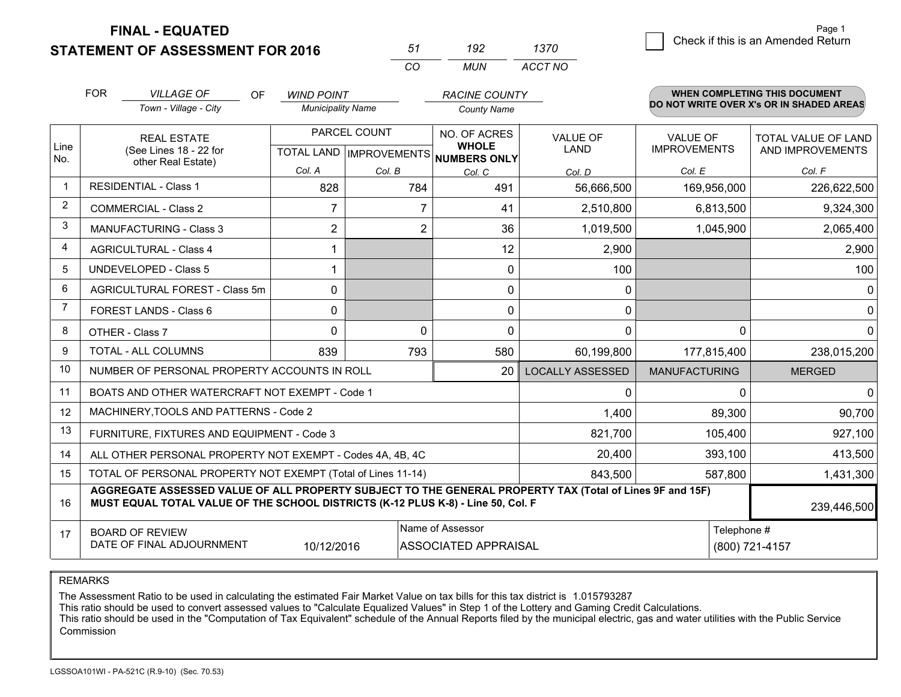**FINAL - EQUATED**

**STATEMENT OF ASSESSMENT FOR 2016**

| 51 | 192 | 1370 |
|---|---|---|
| CO | MUN | ACCT NO |

☐ Check if this is an Amended Return

FOR *VILLAGE OF* (Town - Village - City) OF *WIND POINT* (Municipality Name) *RACINE COUNTY* (County Name)

**WHEN COMPLETING THIS DOCUMENT DO NOT WRITE OVER X's OR IN SHADED AREAS**

| Line No. | REAL ESTATE (See Lines 18 - 22 for other Real Estate) | PARCEL COUNT TOTAL LAND Col. A | PARCEL COUNT IMPROVEMENTS Col. B | NO. OF ACRES WHOLE NUMBERS ONLY Col. C | VALUE OF LAND Col. D | VALUE OF IMPROVEMENTS Col. E | TOTAL VALUE OF LAND AND IMPROVEMENTS Col. F |
|---|---|---|---|---|---|---|---|
| 1 | RESIDENTIAL - Class 1 | 828 | 784 | 491 | 56,666,500 | 169,956,000 | 226,622,500 |
| 2 | COMMERCIAL - Class 2 | 7 | 7 | 41 | 2,510,800 | 6,813,500 | 9,324,300 |
| 3 | MANUFACTURING - Class 3 | 2 | 2 | 36 | 1,019,500 | 1,045,900 | 2,065,400 |
| 4 | AGRICULTURAL - Class 4 | 1 | | 12 | 2,900 | | 2,900 |
| 5 | UNDEVELOPED - Class 5 | 1 | | 0 | 100 | | 100 |
| 6 | AGRICULTURAL FOREST - Class 5m | 0 | | 0 | 0 | | 0 |
| 7 | FOREST LANDS - Class 6 | 0 | | 0 | 0 | | 0 |
| 8 | OTHER - Class 7 | 0 | 0 | 0 | 0 | 0 | 0 |
| 9 | TOTAL - ALL COLUMNS | 839 | 793 | 580 | 60,199,800 | 177,815,400 | 238,015,200 |
| 10 | NUMBER OF PERSONAL PROPERTY ACCOUNTS IN ROLL | | | 20 | LOCALLY ASSESSED | MANUFACTURING | MERGED |
| 11 | BOATS AND OTHER WATERCRAFT NOT EXEMPT - Code 1 | | | | 0 | 0 | 0 |
| 12 | MACHINERY,TOOLS AND PATTERNS - Code 2 | | | | 1,400 | 89,300 | 90,700 |
| 13 | FURNITURE, FIXTURES AND EQUIPMENT - Code 3 | | | | 821,700 | 105,400 | 927,100 |
| 14 | ALL OTHER PERSONAL PROPERTY NOT EXEMPT - Codes 4A, 4B, 4C | | | | 20,400 | 393,100 | 413,500 |
| 15 | TOTAL OF PERSONAL PROPERTY NOT EXEMPT (Total of Lines 11-14) | | | | 843,500 | 587,800 | 1,431,300 |
| 16 | **AGGREGATE ASSESSED VALUE OF ALL PROPERTY SUBJECT TO THE GENERAL PROPERTY TAX (Total of Lines 9F and 15F) MUST EQUAL TOTAL VALUE OF THE SCHOOL DISTRICTS (K-12 PLUS K-8) - Line 50, Col. F** | | | | | | 239,446,500 |
| 17 | BOARD OF REVIEW DATE OF FINAL ADJOURNMENT | 10/12/2016 | Name of Assessor: ASSOCIATED APPRAISAL | | | Telephone #: (800) 721-4157 | |

REMARKS

The Assessment Ratio to be used in calculating the estimated Fair Market Value on tax bills for this tax district is 1.015793287

This ratio should be used to convert assessed values to "Calculate Equalized Values" in Step 1 of the Lottery and Gaming Credit Calculations.

This ratio should be used in the "Computation of Tax Equivalent" schedule of the Annual Reports filed by the municipal electric, gas and water utilities with the Public Service Commission

LGSSOA101WI - PA-521C (R.9-10) (Sec. 70.53)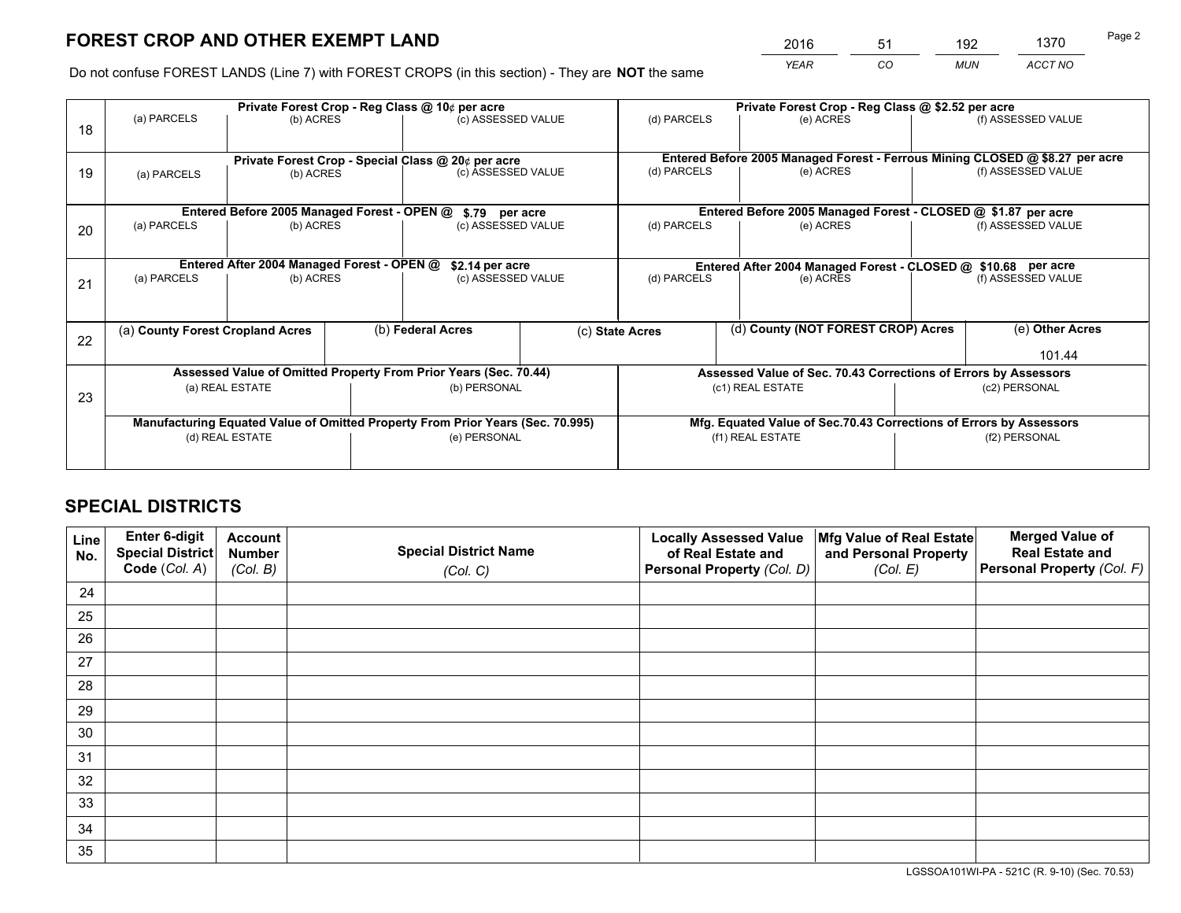# FOREST CROP AND OTHER EXEMPT LAND

| 2016 | 51 | 192 | 1370 |
|---|---|---|---|
| *YEAR* | *CO* | *MUN* | *ACCT NO* |

Do not confuse FOREST LANDS (Line 7) with FOREST CROPS (in this section) - They are **NOT** the same

| Line | | | | | | |
|---|---|---|---|---|---|---|
| 18 | Private Forest Crop - Reg Class @ 10¢ per acre | | | Private Forest Crop - Reg Class @ $2.52 per acre | | |
| | (a) PARCELS | (b) ACRES | (c) ASSESSED VALUE | (d) PARCELS | (e) ACRES | (f) ASSESSED VALUE |
| | | | | | | |
| 19 | Private Forest Crop - Special Class @ 20¢ per acre | | | Entered Before 2005 Managed Forest - Ferrous Mining CLOSED @ $8.27 per acre | | |
| | (a) PARCELS | (b) ACRES | (c) ASSESSED VALUE | (d) PARCELS | (e) ACRES | (f) ASSESSED VALUE |
| | | | | | | |
| 20 | Entered Before 2005 Managed Forest - OPEN @ $.79 per acre | | | Entered Before 2005 Managed Forest - CLOSED @ $1.87 per acre | | |
| | (a) PARCELS | (b) ACRES | (c) ASSESSED VALUE | (d) PARCELS | (e) ACRES | (f) ASSESSED VALUE |
| | | | | | | |
| 21 | Entered After 2004 Managed Forest - OPEN @ $2.14 per acre | | | Entered After 2004 Managed Forest - CLOSED @ $10.68 per acre | | |
| | (a) PARCELS | (b) ACRES | (c) ASSESSED VALUE | (d) PARCELS | (e) ACRES | (f) ASSESSED VALUE |
| | | | | | | |

| Line | (a) County Forest Cropland Acres | (b) Federal Acres | (c) State Acres | (d) County (NOT FOREST CROP) Acres | (e) Other Acres |
|---|---|---|---|---|---|
| 22 | | | | | 101.44 |

| Line | Assessed Value of Omitted Property From Prior Years (Sec. 70.44) | | Assessed Value of Sec. 70.43 Corrections of Errors by Assessors | |
|---|---|---|---|---|
| 23 | (a) REAL ESTATE | (b) PERSONAL | (c1) REAL ESTATE | (c2) PERSONAL |
| | | | | |
| | Manufacturing Equated Value of Omitted Property From Prior Years (Sec. 70.995) | | Mfg. Equated Value of Sec.70.43 Corrections of Errors by Assessors | |
| | (d) REAL ESTATE | (e) PERSONAL | (f1) REAL ESTATE | (f2) PERSONAL |
| | | | | |

# SPECIAL DISTRICTS

| Line No. | Enter 6-digit Special District Code (*Col. A*) | Account Number (*Col. B*) | Special District Name (*Col. C*) | Locally Assessed Value of Real Estate and Personal Property (*Col. D*) | Mfg Value of Real Estate and Personal Property (*Col. E*) | Merged Value of Real Estate and Personal Property (*Col. F*) |
|---|---|---|---|---|---|---|
| 24 | | | | | | |
| 25 | | | | | | |
| 26 | | | | | | |
| 27 | | | | | | |
| 28 | | | | | | |
| 29 | | | | | | |
| 30 | | | | | | |
| 31 | | | | | | |
| 32 | | | | | | |
| 33 | | | | | | |
| 34 | | | | | | |
| 35 | | | | | | |

LGSSOA101WI-PA - 521C (R. 9-10) (Sec. 70.53)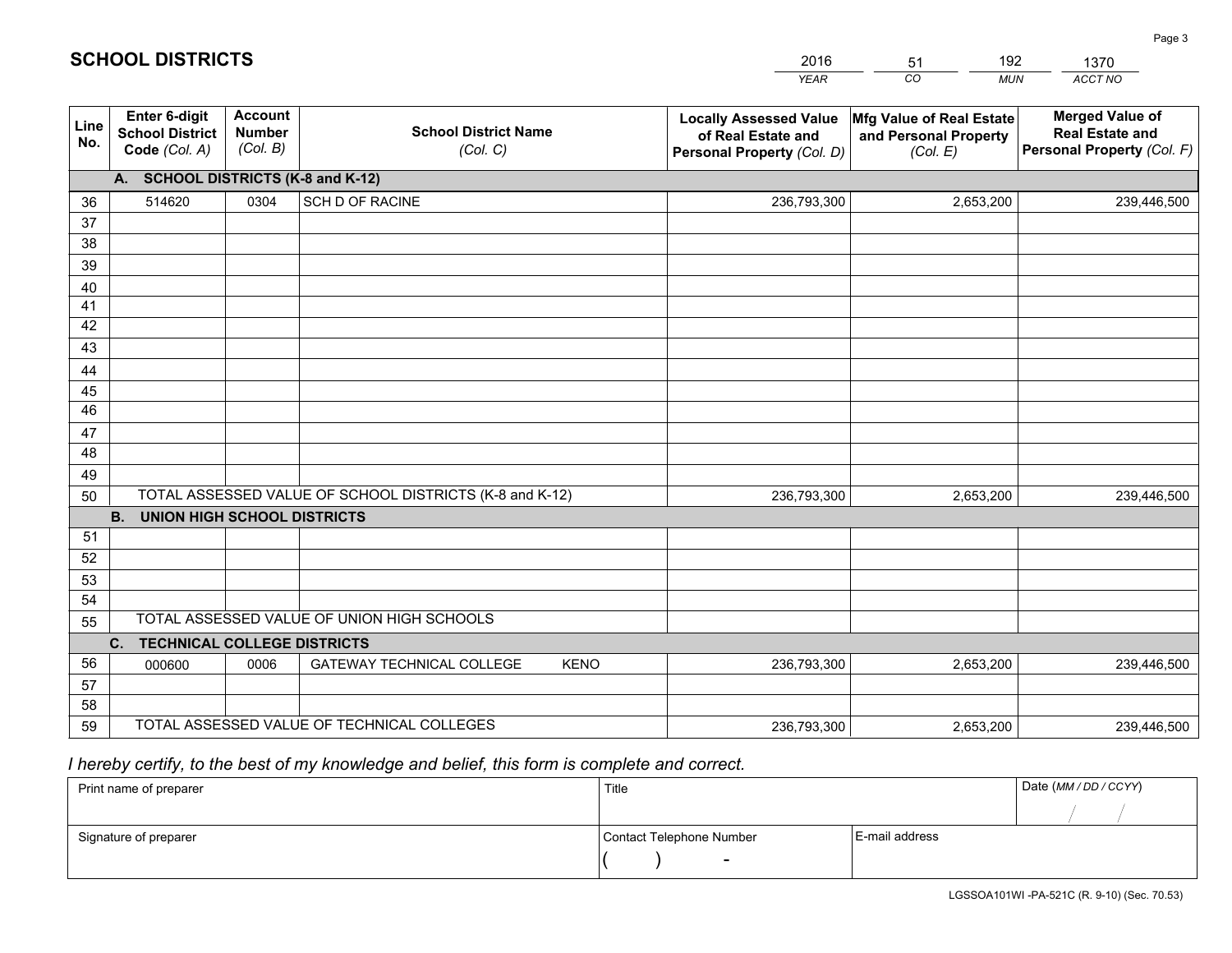# SCHOOL DISTRICTS

| 2016 | 51 | 192 | 1370 |
|---|---|---|---|
| *YEAR* | *CO* | *MUN* | *ACCT NO* |

| Line No. | Enter 6-digit School District Code (Col. A) | Account Number (Col. B) | School District Name (Col. C) | Locally Assessed Value of Real Estate and Personal Property (Col. D) | Mfg Value of Real Estate and Personal Property (Col. E) | Merged Value of Real Estate and Personal Property (Col. F) |
|---|---|---|---|---|---|---|
| **A. SCHOOL DISTRICTS (K-8 and K-12)** | | | | | | |
| 36 | 514620 | 0304 | SCH D OF RACINE | 236,793,300 | 2,653,200 | 239,446,500 |
| 37 | | | | | | |
| 38 | | | | | | |
| 39 | | | | | | |
| 40 | | | | | | |
| 41 | | | | | | |
| 42 | | | | | | |
| 43 | | | | | | |
| 44 | | | | | | |
| 45 | | | | | | |
| 46 | | | | | | |
| 47 | | | | | | |
| 48 | | | | | | |
| 49 | | | | | | |
| 50 | TOTAL ASSESSED VALUE OF SCHOOL DISTRICTS (K-8 and K-12) | | | 236,793,300 | 2,653,200 | 239,446,500 |
| **B. UNION HIGH SCHOOL DISTRICTS** | | | | | | |
| 51 | | | | | | |
| 52 | | | | | | |
| 53 | | | | | | |
| 54 | | | | | | |
| 55 | TOTAL ASSESSED VALUE OF UNION HIGH SCHOOLS | | | | | |
| **C. TECHNICAL COLLEGE DISTRICTS** | | | | | | |
| 56 | 000600 | 0006 | GATEWAY TECHNICAL COLLEGE KENO | 236,793,300 | 2,653,200 | 239,446,500 |
| 57 | | | | | | |
| 58 | | | | | | |
| 59 | TOTAL ASSESSED VALUE OF TECHNICAL COLLEGES | | | 236,793,300 | 2,653,200 | 239,446,500 |

*I hereby certify, to the best of my knowledge and belief, this form is complete and correct.*

| Print name of preparer | Title | | Date (MM / DD / CCYY) |
|---|---|---|---|
| | | | / / |
| Signature of preparer | Contact Telephone Number | E-mail address | |
| | ( ) - | | |

LGSSOA101WI -PA-521C (R. 9-10) (Sec. 70.53)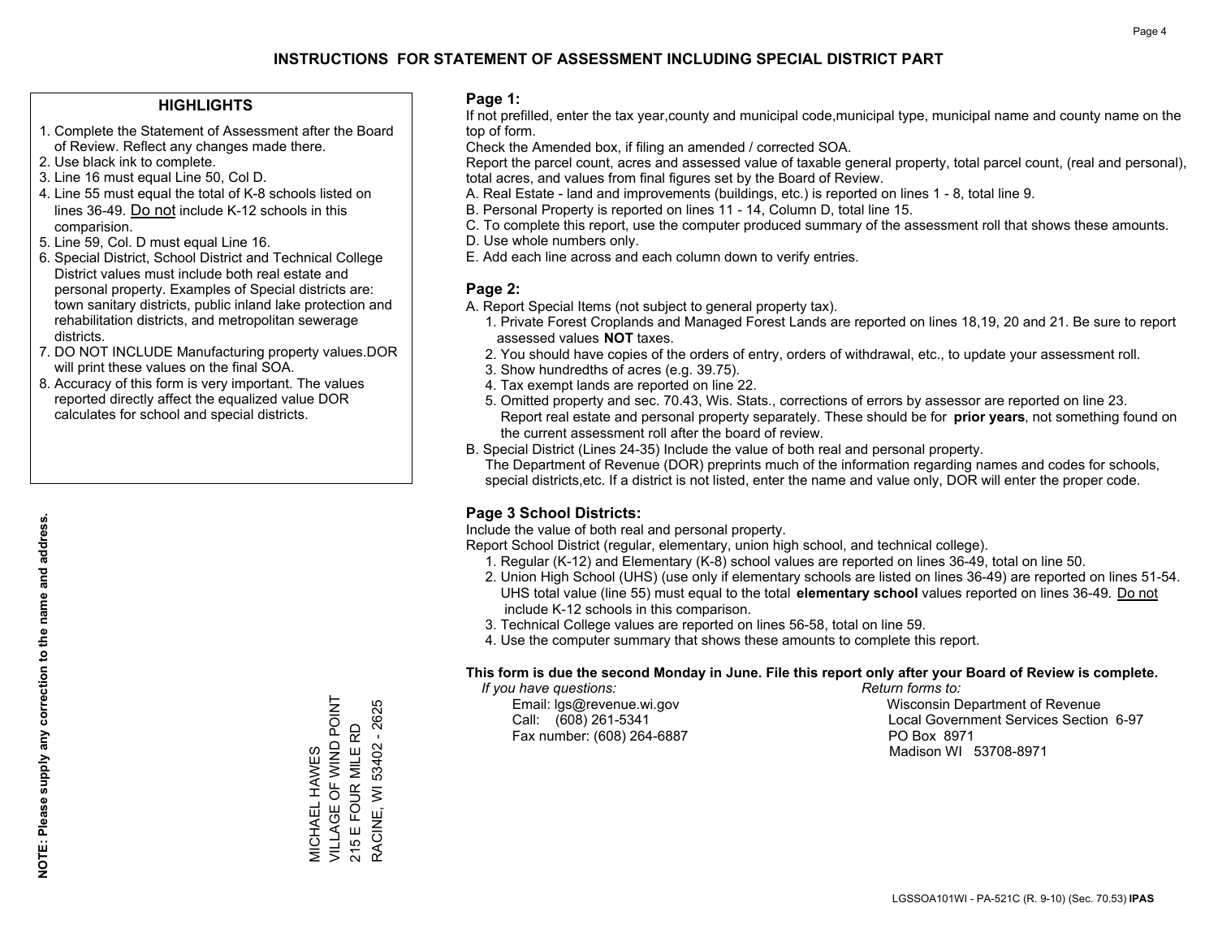# INSTRUCTIONS FOR STATEMENT OF ASSESSMENT INCLUDING SPECIAL DISTRICT PART

## HIGHLIGHTS

1. Complete the Statement of Assessment after the Board of Review. Reflect any changes made there.
2. Use black ink to complete.
3. Line 16 must equal Line 50, Col D.
4. Line 55 must equal the total of K-8 schools listed on lines 36-49. Do not include K-12 schools in this comparision.
5. Line 59, Col. D must equal Line 16.
6. Special District, School District and Technical College District values must include both real estate and personal property. Examples of Special districts are: town sanitary districts, public inland lake protection and rehabilitation districts, and metropolitan sewerage districts.
7. DO NOT INCLUDE Manufacturing property values.DOR will print these values on the final SOA.
8. Accuracy of this form is very important. The values reported directly affect the equalized value DOR calculates for school and special districts.

**NOTE: Please supply any correction to the name and address.**

MICHAEL HAWES
VILLAGE OF WIND POINT
215 E FOUR MILE RD
RACINE, WI 53402 - 2625

## Page 1:

If not prefilled, enter the tax year,county and municipal code,municipal type, municipal name and county name on the top of form.

Check the Amended box, if filing an amended / corrected SOA.

Report the parcel count, acres and assessed value of taxable general property, total parcel count, (real and personal), total acres, and values from final figures set by the Board of Review.

A. Real Estate - land and improvements (buildings, etc.) is reported on lines 1 - 8, total line 9.
B. Personal Property is reported on lines 11 - 14, Column D, total line 15.
C. To complete this report, use the computer produced summary of the assessment roll that shows these amounts.
D. Use whole numbers only.
E. Add each line across and each column down to verify entries.

## Page 2:

A. Report Special Items (not subject to general property tax).
   1. Private Forest Croplands and Managed Forest Lands are reported on lines 18,19, 20 and 21. Be sure to report assessed values **NOT** taxes.
   2. You should have copies of the orders of entry, orders of withdrawal, etc., to update your assessment roll.
   3. Show hundredths of acres (e.g. 39.75).
   4. Tax exempt lands are reported on line 22.
   5. Omitted property and sec. 70.43, Wis. Stats., corrections of errors by assessor are reported on line 23. Report real estate and personal property separately. These should be for **prior years**, not something found on the current assessment roll after the board of review.
B. Special District (Lines 24-35) Include the value of both real and personal property.
   The Department of Revenue (DOR) preprints much of the information regarding names and codes for schools, special districts,etc. If a district is not listed, enter the name and value only, DOR will enter the proper code.

## Page 3 School Districts:

Include the value of both real and personal property.

Report School District (regular, elementary, union high school, and technical college).

1. Regular (K-12) and Elementary (K-8) school values are reported on lines 36-49, total on line 50.
2. Union High School (UHS) (use only if elementary schools are listed on lines 36-49) are reported on lines 51-54. UHS total value (line 55) must equal to the total **elementary school** values reported on lines 36-49. Do not include K-12 schools in this comparison.
3. Technical College values are reported on lines 56-58, total on line 59.
4. Use the computer summary that shows these amounts to complete this report.

**This form is due the second Monday in June. File this report only after your Board of Review is complete.**

*If you have questions:*
Email: lgs@revenue.wi.gov
Call: (608) 261-5341
Fax number: (608) 264-6887

*Return forms to:*
Wisconsin Department of Revenue
Local Government Services Section 6-97
PO Box 8971
Madison WI 53708-8971

LGSSOA101WI - PA-521C (R. 9-10) (Sec. 70.53) **IPAS**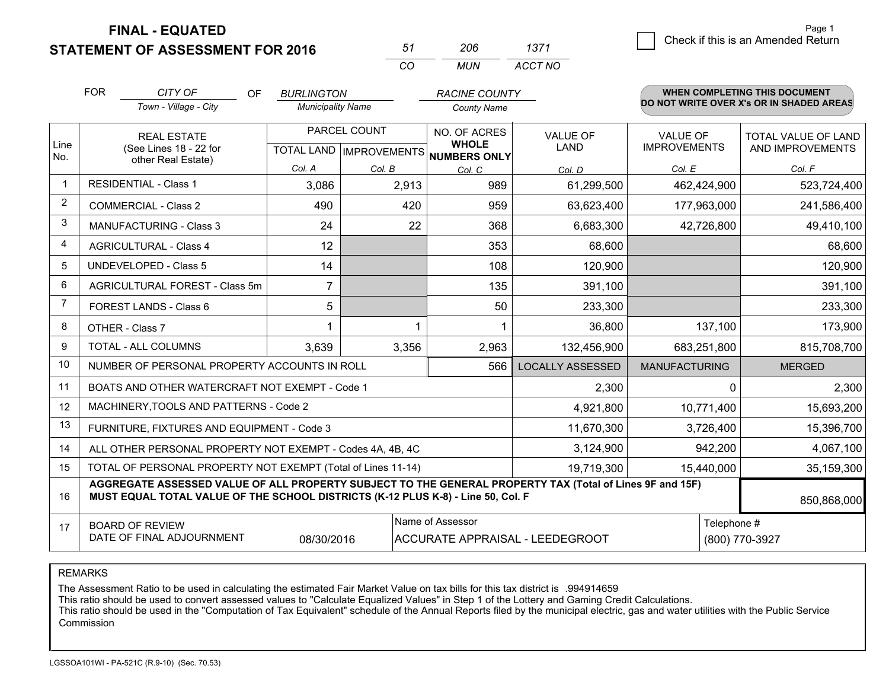**FINAL - EQUATED**
**STATEMENT OF ASSESSMENT FOR 2016**

| 51 | 206 | 1371 |
|---|---|---|
| CO | MUN | ACCT NO |

☐ Check if this is an Amended Return

FOR *CITY OF* (Town - Village - City) OF *BURLINGTON* (Municipality Name) *RACINE COUNTY* (County Name)

**WHEN COMPLETING THIS DOCUMENT DO NOT WRITE OVER X's OR IN SHADED AREAS**

| Line No. | REAL ESTATE (See Lines 18 - 22 for other Real Estate) | PARCEL COUNT TOTAL LAND Col. A | PARCEL COUNT IMPROVEMENTS Col. B | NO. OF ACRES WHOLE NUMBERS ONLY Col. C | VALUE OF LAND Col. D | VALUE OF IMPROVEMENTS Col. E | TOTAL VALUE OF LAND AND IMPROVEMENTS Col. F |
|---|---|---|---|---|---|---|---|
| 1 | RESIDENTIAL - Class 1 | 3,086 | 2,913 | 989 | 61,299,500 | 462,424,900 | 523,724,400 |
| 2 | COMMERCIAL - Class 2 | 490 | 420 | 959 | 63,623,400 | 177,963,000 | 241,586,400 |
| 3 | MANUFACTURING - Class 3 | 24 | 22 | 368 | 6,683,300 | 42,726,800 | 49,410,100 |
| 4 | AGRICULTURAL - Class 4 | 12 | | 353 | 68,600 | | 68,600 |
| 5 | UNDEVELOPED - Class 5 | 14 | | 108 | 120,900 | | 120,900 |
| 6 | AGRICULTURAL FOREST - Class 5m | 7 | | 135 | 391,100 | | 391,100 |
| 7 | FOREST LANDS - Class 6 | 5 | | 50 | 233,300 | | 233,300 |
| 8 | OTHER - Class 7 | 1 | 1 | 1 | 36,800 | 137,100 | 173,900 |
| 9 | TOTAL - ALL COLUMNS | 3,639 | 3,356 | 2,963 | 132,456,900 | 683,251,800 | 815,708,700 |
| 10 | NUMBER OF PERSONAL PROPERTY ACCOUNTS IN ROLL | | | 566 | LOCALLY ASSESSED | MANUFACTURING | MERGED |
| 11 | BOATS AND OTHER WATERCRAFT NOT EXEMPT - Code 1 | | | | 2,300 | 0 | 2,300 |
| 12 | MACHINERY,TOOLS AND PATTERNS - Code 2 | | | | 4,921,800 | 10,771,400 | 15,693,200 |
| 13 | FURNITURE, FIXTURES AND EQUIPMENT - Code 3 | | | | 11,670,300 | 3,726,400 | 15,396,700 |
| 14 | ALL OTHER PERSONAL PROPERTY NOT EXEMPT - Codes 4A, 4B, 4C | | | | 3,124,900 | 942,200 | 4,067,100 |
| 15 | TOTAL OF PERSONAL PROPERTY NOT EXEMPT (Total of Lines 11-14) | | | | 19,719,300 | 15,440,000 | 35,159,300 |
| 16 | **AGGREGATE ASSESSED VALUE OF ALL PROPERTY SUBJECT TO THE GENERAL PROPERTY TAX (Total of Lines 9F and 15F) MUST EQUAL TOTAL VALUE OF THE SCHOOL DISTRICTS (K-12 PLUS K-8) - Line 50, Col. F** | | | | | | 850,868,000 |
| 17 | BOARD OF REVIEW DATE OF FINAL ADJOURNMENT | 08/30/2016 | Name of Assessor | ACCURATE APPRAISAL - LEEDEGROOT | | Telephone # | (800) 770-3927 |

REMARKS

The Assessment Ratio to be used in calculating the estimated Fair Market Value on tax bills for this tax district is .994914659
This ratio should be used to convert assessed values to "Calculate Equalized Values" in Step 1 of the Lottery and Gaming Credit Calculations.
This ratio should be used in the "Computation of Tax Equivalent" schedule of the Annual Reports filed by the municipal electric, gas and water utilities with the Public Service Commission

LGSSOA101WI - PA-521C (R.9-10) (Sec. 70.53)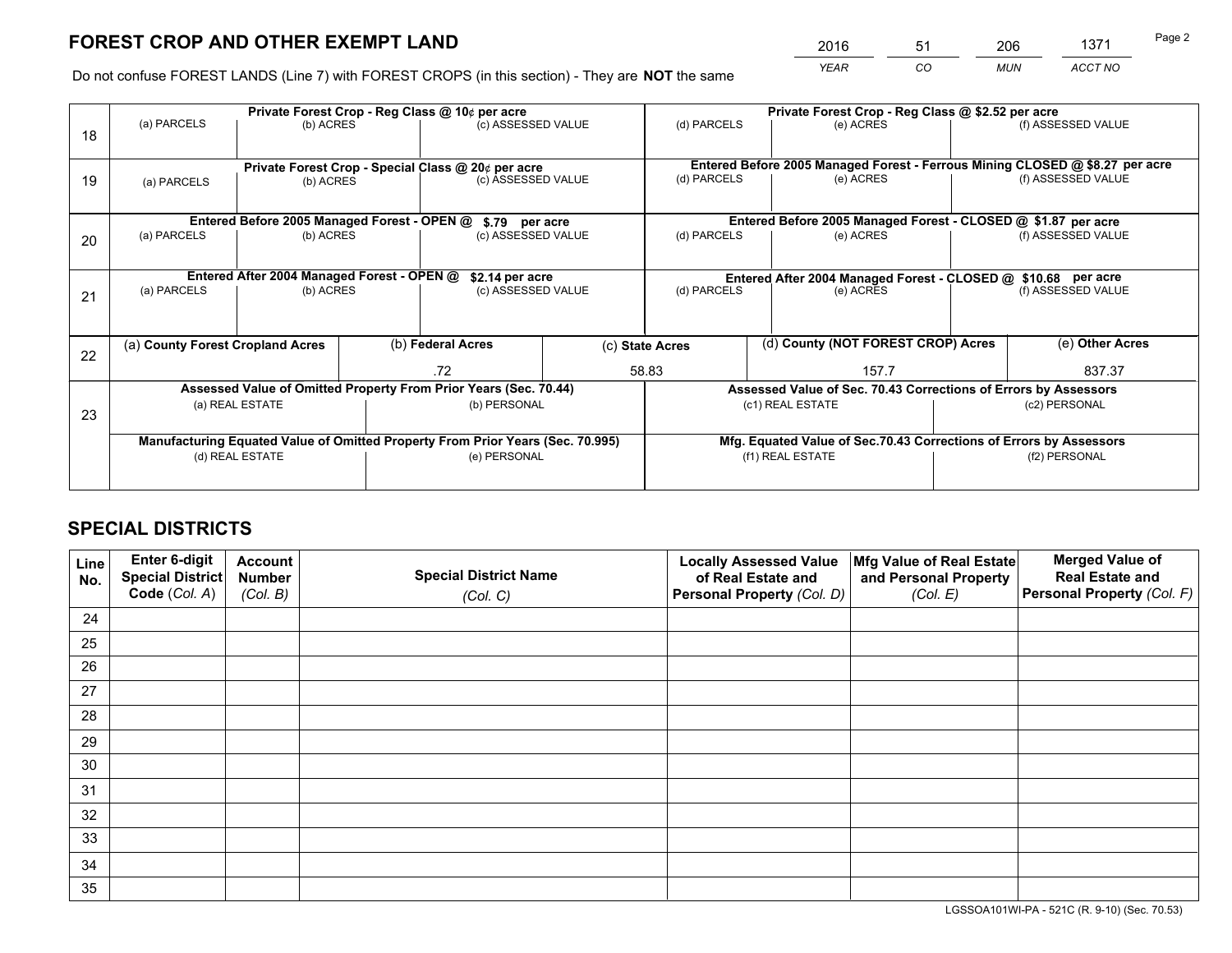# FOREST CROP AND OTHER EXEMPT LAND

| 2016 | 51 | 206 | 1371 |
|---|---|---|---|
| *YEAR* | *CO* | *MUN* | *ACCT NO* |

Do not confuse FOREST LANDS (Line 7) with FOREST CROPS (in this section) - They are **NOT** the same

| Line | Private Forest Crop - Reg Class @ 10¢ per acre | | | Private Forest Crop - Reg Class @ $2.52 per acre | | |
|---|---|---|---|---|---|---|
| 18 | (a) PARCELS | (b) ACRES | (c) ASSESSED VALUE | (d) PARCELS | (e) ACRES | (f) ASSESSED VALUE |
| | | | | | | |

| Line | Private Forest Crop - Special Class @ 20¢ per acre | | | Entered Before 2005 Managed Forest - Ferrous Mining CLOSED @ $8.27 per acre | | |
|---|---|---|---|---|---|---|
| 19 | (a) PARCELS | (b) ACRES | (c) ASSESSED VALUE | (d) PARCELS | (e) ACRES | (f) ASSESSED VALUE |
| | | | | | | |

| Line | Entered Before 2005 Managed Forest - OPEN @ $.79 per acre | | | Entered Before 2005 Managed Forest - CLOSED @ $1.87 per acre | | |
|---|---|---|---|---|---|---|
| 20 | (a) PARCELS | (b) ACRES | (c) ASSESSED VALUE | (d) PARCELS | (e) ACRES | (f) ASSESSED VALUE |
| | | | | | | |

| Line | Entered After 2004 Managed Forest - OPEN @ $2.14 per acre | | | Entered After 2004 Managed Forest - CLOSED @ $10.68 per acre | | |
|---|---|---|---|---|---|---|
| 21 | (a) PARCELS | (b) ACRES | (c) ASSESSED VALUE | (d) PARCELS | (e) ACRES | (f) ASSESSED VALUE |
| | | | | | | |

| Line | (a) **County Forest Cropland Acres** | (b) **Federal Acres** | (c) **State Acres** | (d) **County (NOT FOREST CROP) Acres** | (e) **Other Acres** |
|---|---|---|---|---|---|
| 22 | | .72 | 58.83 | 157.7 | 837.37 |

| Line | Assessed Value of Omitted Property From Prior Years (Sec. 70.44) | | Assessed Value of Sec. 70.43 Corrections of Errors by Assessors | |
|---|---|---|---|---|
| 23 | (a) REAL ESTATE | (b) PERSONAL | (c1) REAL ESTATE | (c2) PERSONAL |
| | | | | |
| | **Manufacturing Equated Value of Omitted Property From Prior Years (Sec. 70.995)** | | **Mfg. Equated Value of Sec.70.43 Corrections of Errors by Assessors** | |
| | (d) REAL ESTATE | (e) PERSONAL | (f1) REAL ESTATE | (f2) PERSONAL |
| | | | | |

# SPECIAL DISTRICTS

| Line No. | Enter 6-digit Special District Code (*Col. A*) | Account Number (*Col. B*) | Special District Name (*Col. C*) | Locally Assessed Value of Real Estate and Personal Property (*Col. D*) | Mfg Value of Real Estate and Personal Property (*Col. E*) | Merged Value of Real Estate and Personal Property (*Col. F*) |
|---|---|---|---|---|---|---|
| 24 | | | | | | |
| 25 | | | | | | |
| 26 | | | | | | |
| 27 | | | | | | |
| 28 | | | | | | |
| 29 | | | | | | |
| 30 | | | | | | |
| 31 | | | | | | |
| 32 | | | | | | |
| 33 | | | | | | |
| 34 | | | | | | |
| 35 | | | | | | |

LGSSOA101WI-PA - 521C (R. 9-10) (Sec. 70.53)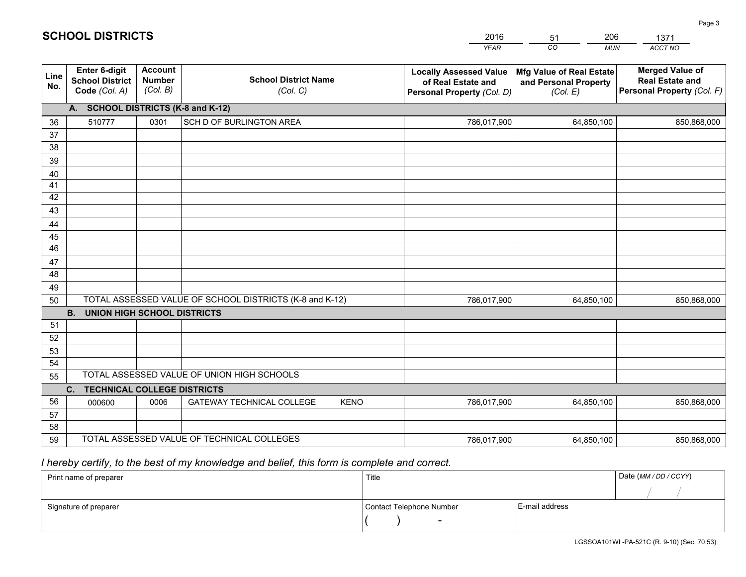# SCHOOL DISTRICTS

| 2016 | 51 | 206 | 1371 |
|---|---|---|---|
| *YEAR* | *CO* | *MUN* | *ACCT NO* |

| Line No. | Enter 6-digit School District Code *(Col. A)* | Account Number *(Col. B)* | School District Name *(Col. C)* | Locally Assessed Value of Real Estate and Personal Property *(Col. D)* | Mfg Value of Real Estate and Personal Property *(Col. E)* | Merged Value of Real Estate and Personal Property *(Col. F)* |
|---|---|---|---|---|---|---|
| | **A. SCHOOL DISTRICTS (K-8 and K-12)** | | | | | |
| 36 | 510777 | 0301 | SCH D OF BURLINGTON AREA | 786,017,900 | 64,850,100 | 850,868,000 |
| 37 | | | | | | |
| 38 | | | | | | |
| 39 | | | | | | |
| 40 | | | | | | |
| 41 | | | | | | |
| 42 | | | | | | |
| 43 | | | | | | |
| 44 | | | | | | |
| 45 | | | | | | |
| 46 | | | | | | |
| 47 | | | | | | |
| 48 | | | | | | |
| 49 | | | | | | |
| 50 | TOTAL ASSESSED VALUE OF SCHOOL DISTRICTS (K-8 and K-12) | | | 786,017,900 | 64,850,100 | 850,868,000 |
| | **B. UNION HIGH SCHOOL DISTRICTS** | | | | | |
| 51 | | | | | | |
| 52 | | | | | | |
| 53 | | | | | | |
| 54 | | | | | | |
| 55 | TOTAL ASSESSED VALUE OF UNION HIGH SCHOOLS | | | | | |
| | **C. TECHNICAL COLLEGE DISTRICTS** | | | | | |
| 56 | 000600 | 0006 | GATEWAY TECHNICAL COLLEGE KENO | 786,017,900 | 64,850,100 | 850,868,000 |
| 57 | | | | | | |
| 58 | | | | | | |
| 59 | TOTAL ASSESSED VALUE OF TECHNICAL COLLEGES | | | 786,017,900 | 64,850,100 | 850,868,000 |

*I hereby certify, to the best of my knowledge and belief, this form is complete and correct.*

| Print name of preparer | Title | | Date *(MM / DD / CCYY)* |
|---|---|---|---|
| | | | / / |
| Signature of preparer | Contact Telephone Number | E-mail address | |
| | ( ) - | | |

LGSSOA101WI -PA-521C (R. 9-10) (Sec. 70.53)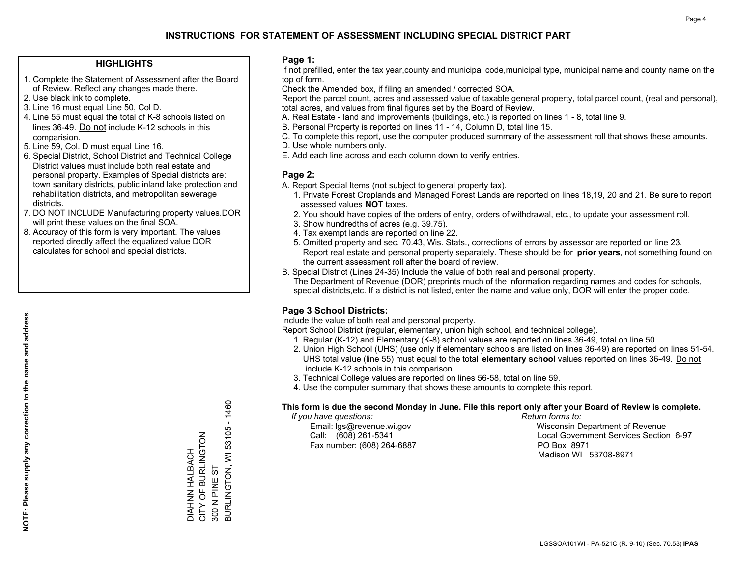# INSTRUCTIONS FOR STATEMENT OF ASSESSMENT INCLUDING SPECIAL DISTRICT PART

## HIGHLIGHTS

1. Complete the Statement of Assessment after the Board of Review. Reflect any changes made there.
2. Use black ink to complete.
3. Line 16 must equal Line 50, Col D.
4. Line 55 must equal the total of K-8 schools listed on lines 36-49. Do not include K-12 schools in this comparision.
5. Line 59, Col. D must equal Line 16.
6. Special District, School District and Technical College District values must include both real estate and personal property. Examples of Special districts are: town sanitary districts, public inland lake protection and rehabilitation districts, and metropolitan sewerage districts.
7. DO NOT INCLUDE Manufacturing property values.DOR will print these values on the final SOA.
8. Accuracy of this form is very important. The values reported directly affect the equalized value DOR calculates for school and special districts.

**NOTE: Please supply any correction to the name and address.**

DIAHNN HALBACH
CITY OF BURLINGTON
300 N PINE ST
BURLINGTON, WI 53105 - 1460

## Page 1:

If not prefilled, enter the tax year,county and municipal code,municipal type, municipal name and county name on the top of form.

Check the Amended box, if filing an amended / corrected SOA.

Report the parcel count, acres and assessed value of taxable general property, total parcel count, (real and personal), total acres, and values from final figures set by the Board of Review.

A. Real Estate - land and improvements (buildings, etc.) is reported on lines 1 - 8, total line 9.
B. Personal Property is reported on lines 11 - 14, Column D, total line 15.
C. To complete this report, use the computer produced summary of the assessment roll that shows these amounts.
D. Use whole numbers only.
E. Add each line across and each column down to verify entries.

## Page 2:

A. Report Special Items (not subject to general property tax).
   1. Private Forest Croplands and Managed Forest Lands are reported on lines 18,19, 20 and 21. Be sure to report assessed values **NOT** taxes.
   2. You should have copies of the orders of entry, orders of withdrawal, etc., to update your assessment roll.
   3. Show hundredths of acres (e.g. 39.75).
   4. Tax exempt lands are reported on line 22.
   5. Omitted property and sec. 70.43, Wis. Stats., corrections of errors by assessor are reported on line 23. Report real estate and personal property separately. These should be for **prior years**, not something found on the current assessment roll after the board of review.
B. Special District (Lines 24-35) Include the value of both real and personal property.
   The Department of Revenue (DOR) preprints much of the information regarding names and codes for schools, special districts,etc. If a district is not listed, enter the name and value only, DOR will enter the proper code.

## Page 3 School Districts:

Include the value of both real and personal property.

Report School District (regular, elementary, union high school, and technical college).

1. Regular (K-12) and Elementary (K-8) school values are reported on lines 36-49, total on line 50.
2. Union High School (UHS) (use only if elementary schools are listed on lines 36-49) are reported on lines 51-54. UHS total value (line 55) must equal to the total **elementary school** values reported on lines 36-49. Do not include K-12 schools in this comparison.
3. Technical College values are reported on lines 56-58, total on line 59.
4. Use the computer summary that shows these amounts to complete this report.

**This form is due the second Monday in June. File this report only after your Board of Review is complete.**

*If you have questions:*
Email: lgs@revenue.wi.gov
Call: (608) 261-5341
Fax number: (608) 264-6887

*Return forms to:*
Wisconsin Department of Revenue
Local Government Services Section 6-97
PO Box 8971
Madison WI 53708-8971

LGSSOA101WI - PA-521C (R. 9-10) (Sec. 70.53) **IPAS**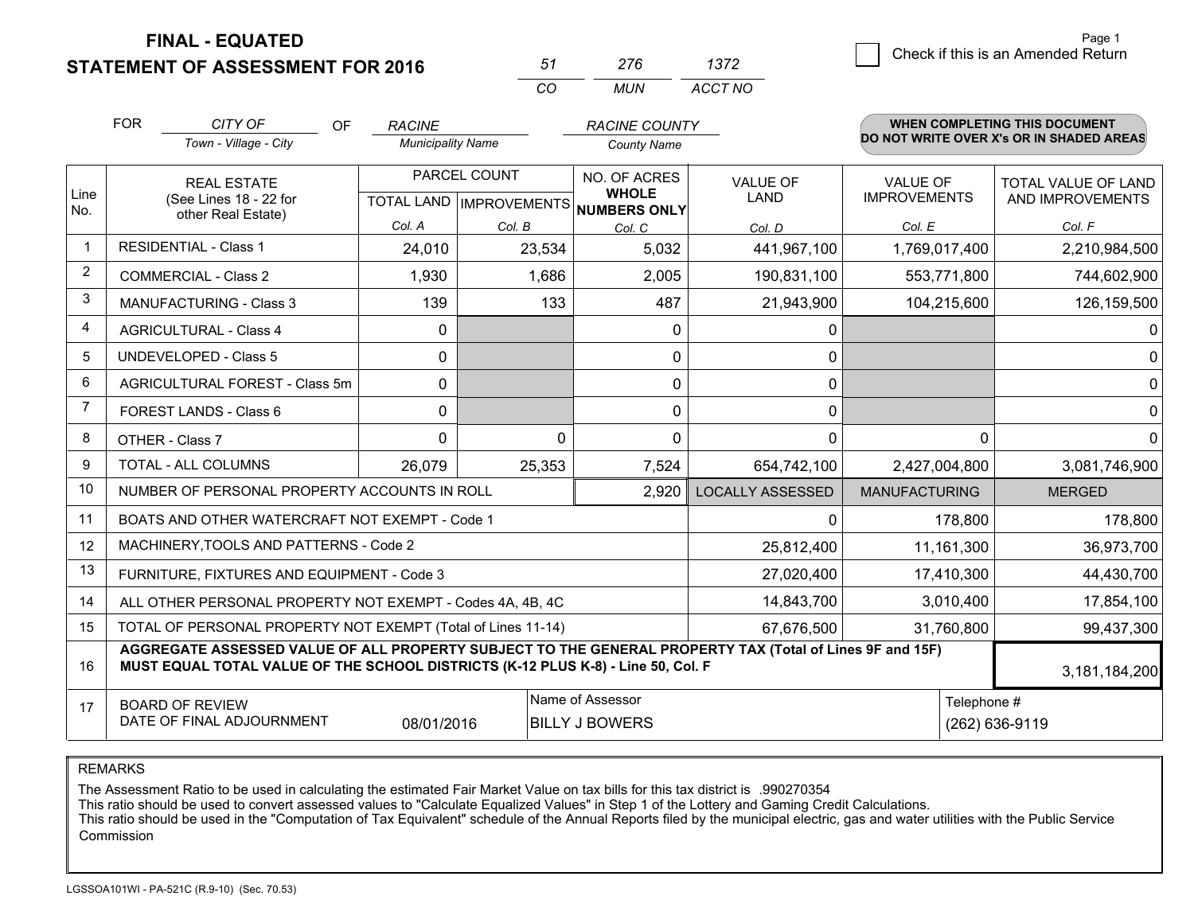# FINAL - EQUATED
# STATEMENT OF ASSESSMENT FOR 2016

| 51 | 276 | 1372 |
|---|---|---|
| CO | MUN | ACCT NO |

Check if this is an Amended Return

FOR *CITY OF* (Town - Village - City) OF *RACINE* (Municipality Name) *RACINE COUNTY* (County Name)

**WHEN COMPLETING THIS DOCUMENT DO NOT WRITE OVER X's OR IN SHADED AREAS**

| Line No. | REAL ESTATE (See Lines 18 - 22 for other Real Estate) | PARCEL COUNT TOTAL LAND Col. A | PARCEL COUNT IMPROVEMENTS Col. B | NO. OF ACRES WHOLE NUMBERS ONLY Col. C | VALUE OF LAND Col. D | VALUE OF IMPROVEMENTS Col. E | TOTAL VALUE OF LAND AND IMPROVEMENTS Col. F |
|---|---|---|---|---|---|---|---|
| 1 | RESIDENTIAL - Class 1 | 24,010 | 23,534 | 5,032 | 441,967,100 | 1,769,017,400 | 2,210,984,500 |
| 2 | COMMERCIAL - Class 2 | 1,930 | 1,686 | 2,005 | 190,831,100 | 553,771,800 | 744,602,900 |
| 3 | MANUFACTURING - Class 3 | 139 | 133 | 487 | 21,943,900 | 104,215,600 | 126,159,500 |
| 4 | AGRICULTURAL - Class 4 | 0 | | 0 | 0 | | 0 |
| 5 | UNDEVELOPED - Class 5 | 0 | | 0 | 0 | | 0 |
| 6 | AGRICULTURAL FOREST - Class 5m | 0 | | 0 | 0 | | 0 |
| 7 | FOREST LANDS - Class 6 | 0 | | 0 | 0 | | 0 |
| 8 | OTHER - Class 7 | 0 | 0 | 0 | 0 | 0 | 0 |
| 9 | TOTAL - ALL COLUMNS | 26,079 | 25,353 | 7,524 | 654,742,100 | 2,427,004,800 | 3,081,746,900 |
| 10 | NUMBER OF PERSONAL PROPERTY ACCOUNTS IN ROLL | | | 2,920 | LOCALLY ASSESSED | MANUFACTURING | MERGED |
| 11 | BOATS AND OTHER WATERCRAFT NOT EXEMPT - Code 1 | | | | 0 | 178,800 | 178,800 |
| 12 | MACHINERY,TOOLS AND PATTERNS - Code 2 | | | | 25,812,400 | 11,161,300 | 36,973,700 |
| 13 | FURNITURE, FIXTURES AND EQUIPMENT - Code 3 | | | | 27,020,400 | 17,410,300 | 44,430,700 |
| 14 | ALL OTHER PERSONAL PROPERTY NOT EXEMPT - Codes 4A, 4B, 4C | | | | 14,843,700 | 3,010,400 | 17,854,100 |
| 15 | TOTAL OF PERSONAL PROPERTY NOT EXEMPT (Total of Lines 11-14) | | | | 67,676,500 | 31,760,800 | 99,437,300 |
| 16 | **AGGREGATE ASSESSED VALUE OF ALL PROPERTY SUBJECT TO THE GENERAL PROPERTY TAX (Total of Lines 9F and 15F) MUST EQUAL TOTAL VALUE OF THE SCHOOL DISTRICTS (K-12 PLUS K-8) - Line 50, Col. F** | | | | | | 3,181,184,200 |
| 17 | BOARD OF REVIEW DATE OF FINAL ADJOURNMENT | 08/01/2016 | Name of Assessor: BILLY J BOWERS | | | Telephone #: (262) 636-9119 | |

REMARKS

The Assessment Ratio to be used in calculating the estimated Fair Market Value on tax bills for this tax district is .990270354
This ratio should be used to convert assessed values to "Calculate Equalized Values" in Step 1 of the Lottery and Gaming Credit Calculations.
This ratio should be used in the "Computation of Tax Equivalent" schedule of the Annual Reports filed by the municipal electric, gas and water utilities with the Public Service Commission

LGSSOA101WI - PA-521C (R.9-10) (Sec. 70.53)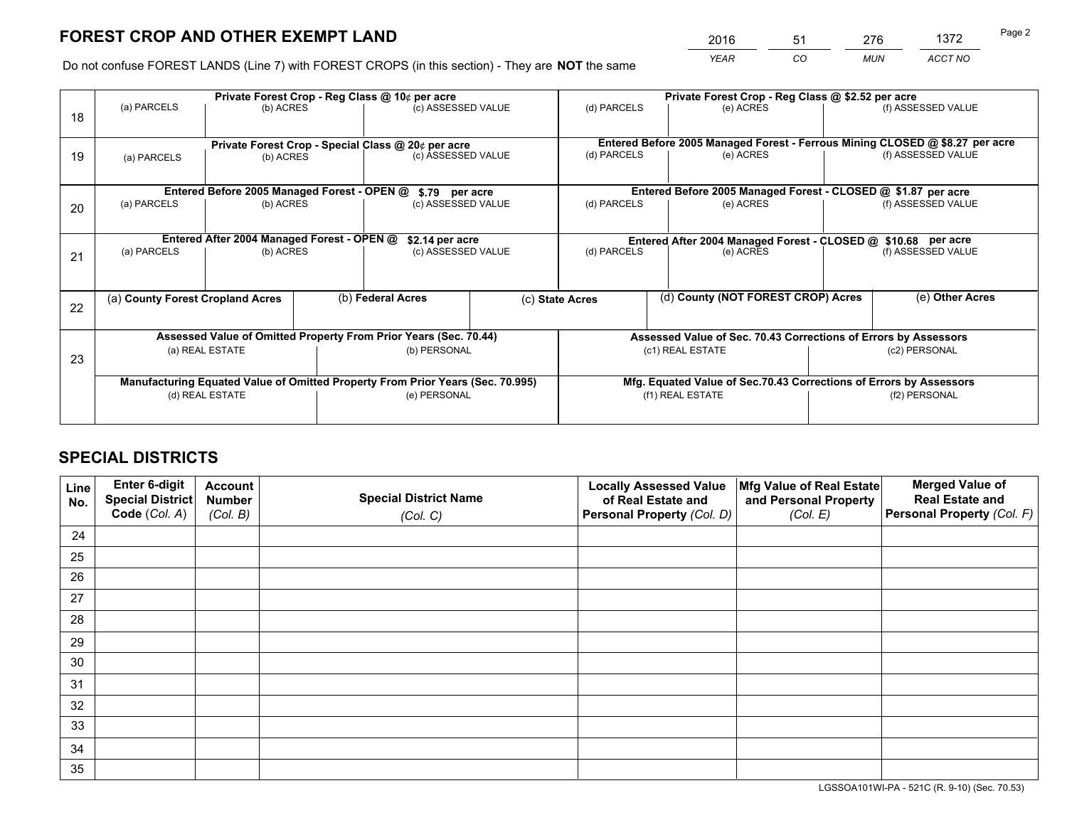# FOREST CROP AND OTHER EXEMPT LAND

| 2016 | 51 | 276 | 1372 |
|---|---|---|---|
| *YEAR* | *CO* | *MUN* | *ACCT NO* |

Do not confuse FOREST LANDS (Line 7) with FOREST CROPS (in this section) - They are **NOT** the same

| Line | | | | | | |
|---|---|---|---|---|---|---|
| 18 | **Private Forest Crop - Reg Class @ 10¢ per acre** | | | **Private Forest Crop - Reg Class @ $2.52 per acre** | | |
| | (a) PARCELS | (b) ACRES | (c) ASSESSED VALUE | (d) PARCELS | (e) ACRES | (f) ASSESSED VALUE |
| 19 | **Private Forest Crop - Special Class @ 20¢ per acre** | | | **Entered Before 2005 Managed Forest - Ferrous Mining CLOSED @ $8.27 per acre** | | |
| | (a) PARCELS | (b) ACRES | (c) ASSESSED VALUE | (d) PARCELS | (e) ACRES | (f) ASSESSED VALUE |
| 20 | **Entered Before 2005 Managed Forest - OPEN @ $.79 per acre** | | | **Entered Before 2005 Managed Forest - CLOSED @ $1.87 per acre** | | |
| | (a) PARCELS | (b) ACRES | (c) ASSESSED VALUE | (d) PARCELS | (e) ACRES | (f) ASSESSED VALUE |
| 21 | **Entered After 2004 Managed Forest - OPEN @ $2.14 per acre** | | | **Entered After 2004 Managed Forest - CLOSED @ $10.68 per acre** | | |
| | (a) PARCELS | (b) ACRES | (c) ASSESSED VALUE | (d) PARCELS | (e) ACRES | (f) ASSESSED VALUE |

| Line | (a) County Forest Cropland Acres | (b) Federal Acres | (c) State Acres | (d) County (NOT FOREST CROP) Acres | (e) Other Acres |
|---|---|---|---|---|---|
| 22 | | | | | |

| Line | | | | |
|---|---|---|---|---|
| 23 | **Assessed Value of Omitted Property From Prior Years (Sec. 70.44)** | | **Assessed Value of Sec. 70.43 Corrections of Errors by Assessors** | |
| | (a) REAL ESTATE | (b) PERSONAL | (c1) REAL ESTATE | (c2) PERSONAL |
| | **Manufacturing Equated Value of Omitted Property From Prior Years (Sec. 70.995)** | | **Mfg. Equated Value of Sec.70.43 Corrections of Errors by Assessors** | |
| | (d) REAL ESTATE | (e) PERSONAL | (f1) REAL ESTATE | (f2) PERSONAL |

# SPECIAL DISTRICTS

| Line No. | Enter 6-digit Special District Code (*Col. A*) | Account Number (*Col. B*) | Special District Name (*Col. C*) | Locally Assessed Value of Real Estate and Personal Property (*Col. D*) | Mfg Value of Real Estate and Personal Property (*Col. E*) | Merged Value of Real Estate and Personal Property (*Col. F*) |
|---|---|---|---|---|---|---|
| 24 | | | | | | |
| 25 | | | | | | |
| 26 | | | | | | |
| 27 | | | | | | |
| 28 | | | | | | |
| 29 | | | | | | |
| 30 | | | | | | |
| 31 | | | | | | |
| 32 | | | | | | |
| 33 | | | | | | |
| 34 | | | | | | |
| 35 | | | | | | |

LGSSOA101WI-PA - 521C (R. 9-10) (Sec. 70.53)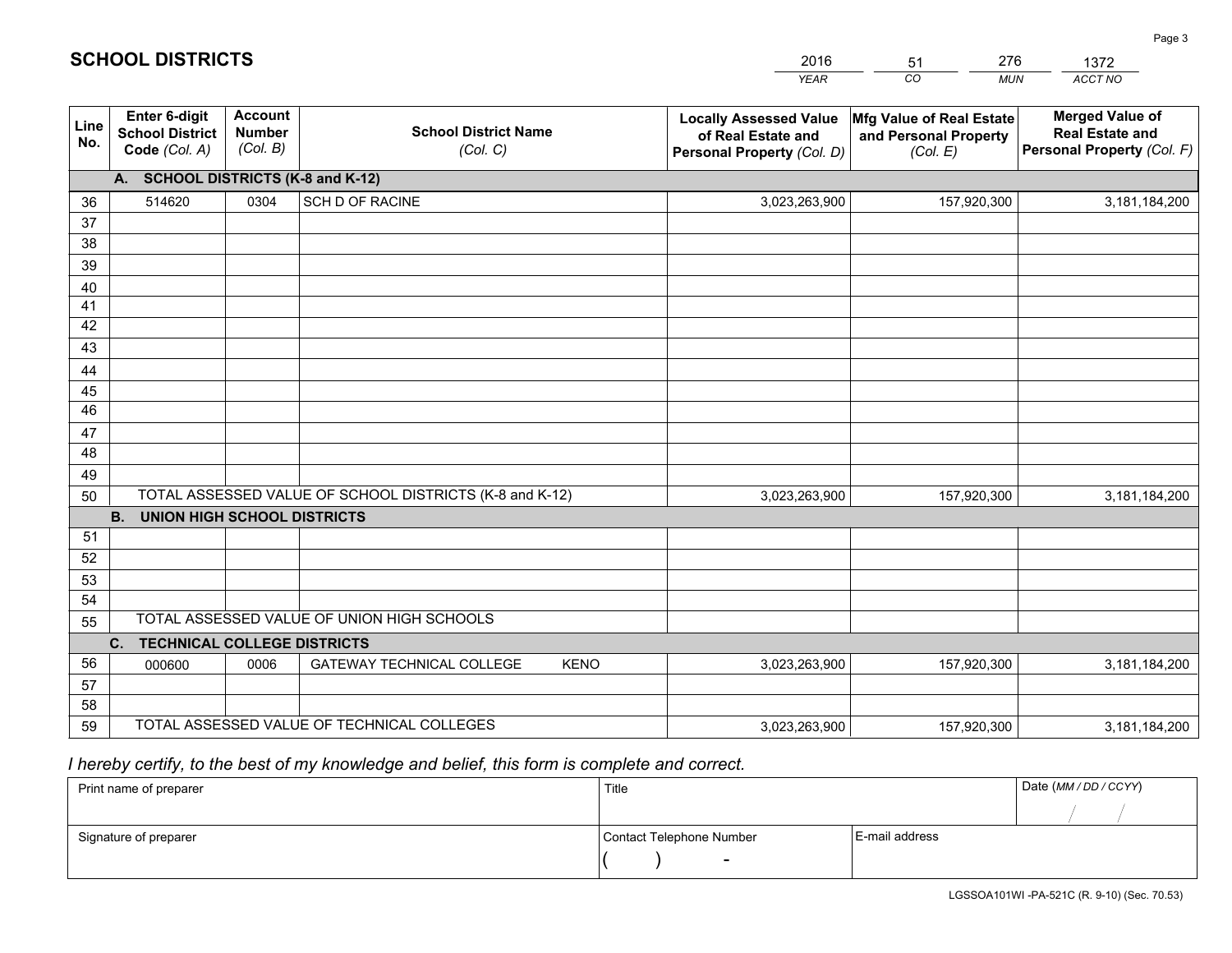# SCHOOL DISTRICTS

| 2016 | 51 | 276 | 1372 |
|---|---|---|---|
| *YEAR* | *CO* | *MUN* | *ACCT NO* |

| Line No. | Enter 6-digit School District Code *(Col. A)* | Account Number *(Col. B)* | School District Name *(Col. C)* | Locally Assessed Value of Real Estate and Personal Property *(Col. D)* | Mfg Value of Real Estate and Personal Property *(Col. E)* | Merged Value of Real Estate and Personal Property *(Col. F)* |
|---|---|---|---|---|---|---|
| | **A. SCHOOL DISTRICTS (K-8 and K-12)** | | | | | |
| 36 | 514620 | 0304 | SCH D OF RACINE | 3,023,263,900 | 157,920,300 | 3,181,184,200 |
| 37 | | | | | | |
| 38 | | | | | | |
| 39 | | | | | | |
| 40 | | | | | | |
| 41 | | | | | | |
| 42 | | | | | | |
| 43 | | | | | | |
| 44 | | | | | | |
| 45 | | | | | | |
| 46 | | | | | | |
| 47 | | | | | | |
| 48 | | | | | | |
| 49 | | | | | | |
| 50 | TOTAL ASSESSED VALUE OF SCHOOL DISTRICTS (K-8 and K-12) | | | 3,023,263,900 | 157,920,300 | 3,181,184,200 |
| | **B. UNION HIGH SCHOOL DISTRICTS** | | | | | |
| 51 | | | | | | |
| 52 | | | | | | |
| 53 | | | | | | |
| 54 | | | | | | |
| 55 | TOTAL ASSESSED VALUE OF UNION HIGH SCHOOLS | | | | | |
| | **C. TECHNICAL COLLEGE DISTRICTS** | | | | | |
| 56 | 000600 | 0006 | GATEWAY TECHNICAL COLLEGE KENO | 3,023,263,900 | 157,920,300 | 3,181,184,200 |
| 57 | | | | | | |
| 58 | | | | | | |
| 59 | TOTAL ASSESSED VALUE OF TECHNICAL COLLEGES | | | 3,023,263,900 | 157,920,300 | 3,181,184,200 |

*I hereby certify, to the best of my knowledge and belief, this form is complete and correct.*

| Print name of preparer | Title | | Date *(MM / DD / CCYY)* |
|---|---|---|---|
| | | | / / |
| Signature of preparer | Contact Telephone Number | E-mail address | |
| | ( ) - | | |

LGSSOA101WI -PA-521C (R. 9-10) (Sec. 70.53)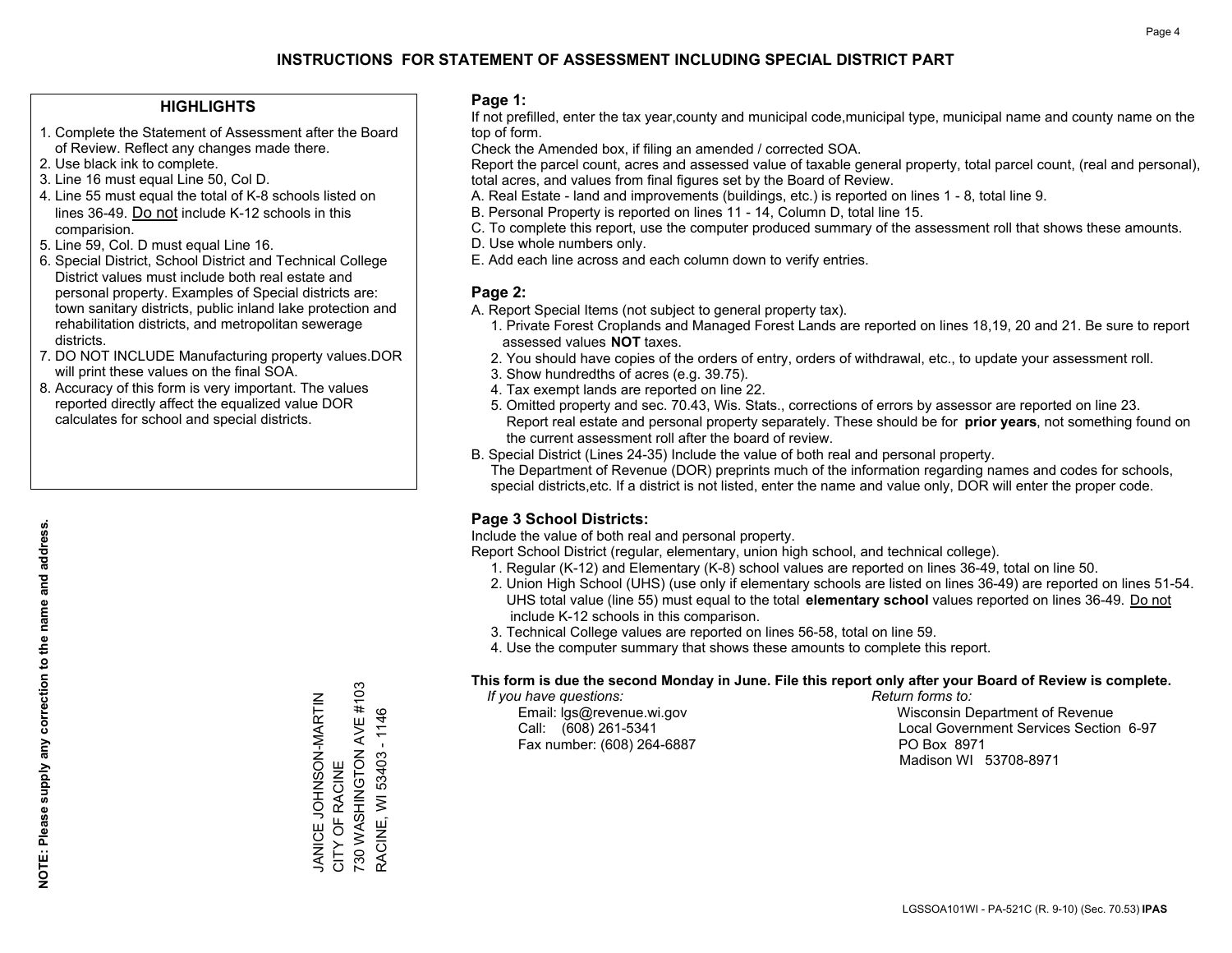# INSTRUCTIONS FOR STATEMENT OF ASSESSMENT INCLUDING SPECIAL DISTRICT PART

## HIGHLIGHTS

1. Complete the Statement of Assessment after the Board of Review. Reflect any changes made there.
2. Use black ink to complete.
3. Line 16 must equal Line 50, Col D.
4. Line 55 must equal the total of K-8 schools listed on lines 36-49. Do not include K-12 schools in this comparision.
5. Line 59, Col. D must equal Line 16.
6. Special District, School District and Technical College District values must include both real estate and personal property. Examples of Special districts are: town sanitary districts, public inland lake protection and rehabilitation districts, and metropolitan sewerage districts.
7. DO NOT INCLUDE Manufacturing property values.DOR will print these values on the final SOA.
8. Accuracy of this form is very important. The values reported directly affect the equalized value DOR calculates for school and special districts.

**NOTE: Please supply any correction to the name and address.**

JANICE JOHNSON-MARTIN
CITY OF RACINE
730 WASHINGTON AVE #103
RACINE, WI 53403 - 1146

## Page 1:

If not prefilled, enter the tax year,county and municipal code,municipal type, municipal name and county name on the top of form.

Check the Amended box, if filing an amended / corrected SOA.

Report the parcel count, acres and assessed value of taxable general property, total parcel count, (real and personal), total acres, and values from final figures set by the Board of Review.

A. Real Estate - land and improvements (buildings, etc.) is reported on lines 1 - 8, total line 9.
B. Personal Property is reported on lines 11 - 14, Column D, total line 15.
C. To complete this report, use the computer produced summary of the assessment roll that shows these amounts.
D. Use whole numbers only.
E. Add each line across and each column down to verify entries.

## Page 2:

A. Report Special Items (not subject to general property tax).
   1. Private Forest Croplands and Managed Forest Lands are reported on lines 18,19, 20 and 21. Be sure to report assessed values **NOT** taxes.
   2. You should have copies of the orders of entry, orders of withdrawal, etc., to update your assessment roll.
   3. Show hundredths of acres (e.g. 39.75).
   4. Tax exempt lands are reported on line 22.
   5. Omitted property and sec. 70.43, Wis. Stats., corrections of errors by assessor are reported on line 23. Report real estate and personal property separately. These should be for **prior years**, not something found on the current assessment roll after the board of review.

B. Special District (Lines 24-35) Include the value of both real and personal property.
   The Department of Revenue (DOR) preprints much of the information regarding names and codes for schools, special districts,etc. If a district is not listed, enter the name and value only, DOR will enter the proper code.

## Page 3 School Districts:

Include the value of both real and personal property.

Report School District (regular, elementary, union high school, and technical college).

1. Regular (K-12) and Elementary (K-8) school values are reported on lines 36-49, total on line 50.
2. Union High School (UHS) (use only if elementary schools are listed on lines 36-49) are reported on lines 51-54. UHS total value (line 55) must equal to the total **elementary school** values reported on lines 36-49. Do not include K-12 schools in this comparison.
3. Technical College values are reported on lines 56-58, total on line 59.
4. Use the computer summary that shows these amounts to complete this report.

**This form is due the second Monday in June. File this report only after your Board of Review is complete.**

*If you have questions:*
Email: lgs@revenue.wi.gov
Call: (608) 261-5341
Fax number: (608) 264-6887

*Return forms to:*
Wisconsin Department of Revenue
Local Government Services Section 6-97
PO Box 8971
Madison WI 53708-8971

LGSSOA101WI - PA-521C (R. 9-10) (Sec. 70.53) **IPAS**